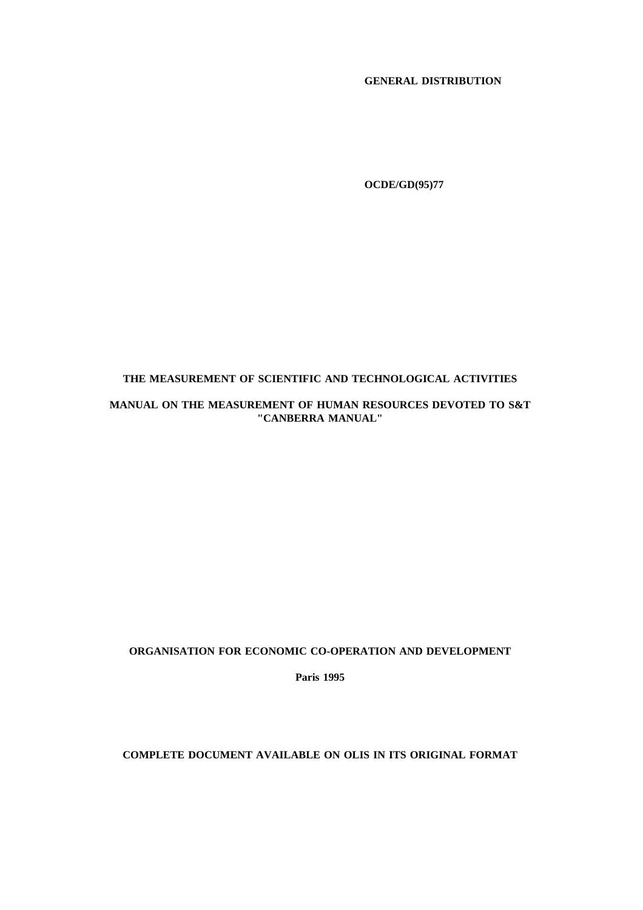**GENERAL DISTRIBUTION**

**OCDE/GD(95)77**

# THE MEASUREMENT OF SCIENTIFIC AND TECHNOLOGICAL ACTIVITIES

## MANUAL ON THE MEASUREMENT OF HUMAN RESOURCES DEVOTED TO S&T "CANBERRA MANUAL"

**ORGANISATION FOR ECONOMIC CO-OPERATION AND DEVELOPMENT**

**Paris 1995**

**COMPLETE DOCUMENT AVAILABLE ON OLIS IN ITS ORIGINAL FORMAT**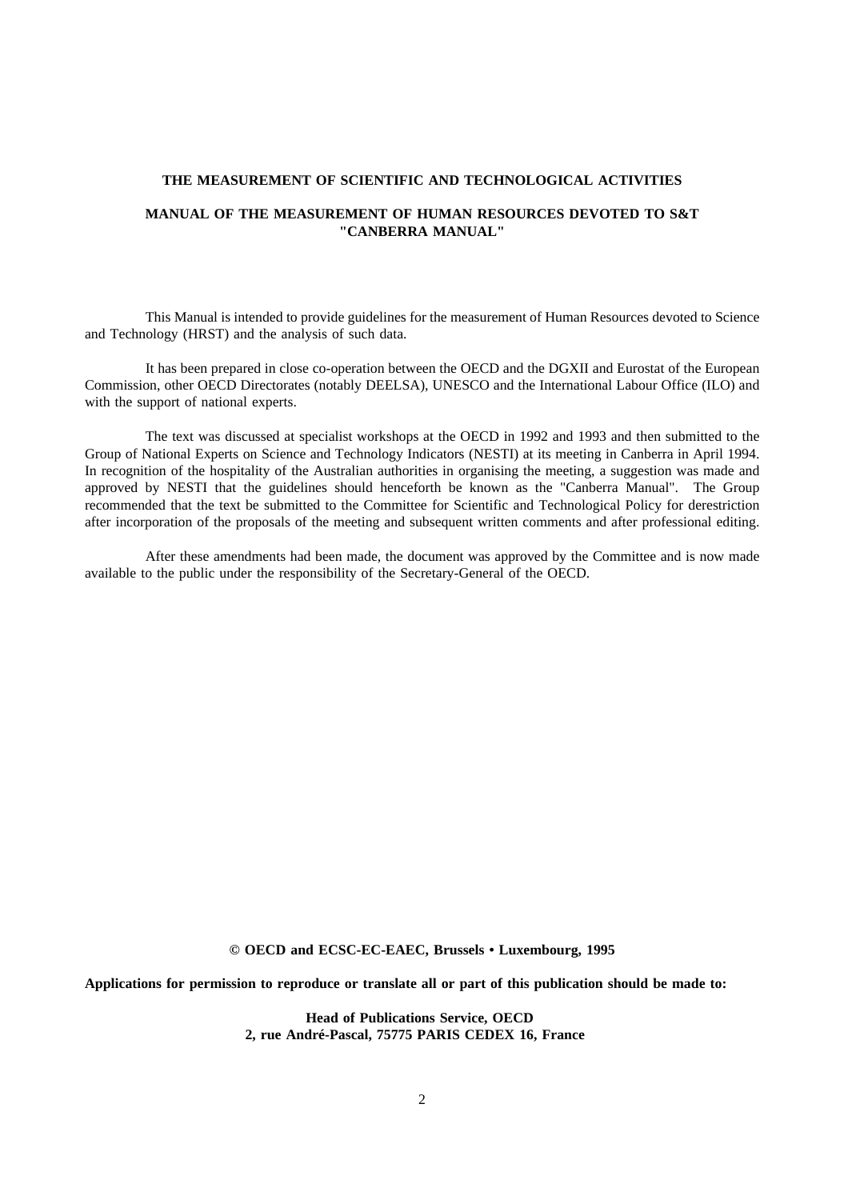**THE MEASUREMENT OF SCIENTIFIC AND TECHNOLOGICAL ACTIVITIES**

**MANUAL OF THE MEASUREMENT OF HUMAN RESOURCES DEVOTED TO S&T "CANBERRA MANUAL"**

This Manual is intended to provide guidelines for the measurement of Human Resources devoted to Science and Technology (HRST) and the analysis of such data.

It has been prepared in close co-operation between the OECD and the DGXII and Eurostat of the European Commission, other OECD Directorates (notably DEELSA), UNESCO and the International Labour Office (ILO) and with the support of national experts.

The text was discussed at specialist workshops at the OECD in 1992 and 1993 and then submitted to the Group of National Experts on Science and Technology Indicators (NESTI) at its meeting in Canberra in April 1994. In recognition of the hospitality of the Australian authorities in organising the meeting, a suggestion was made and approved by NESTI that the guidelines should henceforth be known as the "Canberra Manual". The Group recommended that the text be submitted to the Committee for Scientific and Technological Policy for derestriction after incorporation of the proposals of the meeting and subsequent written comments and after professional editing.

After these amendments had been made, the document was approved by the Committee and is now made available to the public under the responsibility of the Secretary-General of the OECD.

**© OECD and ECSC-EC-EAEC, Brussels • Luxembourg, 1995**

**Applications for permission to reproduce or translate all or part of this publication should be made to:**

**Head of Publications Service, OECD**
**2, rue André-Pascal, 75775 PARIS CEDEX 16, France**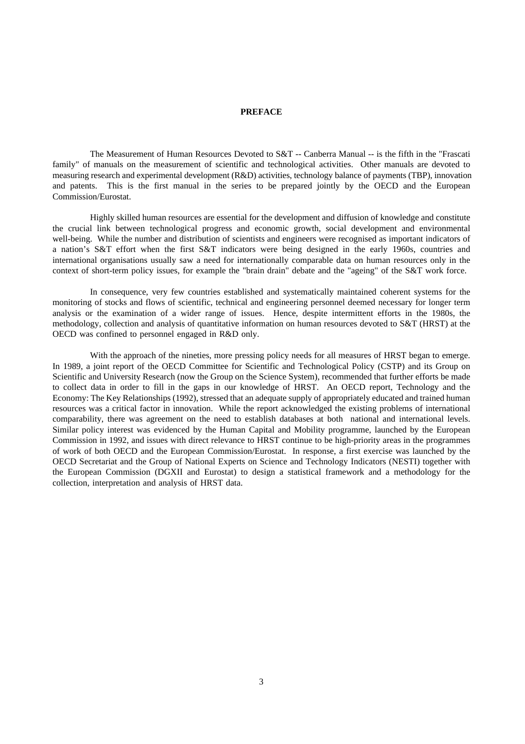# PREFACE

The Measurement of Human Resources Devoted to S&T -- Canberra Manual -- is the fifth in the "Frascati family" of manuals on the measurement of scientific and technological activities. Other manuals are devoted to measuring research and experimental development (R&D) activities, technology balance of payments (TBP), innovation and patents. This is the first manual in the series to be prepared jointly by the OECD and the European Commission/Eurostat.

Highly skilled human resources are essential for the development and diffusion of knowledge and constitute the crucial link between technological progress and economic growth, social development and environmental well-being. While the number and distribution of scientists and engineers were recognised as important indicators of a nation's S&T effort when the first S&T indicators were being designed in the early 1960s, countries and international organisations usually saw a need for internationally comparable data on human resources only in the context of short-term policy issues, for example the "brain drain" debate and the "ageing" of the S&T work force.

In consequence, very few countries established and systematically maintained coherent systems for the monitoring of stocks and flows of scientific, technical and engineering personnel deemed necessary for longer term analysis or the examination of a wider range of issues. Hence, despite intermittent efforts in the 1980s, the methodology, collection and analysis of quantitative information on human resources devoted to S&T (HRST) at the OECD was confined to personnel engaged in R&D only.

With the approach of the nineties, more pressing policy needs for all measures of HRST began to emerge. In 1989, a joint report of the OECD Committee for Scientific and Technological Policy (CSTP) and its Group on Scientific and University Research (now the Group on the Science System), recommended that further efforts be made to collect data in order to fill in the gaps in our knowledge of HRST. An OECD report, Technology and the Economy: The Key Relationships (1992), stressed that an adequate supply of appropriately educated and trained human resources was a critical factor in innovation. While the report acknowledged the existing problems of international comparability, there was agreement on the need to establish databases at both national and international levels. Similar policy interest was evidenced by the Human Capital and Mobility programme, launched by the European Commission in 1992, and issues with direct relevance to HRST continue to be high-priority areas in the programmes of work of both OECD and the European Commission/Eurostat. In response, a first exercise was launched by the OECD Secretariat and the Group of National Experts on Science and Technology Indicators (NESTI) together with the European Commission (DGXII and Eurostat) to design a statistical framework and a methodology for the collection, interpretation and analysis of HRST data.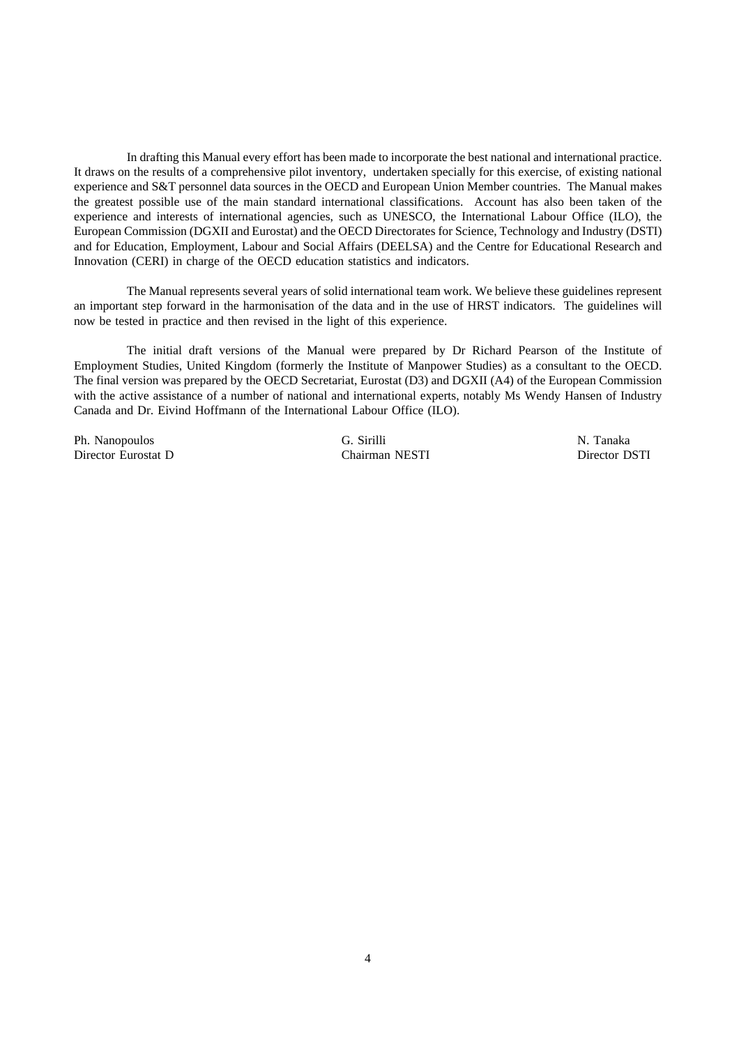In drafting this Manual every effort has been made to incorporate the best national and international practice. It draws on the results of a comprehensive pilot inventory, undertaken specially for this exercise, of existing national experience and S&T personnel data sources in the OECD and European Union Member countries. The Manual makes the greatest possible use of the main standard international classifications. Account has also been taken of the experience and interests of international agencies, such as UNESCO, the International Labour Office (ILO), the European Commission (DGXII and Eurostat) and the OECD Directorates for Science, Technology and Industry (DSTI) and for Education, Employment, Labour and Social Affairs (DEELSA) and the Centre for Educational Research and Innovation (CERI) in charge of the OECD education statistics and indicators.

The Manual represents several years of solid international team work. We believe these guidelines represent an important step forward in the harmonisation of the data and in the use of HRST indicators. The guidelines will now be tested in practice and then revised in the light of this experience.

The initial draft versions of the Manual were prepared by Dr Richard Pearson of the Institute of Employment Studies, United Kingdom (formerly the Institute of Manpower Studies) as a consultant to the OECD. The final version was prepared by the OECD Secretariat, Eurostat (D3) and DGXII (A4) of the European Commission with the active assistance of a number of national and international experts, notably Ms Wendy Hansen of Industry Canada and Dr. Eivind Hoffmann of the International Labour Office (ILO).

| Ph. Nanopoulos | G. Sirilli | N. Tanaka |
| --- | --- | --- |
| Director Eurostat D | Chairman NESTI | Director DSTI |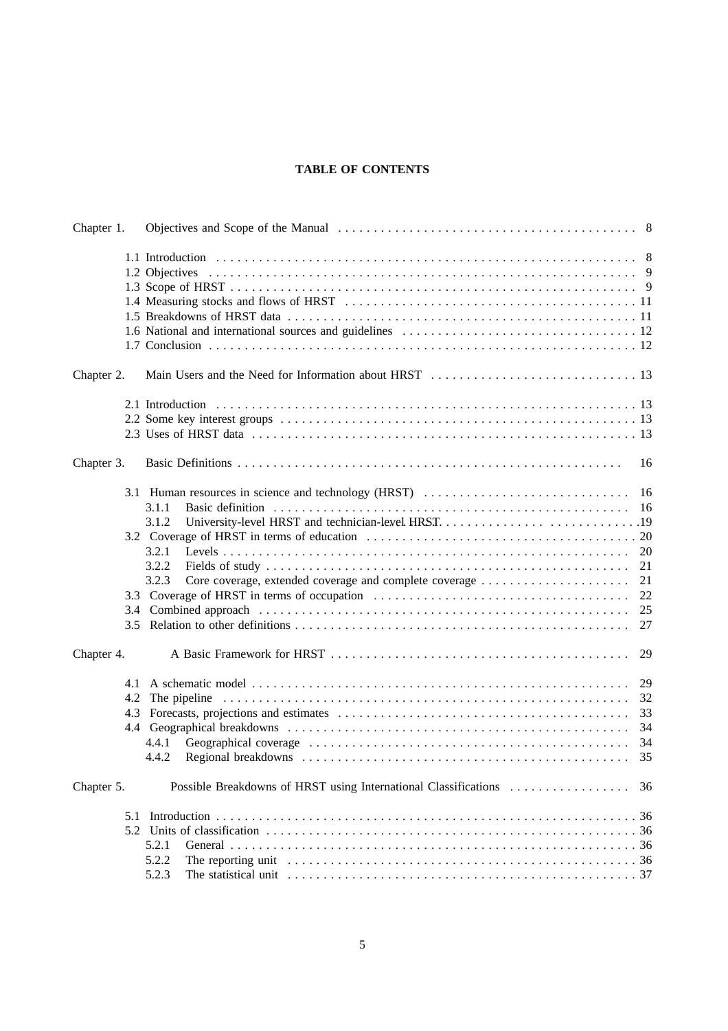**TABLE OF CONTENTS**

Chapter 1. Objectives and Scope of the Manual . . . . . . . . . . 8

- 1.1 Introduction . . . . . . . . . . 8
- 1.2 Objectives . . . . . . . . . . 9
- 1.3 Scope of HRST . . . . . . . . . . 9
- 1.4 Measuring stocks and flows of HRST . . . . . . . . . . 11
- 1.5 Breakdowns of HRST data . . . . . . . . . . 11
- 1.6 National and international sources and guidelines . . . . . . . . . . 12
- 1.7 Conclusion . . . . . . . . . . 12

Chapter 2. Main Users and the Need for Information about HRST . . . . . . . . . . 13

- 2.1 Introduction . . . . . . . . . . 13
- 2.2 Some key interest groups . . . . . . . . . . 13
- 2.3 Uses of HRST data . . . . . . . . . . 13

Chapter 3. Basic Definitions . . . . . . . . . . 16

- 3.1 Human resources in science and technology (HRST) . . . . . . . . . . 16
  - 3.1.1 Basic definition . . . . . . . . . . 16
  - 3.1.2 University-level HRST and technician-level HRST . . . . . . . . . . 19
- 3.2 Coverage of HRST in terms of education . . . . . . . . . . 20
  - 3.2.1 Levels . . . . . . . . . . 20
  - 3.2.2 Fields of study . . . . . . . . . . 21
  - 3.2.3 Core coverage, extended coverage and complete coverage . . . . . . . . . . 21
- 3.3 Coverage of HRST in terms of occupation . . . . . . . . . . 22
- 3.4 Combined approach . . . . . . . . . . 25
- 3.5 Relation to other definitions . . . . . . . . . . 27

Chapter 4. A Basic Framework for HRST . . . . . . . . . . 29

- 4.1 A schematic model . . . . . . . . . . 29
- 4.2 The pipeline . . . . . . . . . . 32
- 4.3 Forecasts, projections and estimates . . . . . . . . . . 33
- 4.4 Geographical breakdowns . . . . . . . . . . 34
  - 4.4.1 Geographical coverage . . . . . . . . . . 34
  - 4.4.2 Regional breakdowns . . . . . . . . . . 35

Chapter 5. Possible Breakdowns of HRST using International Classifications . . . . . . . . . . 36

- 5.1 Introduction . . . . . . . . . . 36
- 5.2 Units of classification . . . . . . . . . . 36
  - 5.2.1 General . . . . . . . . . . 36
  - 5.2.2 The reporting unit . . . . . . . . . . 36
  - 5.2.3 The statistical unit . . . . . . . . . . 37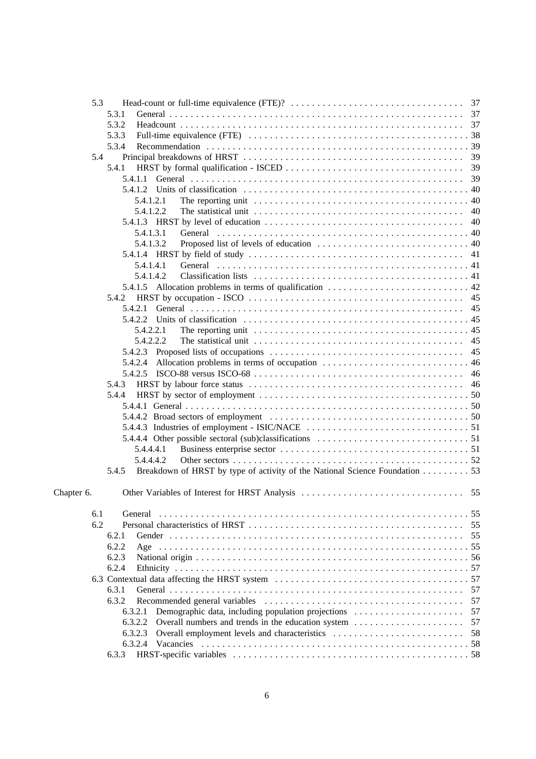- 5.3 Head-count or full-time equivalence (FTE)? . . . 37
  - 5.3.1 General . . . 37
  - 5.3.2 Headcount . . . 37
  - 5.3.3 Full-time equivalence (FTE) . . . 38
  - 5.3.4 Recommendation . . . 39
- 5.4 Principal breakdowns of HRST . . . 39
  - 5.4.1 HRST by formal qualification - ISCED . . . 39
    - 5.4.1.1 General . . . 39
    - 5.4.1.2 Units of classification . . . 40
      - 5.4.1.2.1 The reporting unit . . . 40
      - 5.4.1.2.2 The statistical unit . . . 40
    - 5.4.1.3 HRST by level of education . . . 40
      - 5.4.1.3.1 General . . . 40
      - 5.4.1.3.2 Proposed list of levels of education . . . 40
    - 5.4.1.4 HRST by field of study . . . 41
      - 5.4.1.4.1 General . . . 41
      - 5.4.1.4.2 Classification lists . . . 41
    - 5.4.1.5 Allocation problems in terms of qualification . . . 42
  - 5.4.2 HRST by occupation - ISCO . . . 45
    - 5.4.2.1 General . . . 45
    - 5.4.2.2 Units of classification . . . 45
      - 5.4.2.2.1 The reporting unit . . . 45
      - 5.4.2.2.2 The statistical unit . . . 45
    - 5.4.2.3 Proposed lists of occupations . . . 45
    - 5.4.2.4 Allocation problems in terms of occupation . . . 46
    - 5.4.2.5 ISCO-88 versus ISCO-68 . . . 46
  - 5.4.3 HRST by labour force status . . . 46
  - 5.4.4 HRST by sector of employment . . . 50
    - 5.4.4.1 General . . . 50
    - 5.4.4.2 Broad sectors of employment . . . 50
    - 5.4.4.3 Industries of employment - ISIC/NACE . . . 51
    - 5.4.4.4 Other possible sectoral (sub)classifications . . . 51
      - 5.4.4.4.1 Business enterprise sector . . . 51
      - 5.4.4.4.2 Other sectors . . . 52
  - 5.4.5 Breakdown of HRST by type of activity of the National Science Foundation . . . 53

Chapter 6. Other Variables of Interest for HRST Analysis . . . 55

- 6.1 General . . . 55
- 6.2 Personal characteristics of HRST . . . 55
  - 6.2.1 Gender . . . 55
  - 6.2.2 Age . . . 55
  - 6.2.3 National origin . . . 56
  - 6.2.4 Ethnicity . . . 57
- 6.3 Contextual data affecting the HRST system . . . 57
  - 6.3.1 General . . . 57
  - 6.3.2 Recommended general variables . . . 57
    - 6.3.2.1 Demographic data, including population projections . . . 57
    - 6.3.2.2 Overall numbers and trends in the education system . . . 57
    - 6.3.2.3 Overall employment levels and characteristics . . . 58
    - 6.3.2.4 Vacancies . . . 58
  - 6.3.3 HRST-specific variables . . . 58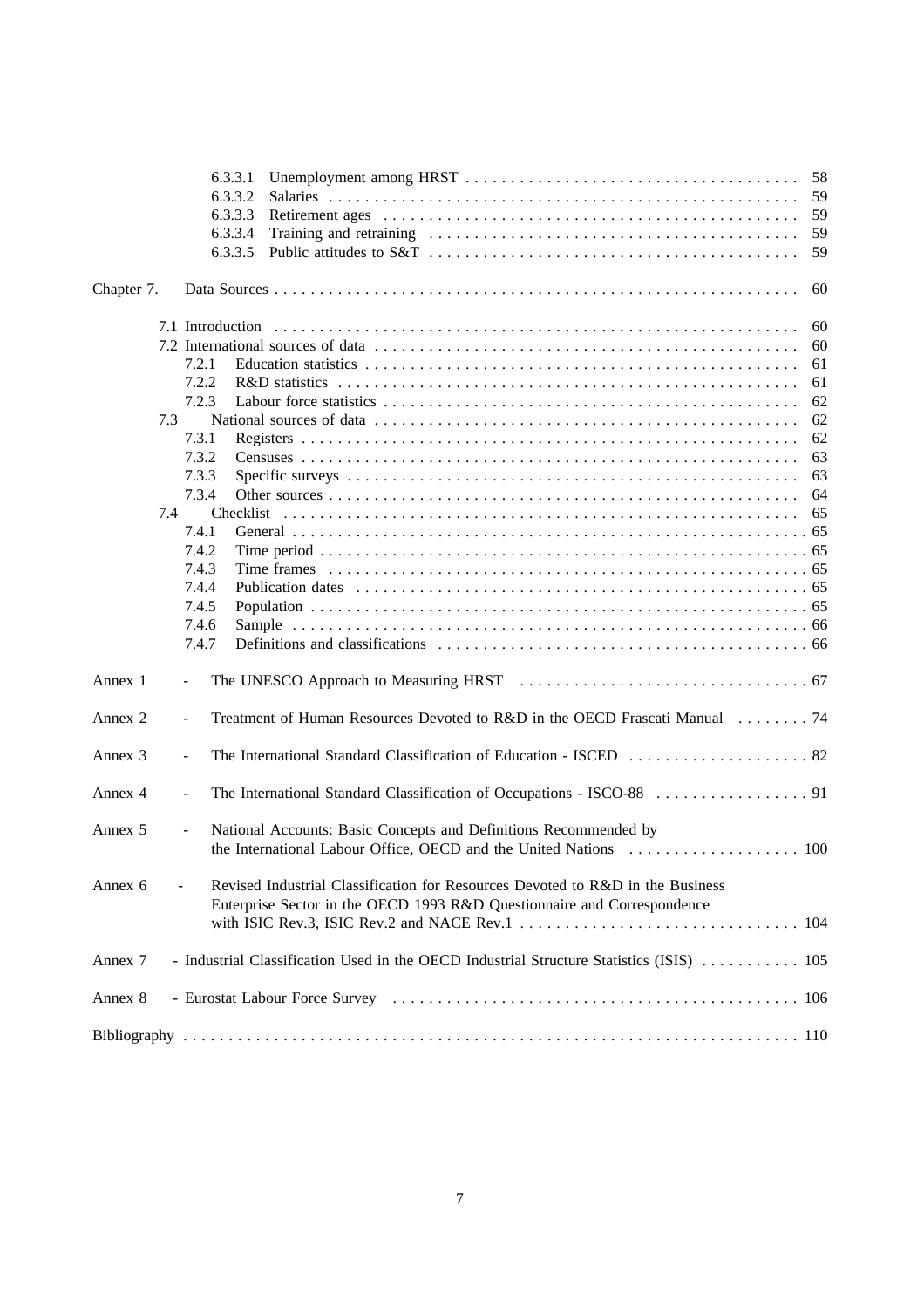6.3.3.1 Unemployment among HRST . . . . . . . . . . . . . . . . . . . . . . . . . . . . . . . . . . . . 58
6.3.3.2 Salaries . . . . . . . . . . . . . . . . . . . . . . . . . . . . . . . . . . . . . . . . . . . . . . . . . . . 59
6.3.3.3 Retirement ages . . . . . . . . . . . . . . . . . . . . . . . . . . . . . . . . . . . . . . . . . . . . 59
6.3.3.4 Training and retraining . . . . . . . . . . . . . . . . . . . . . . . . . . . . . . . . . . . . . . . 59
6.3.3.5 Public attitudes to S&T . . . . . . . . . . . . . . . . . . . . . . . . . . . . . . . . . . . . . . . 59

Chapter 7. Data Sources . . . . . . . . . . . . . . . . . . . . . . . . . . . . . . . . . . . . . . . . . . . . . . . . . . . . . . . . . . 60

7.1 Introduction . . . . . . . . . . . . . . . . . . . . . . . . . . . . . . . . . . . . . . . . . . . . . . . . . . . . . . . 60
7.2 International sources of data . . . . . . . . . . . . . . . . . . . . . . . . . . . . . . . . . . . . . . . . . . . . 60
7.2.1 Education statistics . . . . . . . . . . . . . . . . . . . . . . . . . . . . . . . . . . . . . . . . . . . . . . . 61
7.2.2 R&D statistics . . . . . . . . . . . . . . . . . . . . . . . . . . . . . . . . . . . . . . . . . . . . . . . . . . 61
7.2.3 Labour force statistics . . . . . . . . . . . . . . . . . . . . . . . . . . . . . . . . . . . . . . . . . . . . . 62
7.3 National sources of data . . . . . . . . . . . . . . . . . . . . . . . . . . . . . . . . . . . . . . . . . . . . . . . 62
7.3.1 Registers . . . . . . . . . . . . . . . . . . . . . . . . . . . . . . . . . . . . . . . . . . . . . . . . . . . . . . 62
7.3.2 Censuses . . . . . . . . . . . . . . . . . . . . . . . . . . . . . . . . . . . . . . . . . . . . . . . . . . . . . . 63
7.3.3 Specific surveys . . . . . . . . . . . . . . . . . . . . . . . . . . . . . . . . . . . . . . . . . . . . . . . . . 63
7.3.4 Other sources . . . . . . . . . . . . . . . . . . . . . . . . . . . . . . . . . . . . . . . . . . . . . . . . . . . 64
7.4 Checklist . . . . . . . . . . . . . . . . . . . . . . . . . . . . . . . . . . . . . . . . . . . . . . . . . . . . . . . . . 65
7.4.1 General . . . . . . . . . . . . . . . . . . . . . . . . . . . . . . . . . . . . . . . . . . . . . . . . . . . . . . . 65
7.4.2 Time period . . . . . . . . . . . . . . . . . . . . . . . . . . . . . . . . . . . . . . . . . . . . . . . . . . . . 65
7.4.3 Time frames . . . . . . . . . . . . . . . . . . . . . . . . . . . . . . . . . . . . . . . . . . . . . . . . . . . 65
7.4.4 Publication dates . . . . . . . . . . . . . . . . . . . . . . . . . . . . . . . . . . . . . . . . . . . . . . . . 65
7.4.5 Population . . . . . . . . . . . . . . . . . . . . . . . . . . . . . . . . . . . . . . . . . . . . . . . . . . . . 65
7.4.6 Sample . . . . . . . . . . . . . . . . . . . . . . . . . . . . . . . . . . . . . . . . . . . . . . . . . . . . . . . 66
7.4.7 Definitions and classifications . . . . . . . . . . . . . . . . . . . . . . . . . . . . . . . . . . . . . . 66

Annex 1 - The UNESCO Approach to Measuring HRST . . . . . . . . . . . . . . . . . . . . . . . . . . . . . . . . 67

Annex 2 - Treatment of Human Resources Devoted to R&D in the OECD Frascati Manual . . . . . . . . 74

Annex 3 - The International Standard Classification of Education - ISCED . . . . . . . . . . . . . . . . . . . . 82

Annex 4 - The International Standard Classification of Occupations - ISCO-88 . . . . . . . . . . . . . . . . . 91

Annex 5 - National Accounts: Basic Concepts and Definitions Recommended by the International Labour Office, OECD and the United Nations . . . . . . . . . . . . . . . . . . . 100

Annex 6 - Revised Industrial Classification for Resources Devoted to R&D in the Business Enterprise Sector in the OECD 1993 R&D Questionnaire and Correspondence with ISIC Rev.3, ISIC Rev.2 and NACE Rev.1 . . . . . . . . . . . . . . . . . . . . . . . . . . . . . . . 104

Annex 7 - Industrial Classification Used in the OECD Industrial Structure Statistics (ISIS) . . . . . . . . . . . 105

Annex 8 - Eurostat Labour Force Survey . . . . . . . . . . . . . . . . . . . . . . . . . . . . . . . . . . . . . . . . . . . . 106

Bibliography . . . . . . . . . . . . . . . . . . . . . . . . . . . . . . . . . . . . . . . . . . . . . . . . . . . . . . . . . . . . . . . . . 110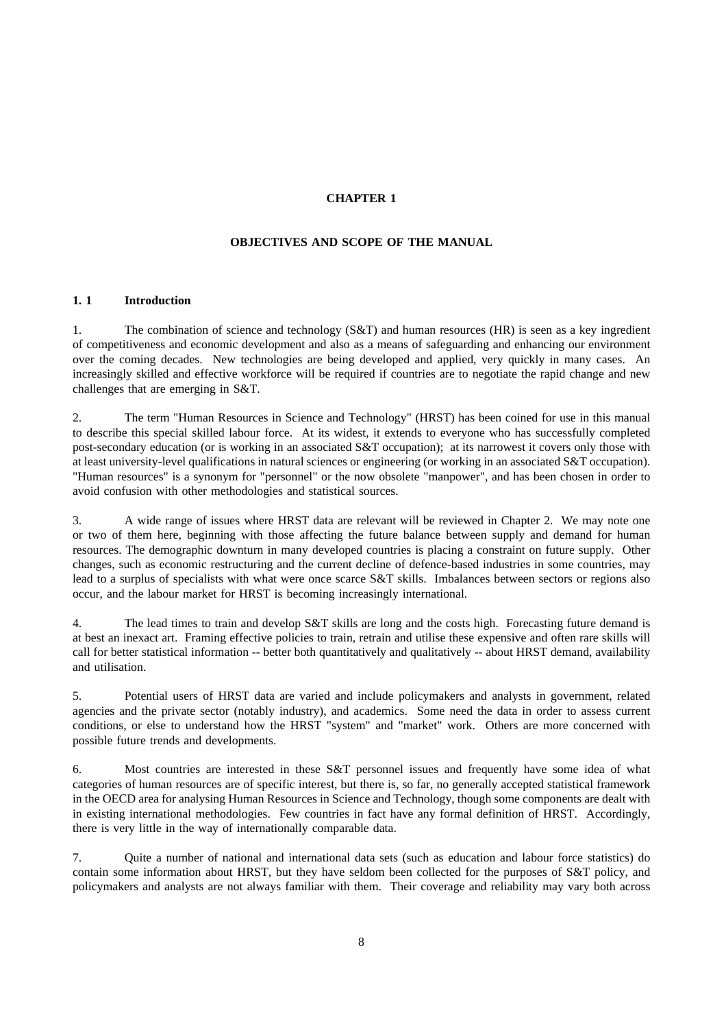# CHAPTER 1

## OBJECTIVES AND SCOPE OF THE MANUAL

### 1. 1 Introduction

1. The combination of science and technology (S&T) and human resources (HR) is seen as a key ingredient of competitiveness and economic development and also as a means of safeguarding and enhancing our environment over the coming decades. New technologies are being developed and applied, very quickly in many cases. An increasingly skilled and effective workforce will be required if countries are to negotiate the rapid change and new challenges that are emerging in S&T.

2. The term "Human Resources in Science and Technology" (HRST) has been coined for use in this manual to describe this special skilled labour force. At its widest, it extends to everyone who has successfully completed post-secondary education (or is working in an associated S&T occupation); at its narrowest it covers only those with at least university-level qualifications in natural sciences or engineering (or working in an associated S&T occupation). "Human resources" is a synonym for "personnel" or the now obsolete "manpower", and has been chosen in order to avoid confusion with other methodologies and statistical sources.

3. A wide range of issues where HRST data are relevant will be reviewed in Chapter 2. We may note one or two of them here, beginning with those affecting the future balance between supply and demand for human resources. The demographic downturn in many developed countries is placing a constraint on future supply. Other changes, such as economic restructuring and the current decline of defence-based industries in some countries, may lead to a surplus of specialists with what were once scarce S&T skills. Imbalances between sectors or regions also occur, and the labour market for HRST is becoming increasingly international.

4. The lead times to train and develop S&T skills are long and the costs high. Forecasting future demand is at best an inexact art. Framing effective policies to train, retrain and utilise these expensive and often rare skills will call for better statistical information -- better both quantitatively and qualitatively -- about HRST demand, availability and utilisation.

5. Potential users of HRST data are varied and include policymakers and analysts in government, related agencies and the private sector (notably industry), and academics. Some need the data in order to assess current conditions, or else to understand how the HRST "system" and "market" work. Others are more concerned with possible future trends and developments.

6. Most countries are interested in these S&T personnel issues and frequently have some idea of what categories of human resources are of specific interest, but there is, so far, no generally accepted statistical framework in the OECD area for analysing Human Resources in Science and Technology, though some components are dealt with in existing international methodologies. Few countries in fact have any formal definition of HRST. Accordingly, there is very little in the way of internationally comparable data.

7. Quite a number of national and international data sets (such as education and labour force statistics) do contain some information about HRST, but they have seldom been collected for the purposes of S&T policy, and policymakers and analysts are not always familiar with them. Their coverage and reliability may vary both across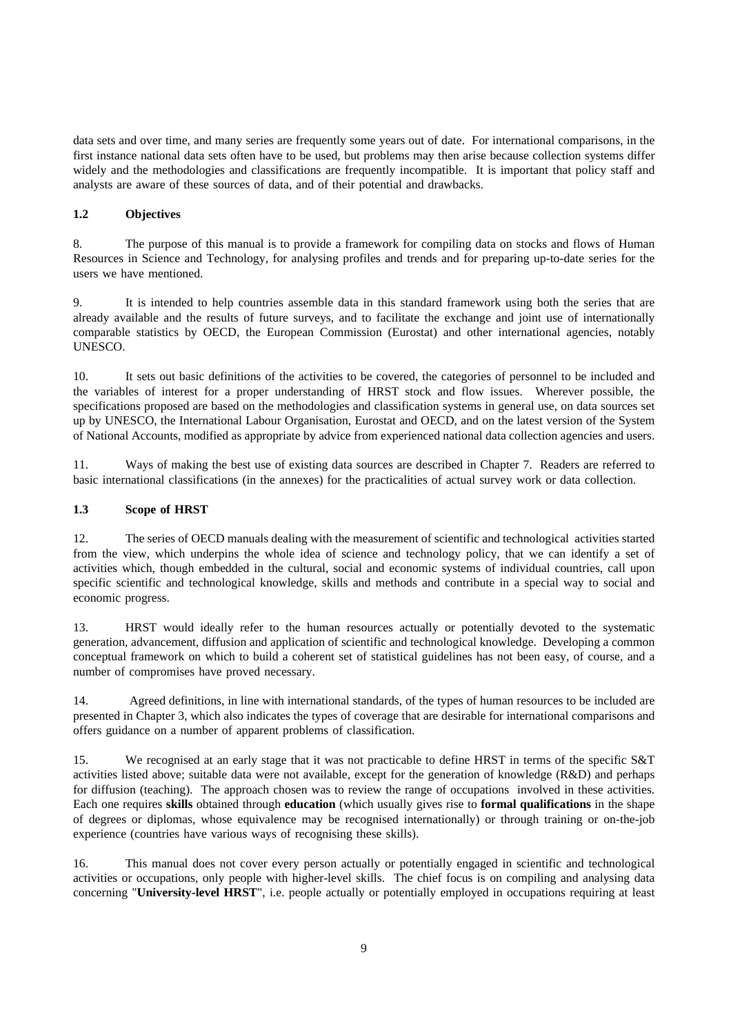data sets and over time, and many series are frequently some years out of date. For international comparisons, in the first instance national data sets often have to be used, but problems may then arise because collection systems differ widely and the methodologies and classifications are frequently incompatible. It is important that policy staff and analysts are aware of these sources of data, and of their potential and drawbacks.

### 1.2 Objectives

8. The purpose of this manual is to provide a framework for compiling data on stocks and flows of Human Resources in Science and Technology, for analysing profiles and trends and for preparing up-to-date series for the users we have mentioned.

9. It is intended to help countries assemble data in this standard framework using both the series that are already available and the results of future surveys, and to facilitate the exchange and joint use of internationally comparable statistics by OECD, the European Commission (Eurostat) and other international agencies, notably UNESCO.

10. It sets out basic definitions of the activities to be covered, the categories of personnel to be included and the variables of interest for a proper understanding of HRST stock and flow issues. Wherever possible, the specifications proposed are based on the methodologies and classification systems in general use, on data sources set up by UNESCO, the International Labour Organisation, Eurostat and OECD, and on the latest version of the System of National Accounts, modified as appropriate by advice from experienced national data collection agencies and users.

11. Ways of making the best use of existing data sources are described in Chapter 7. Readers are referred to basic international classifications (in the annexes) for the practicalities of actual survey work or data collection.

### 1.3 Scope of HRST

12. The series of OECD manuals dealing with the measurement of scientific and technological activities started from the view, which underpins the whole idea of science and technology policy, that we can identify a set of activities which, though embedded in the cultural, social and economic systems of individual countries, call upon specific scientific and technological knowledge, skills and methods and contribute in a special way to social and economic progress.

13. HRST would ideally refer to the human resources actually or potentially devoted to the systematic generation, advancement, diffusion and application of scientific and technological knowledge. Developing a common conceptual framework on which to build a coherent set of statistical guidelines has not been easy, of course, and a number of compromises have proved necessary.

14. Agreed definitions, in line with international standards, of the types of human resources to be included are presented in Chapter 3, which also indicates the types of coverage that are desirable for international comparisons and offers guidance on a number of apparent problems of classification.

15. We recognised at an early stage that it was not practicable to define HRST in terms of the specific S&T activities listed above; suitable data were not available, except for the generation of knowledge (R&D) and perhaps for diffusion (teaching). The approach chosen was to review the range of occupations involved in these activities. Each one requires **skills** obtained through **education** (which usually gives rise to **formal qualifications** in the shape of degrees or diplomas, whose equivalence may be recognised internationally) or through training or on-the-job experience (countries have various ways of recognising these skills).

16. This manual does not cover every person actually or potentially engaged in scientific and technological activities or occupations, only people with higher-level skills. The chief focus is on compiling and analysing data concerning "**University-level HRST**", i.e. people actually or potentially employed in occupations requiring at least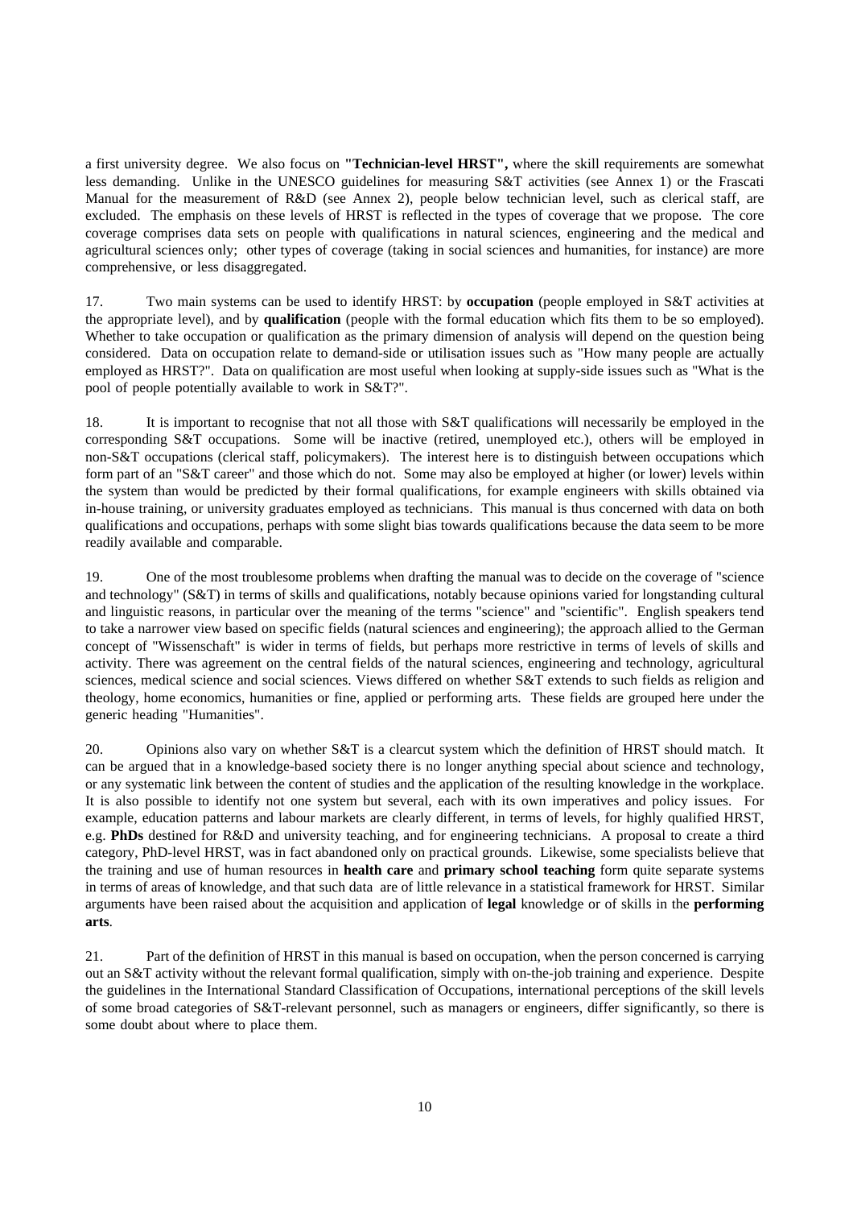a first university degree. We also focus on **"Technician-level HRST",** where the skill requirements are somewhat less demanding. Unlike in the UNESCO guidelines for measuring S&T activities (see Annex 1) or the Frascati Manual for the measurement of R&D (see Annex 2), people below technician level, such as clerical staff, are excluded. The emphasis on these levels of HRST is reflected in the types of coverage that we propose. The core coverage comprises data sets on people with qualifications in natural sciences, engineering and the medical and agricultural sciences only; other types of coverage (taking in social sciences and humanities, for instance) are more comprehensive, or less disaggregated.

17. Two main systems can be used to identify HRST: by **occupation** (people employed in S&T activities at the appropriate level), and by **qualification** (people with the formal education which fits them to be so employed). Whether to take occupation or qualification as the primary dimension of analysis will depend on the question being considered. Data on occupation relate to demand-side or utilisation issues such as "How many people are actually employed as HRST?". Data on qualification are most useful when looking at supply-side issues such as "What is the pool of people potentially available to work in S&T?".

18. It is important to recognise that not all those with S&T qualifications will necessarily be employed in the corresponding S&T occupations. Some will be inactive (retired, unemployed etc.), others will be employed in non-S&T occupations (clerical staff, policymakers). The interest here is to distinguish between occupations which form part of an "S&T career" and those which do not. Some may also be employed at higher (or lower) levels within the system than would be predicted by their formal qualifications, for example engineers with skills obtained via in-house training, or university graduates employed as technicians. This manual is thus concerned with data on both qualifications and occupations, perhaps with some slight bias towards qualifications because the data seem to be more readily available and comparable.

19. One of the most troublesome problems when drafting the manual was to decide on the coverage of "science and technology" (S&T) in terms of skills and qualifications, notably because opinions varied for longstanding cultural and linguistic reasons, in particular over the meaning of the terms "science" and "scientific". English speakers tend to take a narrower view based on specific fields (natural sciences and engineering); the approach allied to the German concept of "Wissenschaft" is wider in terms of fields, but perhaps more restrictive in terms of levels of skills and activity. There was agreement on the central fields of the natural sciences, engineering and technology, agricultural sciences, medical science and social sciences. Views differed on whether S&T extends to such fields as religion and theology, home economics, humanities or fine, applied or performing arts. These fields are grouped here under the generic heading "Humanities".

20. Opinions also vary on whether S&T is a clearcut system which the definition of HRST should match. It can be argued that in a knowledge-based society there is no longer anything special about science and technology, or any systematic link between the content of studies and the application of the resulting knowledge in the workplace. It is also possible to identify not one system but several, each with its own imperatives and policy issues. For example, education patterns and labour markets are clearly different, in terms of levels, for highly qualified HRST, e.g. **PhDs** destined for R&D and university teaching, and for engineering technicians. A proposal to create a third category, PhD-level HRST, was in fact abandoned only on practical grounds. Likewise, some specialists believe that the training and use of human resources in **health care** and **primary school teaching** form quite separate systems in terms of areas of knowledge, and that such data are of little relevance in a statistical framework for HRST. Similar arguments have been raised about the acquisition and application of **legal** knowledge or of skills in the **performing arts**.

21. Part of the definition of HRST in this manual is based on occupation, when the person concerned is carrying out an S&T activity without the relevant formal qualification, simply with on-the-job training and experience. Despite the guidelines in the International Standard Classification of Occupations, international perceptions of the skill levels of some broad categories of S&T-relevant personnel, such as managers or engineers, differ significantly, so there is some doubt about where to place them.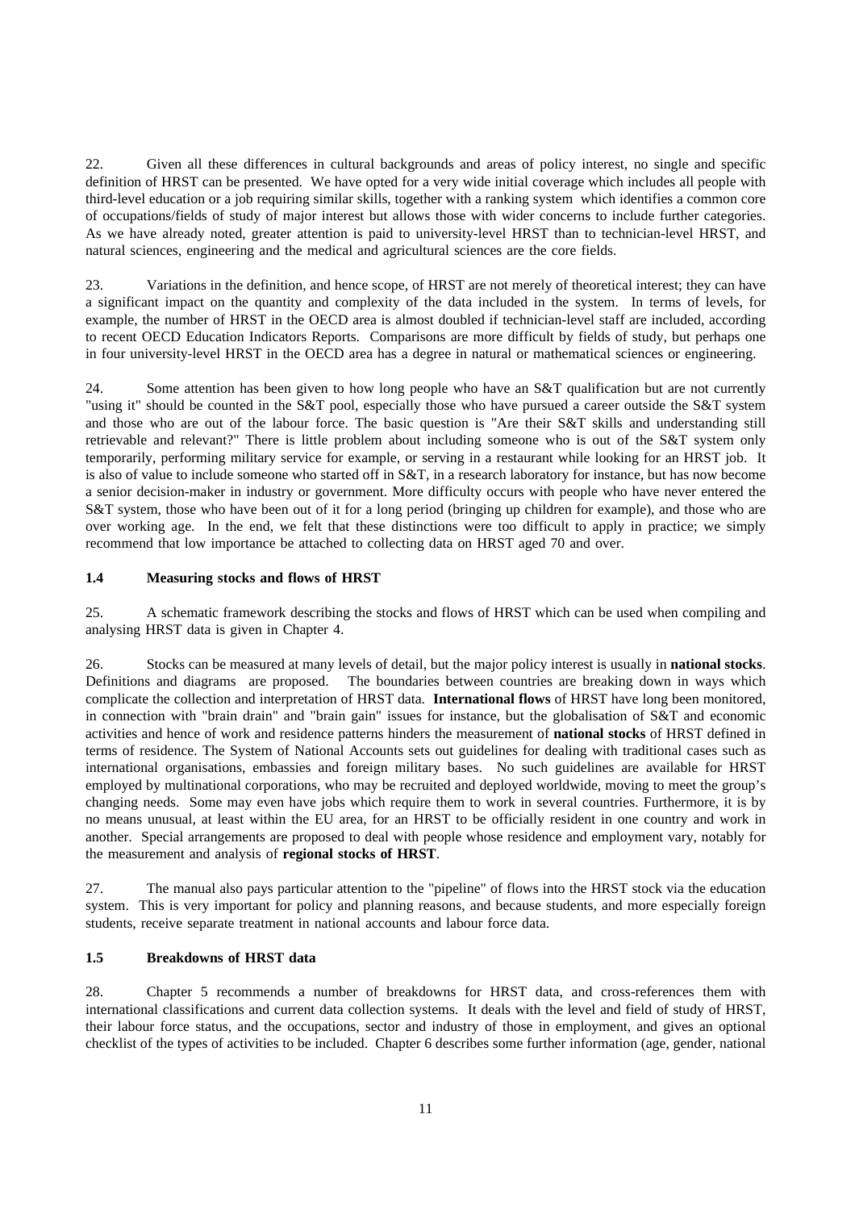22. Given all these differences in cultural backgrounds and areas of policy interest, no single and specific definition of HRST can be presented. We have opted for a very wide initial coverage which includes all people with third-level education or a job requiring similar skills, together with a ranking system which identifies a common core of occupations/fields of study of major interest but allows those with wider concerns to include further categories. As we have already noted, greater attention is paid to university-level HRST than to technician-level HRST, and natural sciences, engineering and the medical and agricultural sciences are the core fields.

23. Variations in the definition, and hence scope, of HRST are not merely of theoretical interest; they can have a significant impact on the quantity and complexity of the data included in the system. In terms of levels, for example, the number of HRST in the OECD area is almost doubled if technician-level staff are included, according to recent OECD Education Indicators Reports. Comparisons are more difficult by fields of study, but perhaps one in four university-level HRST in the OECD area has a degree in natural or mathematical sciences or engineering.

24. Some attention has been given to how long people who have an S&T qualification but are not currently "using it" should be counted in the S&T pool, especially those who have pursued a career outside the S&T system and those who are out of the labour force. The basic question is "Are their S&T skills and understanding still retrievable and relevant?" There is little problem about including someone who is out of the S&T system only temporarily, performing military service for example, or serving in a restaurant while looking for an HRST job. It is also of value to include someone who started off in S&T, in a research laboratory for instance, but has now become a senior decision-maker in industry or government. More difficulty occurs with people who have never entered the S&T system, those who have been out of it for a long period (bringing up children for example), and those who are over working age. In the end, we felt that these distinctions were too difficult to apply in practice; we simply recommend that low importance be attached to collecting data on HRST aged 70 and over.

### 1.4 Measuring stocks and flows of HRST

25. A schematic framework describing the stocks and flows of HRST which can be used when compiling and analysing HRST data is given in Chapter 4.

26. Stocks can be measured at many levels of detail, but the major policy interest is usually in **national stocks**. Definitions and diagrams are proposed. The boundaries between countries are breaking down in ways which complicate the collection and interpretation of HRST data. **International flows** of HRST have long been monitored, in connection with "brain drain" and "brain gain" issues for instance, but the globalisation of S&T and economic activities and hence of work and residence patterns hinders the measurement of **national stocks** of HRST defined in terms of residence. The System of National Accounts sets out guidelines for dealing with traditional cases such as international organisations, embassies and foreign military bases. No such guidelines are available for HRST employed by multinational corporations, who may be recruited and deployed worldwide, moving to meet the group's changing needs. Some may even have jobs which require them to work in several countries. Furthermore, it is by no means unusual, at least within the EU area, for an HRST to be officially resident in one country and work in another. Special arrangements are proposed to deal with people whose residence and employment vary, notably for the measurement and analysis of **regional stocks of HRST**.

27. The manual also pays particular attention to the "pipeline" of flows into the HRST stock via the education system. This is very important for policy and planning reasons, and because students, and more especially foreign students, receive separate treatment in national accounts and labour force data.

### 1.5 Breakdowns of HRST data

28. Chapter 5 recommends a number of breakdowns for HRST data, and cross-references them with international classifications and current data collection systems. It deals with the level and field of study of HRST, their labour force status, and the occupations, sector and industry of those in employment, and gives an optional checklist of the types of activities to be included. Chapter 6 describes some further information (age, gender, national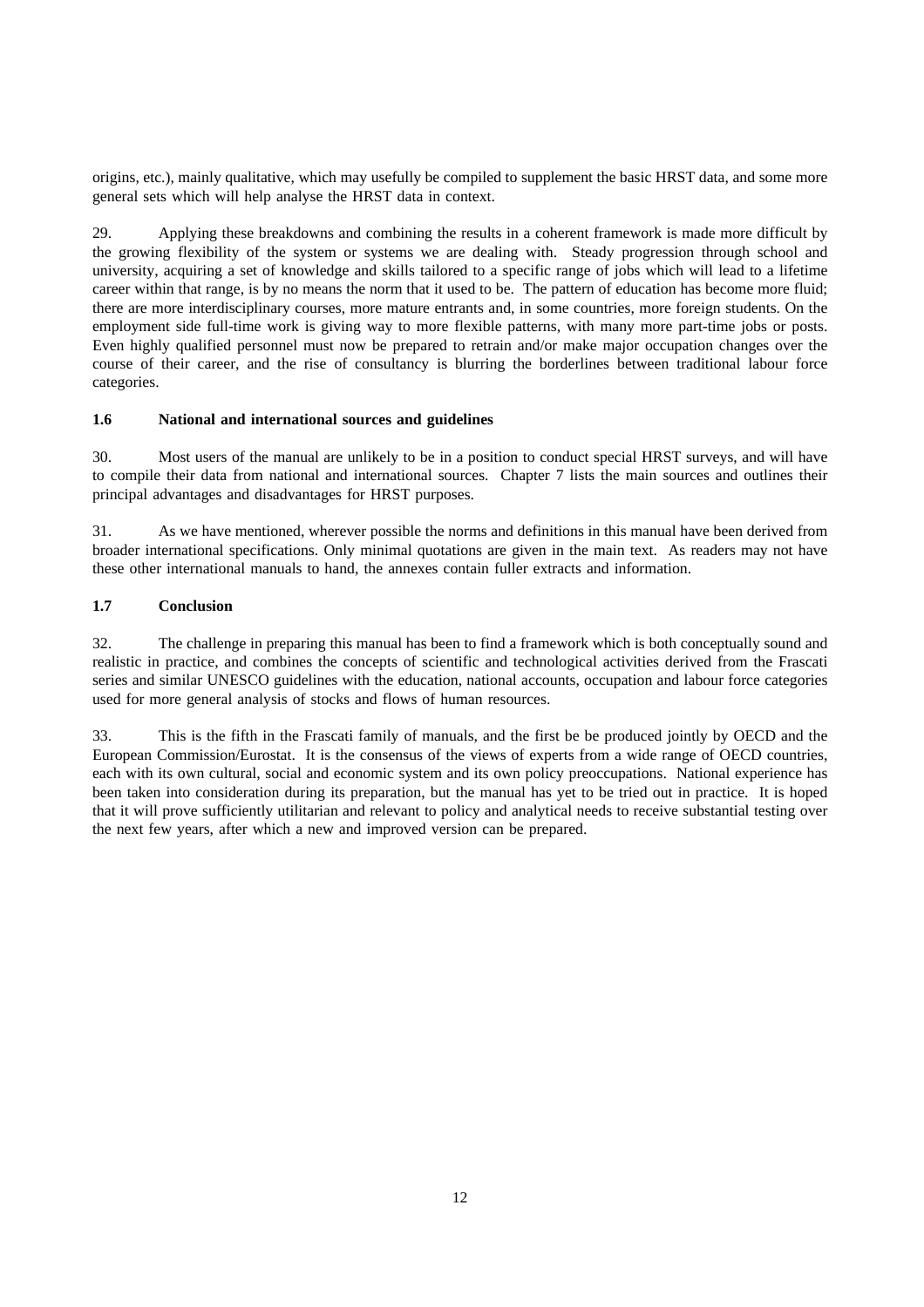origins, etc.), mainly qualitative, which may usefully be compiled to supplement the basic HRST data, and some more general sets which will help analyse the HRST data in context.

29. Applying these breakdowns and combining the results in a coherent framework is made more difficult by the growing flexibility of the system or systems we are dealing with. Steady progression through school and university, acquiring a set of knowledge and skills tailored to a specific range of jobs which will lead to a lifetime career within that range, is by no means the norm that it used to be. The pattern of education has become more fluid; there are more interdisciplinary courses, more mature entrants and, in some countries, more foreign students. On the employment side full-time work is giving way to more flexible patterns, with many more part-time jobs or posts. Even highly qualified personnel must now be prepared to retrain and/or make major occupation changes over the course of their career, and the rise of consultancy is blurring the borderlines between traditional labour force categories.

### 1.6 National and international sources and guidelines

30. Most users of the manual are unlikely to be in a position to conduct special HRST surveys, and will have to compile their data from national and international sources. Chapter 7 lists the main sources and outlines their principal advantages and disadvantages for HRST purposes.

31. As we have mentioned, wherever possible the norms and definitions in this manual have been derived from broader international specifications. Only minimal quotations are given in the main text. As readers may not have these other international manuals to hand, the annexes contain fuller extracts and information.

### 1.7 Conclusion

32. The challenge in preparing this manual has been to find a framework which is both conceptually sound and realistic in practice, and combines the concepts of scientific and technological activities derived from the Frascati series and similar UNESCO guidelines with the education, national accounts, occupation and labour force categories used for more general analysis of stocks and flows of human resources.

33. This is the fifth in the Frascati family of manuals, and the first be be produced jointly by OECD and the European Commission/Eurostat. It is the consensus of the views of experts from a wide range of OECD countries, each with its own cultural, social and economic system and its own policy preoccupations. National experience has been taken into consideration during its preparation, but the manual has yet to be tried out in practice. It is hoped that it will prove sufficiently utilitarian and relevant to policy and analytical needs to receive substantial testing over the next few years, after which a new and improved version can be prepared.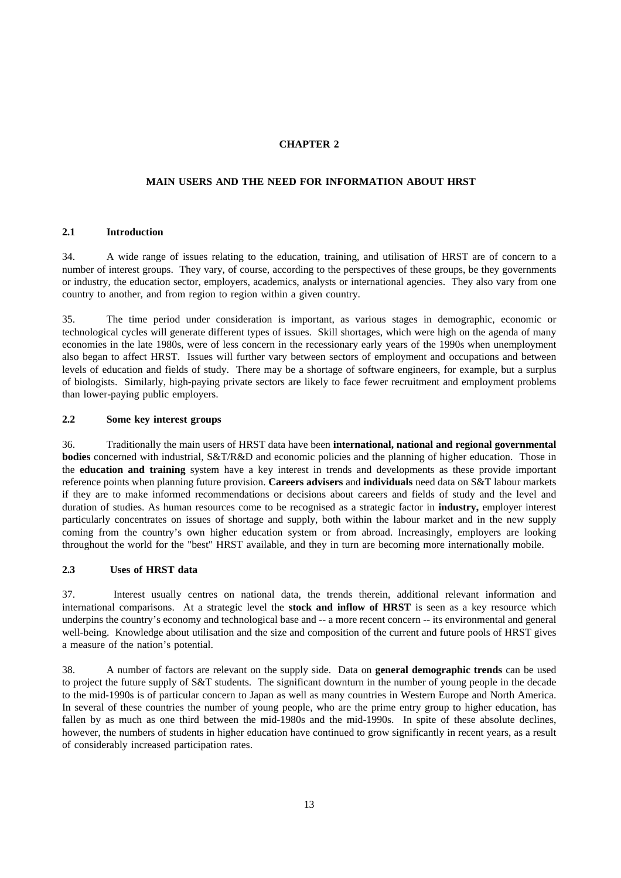# CHAPTER 2

## MAIN USERS AND THE NEED FOR INFORMATION ABOUT HRST

### 2.1 Introduction

34. A wide range of issues relating to the education, training, and utilisation of HRST are of concern to a number of interest groups. They vary, of course, according to the perspectives of these groups, be they governments or industry, the education sector, employers, academics, analysts or international agencies. They also vary from one country to another, and from region to region within a given country.

35. The time period under consideration is important, as various stages in demographic, economic or technological cycles will generate different types of issues. Skill shortages, which were high on the agenda of many economies in the late 1980s, were of less concern in the recessionary early years of the 1990s when unemployment also began to affect HRST. Issues will further vary between sectors of employment and occupations and between levels of education and fields of study. There may be a shortage of software engineers, for example, but a surplus of biologists. Similarly, high-paying private sectors are likely to face fewer recruitment and employment problems than lower-paying public employers.

### 2.2 Some key interest groups

36. Traditionally the main users of HRST data have been **international, national and regional governmental bodies** concerned with industrial, S&T/R&D and economic policies and the planning of higher education. Those in the **education and training** system have a key interest in trends and developments as these provide important reference points when planning future provision. **Careers advisers** and **individuals** need data on S&T labour markets if they are to make informed recommendations or decisions about careers and fields of study and the level and duration of studies. As human resources come to be recognised as a strategic factor in **industry,** employer interest particularly concentrates on issues of shortage and supply, both within the labour market and in the new supply coming from the country's own higher education system or from abroad. Increasingly, employers are looking throughout the world for the "best" HRST available, and they in turn are becoming more internationally mobile.

### 2.3 Uses of HRST data

37. Interest usually centres on national data, the trends therein, additional relevant information and international comparisons. At a strategic level the **stock and inflow of HRST** is seen as a key resource which underpins the country's economy and technological base and -- a more recent concern -- its environmental and general well-being. Knowledge about utilisation and the size and composition of the current and future pools of HRST gives a measure of the nation's potential.

38. A number of factors are relevant on the supply side. Data on **general demographic trends** can be used to project the future supply of S&T students. The significant downturn in the number of young people in the decade to the mid-1990s is of particular concern to Japan as well as many countries in Western Europe and North America. In several of these countries the number of young people, who are the prime entry group to higher education, has fallen by as much as one third between the mid-1980s and the mid-1990s. In spite of these absolute declines, however, the numbers of students in higher education have continued to grow significantly in recent years, as a result of considerably increased participation rates.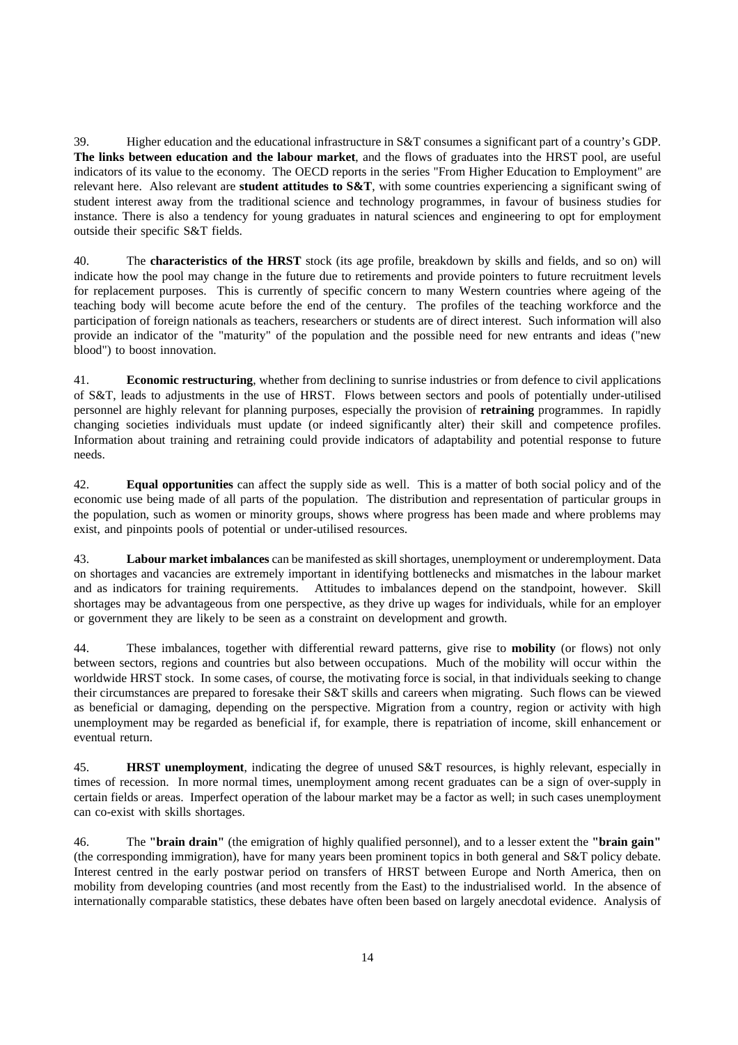39. Higher education and the educational infrastructure in S&T consumes a significant part of a country's GDP. **The links between education and the labour market**, and the flows of graduates into the HRST pool, are useful indicators of its value to the economy. The OECD reports in the series "From Higher Education to Employment" are relevant here. Also relevant are **student attitudes to S&T**, with some countries experiencing a significant swing of student interest away from the traditional science and technology programmes, in favour of business studies for instance. There is also a tendency for young graduates in natural sciences and engineering to opt for employment outside their specific S&T fields.

40. The **characteristics of the HRST** stock (its age profile, breakdown by skills and fields, and so on) will indicate how the pool may change in the future due to retirements and provide pointers to future recruitment levels for replacement purposes. This is currently of specific concern to many Western countries where ageing of the teaching body will become acute before the end of the century. The profiles of the teaching workforce and the participation of foreign nationals as teachers, researchers or students are of direct interest. Such information will also provide an indicator of the "maturity" of the population and the possible need for new entrants and ideas ("new blood") to boost innovation.

41. **Economic restructuring**, whether from declining to sunrise industries or from defence to civil applications of S&T, leads to adjustments in the use of HRST. Flows between sectors and pools of potentially under-utilised personnel are highly relevant for planning purposes, especially the provision of **retraining** programmes. In rapidly changing societies individuals must update (or indeed significantly alter) their skill and competence profiles. Information about training and retraining could provide indicators of adaptability and potential response to future needs.

42. **Equal opportunities** can affect the supply side as well. This is a matter of both social policy and of the economic use being made of all parts of the population. The distribution and representation of particular groups in the population, such as women or minority groups, shows where progress has been made and where problems may exist, and pinpoints pools of potential or under-utilised resources.

43. **Labour market imbalances** can be manifested as skill shortages, unemployment or underemployment. Data on shortages and vacancies are extremely important in identifying bottlenecks and mismatches in the labour market and as indicators for training requirements. Attitudes to imbalances depend on the standpoint, however. Skill shortages may be advantageous from one perspective, as they drive up wages for individuals, while for an employer or government they are likely to be seen as a constraint on development and growth.

44. These imbalances, together with differential reward patterns, give rise to **mobility** (or flows) not only between sectors, regions and countries but also between occupations. Much of the mobility will occur within the worldwide HRST stock. In some cases, of course, the motivating force is social, in that individuals seeking to change their circumstances are prepared to foresake their S&T skills and careers when migrating. Such flows can be viewed as beneficial or damaging, depending on the perspective. Migration from a country, region or activity with high unemployment may be regarded as beneficial if, for example, there is repatriation of income, skill enhancement or eventual return.

45. **HRST unemployment**, indicating the degree of unused S&T resources, is highly relevant, especially in times of recession. In more normal times, unemployment among recent graduates can be a sign of over-supply in certain fields or areas. Imperfect operation of the labour market may be a factor as well; in such cases unemployment can co-exist with skills shortages.

46. The **"brain drain"** (the emigration of highly qualified personnel), and to a lesser extent the **"brain gain"** (the corresponding immigration), have for many years been prominent topics in both general and S&T policy debate. Interest centred in the early postwar period on transfers of HRST between Europe and North America, then on mobility from developing countries (and most recently from the East) to the industrialised world. In the absence of internationally comparable statistics, these debates have often been based on largely anecdotal evidence. Analysis of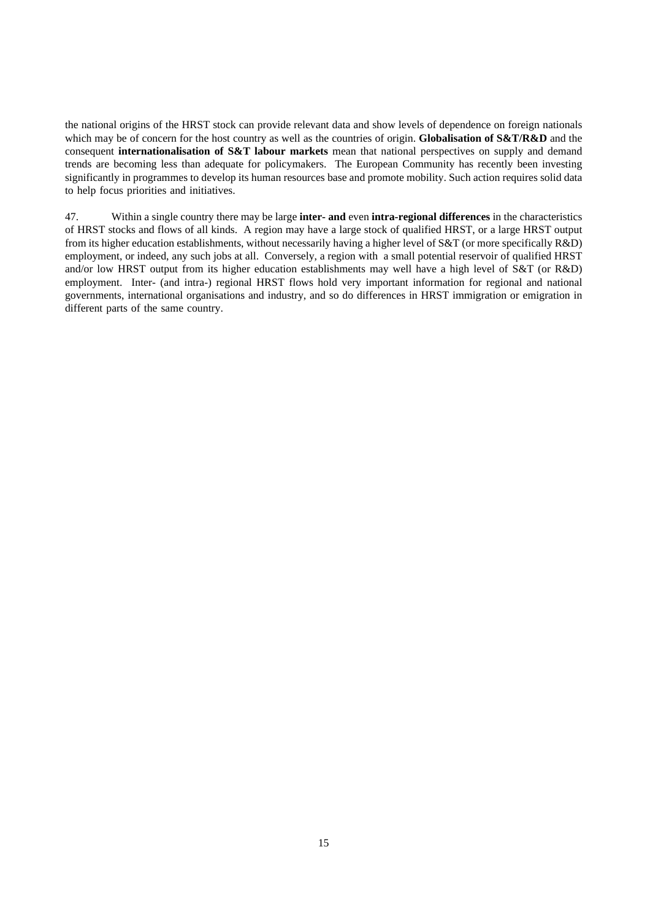the national origins of the HRST stock can provide relevant data and show levels of dependence on foreign nationals which may be of concern for the host country as well as the countries of origin. **Globalisation of S&T/R&D** and the consequent **internationalisation of S&T labour markets** mean that national perspectives on supply and demand trends are becoming less than adequate for policymakers. The European Community has recently been investing significantly in programmes to develop its human resources base and promote mobility. Such action requires solid data to help focus priorities and initiatives.

47. Within a single country there may be large **inter- and** even **intra-regional differences** in the characteristics of HRST stocks and flows of all kinds. A region may have a large stock of qualified HRST, or a large HRST output from its higher education establishments, without necessarily having a higher level of S&T (or more specifically R&D) employment, or indeed, any such jobs at all. Conversely, a region with a small potential reservoir of qualified HRST and/or low HRST output from its higher education establishments may well have a high level of S&T (or R&D) employment. Inter- (and intra-) regional HRST flows hold very important information for regional and national governments, international organisations and industry, and so do differences in HRST immigration or emigration in different parts of the same country.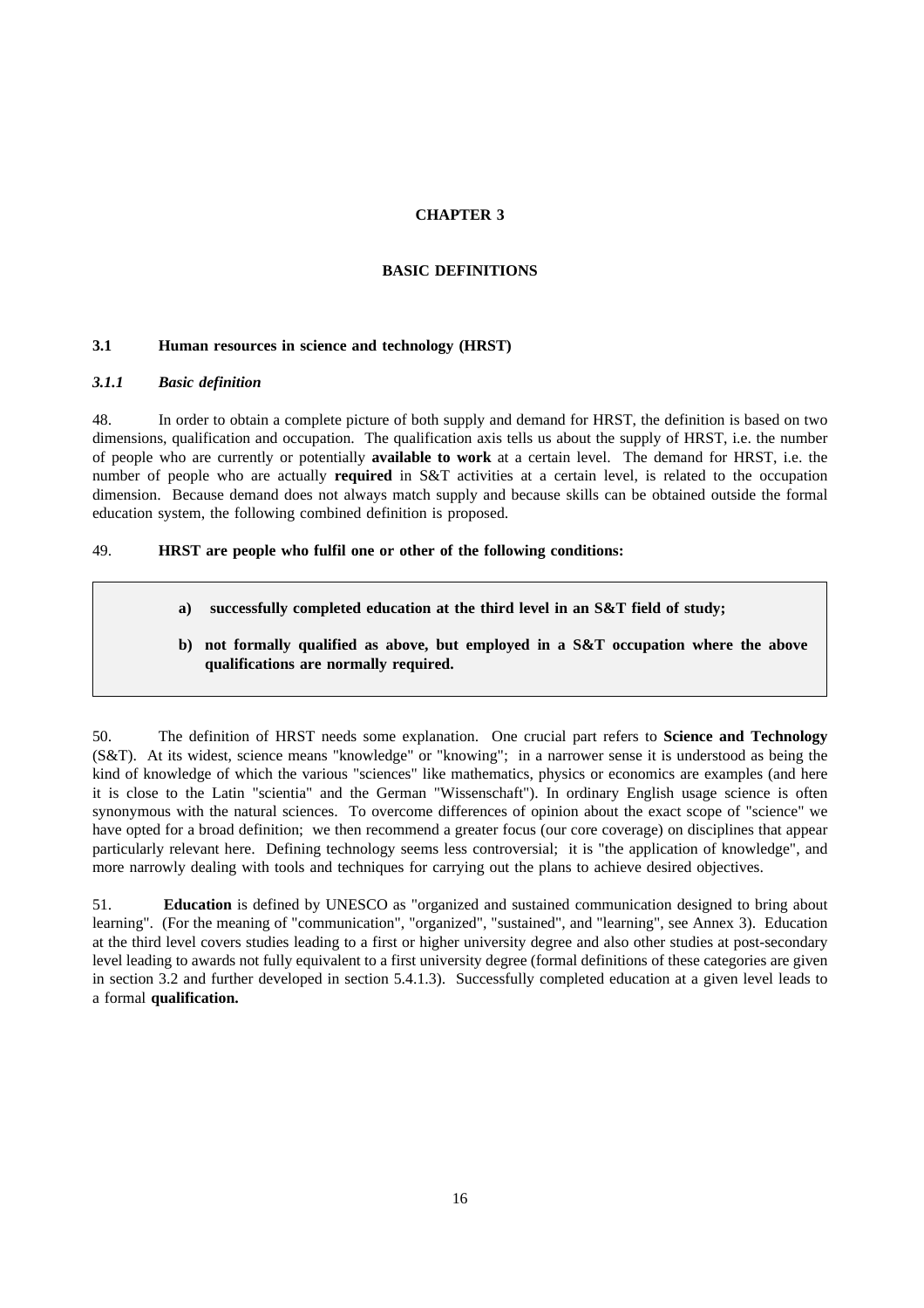# CHAPTER 3

## BASIC DEFINITIONS

### 3.1 Human resources in science and technology (HRST)

#### *3.1.1 Basic definition*

48. In order to obtain a complete picture of both supply and demand for HRST, the definition is based on two dimensions, qualification and occupation. The qualification axis tells us about the supply of HRST, i.e. the number of people who are currently or potentially **available to work** at a certain level. The demand for HRST, i.e. the number of people who are actually **required** in S&T activities at a certain level, is related to the occupation dimension. Because demand does not always match supply and because skills can be obtained outside the formal education system, the following combined definition is proposed.

49. **HRST are people who fulfil one or other of the following conditions:**

> **a) successfully completed education at the third level in an S&T field of study;**
>
> **b) not formally qualified as above, but employed in a S&T occupation where the above qualifications are normally required.**

50. The definition of HRST needs some explanation. One crucial part refers to **Science and Technology** (S&T). At its widest, science means "knowledge" or "knowing"; in a narrower sense it is understood as being the kind of knowledge of which the various "sciences" like mathematics, physics or economics are examples (and here it is close to the Latin "scientia" and the German "Wissenschaft"). In ordinary English usage science is often synonymous with the natural sciences. To overcome differences of opinion about the exact scope of "science" we have opted for a broad definition; we then recommend a greater focus (our core coverage) on disciplines that appear particularly relevant here. Defining technology seems less controversial; it is "the application of knowledge", and more narrowly dealing with tools and techniques for carrying out the plans to achieve desired objectives.

51. **Education** is defined by UNESCO as "organized and sustained communication designed to bring about learning". (For the meaning of "communication", "organized", "sustained", and "learning", see Annex 3). Education at the third level covers studies leading to a first or higher university degree and also other studies at post-secondary level leading to awards not fully equivalent to a first university degree (formal definitions of these categories are given in section 3.2 and further developed in section 5.4.1.3). Successfully completed education at a given level leads to a formal **qualification.**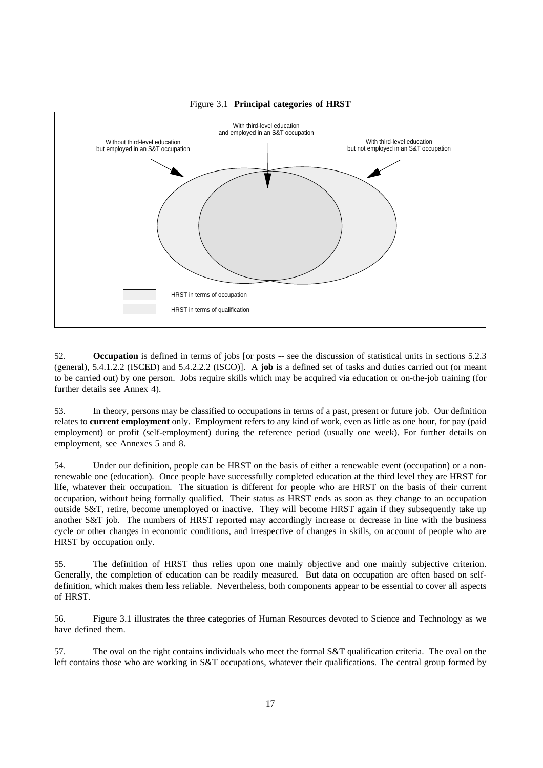Figure 3.1 **Principal categories of HRST**

With third-level education and employed in an S&T occupation

Without third-level education but employed in an S&T occupation

With third-level education but not employed in an S&T occupation

HRST in terms of occupation

HRST in terms of qualification

52. **Occupation** is defined in terms of jobs [or posts -- see the discussion of statistical units in sections 5.2.3 (general), 5.4.1.2.2 (ISCED) and 5.4.2.2.2 (ISCO)]. A **job** is a defined set of tasks and duties carried out (or meant to be carried out) by one person. Jobs require skills which may be acquired via education or on-the-job training (for further details see Annex 4).

53. In theory, persons may be classified to occupations in terms of a past, present or future job. Our definition relates to **current employment** only. Employment refers to any kind of work, even as little as one hour, for pay (paid employment) or profit (self-employment) during the reference period (usually one week). For further details on employment, see Annexes 5 and 8.

54. Under our definition, people can be HRST on the basis of either a renewable event (occupation) or a non-renewable one (education). Once people have successfully completed education at the third level they are HRST for life, whatever their occupation. The situation is different for people who are HRST on the basis of their current occupation, without being formally qualified. Their status as HRST ends as soon as they change to an occupation outside S&T, retire, become unemployed or inactive. They will become HRST again if they subsequently take up another S&T job. The numbers of HRST reported may accordingly increase or decrease in line with the business cycle or other changes in economic conditions, and irrespective of changes in skills, on account of people who are HRST by occupation only.

55. The definition of HRST thus relies upon one mainly objective and one mainly subjective criterion. Generally, the completion of education can be readily measured. But data on occupation are often based on self-definition, which makes them less reliable. Nevertheless, both components appear to be essential to cover all aspects of HRST.

56. Figure 3.1 illustrates the three categories of Human Resources devoted to Science and Technology as we have defined them.

57. The oval on the right contains individuals who meet the formal S&T qualification criteria. The oval on the left contains those who are working in S&T occupations, whatever their qualifications. The central group formed by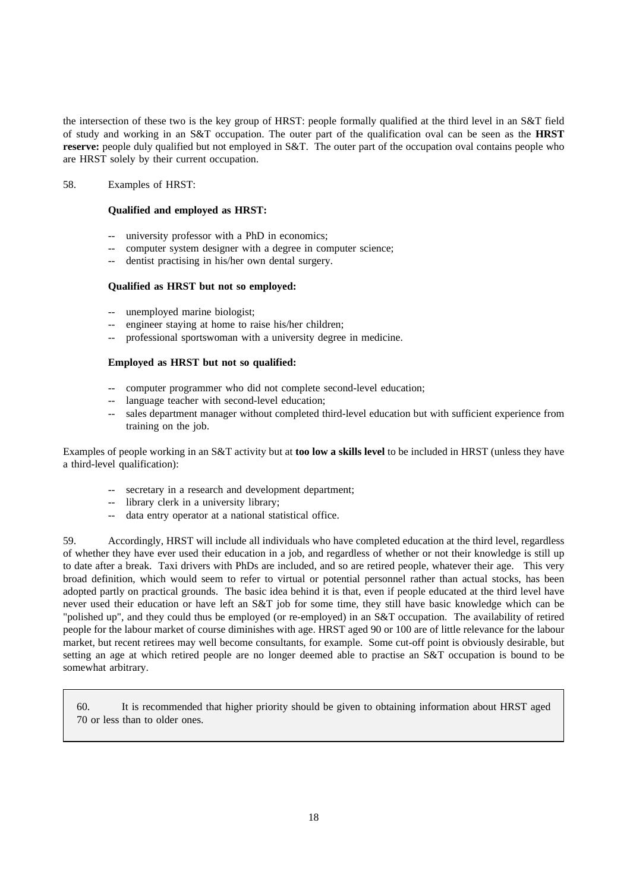the intersection of these two is the key group of HRST: people formally qualified at the third level in an S&T field of study and working in an S&T occupation. The outer part of the qualification oval can be seen as the **HRST reserve:** people duly qualified but not employed in S&T. The outer part of the occupation oval contains people who are HRST solely by their current occupation.

58. Examples of HRST:

**Qualified and employed as HRST:**

- -- university professor with a PhD in economics;
- -- computer system designer with a degree in computer science;
- -- dentist practising in his/her own dental surgery.

**Qualified as HRST but not so employed:**

- -- unemployed marine biologist;
- -- engineer staying at home to raise his/her children;
- -- professional sportswoman with a university degree in medicine.

**Employed as HRST but not so qualified:**

- -- computer programmer who did not complete second-level education;
- -- language teacher with second-level education;
- -- sales department manager without completed third-level education but with sufficient experience from training on the job.

Examples of people working in an S&T activity but at **too low a skills level** to be included in HRST (unless they have a third-level qualification):

- -- secretary in a research and development department;
- -- library clerk in a university library;
- -- data entry operator at a national statistical office.

59. Accordingly, HRST will include all individuals who have completed education at the third level, regardless of whether they have ever used their education in a job, and regardless of whether or not their knowledge is still up to date after a break. Taxi drivers with PhDs are included, and so are retired people, whatever their age. This very broad definition, which would seem to refer to virtual or potential personnel rather than actual stocks, has been adopted partly on practical grounds. The basic idea behind it is that, even if people educated at the third level have never used their education or have left an S&T job for some time, they still have basic knowledge which can be "polished up", and they could thus be employed (or re-employed) in an S&T occupation. The availability of retired people for the labour market of course diminishes with age. HRST aged 90 or 100 are of little relevance for the labour market, but recent retirees may well become consultants, for example. Some cut-off point is obviously desirable, but setting an age at which retired people are no longer deemed able to practise an S&T occupation is bound to be somewhat arbitrary.

60. It is recommended that higher priority should be given to obtaining information about HRST aged 70 or less than to older ones.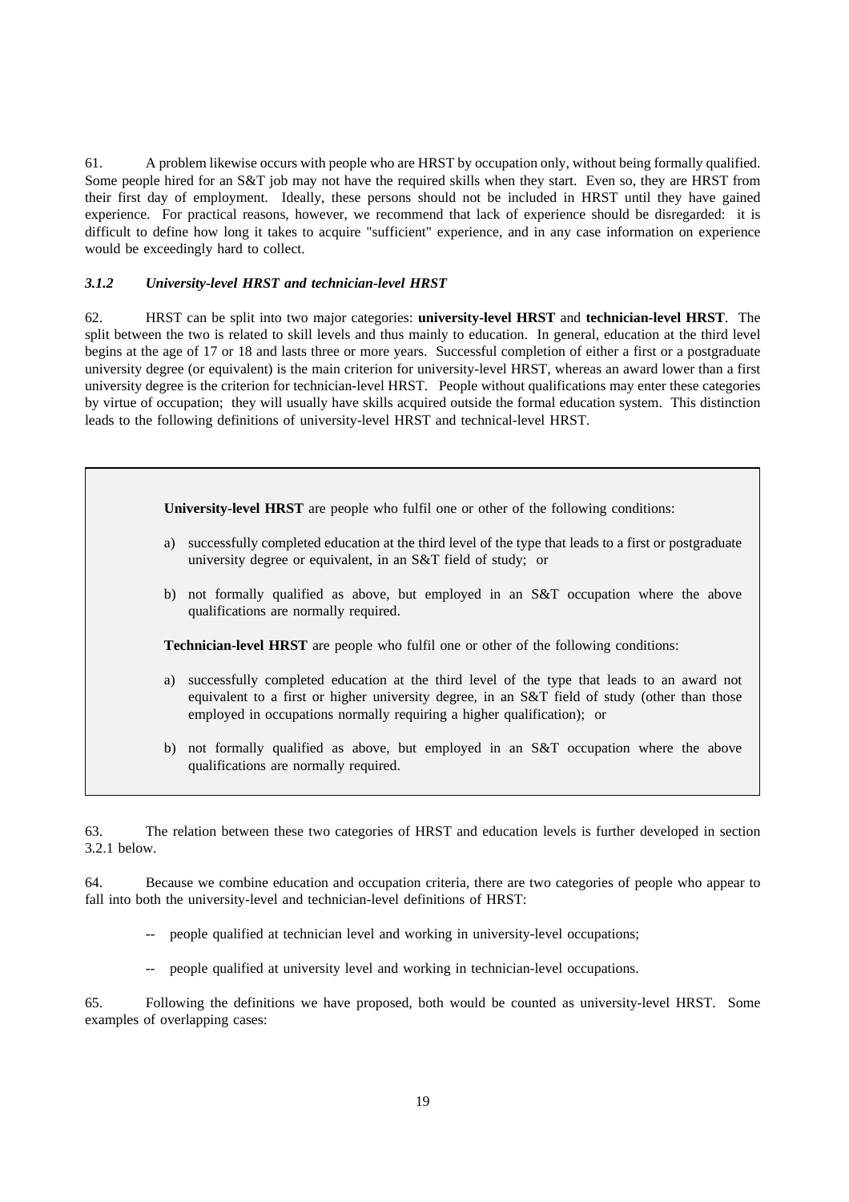61. A problem likewise occurs with people who are HRST by occupation only, without being formally qualified. Some people hired for an S&T job may not have the required skills when they start. Even so, they are HRST from their first day of employment. Ideally, these persons should not be included in HRST until they have gained experience. For practical reasons, however, we recommend that lack of experience should be disregarded: it is difficult to define how long it takes to acquire "sufficient" experience, and in any case information on experience would be exceedingly hard to collect.

### *3.1.2 University-level HRST and technician-level HRST*

62. HRST can be split into two major categories: **university-level HRST** and **technician-level HRST**. The split between the two is related to skill levels and thus mainly to education. In general, education at the third level begins at the age of 17 or 18 and lasts three or more years. Successful completion of either a first or a postgraduate university degree (or equivalent) is the main criterion for university-level HRST, whereas an award lower than a first university degree is the criterion for technician-level HRST. People without qualifications may enter these categories by virtue of occupation; they will usually have skills acquired outside the formal education system. This distinction leads to the following definitions of university-level HRST and technical-level HRST.

> **University-level HRST** are people who fulfil one or other of the following conditions:
>
> a) successfully completed education at the third level of the type that leads to a first or postgraduate university degree or equivalent, in an S&T field of study; or
>
> b) not formally qualified as above, but employed in an S&T occupation where the above qualifications are normally required.
>
> **Technician-level HRST** are people who fulfil one or other of the following conditions:
>
> a) successfully completed education at the third level of the type that leads to an award not equivalent to a first or higher university degree, in an S&T field of study (other than those employed in occupations normally requiring a higher qualification); or
>
> b) not formally qualified as above, but employed in an S&T occupation where the above qualifications are normally required.

63. The relation between these two categories of HRST and education levels is further developed in section 3.2.1 below.

64. Because we combine education and occupation criteria, there are two categories of people who appear to fall into both the university-level and technician-level definitions of HRST:

- people qualified at technician level and working in university-level occupations;
- people qualified at university level and working in technician-level occupations.

65. Following the definitions we have proposed, both would be counted as university-level HRST. Some examples of overlapping cases: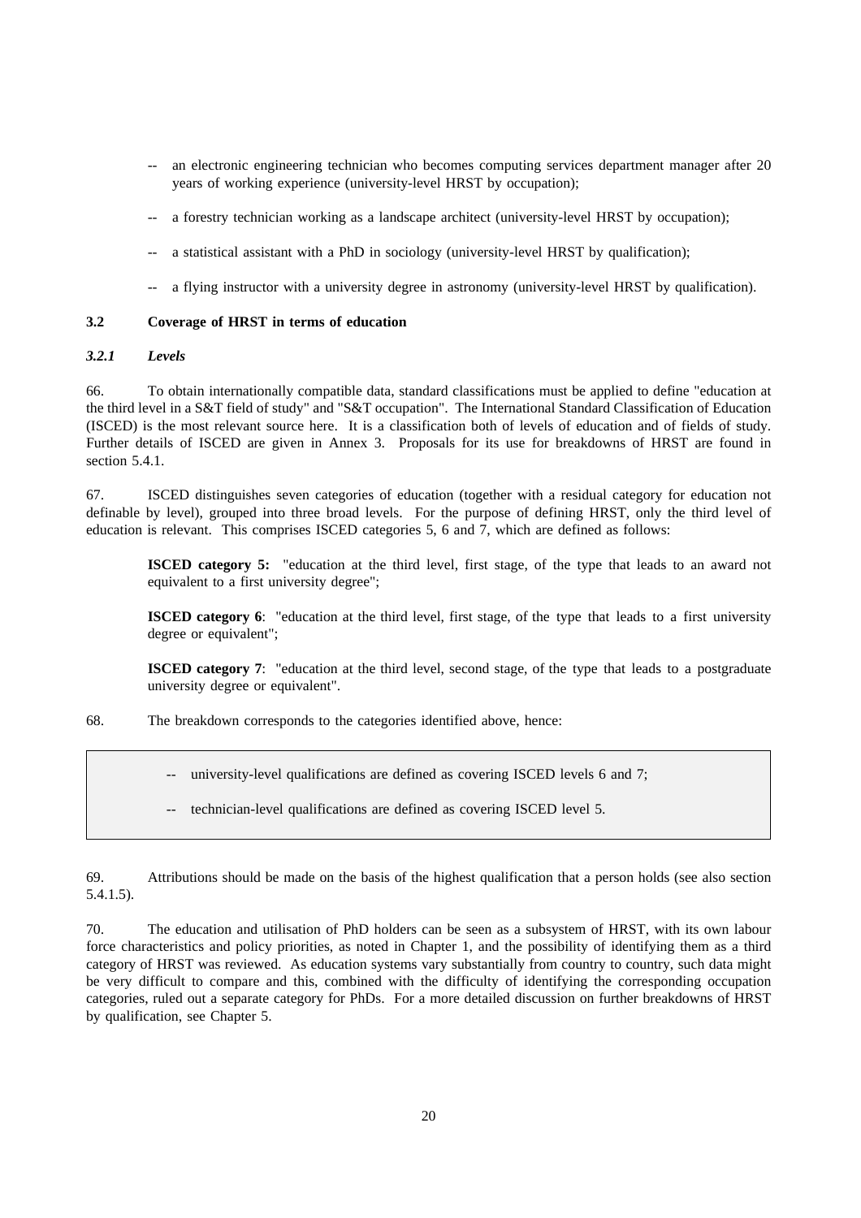-- an electronic engineering technician who becomes computing services department manager after 20 years of working experience (university-level HRST by occupation);

-- a forestry technician working as a landscape architect (university-level HRST by occupation);

-- a statistical assistant with a PhD in sociology (university-level HRST by qualification);

-- a flying instructor with a university degree in astronomy (university-level HRST by qualification).

## 3.2 Coverage of HRST in terms of education

### *3.2.1 Levels*

66. To obtain internationally compatible data, standard classifications must be applied to define "education at the third level in a S&T field of study" and "S&T occupation". The International Standard Classification of Education (ISCED) is the most relevant source here. It is a classification both of levels of education and of fields of study. Further details of ISCED are given in Annex 3. Proposals for its use for breakdowns of HRST are found in section 5.4.1.

67. ISCED distinguishes seven categories of education (together with a residual category for education not definable by level), grouped into three broad levels. For the purpose of defining HRST, only the third level of education is relevant. This comprises ISCED categories 5, 6 and 7, which are defined as follows:

**ISCED category 5:** "education at the third level, first stage, of the type that leads to an award not equivalent to a first university degree";

**ISCED category 6**: "education at the third level, first stage, of the type that leads to a first university degree or equivalent";

**ISCED category 7**: "education at the third level, second stage, of the type that leads to a postgraduate university degree or equivalent".

68. The breakdown corresponds to the categories identified above, hence:

-- university-level qualifications are defined as covering ISCED levels 6 and 7;

-- technician-level qualifications are defined as covering ISCED level 5.

69. Attributions should be made on the basis of the highest qualification that a person holds (see also section 5.4.1.5).

70. The education and utilisation of PhD holders can be seen as a subsystem of HRST, with its own labour force characteristics and policy priorities, as noted in Chapter 1, and the possibility of identifying them as a third category of HRST was reviewed. As education systems vary substantially from country to country, such data might be very difficult to compare and this, combined with the difficulty of identifying the corresponding occupation categories, ruled out a separate category for PhDs. For a more detailed discussion on further breakdowns of HRST by qualification, see Chapter 5.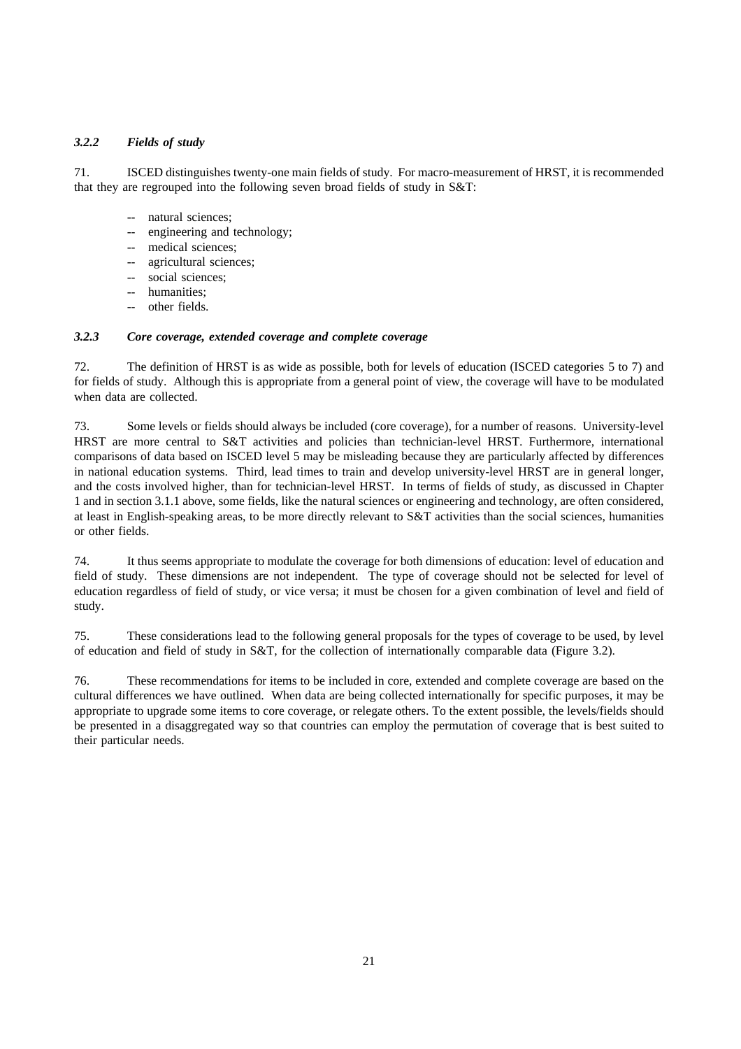### *3.2.2 Fields of study*

71. ISCED distinguishes twenty-one main fields of study. For macro-measurement of HRST, it is recommended that they are regrouped into the following seven broad fields of study in S&T:

- -- natural sciences;
- -- engineering and technology;
- -- medical sciences;
- -- agricultural sciences;
- -- social sciences;
- -- humanities;
- -- other fields.

### *3.2.3 Core coverage, extended coverage and complete coverage*

72. The definition of HRST is as wide as possible, both for levels of education (ISCED categories 5 to 7) and for fields of study. Although this is appropriate from a general point of view, the coverage will have to be modulated when data are collected.

73. Some levels or fields should always be included (core coverage), for a number of reasons. University-level HRST are more central to S&T activities and policies than technician-level HRST. Furthermore, international comparisons of data based on ISCED level 5 may be misleading because they are particularly affected by differences in national education systems. Third, lead times to train and develop university-level HRST are in general longer, and the costs involved higher, than for technician-level HRST. In terms of fields of study, as discussed in Chapter 1 and in section 3.1.1 above, some fields, like the natural sciences or engineering and technology, are often considered, at least in English-speaking areas, to be more directly relevant to S&T activities than the social sciences, humanities or other fields.

74. It thus seems appropriate to modulate the coverage for both dimensions of education: level of education and field of study. These dimensions are not independent. The type of coverage should not be selected for level of education regardless of field of study, or vice versa; it must be chosen for a given combination of level and field of study.

75. These considerations lead to the following general proposals for the types of coverage to be used, by level of education and field of study in S&T, for the collection of internationally comparable data (Figure 3.2).

76. These recommendations for items to be included in core, extended and complete coverage are based on the cultural differences we have outlined. When data are being collected internationally for specific purposes, it may be appropriate to upgrade some items to core coverage, or relegate others. To the extent possible, the levels/fields should be presented in a disaggregated way so that countries can employ the permutation of coverage that is best suited to their particular needs.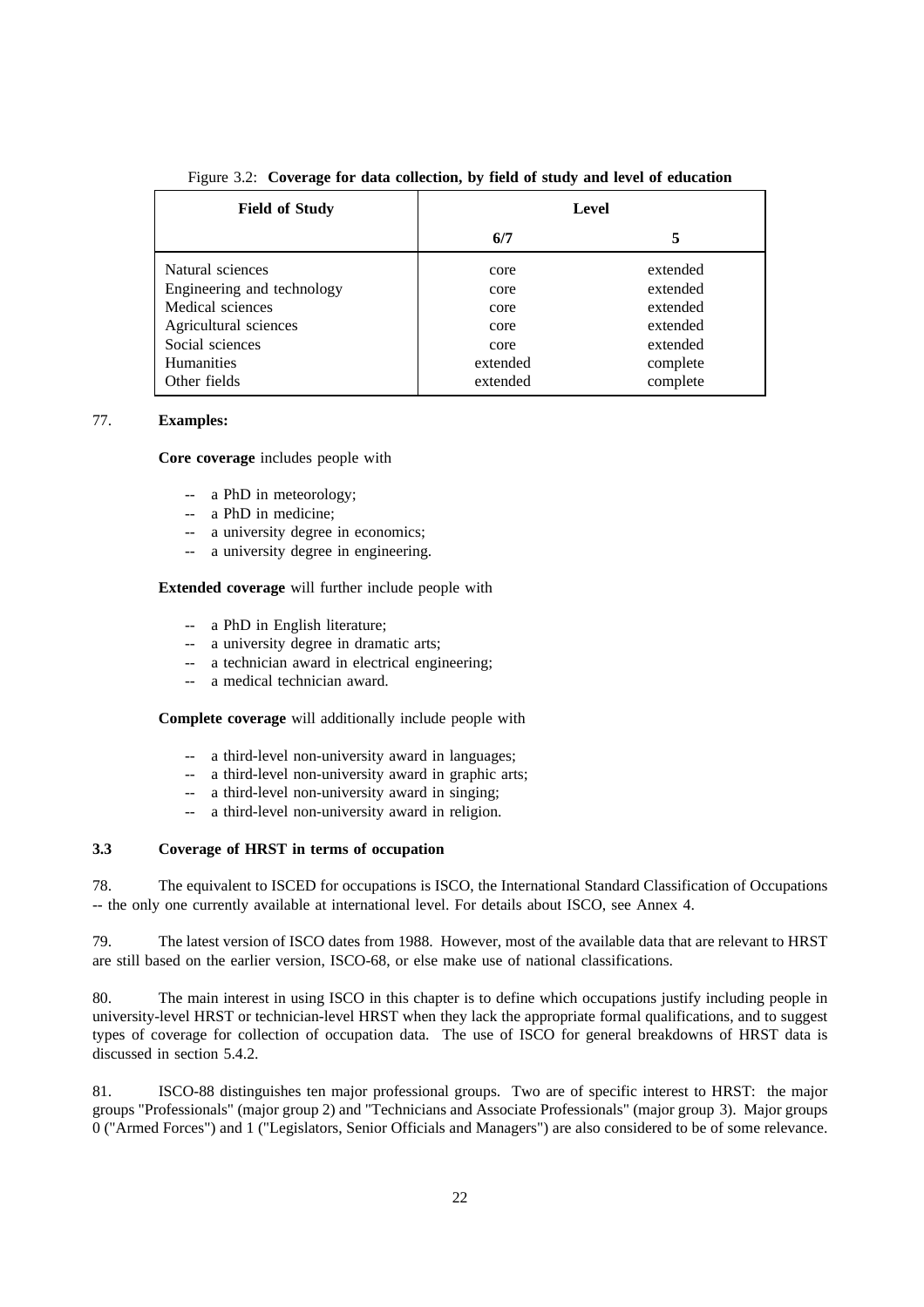Figure 3.2: **Coverage for data collection, by field of study and level of education**

| Field of Study | Level | |
|---|---|---|
| | 6/7 | 5 |
| Natural sciences | core | extended |
| Engineering and technology | core | extended |
| Medical sciences | core | extended |
| Agricultural sciences | core | extended |
| Social sciences | core | extended |
| Humanities | extended | complete |
| Other fields | extended | complete |

77. **Examples:**

**Core coverage** includes people with

- a PhD in meteorology;
- a PhD in medicine;
- a university degree in economics;
- a university degree in engineering.

**Extended coverage** will further include people with

- a PhD in English literature;
- a university degree in dramatic arts;
- a technician award in electrical engineering;
- a medical technician award.

**Complete coverage** will additionally include people with

- a third-level non-university award in languages;
- a third-level non-university award in graphic arts;
- a third-level non-university award in singing;
- a third-level non-university award in religion.

### 3.3 Coverage of HRST in terms of occupation

78. The equivalent to ISCED for occupations is ISCO, the International Standard Classification of Occupations -- the only one currently available at international level. For details about ISCO, see Annex 4.

79. The latest version of ISCO dates from 1988. However, most of the available data that are relevant to HRST are still based on the earlier version, ISCO-68, or else make use of national classifications.

80. The main interest in using ISCO in this chapter is to define which occupations justify including people in university-level HRST or technician-level HRST when they lack the appropriate formal qualifications, and to suggest types of coverage for collection of occupation data. The use of ISCO for general breakdowns of HRST data is discussed in section 5.4.2.

81. ISCO-88 distinguishes ten major professional groups. Two are of specific interest to HRST: the major groups "Professionals" (major group 2) and "Technicians and Associate Professionals" (major group 3). Major groups 0 ("Armed Forces") and 1 ("Legislators, Senior Officials and Managers") are also considered to be of some relevance.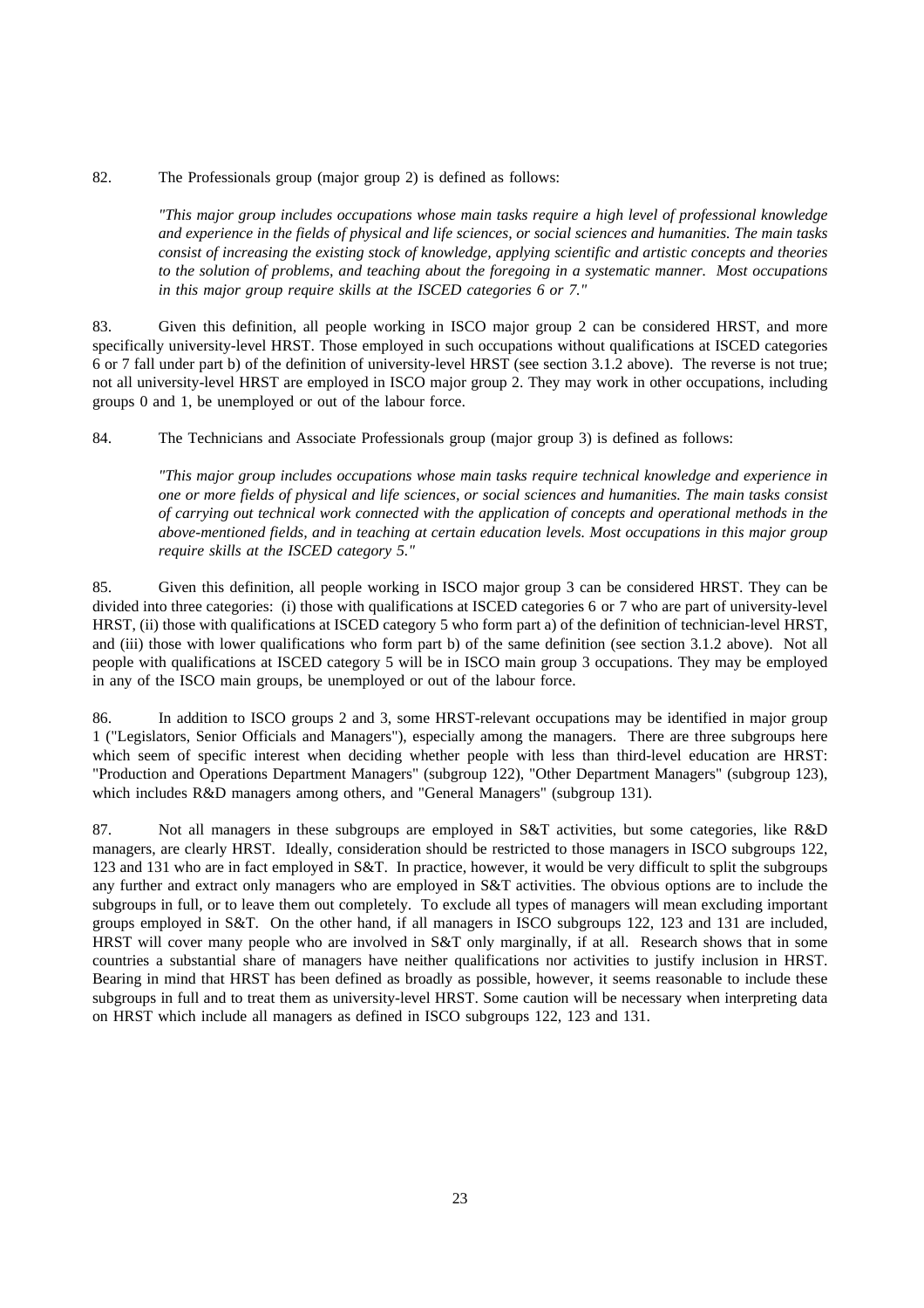82. The Professionals group (major group 2) is defined as follows:

> *"This major group includes occupations whose main tasks require a high level of professional knowledge and experience in the fields of physical and life sciences, or social sciences and humanities. The main tasks consist of increasing the existing stock of knowledge, applying scientific and artistic concepts and theories to the solution of problems, and teaching about the foregoing in a systematic manner. Most occupations in this major group require skills at the ISCED categories 6 or 7."*

83. Given this definition, all people working in ISCO major group 2 can be considered HRST, and more specifically university-level HRST. Those employed in such occupations without qualifications at ISCED categories 6 or 7 fall under part b) of the definition of university-level HRST (see section 3.1.2 above). The reverse is not true; not all university-level HRST are employed in ISCO major group 2. They may work in other occupations, including groups 0 and 1, be unemployed or out of the labour force.

84. The Technicians and Associate Professionals group (major group 3) is defined as follows:

> *"This major group includes occupations whose main tasks require technical knowledge and experience in one or more fields of physical and life sciences, or social sciences and humanities. The main tasks consist of carrying out technical work connected with the application of concepts and operational methods in the above-mentioned fields, and in teaching at certain education levels. Most occupations in this major group require skills at the ISCED category 5."*

85. Given this definition, all people working in ISCO major group 3 can be considered HRST. They can be divided into three categories: (i) those with qualifications at ISCED categories 6 or 7 who are part of university-level HRST, (ii) those with qualifications at ISCED category 5 who form part a) of the definition of technician-level HRST, and (iii) those with lower qualifications who form part b) of the same definition (see section 3.1.2 above). Not all people with qualifications at ISCED category 5 will be in ISCO main group 3 occupations. They may be employed in any of the ISCO main groups, be unemployed or out of the labour force.

86. In addition to ISCO groups 2 and 3, some HRST-relevant occupations may be identified in major group 1 ("Legislators, Senior Officials and Managers"), especially among the managers. There are three subgroups here which seem of specific interest when deciding whether people with less than third-level education are HRST: "Production and Operations Department Managers" (subgroup 122), "Other Department Managers" (subgroup 123), which includes R&D managers among others, and "General Managers" (subgroup 131).

87. Not all managers in these subgroups are employed in S&T activities, but some categories, like R&D managers, are clearly HRST. Ideally, consideration should be restricted to those managers in ISCO subgroups 122, 123 and 131 who are in fact employed in S&T. In practice, however, it would be very difficult to split the subgroups any further and extract only managers who are employed in S&T activities. The obvious options are to include the subgroups in full, or to leave them out completely. To exclude all types of managers will mean excluding important groups employed in S&T. On the other hand, if all managers in ISCO subgroups 122, 123 and 131 are included, HRST will cover many people who are involved in S&T only marginally, if at all. Research shows that in some countries a substantial share of managers have neither qualifications nor activities to justify inclusion in HRST. Bearing in mind that HRST has been defined as broadly as possible, however, it seems reasonable to include these subgroups in full and to treat them as university-level HRST. Some caution will be necessary when interpreting data on HRST which include all managers as defined in ISCO subgroups 122, 123 and 131.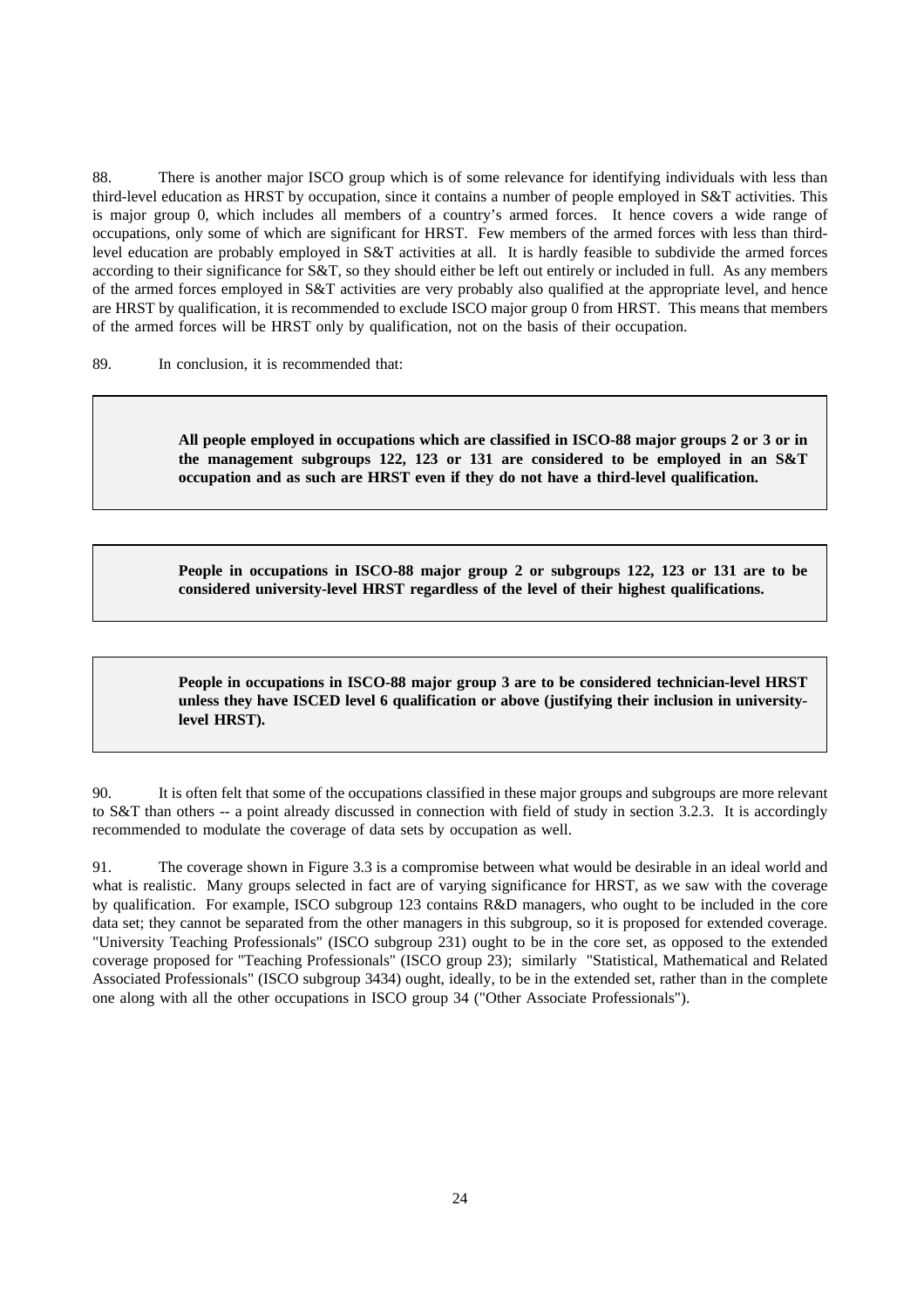88. There is another major ISCO group which is of some relevance for identifying individuals with less than third-level education as HRST by occupation, since it contains a number of people employed in S&T activities. This is major group 0, which includes all members of a country's armed forces. It hence covers a wide range of occupations, only some of which are significant for HRST. Few members of the armed forces with less than third-level education are probably employed in S&T activities at all. It is hardly feasible to subdivide the armed forces according to their significance for S&T, so they should either be left out entirely or included in full. As any members of the armed forces employed in S&T activities are very probably also qualified at the appropriate level, and hence are HRST by qualification, it is recommended to exclude ISCO major group 0 from HRST. This means that members of the armed forces will be HRST only by qualification, not on the basis of their occupation.

89. In conclusion, it is recommended that:

> **All people employed in occupations which are classified in ISCO-88 major groups 2 or 3 or in the management subgroups 122, 123 or 131 are considered to be employed in an S&T occupation and as such are HRST even if they do not have a third-level qualification.**

> **People in occupations in ISCO-88 major group 2 or subgroups 122, 123 or 131 are to be considered university-level HRST regardless of the level of their highest qualifications.**

> **People in occupations in ISCO-88 major group 3 are to be considered technician-level HRST unless they have ISCED level 6 qualification or above (justifying their inclusion in university-level HRST).**

90. It is often felt that some of the occupations classified in these major groups and subgroups are more relevant to S&T than others -- a point already discussed in connection with field of study in section 3.2.3. It is accordingly recommended to modulate the coverage of data sets by occupation as well.

91. The coverage shown in Figure 3.3 is a compromise between what would be desirable in an ideal world and what is realistic. Many groups selected in fact are of varying significance for HRST, as we saw with the coverage by qualification. For example, ISCO subgroup 123 contains R&D managers, who ought to be included in the core data set; they cannot be separated from the other managers in this subgroup, so it is proposed for extended coverage. "University Teaching Professionals" (ISCO subgroup 231) ought to be in the core set, as opposed to the extended coverage proposed for "Teaching Professionals" (ISCO group 23); similarly "Statistical, Mathematical and Related Associated Professionals" (ISCO subgroup 3434) ought, ideally, to be in the extended set, rather than in the complete one along with all the other occupations in ISCO group 34 ("Other Associate Professionals").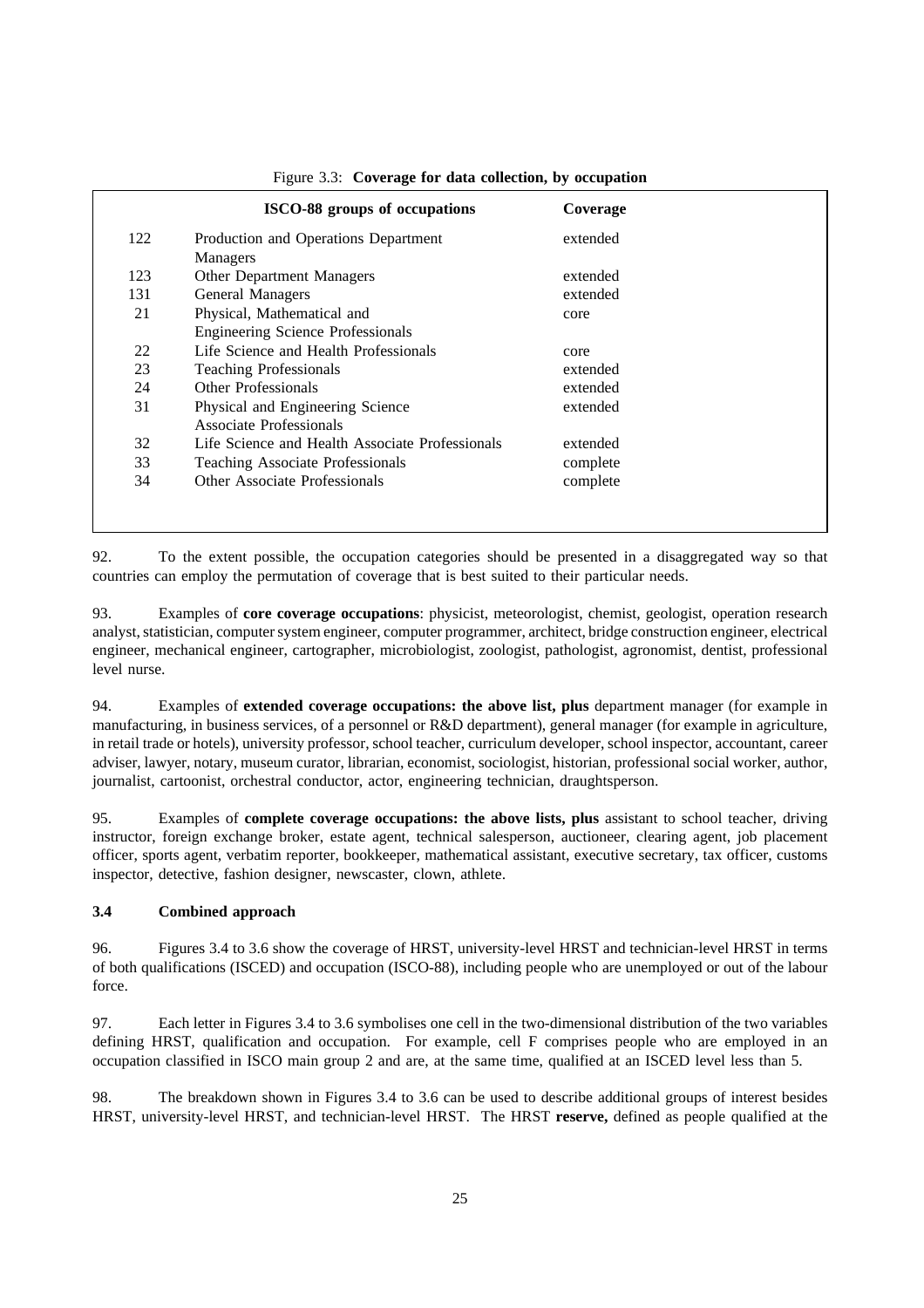Figure 3.3: **Coverage for data collection, by occupation**

| | ISCO-88 groups of occupations | Coverage |
|---|---|---|
| 122 | Production and Operations Department Managers | extended |
| 123 | Other Department Managers | extended |
| 131 | General Managers | extended |
| 21 | Physical, Mathematical and Engineering Science Professionals | core |
| 22 | Life Science and Health Professionals | core |
| 23 | Teaching Professionals | extended |
| 24 | Other Professionals | extended |
| 31 | Physical and Engineering Science Associate Professionals | extended |
| 32 | Life Science and Health Associate Professionals | extended |
| 33 | Teaching Associate Professionals | complete |
| 34 | Other Associate Professionals | complete |

92. To the extent possible, the occupation categories should be presented in a disaggregated way so that countries can employ the permutation of coverage that is best suited to their particular needs.

93. Examples of **core coverage occupations**: physicist, meteorologist, chemist, geologist, operation research analyst, statistician, computer system engineer, computer programmer, architect, bridge construction engineer, electrical engineer, mechanical engineer, cartographer, microbiologist, zoologist, pathologist, agronomist, dentist, professional level nurse.

94. Examples of **extended coverage occupations: the above list, plus** department manager (for example in manufacturing, in business services, of a personnel or R&D department), general manager (for example in agriculture, in retail trade or hotels), university professor, school teacher, curriculum developer, school inspector, accountant, career adviser, lawyer, notary, museum curator, librarian, economist, sociologist, historian, professional social worker, author, journalist, cartoonist, orchestral conductor, actor, engineering technician, draughtsperson.

95. Examples of **complete coverage occupations: the above lists, plus** assistant to school teacher, driving instructor, foreign exchange broker, estate agent, technical salesperson, auctioneer, clearing agent, job placement officer, sports agent, verbatim reporter, bookkeeper, mathematical assistant, executive secretary, tax officer, customs inspector, detective, fashion designer, newscaster, clown, athlete.

### 3.4 Combined approach

96. Figures 3.4 to 3.6 show the coverage of HRST, university-level HRST and technician-level HRST in terms of both qualifications (ISCED) and occupation (ISCO-88), including people who are unemployed or out of the labour force.

97. Each letter in Figures 3.4 to 3.6 symbolises one cell in the two-dimensional distribution of the two variables defining HRST, qualification and occupation. For example, cell F comprises people who are employed in an occupation classified in ISCO main group 2 and are, at the same time, qualified at an ISCED level less than 5.

98. The breakdown shown in Figures 3.4 to 3.6 can be used to describe additional groups of interest besides HRST, university-level HRST, and technician-level HRST. The HRST **reserve,** defined as people qualified at the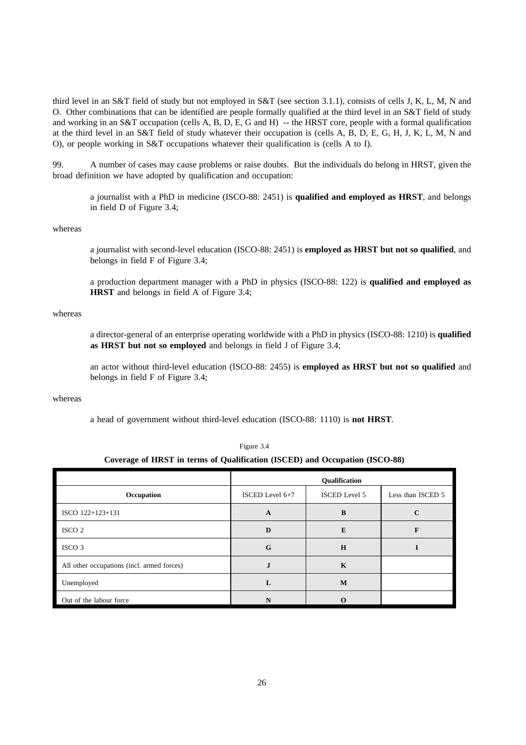third level in an S&T field of study but not employed in S&T (see section 3.1.1), consists of cells J, K, L, M, N and O. Other combinations that can be identified are people formally qualified at the third level in an S&T field of study and working in an S&T occupation (cells A, B, D, E, G and H) -- the HRST core, people with a formal qualification at the third level in an S&T field of study whatever their occupation is (cells A, B, D, E, G, H, J, K, L, M, N and O), or people working in S&T occupations whatever their qualification is (cells A to I).

99. A number of cases may cause problems or raise doubts. But the individuals do belong in HRST, given the broad definition we have adopted by qualification and occupation:

> a journalist with a PhD in medicine (ISCO-88: 2451) is **qualified and employed as HRST**, and belongs in field D of Figure 3.4;

whereas

> a journalist with second-level education (ISCO-88: 2451) is **employed as HRST but not so qualified**, and belongs in field F of Figure 3.4;
>
> a production department manager with a PhD in physics (ISCO-88: 122) is **qualified and employed as HRST** and belongs in field A of Figure 3.4;

whereas

> a director-general of an enterprise operating worldwide with a PhD in physics (ISCO-88: 1210) is **qualified as HRST but not so employed** and belongs in field J of Figure 3.4;
>
> an actor without third-level education (ISCO-88: 2455) is **employed as HRST but not so qualified** and belongs in field F of Figure 3.4;

whereas

> a head of government without third-level education (ISCO-88: 1110) is **not HRST**.

Figure 3.4

**Coverage of HRST in terms of Qualification (ISCED) and Occupation (ISCO-88)**

| | **Qualification** | | |
|---|---|---|---|
| **Occupation** | ISCED Level 6+7 | ISCED Level 5 | Less than ISCED 5 |
| ISCO 122+123+131 | **A** | **B** | **C** |
| ISCO 2 | **D** | **E** | **F** |
| ISCO 3 | **G** | **H** | **I** |
| All other occupations (incl. armed forces) | **J** | **K** | |
| Unemployed | **L** | **M** | |
| Out of the labour force | **N** | **O** | |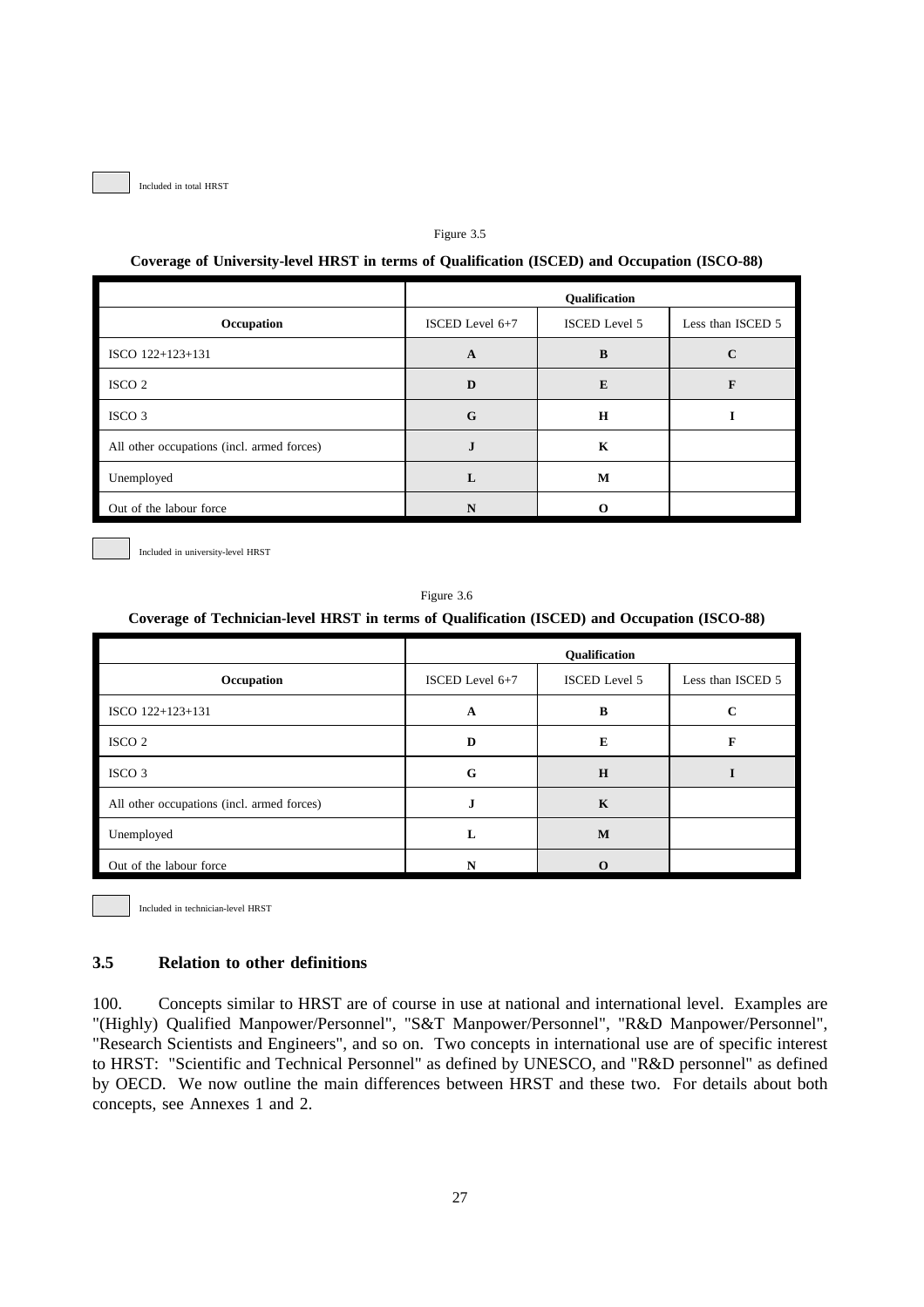Included in total HRST

Figure 3.5

**Coverage of University-level HRST in terms of Qualification (ISCED) and Occupation (ISCO-88)**

| | **Qualification** | | |
|---|---|---|---|
| **Occupation** | ISCED Level 6+7 | ISCED Level 5 | Less than ISCED 5 |
| ISCO 122+123+131 | **A** | **B** | **C** |
| ISCO 2 | **D** | **E** | **F** |
| ISCO 3 | **G** | **H** | **I** |
| All other occupations (incl. armed forces) | **J** | **K** | |
| Unemployed | **L** | **M** | |
| Out of the labour force | **N** | **O** | |

Included in university-level HRST

Figure 3.6

**Coverage of Technician-level HRST in terms of Qualification (ISCED) and Occupation (ISCO-88)**

| | **Qualification** | | |
|---|---|---|---|
| **Occupation** | ISCED Level 6+7 | ISCED Level 5 | Less than ISCED 5 |
| ISCO 122+123+131 | **A** | **B** | **C** |
| ISCO 2 | **D** | **E** | **F** |
| ISCO 3 | **G** | **H** | **I** |
| All other occupations (incl. armed forces) | **J** | **K** | |
| Unemployed | **L** | **M** | |
| Out of the labour force | **N** | **O** | |

Included in technician-level HRST

### 3.5 Relation to other definitions

100. Concepts similar to HRST are of course in use at national and international level. Examples are "(Highly) Qualified Manpower/Personnel", "S&T Manpower/Personnel", "R&D Manpower/Personnel", "Research Scientists and Engineers", and so on. Two concepts in international use are of specific interest to HRST: "Scientific and Technical Personnel" as defined by UNESCO, and "R&D personnel" as defined by OECD. We now outline the main differences between HRST and these two. For details about both concepts, see Annexes 1 and 2.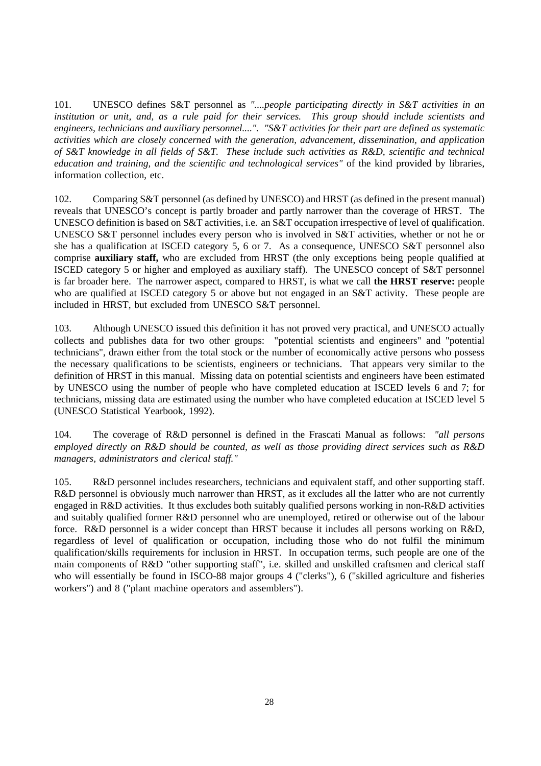101. UNESCO defines S&T personnel as *"....people participating directly in S&T activities in an institution or unit, and, as a rule paid for their services. This group should include scientists and engineers, technicians and auxiliary personnel....". "S&T activities for their part are defined as systematic activities which are closely concerned with the generation, advancement, dissemination, and application of S&T knowledge in all fields of S&T. These include such activities as R&D, scientific and technical education and training, and the scientific and technological services"* of the kind provided by libraries, information collection, etc.

102. Comparing S&T personnel (as defined by UNESCO) and HRST (as defined in the present manual) reveals that UNESCO's concept is partly broader and partly narrower than the coverage of HRST. The UNESCO definition is based on S&T activities, i.e. an S&T occupation irrespective of level of qualification. UNESCO S&T personnel includes every person who is involved in S&T activities, whether or not he or she has a qualification at ISCED category 5, 6 or 7. As a consequence, UNESCO S&T personnel also comprise **auxiliary staff,** who are excluded from HRST (the only exceptions being people qualified at ISCED category 5 or higher and employed as auxiliary staff). The UNESCO concept of S&T personnel is far broader here. The narrower aspect, compared to HRST, is what we call **the HRST reserve:** people who are qualified at ISCED category 5 or above but not engaged in an S&T activity. These people are included in HRST, but excluded from UNESCO S&T personnel.

103. Although UNESCO issued this definition it has not proved very practical, and UNESCO actually collects and publishes data for two other groups: "potential scientists and engineers" and "potential technicians", drawn either from the total stock or the number of economically active persons who possess the necessary qualifications to be scientists, engineers or technicians. That appears very similar to the definition of HRST in this manual. Missing data on potential scientists and engineers have been estimated by UNESCO using the number of people who have completed education at ISCED levels 6 and 7; for technicians, missing data are estimated using the number who have completed education at ISCED level 5 (UNESCO Statistical Yearbook, 1992).

104. The coverage of R&D personnel is defined in the Frascati Manual as follows: *"all persons employed directly on R&D should be counted, as well as those providing direct services such as R&D managers, administrators and clerical staff."*

105. R&D personnel includes researchers, technicians and equivalent staff, and other supporting staff. R&D personnel is obviously much narrower than HRST, as it excludes all the latter who are not currently engaged in R&D activities. It thus excludes both suitably qualified persons working in non-R&D activities and suitably qualified former R&D personnel who are unemployed, retired or otherwise out of the labour force. R&D personnel is a wider concept than HRST because it includes all persons working on R&D, regardless of level of qualification or occupation, including those who do not fulfil the minimum qualification/skills requirements for inclusion in HRST. In occupation terms, such people are one of the main components of R&D "other supporting staff", i.e. skilled and unskilled craftsmen and clerical staff who will essentially be found in ISCO-88 major groups 4 ("clerks"), 6 ("skilled agriculture and fisheries workers") and 8 ("plant machine operators and assemblers").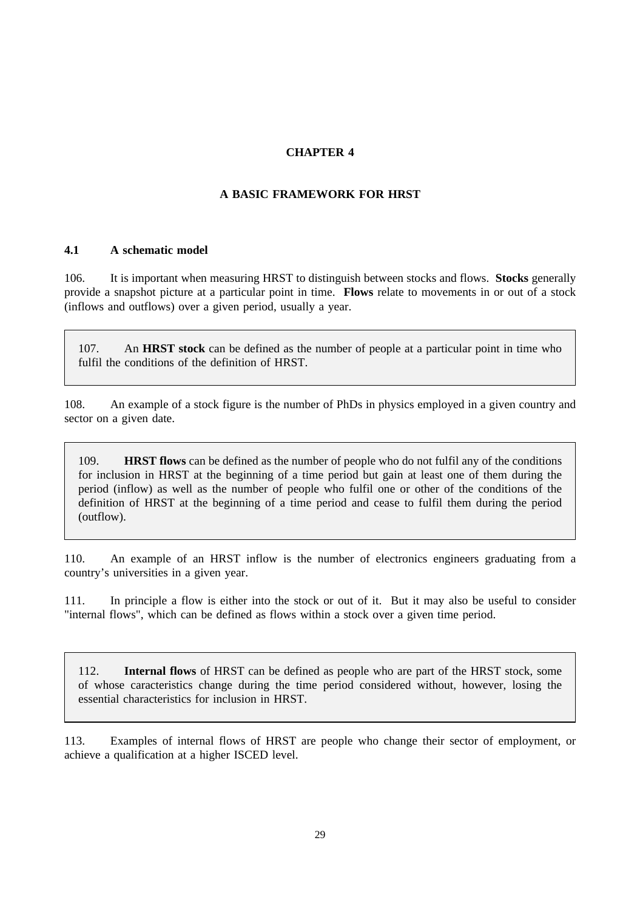# CHAPTER 4

## A BASIC FRAMEWORK FOR HRST

### 4.1 A schematic model

106. It is important when measuring HRST to distinguish between stocks and flows. **Stocks** generally provide a snapshot picture at a particular point in time. **Flows** relate to movements in or out of a stock (inflows and outflows) over a given period, usually a year.

> 107. An **HRST stock** can be defined as the number of people at a particular point in time who fulfil the conditions of the definition of HRST.

108. An example of a stock figure is the number of PhDs in physics employed in a given country and sector on a given date.

> 109. **HRST flows** can be defined as the number of people who do not fulfil any of the conditions for inclusion in HRST at the beginning of a time period but gain at least one of them during the period (inflow) as well as the number of people who fulfil one or other of the conditions of the definition of HRST at the beginning of a time period and cease to fulfil them during the period (outflow).

110. An example of an HRST inflow is the number of electronics engineers graduating from a country's universities in a given year.

111. In principle a flow is either into the stock or out of it. But it may also be useful to consider "internal flows", which can be defined as flows within a stock over a given time period.

> 112. **Internal flows** of HRST can be defined as people who are part of the HRST stock, some of whose caracteristics change during the time period considered without, however, losing the essential characteristics for inclusion in HRST.

113. Examples of internal flows of HRST are people who change their sector of employment, or achieve a qualification at a higher ISCED level.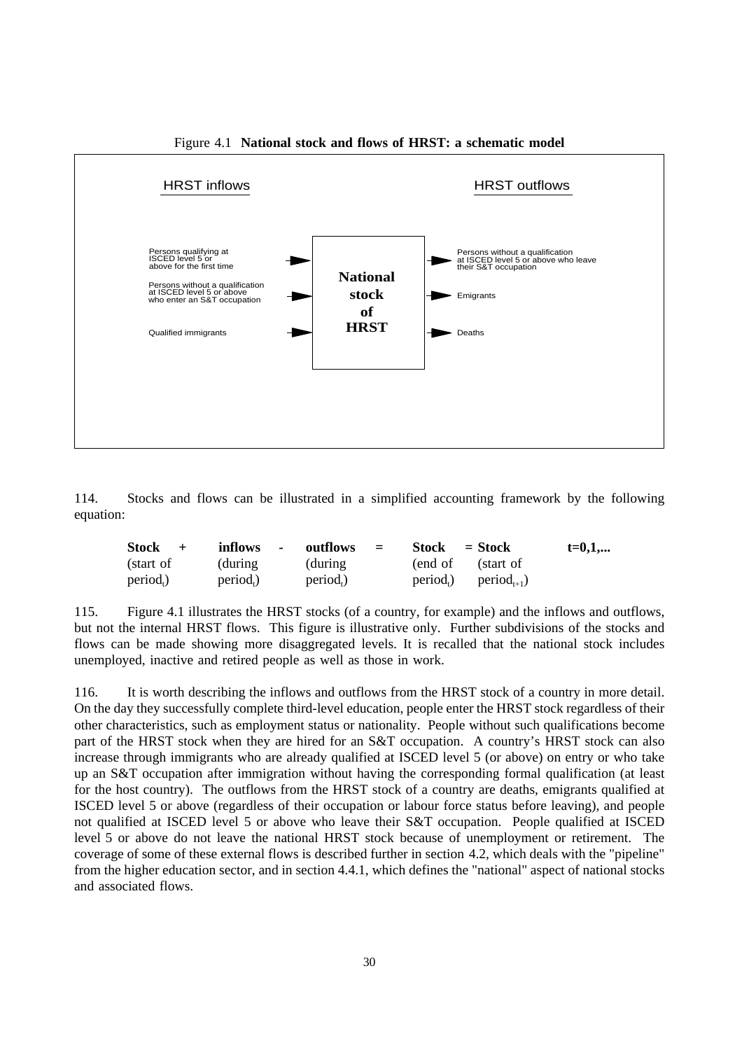Figure 4.1 **National stock and flows of HRST: a schematic model**

HRST inflows

- Persons qualifying at ISCED level 5 or above for the first time
- Persons without a qualification at ISCED level 5 or above who enter an S&T occupation
- Qualified immigrants

**National stock of HRST**

HRST outflows

- Persons without a qualification at ISCED level 5 or above who leave their S&T occupation
- Emigrants
- Deaths

114. Stocks and flows can be illustrated in a simplified accounting framework by the following equation:

| **Stock** + | **inflows** - | **outflows** = | **Stock** | = **Stock** | **t=0,1,...** |
|---|---|---|---|---|---|
| (start of period$_t$) | (during period$_t$) | (during period$_t$) | (end of period$_t$) | (start of period$_{t+1}$) | |

115. Figure 4.1 illustrates the HRST stocks (of a country, for example) and the inflows and outflows, but not the internal HRST flows. This figure is illustrative only. Further subdivisions of the stocks and flows can be made showing more disaggregated levels. It is recalled that the national stock includes unemployed, inactive and retired people as well as those in work.

116. It is worth describing the inflows and outflows from the HRST stock of a country in more detail. On the day they successfully complete third-level education, people enter the HRST stock regardless of their other characteristics, such as employment status or nationality. People without such qualifications become part of the HRST stock when they are hired for an S&T occupation. A country's HRST stock can also increase through immigrants who are already qualified at ISCED level 5 (or above) on entry or who take up an S&T occupation after immigration without having the corresponding formal qualification (at least for the host country). The outflows from the HRST stock of a country are deaths, emigrants qualified at ISCED level 5 or above (regardless of their occupation or labour force status before leaving), and people not qualified at ISCED level 5 or above who leave their S&T occupation. People qualified at ISCED level 5 or above do not leave the national HRST stock because of unemployment or retirement. The coverage of some of these external flows is described further in section 4.2, which deals with the "pipeline" from the higher education sector, and in section 4.4.1, which defines the "national" aspect of national stocks and associated flows.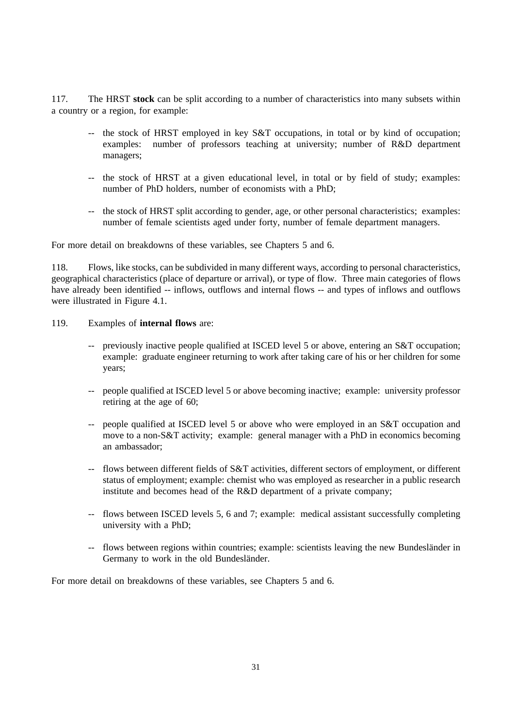117. The HRST **stock** can be split according to a number of characteristics into many subsets within a country or a region, for example:

- the stock of HRST employed in key S&T occupations, in total or by kind of occupation; examples: number of professors teaching at university; number of R&D department managers;
- the stock of HRST at a given educational level, in total or by field of study; examples: number of PhD holders, number of economists with a PhD;
- the stock of HRST split according to gender, age, or other personal characteristics; examples: number of female scientists aged under forty, number of female department managers.

For more detail on breakdowns of these variables, see Chapters 5 and 6.

118. Flows, like stocks, can be subdivided in many different ways, according to personal characteristics, geographical characteristics (place of departure or arrival), or type of flow. Three main categories of flows have already been identified -- inflows, outflows and internal flows -- and types of inflows and outflows were illustrated in Figure 4.1.

119. Examples of **internal flows** are:

- previously inactive people qualified at ISCED level 5 or above, entering an S&T occupation; example: graduate engineer returning to work after taking care of his or her children for some years;
- people qualified at ISCED level 5 or above becoming inactive; example: university professor retiring at the age of 60;
- people qualified at ISCED level 5 or above who were employed in an S&T occupation and move to a non-S&T activity; example: general manager with a PhD in economics becoming an ambassador;
- flows between different fields of S&T activities, different sectors of employment, or different status of employment; example: chemist who was employed as researcher in a public research institute and becomes head of the R&D department of a private company;
- flows between ISCED levels 5, 6 and 7; example: medical assistant successfully completing university with a PhD;
- flows between regions within countries; example: scientists leaving the new Bundesländer in Germany to work in the old Bundesländer.

For more detail on breakdowns of these variables, see Chapters 5 and 6.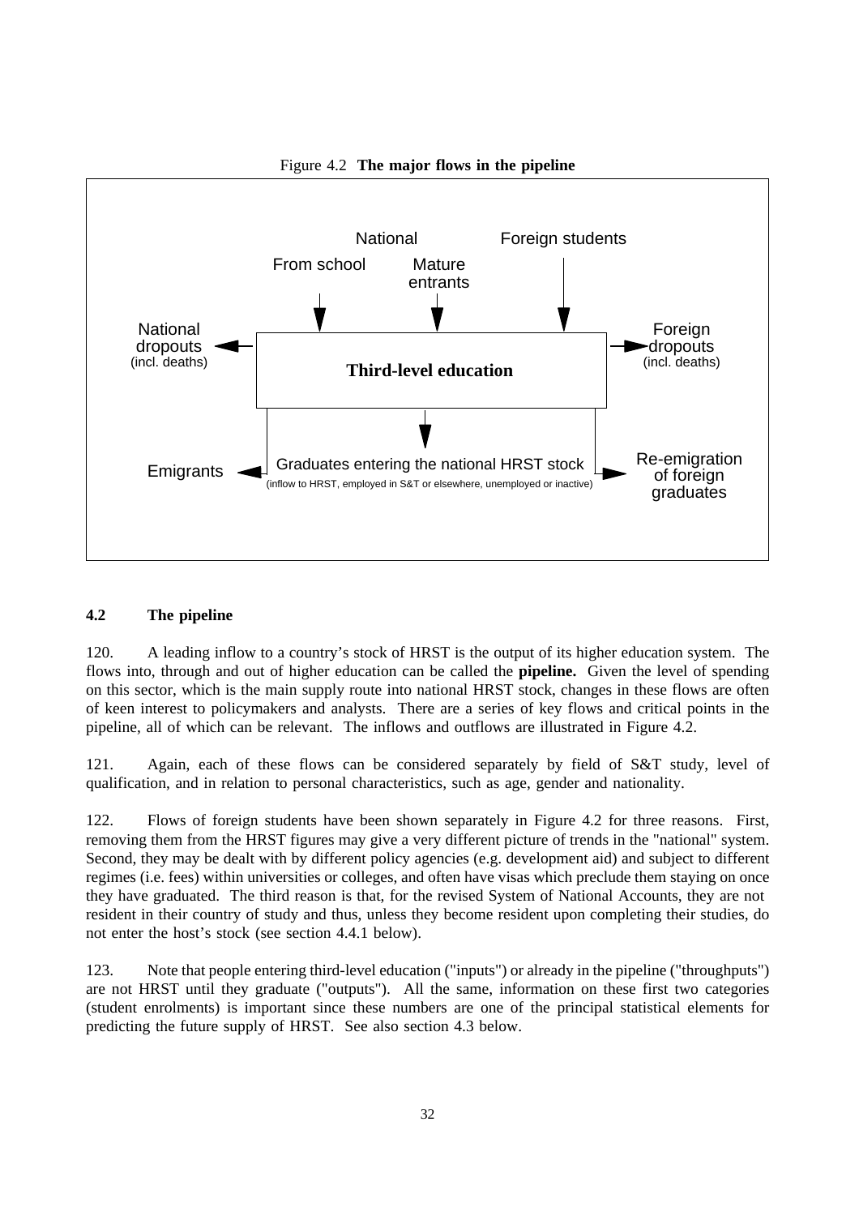Figure 4.2 **The major flows in the pipeline**

National

From school

Mature entrants

Foreign students

National dropouts (incl. deaths)

Third-level education

Foreign dropouts (incl. deaths)

Emigrants

Graduates entering the national HRST stock

(inflow to HRST, employed in S&T or elsewhere, unemployed or inactive)

Re-emigration of foreign graduates

## 4.2 The pipeline

120. A leading inflow to a country's stock of HRST is the output of its higher education system. The flows into, through and out of higher education can be called the **pipeline.** Given the level of spending on this sector, which is the main supply route into national HRST stock, changes in these flows are often of keen interest to policymakers and analysts. There are a series of key flows and critical points in the pipeline, all of which can be relevant. The inflows and outflows are illustrated in Figure 4.2.

121. Again, each of these flows can be considered separately by field of S&T study, level of qualification, and in relation to personal characteristics, such as age, gender and nationality.

122. Flows of foreign students have been shown separately in Figure 4.2 for three reasons. First, removing them from the HRST figures may give a very different picture of trends in the "national" system. Second, they may be dealt with by different policy agencies (e.g. development aid) and subject to different regimes (i.e. fees) within universities or colleges, and often have visas which preclude them staying on once they have graduated. The third reason is that, for the revised System of National Accounts, they are not resident in their country of study and thus, unless they become resident upon completing their studies, do not enter the host's stock (see section 4.4.1 below).

123. Note that people entering third-level education ("inputs") or already in the pipeline ("throughputs") are not HRST until they graduate ("outputs"). All the same, information on these first two categories (student enrolments) is important since these numbers are one of the principal statistical elements for predicting the future supply of HRST. See also section 4.3 below.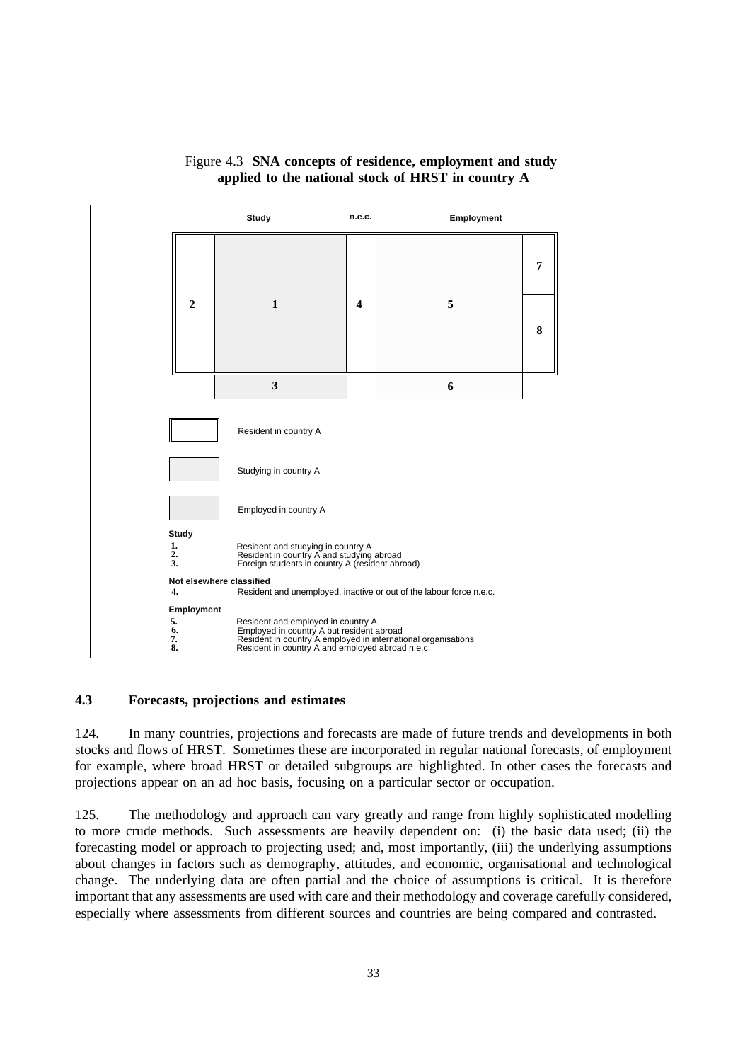Figure 4.3 **SNA concepts of residence, employment and study applied to the national stock of HRST in country A**

| | Study | n.e.c. | Employment | |
|---|---|---|---|---|
| 2 | 1 | 4 | 5 | 7 / 8 |
| | 3 | | 6 | |

Legend:
- Resident in country A
- Studying in country A
- Employed in country A

**Study**

1. Resident and studying in country A
2. Resident in country A and studying abroad
3. Foreign students in country A (resident abroad)

**Not elsewhere classified**

4. Resident and unemployed, inactive or out of the labour force n.e.c.

**Employment**

5. Resident and employed in country A
6. Employed in country A but resident abroad
7. Resident in country A employed in international organisations
8. Resident in country A and employed abroad n.e.c.

### 4.3 Forecasts, projections and estimates

124. In many countries, projections and forecasts are made of future trends and developments in both stocks and flows of HRST. Sometimes these are incorporated in regular national forecasts, of employment for example, where broad HRST or detailed subgroups are highlighted. In other cases the forecasts and projections appear on an ad hoc basis, focusing on a particular sector or occupation.

125. The methodology and approach can vary greatly and range from highly sophisticated modelling to more crude methods. Such assessments are heavily dependent on: (i) the basic data used; (ii) the forecasting model or approach to projecting used; and, most importantly, (iii) the underlying assumptions about changes in factors such as demography, attitudes, and economic, organisational and technological change. The underlying data are often partial and the choice of assumptions is critical. It is therefore important that any assessments are used with care and their methodology and coverage carefully considered, especially where assessments from different sources and countries are being compared and contrasted.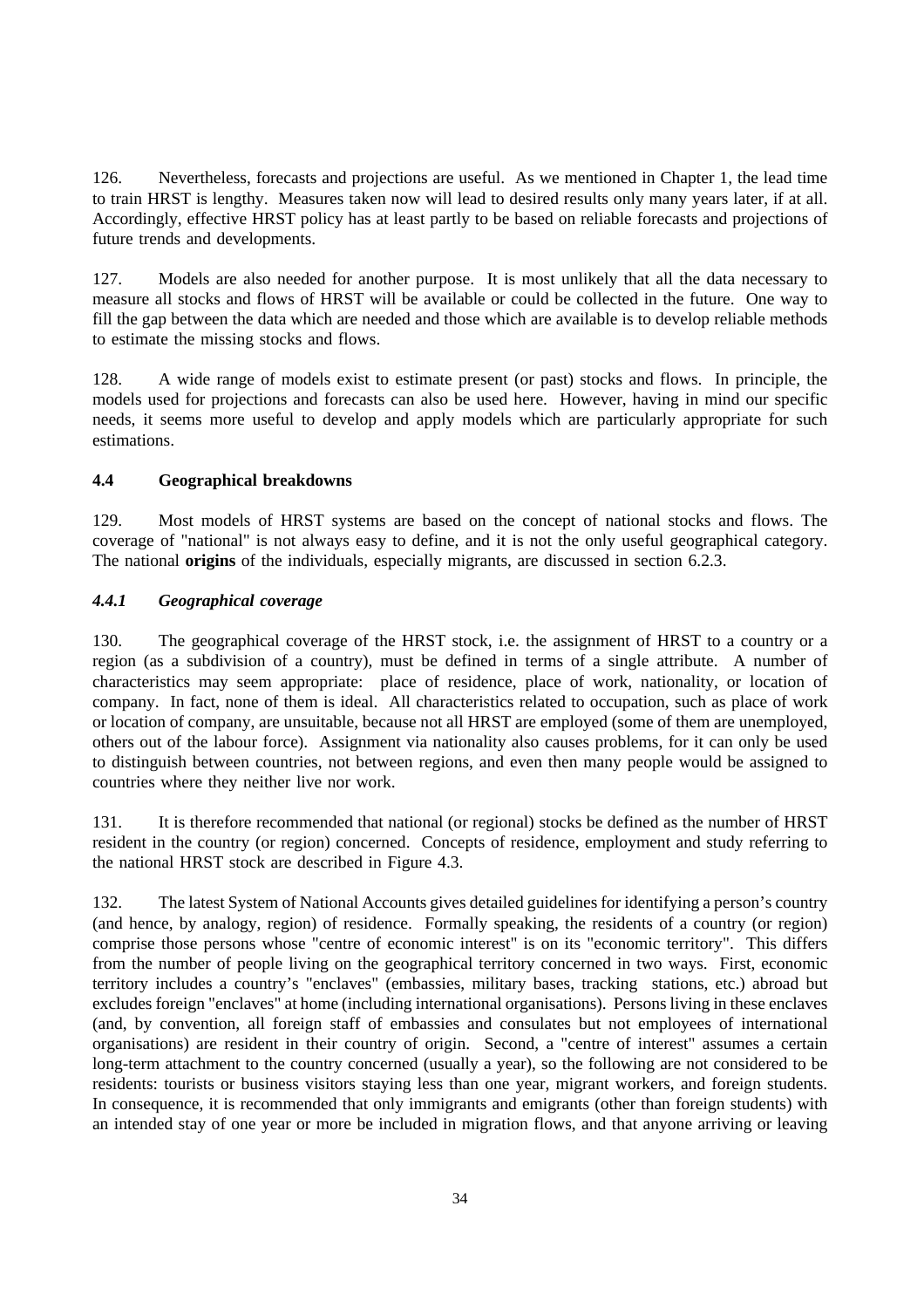126. Nevertheless, forecasts and projections are useful. As we mentioned in Chapter 1, the lead time to train HRST is lengthy. Measures taken now will lead to desired results only many years later, if at all. Accordingly, effective HRST policy has at least partly to be based on reliable forecasts and projections of future trends and developments.

127. Models are also needed for another purpose. It is most unlikely that all the data necessary to measure all stocks and flows of HRST will be available or could be collected in the future. One way to fill the gap between the data which are needed and those which are available is to develop reliable methods to estimate the missing stocks and flows.

128. A wide range of models exist to estimate present (or past) stocks and flows. In principle, the models used for projections and forecasts can also be used here. However, having in mind our specific needs, it seems more useful to develop and apply models which are particularly appropriate for such estimations.

### 4.4 Geographical breakdowns

129. Most models of HRST systems are based on the concept of national stocks and flows. The coverage of "national" is not always easy to define, and it is not the only useful geographical category. The national **origins** of the individuals, especially migrants, are discussed in section 6.2.3.

#### *4.4.1 Geographical coverage*

130. The geographical coverage of the HRST stock, i.e. the assignment of HRST to a country or a region (as a subdivision of a country), must be defined in terms of a single attribute. A number of characteristics may seem appropriate: place of residence, place of work, nationality, or location of company. In fact, none of them is ideal. All characteristics related to occupation, such as place of work or location of company, are unsuitable, because not all HRST are employed (some of them are unemployed, others out of the labour force). Assignment via nationality also causes problems, for it can only be used to distinguish between countries, not between regions, and even then many people would be assigned to countries where they neither live nor work.

131. It is therefore recommended that national (or regional) stocks be defined as the number of HRST resident in the country (or region) concerned. Concepts of residence, employment and study referring to the national HRST stock are described in Figure 4.3.

132. The latest System of National Accounts gives detailed guidelines for identifying a person's country (and hence, by analogy, region) of residence. Formally speaking, the residents of a country (or region) comprise those persons whose "centre of economic interest" is on its "economic territory". This differs from the number of people living on the geographical territory concerned in two ways. First, economic territory includes a country's "enclaves" (embassies, military bases, tracking stations, etc.) abroad but excludes foreign "enclaves" at home (including international organisations). Persons living in these enclaves (and, by convention, all foreign staff of embassies and consulates but not employees of international organisations) are resident in their country of origin. Second, a "centre of interest" assumes a certain long-term attachment to the country concerned (usually a year), so the following are not considered to be residents: tourists or business visitors staying less than one year, migrant workers, and foreign students. In consequence, it is recommended that only immigrants and emigrants (other than foreign students) with an intended stay of one year or more be included in migration flows, and that anyone arriving or leaving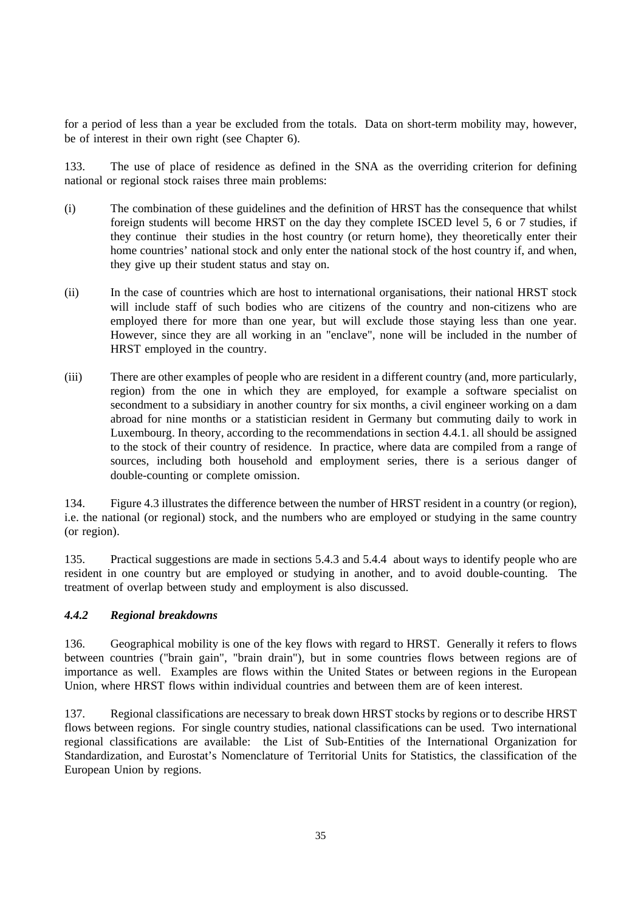for a period of less than a year be excluded from the totals. Data on short-term mobility may, however, be of interest in their own right (see Chapter 6).

133. The use of place of residence as defined in the SNA as the overriding criterion for defining national or regional stock raises three main problems:

(i) The combination of these guidelines and the definition of HRST has the consequence that whilst foreign students will become HRST on the day they complete ISCED level 5, 6 or 7 studies, if they continue their studies in the host country (or return home), they theoretically enter their home countries' national stock and only enter the national stock of the host country if, and when, they give up their student status and stay on.

(ii) In the case of countries which are host to international organisations, their national HRST stock will include staff of such bodies who are citizens of the country and non-citizens who are employed there for more than one year, but will exclude those staying less than one year. However, since they are all working in an "enclave", none will be included in the number of HRST employed in the country.

(iii) There are other examples of people who are resident in a different country (and, more particularly, region) from the one in which they are employed, for example a software specialist on secondment to a subsidiary in another country for six months, a civil engineer working on a dam abroad for nine months or a statistician resident in Germany but commuting daily to work in Luxembourg. In theory, according to the recommendations in section 4.4.1. all should be assigned to the stock of their country of residence. In practice, where data are compiled from a range of sources, including both household and employment series, there is a serious danger of double-counting or complete omission.

134. Figure 4.3 illustrates the difference between the number of HRST resident in a country (or region), i.e. the national (or regional) stock, and the numbers who are employed or studying in the same country (or region).

135. Practical suggestions are made in sections 5.4.3 and 5.4.4 about ways to identify people who are resident in one country but are employed or studying in another, and to avoid double-counting. The treatment of overlap between study and employment is also discussed.

### *4.4.2 Regional breakdowns*

136. Geographical mobility is one of the key flows with regard to HRST. Generally it refers to flows between countries ("brain gain", "brain drain"), but in some countries flows between regions are of importance as well. Examples are flows within the United States or between regions in the European Union, where HRST flows within individual countries and between them are of keen interest.

137. Regional classifications are necessary to break down HRST stocks by regions or to describe HRST flows between regions. For single country studies, national classifications can be used. Two international regional classifications are available: the List of Sub-Entities of the International Organization for Standardization, and Eurostat's Nomenclature of Territorial Units for Statistics, the classification of the European Union by regions.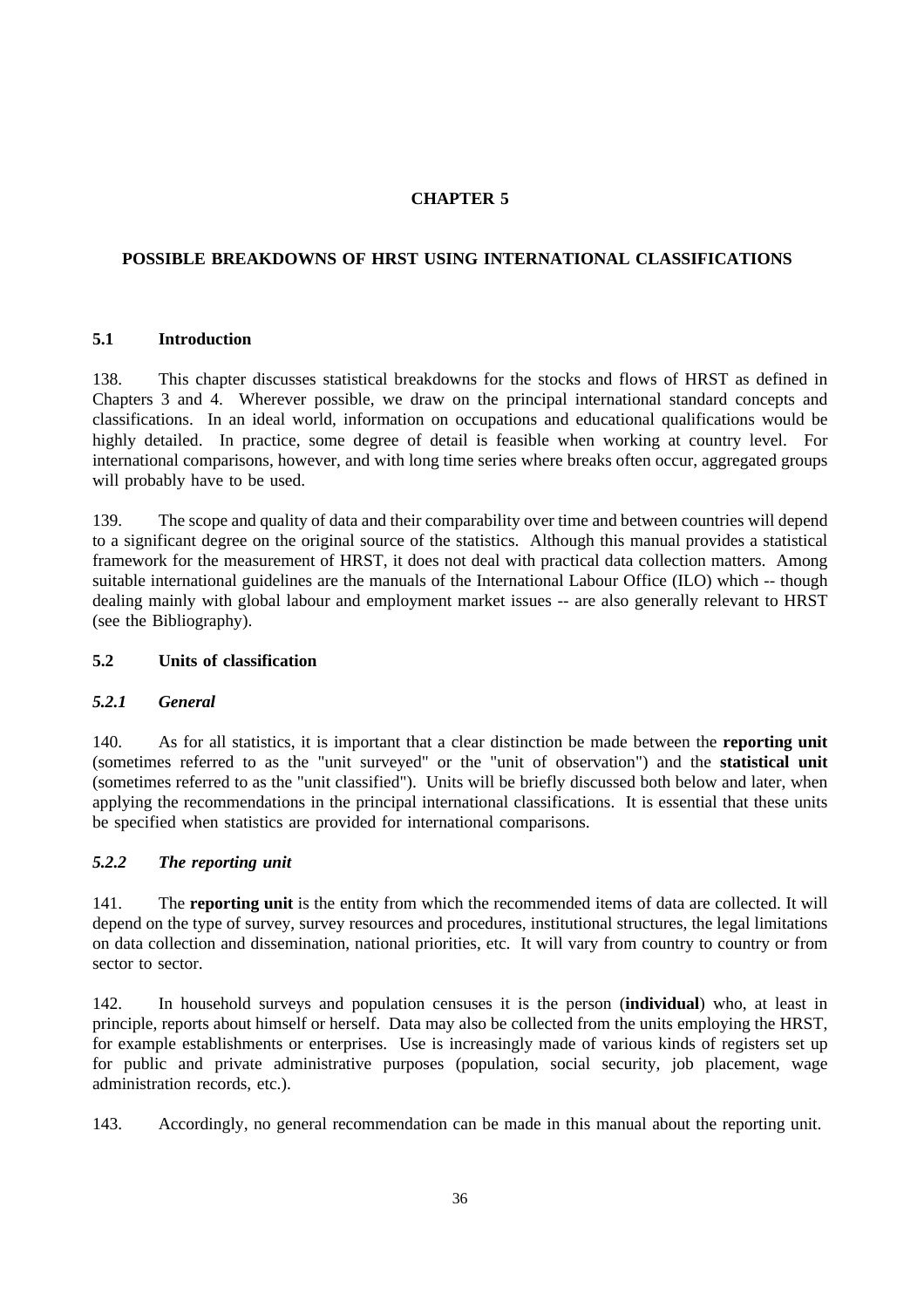# CHAPTER 5

## POSSIBLE BREAKDOWNS OF HRST USING INTERNATIONAL CLASSIFICATIONS

### 5.1 Introduction

138. This chapter discusses statistical breakdowns for the stocks and flows of HRST as defined in Chapters 3 and 4. Wherever possible, we draw on the principal international standard concepts and classifications. In an ideal world, information on occupations and educational qualifications would be highly detailed. In practice, some degree of detail is feasible when working at country level. For international comparisons, however, and with long time series where breaks often occur, aggregated groups will probably have to be used.

139. The scope and quality of data and their comparability over time and between countries will depend to a significant degree on the original source of the statistics. Although this manual provides a statistical framework for the measurement of HRST, it does not deal with practical data collection matters. Among suitable international guidelines are the manuals of the International Labour Office (ILO) which -- though dealing mainly with global labour and employment market issues -- are also generally relevant to HRST (see the Bibliography).

### 5.2 Units of classification

#### *5.2.1 General*

140. As for all statistics, it is important that a clear distinction be made between the **reporting unit** (sometimes referred to as the "unit surveyed" or the "unit of observation") and the **statistical unit** (sometimes referred to as the "unit classified"). Units will be briefly discussed both below and later, when applying the recommendations in the principal international classifications. It is essential that these units be specified when statistics are provided for international comparisons.

#### *5.2.2 The reporting unit*

141. The **reporting unit** is the entity from which the recommended items of data are collected. It will depend on the type of survey, survey resources and procedures, institutional structures, the legal limitations on data collection and dissemination, national priorities, etc. It will vary from country to country or from sector to sector.

142. In household surveys and population censuses it is the person (**individual**) who, at least in principle, reports about himself or herself. Data may also be collected from the units employing the HRST, for example establishments or enterprises. Use is increasingly made of various kinds of registers set up for public and private administrative purposes (population, social security, job placement, wage administration records, etc.).

143. Accordingly, no general recommendation can be made in this manual about the reporting unit.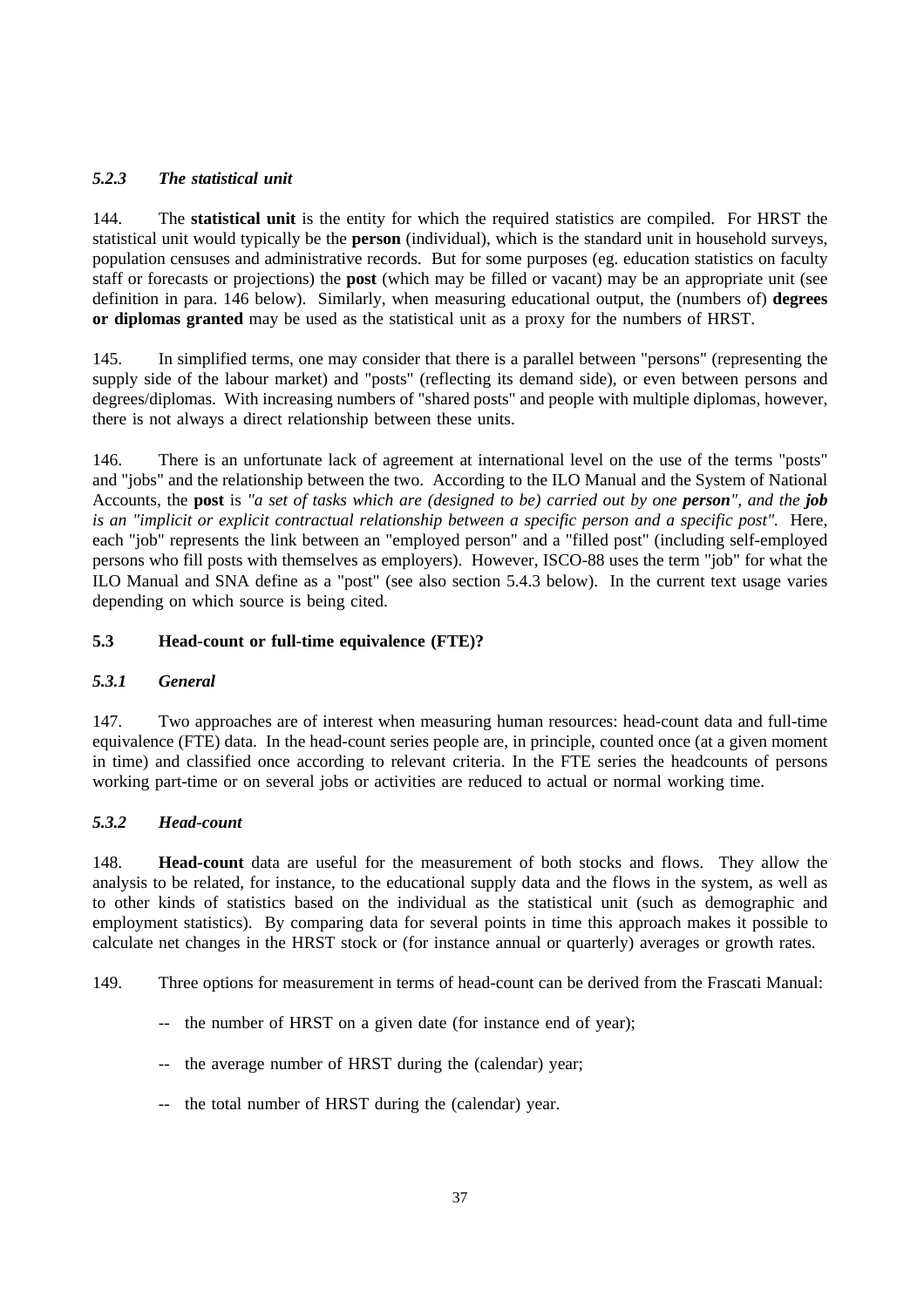### *5.2.3 The statistical unit*

144. The **statistical unit** is the entity for which the required statistics are compiled. For HRST the statistical unit would typically be the **person** (individual), which is the standard unit in household surveys, population censuses and administrative records. But for some purposes (eg. education statistics on faculty staff or forecasts or projections) the **post** (which may be filled or vacant) may be an appropriate unit (see definition in para. 146 below). Similarly, when measuring educational output, the (numbers of) **degrees or diplomas granted** may be used as the statistical unit as a proxy for the numbers of HRST.

145. In simplified terms, one may consider that there is a parallel between "persons" (representing the supply side of the labour market) and "posts" (reflecting its demand side), or even between persons and degrees/diplomas. With increasing numbers of "shared posts" and people with multiple diplomas, however, there is not always a direct relationship between these units.

146. There is an unfortunate lack of agreement at international level on the use of the terms "posts" and "jobs" and the relationship between the two. According to the ILO Manual and the System of National Accounts, the **post** is *"a set of tasks which are (designed to be) carried out by one **person**", and the **job** is an "implicit or explicit contractual relationship between a specific person and a specific post".* Here, each "job" represents the link between an "employed person" and a "filled post" (including self-employed persons who fill posts with themselves as employers). However, ISCO-88 uses the term "job" for what the ILO Manual and SNA define as a "post" (see also section 5.4.3 below). In the current text usage varies depending on which source is being cited.

## 5.3 Head-count or full-time equivalence (FTE)?

### *5.3.1 General*

147. Two approaches are of interest when measuring human resources: head-count data and full-time equivalence (FTE) data. In the head-count series people are, in principle, counted once (at a given moment in time) and classified once according to relevant criteria. In the FTE series the headcounts of persons working part-time or on several jobs or activities are reduced to actual or normal working time.

### *5.3.2 Head-count*

148. **Head-count** data are useful for the measurement of both stocks and flows. They allow the analysis to be related, for instance, to the educational supply data and the flows in the system, as well as to other kinds of statistics based on the individual as the statistical unit (such as demographic and employment statistics). By comparing data for several points in time this approach makes it possible to calculate net changes in the HRST stock or (for instance annual or quarterly) averages or growth rates.

149. Three options for measurement in terms of head-count can be derived from the Frascati Manual:

- -- the number of HRST on a given date (for instance end of year);
- -- the average number of HRST during the (calendar) year;
- -- the total number of HRST during the (calendar) year.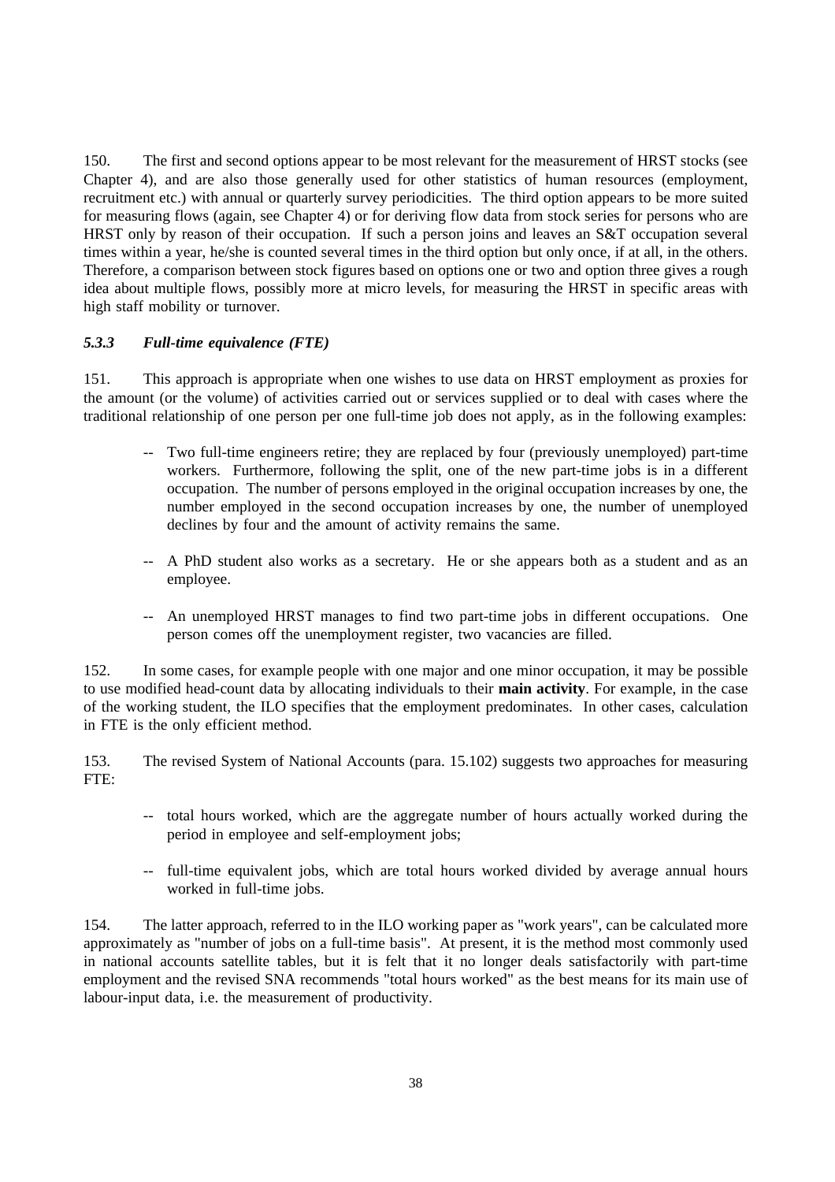150. The first and second options appear to be most relevant for the measurement of HRST stocks (see Chapter 4), and are also those generally used for other statistics of human resources (employment, recruitment etc.) with annual or quarterly survey periodicities. The third option appears to be more suited for measuring flows (again, see Chapter 4) or for deriving flow data from stock series for persons who are HRST only by reason of their occupation. If such a person joins and leaves an S&T occupation several times within a year, he/she is counted several times in the third option but only once, if at all, in the others. Therefore, a comparison between stock figures based on options one or two and option three gives a rough idea about multiple flows, possibly more at micro levels, for measuring the HRST in specific areas with high staff mobility or turnover.

### *5.3.3 Full-time equivalence (FTE)*

151. This approach is appropriate when one wishes to use data on HRST employment as proxies for the amount (or the volume) of activities carried out or services supplied or to deal with cases where the traditional relationship of one person per one full-time job does not apply, as in the following examples:

- Two full-time engineers retire; they are replaced by four (previously unemployed) part-time workers. Furthermore, following the split, one of the new part-time jobs is in a different occupation. The number of persons employed in the original occupation increases by one, the number employed in the second occupation increases by one, the number of unemployed declines by four and the amount of activity remains the same.

- A PhD student also works as a secretary. He or she appears both as a student and as an employee.

- An unemployed HRST manages to find two part-time jobs in different occupations. One person comes off the unemployment register, two vacancies are filled.

152. In some cases, for example people with one major and one minor occupation, it may be possible to use modified head-count data by allocating individuals to their **main activity**. For example, in the case of the working student, the ILO specifies that the employment predominates. In other cases, calculation in FTE is the only efficient method.

153. The revised System of National Accounts (para. 15.102) suggests two approaches for measuring FTE:

- total hours worked, which are the aggregate number of hours actually worked during the period in employee and self-employment jobs;

- full-time equivalent jobs, which are total hours worked divided by average annual hours worked in full-time jobs.

154. The latter approach, referred to in the ILO working paper as "work years", can be calculated more approximately as "number of jobs on a full-time basis". At present, it is the method most commonly used in national accounts satellite tables, but it is felt that it no longer deals satisfactorily with part-time employment and the revised SNA recommends "total hours worked" as the best means for its main use of labour-input data, i.e. the measurement of productivity.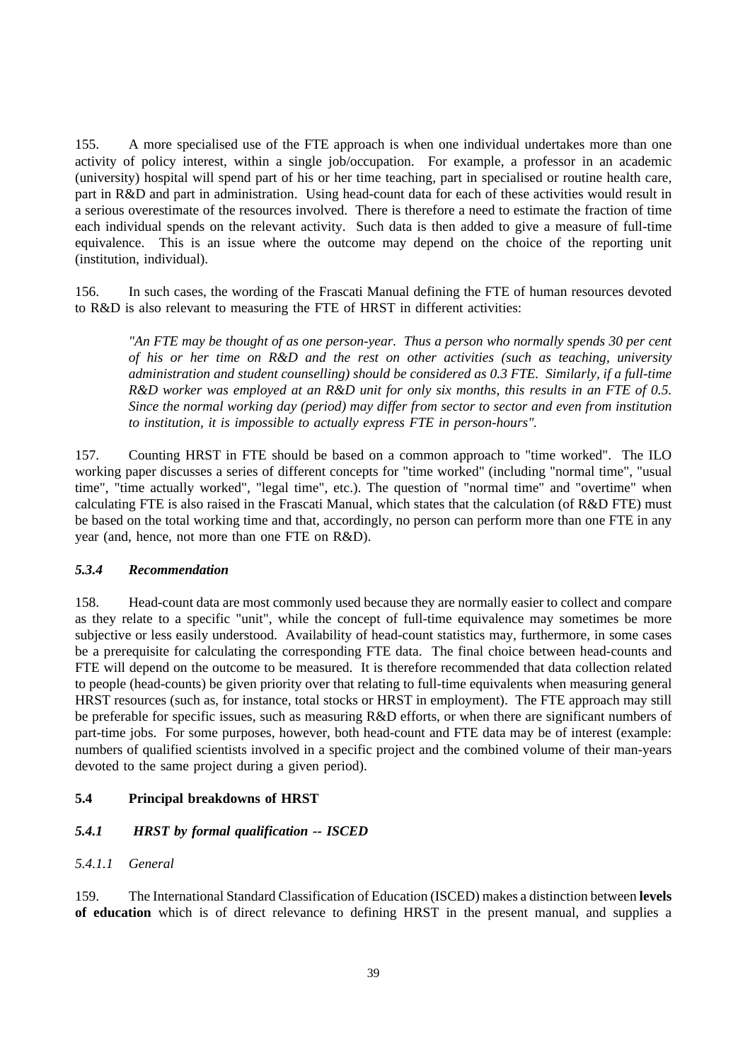155. A more specialised use of the FTE approach is when one individual undertakes more than one activity of policy interest, within a single job/occupation. For example, a professor in an academic (university) hospital will spend part of his or her time teaching, part in specialised or routine health care, part in R&D and part in administration. Using head-count data for each of these activities would result in a serious overestimate of the resources involved. There is therefore a need to estimate the fraction of time each individual spends on the relevant activity. Such data is then added to give a measure of full-time equivalence. This is an issue where the outcome may depend on the choice of the reporting unit (institution, individual).

156. In such cases, the wording of the Frascati Manual defining the FTE of human resources devoted to R&D is also relevant to measuring the FTE of HRST in different activities:

> *"An FTE may be thought of as one person-year. Thus a person who normally spends 30 per cent of his or her time on R&D and the rest on other activities (such as teaching, university administration and student counselling) should be considered as 0.3 FTE. Similarly, if a full-time R&D worker was employed at an R&D unit for only six months, this results in an FTE of 0.5. Since the normal working day (period) may differ from sector to sector and even from institution to institution, it is impossible to actually express FTE in person-hours".*

157. Counting HRST in FTE should be based on a common approach to "time worked". The ILO working paper discusses a series of different concepts for "time worked" (including "normal time", "usual time", "time actually worked", "legal time", etc.). The question of "normal time" and "overtime" when calculating FTE is also raised in the Frascati Manual, which states that the calculation (of R&D FTE) must be based on the total working time and that, accordingly, no person can perform more than one FTE in any year (and, hence, not more than one FTE on R&D).

#### *5.3.4 Recommendation*

158. Head-count data are most commonly used because they are normally easier to collect and compare as they relate to a specific "unit", while the concept of full-time equivalence may sometimes be more subjective or less easily understood. Availability of head-count statistics may, furthermore, in some cases be a prerequisite for calculating the corresponding FTE data. The final choice between head-counts and FTE will depend on the outcome to be measured. It is therefore recommended that data collection related to people (head-counts) be given priority over that relating to full-time equivalents when measuring general HRST resources (such as, for instance, total stocks or HRST in employment). The FTE approach may still be preferable for specific issues, such as measuring R&D efforts, or when there are significant numbers of part-time jobs. For some purposes, however, both head-count and FTE data may be of interest (example: numbers of qualified scientists involved in a specific project and the combined volume of their man-years devoted to the same project during a given period).

## 5.4 Principal breakdowns of HRST

### *5.4.1 HRST by formal qualification -- ISCED*

#### *5.4.1.1 General*

159. The International Standard Classification of Education (ISCED) makes a distinction between **levels of education** which is of direct relevance to defining HRST in the present manual, and supplies a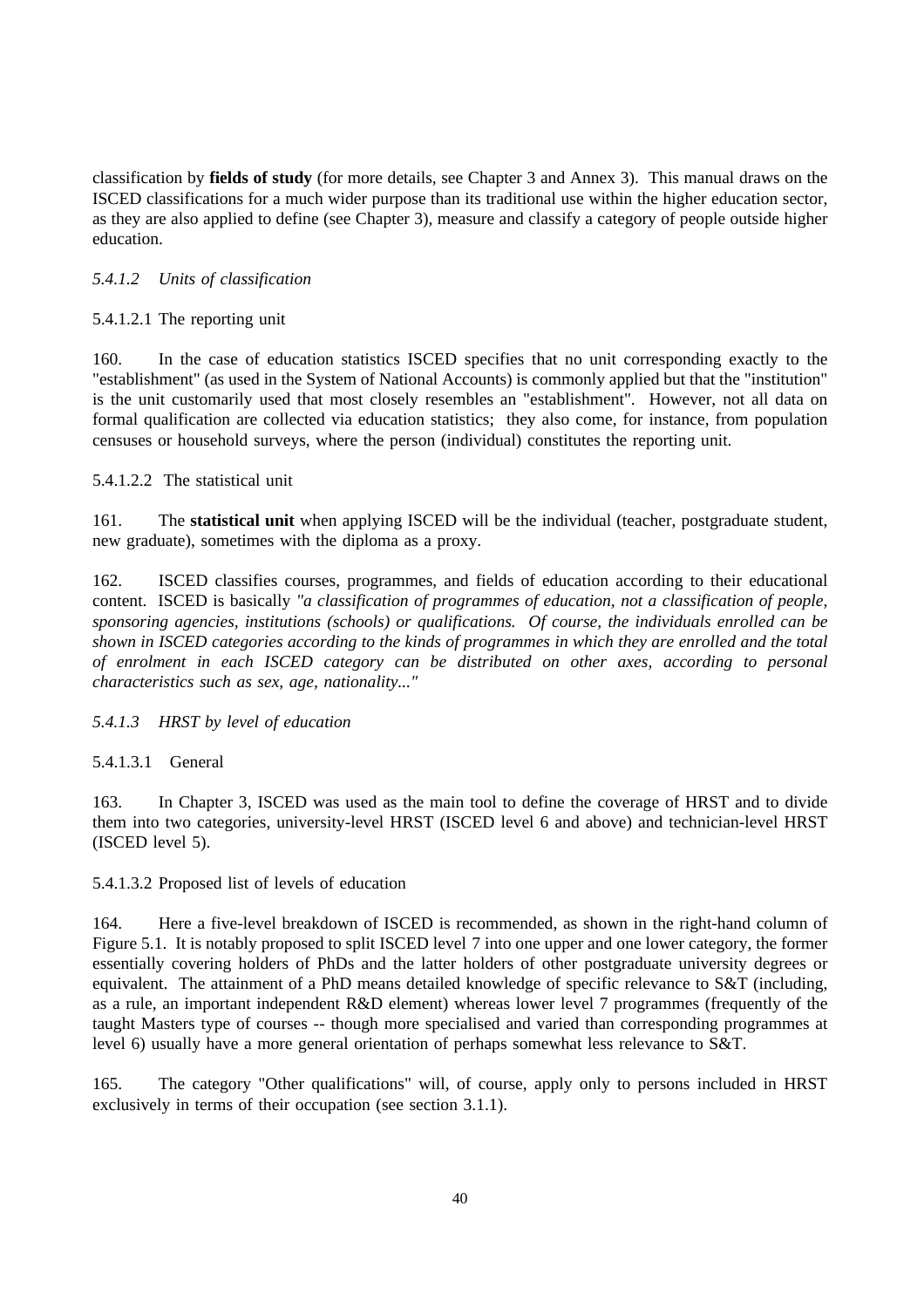classification by **fields of study** (for more details, see Chapter 3 and Annex 3). This manual draws on the ISCED classifications for a much wider purpose than its traditional use within the higher education sector, as they are also applied to define (see Chapter 3), measure and classify a category of people outside higher education.

### *5.4.1.2 Units of classification*

#### 5.4.1.2.1 The reporting unit

160. In the case of education statistics ISCED specifies that no unit corresponding exactly to the "establishment" (as used in the System of National Accounts) is commonly applied but that the "institution" is the unit customarily used that most closely resembles an "establishment". However, not all data on formal qualification are collected via education statistics; they also come, for instance, from population censuses or household surveys, where the person (individual) constitutes the reporting unit.

#### 5.4.1.2.2 The statistical unit

161. The **statistical unit** when applying ISCED will be the individual (teacher, postgraduate student, new graduate), sometimes with the diploma as a proxy.

162. ISCED classifies courses, programmes, and fields of education according to their educational content. ISCED is basically *"a classification of programmes of education, not a classification of people, sponsoring agencies, institutions (schools) or qualifications. Of course, the individuals enrolled can be shown in ISCED categories according to the kinds of programmes in which they are enrolled and the total of enrolment in each ISCED category can be distributed on other axes, according to personal characteristics such as sex, age, nationality..."*

### *5.4.1.3 HRST by level of education*

#### 5.4.1.3.1 General

163. In Chapter 3, ISCED was used as the main tool to define the coverage of HRST and to divide them into two categories, university-level HRST (ISCED level 6 and above) and technician-level HRST (ISCED level 5).

#### 5.4.1.3.2 Proposed list of levels of education

164. Here a five-level breakdown of ISCED is recommended, as shown in the right-hand column of Figure 5.1. It is notably proposed to split ISCED level 7 into one upper and one lower category, the former essentially covering holders of PhDs and the latter holders of other postgraduate university degrees or equivalent. The attainment of a PhD means detailed knowledge of specific relevance to S&T (including, as a rule, an important independent R&D element) whereas lower level 7 programmes (frequently of the taught Masters type of courses -- though more specialised and varied than corresponding programmes at level 6) usually have a more general orientation of perhaps somewhat less relevance to S&T.

165. The category "Other qualifications" will, of course, apply only to persons included in HRST exclusively in terms of their occupation (see section 3.1.1).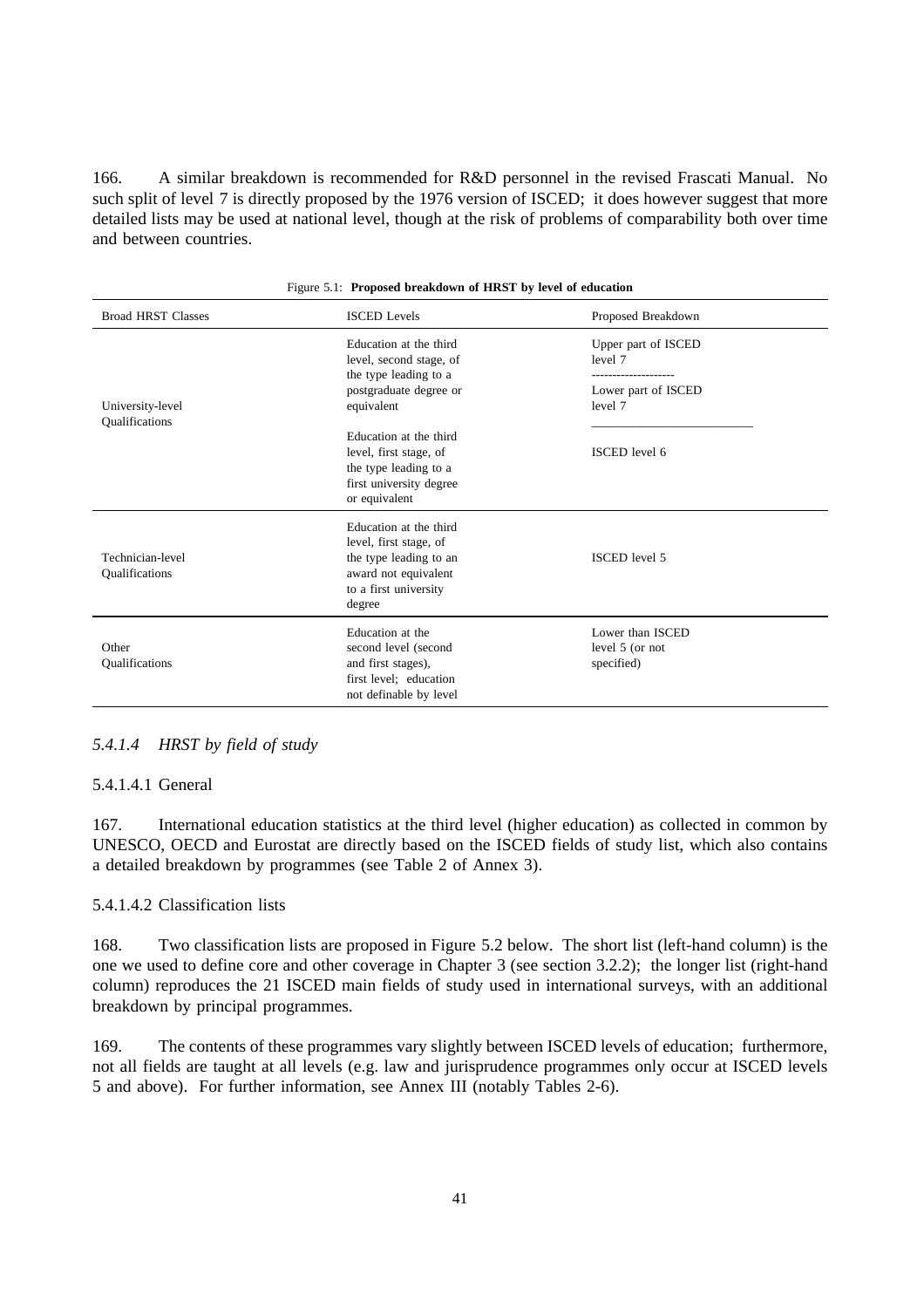166. A similar breakdown is recommended for R&D personnel in the revised Frascati Manual. No such split of level 7 is directly proposed by the 1976 version of ISCED; it does however suggest that more detailed lists may be used at national level, though at the risk of problems of comparability both over time and between countries.

Figure 5.1: **Proposed breakdown of HRST by level of education**

| Broad HRST Classes | ISCED Levels | Proposed Breakdown |
|---|---|---|
| University-level Qualifications | Education at the third level, second stage, of the type leading to a postgraduate degree or equivalent | Upper part of ISCED level 7 |
| | | Lower part of ISCED level 7 |
| | Education at the third level, first stage, of the type leading to a first university degree or equivalent | ISCED level 6 |
| Technician-level Qualifications | Education at the third level, first stage, of the type leading to an award not equivalent to a first university degree | ISCED level 5 |
| Other Qualifications | Education at the second level (second and first stages), first level; education not definable by level | Lower than ISCED level 5 (or not specified) |

### *5.4.1.4 HRST by field of study*

5.4.1.4.1 General

167. International education statistics at the third level (higher education) as collected in common by UNESCO, OECD and Eurostat are directly based on the ISCED fields of study list, which also contains a detailed breakdown by programmes (see Table 2 of Annex 3).

5.4.1.4.2 Classification lists

168. Two classification lists are proposed in Figure 5.2 below. The short list (left-hand column) is the one we used to define core and other coverage in Chapter 3 (see section 3.2.2); the longer list (right-hand column) reproduces the 21 ISCED main fields of study used in international surveys, with an additional breakdown by principal programmes.

169. The contents of these programmes vary slightly between ISCED levels of education; furthermore, not all fields are taught at all levels (e.g. law and jurisprudence programmes only occur at ISCED levels 5 and above). For further information, see Annex III (notably Tables 2-6).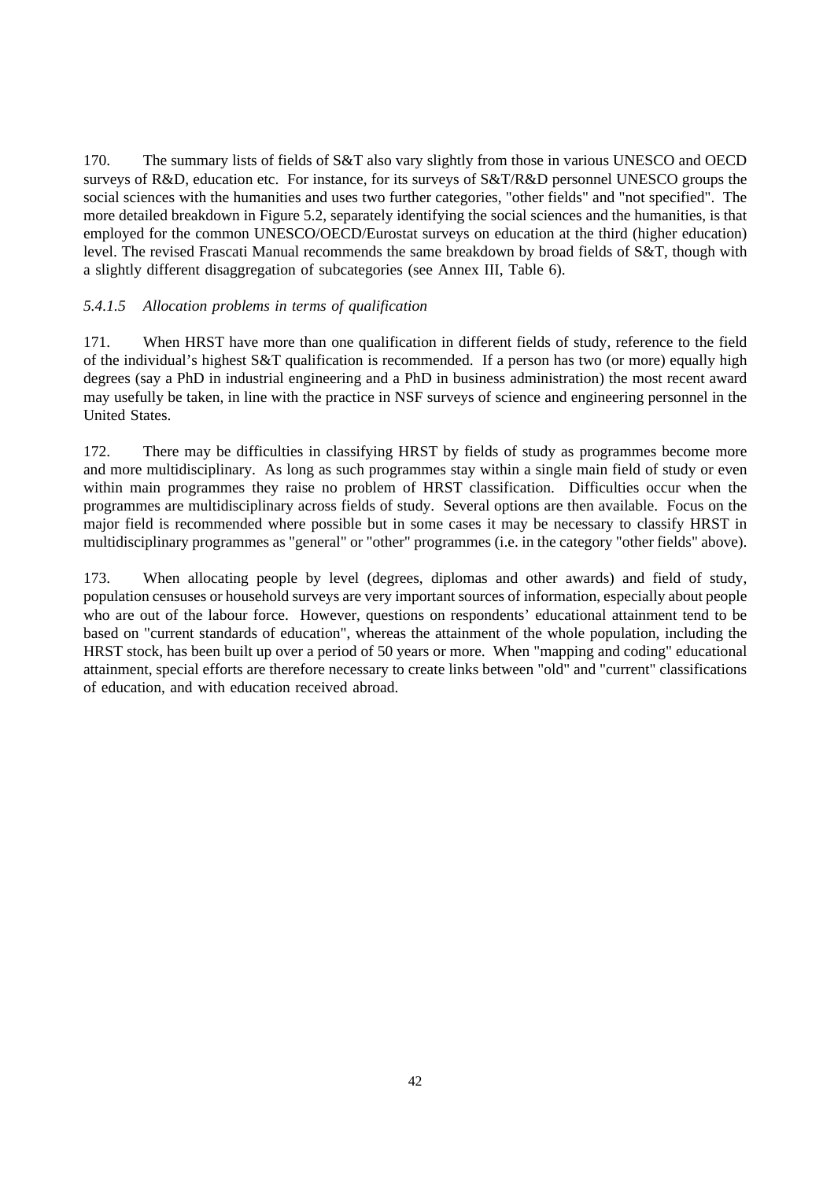170. The summary lists of fields of S&T also vary slightly from those in various UNESCO and OECD surveys of R&D, education etc. For instance, for its surveys of S&T/R&D personnel UNESCO groups the social sciences with the humanities and uses two further categories, "other fields" and "not specified". The more detailed breakdown in Figure 5.2, separately identifying the social sciences and the humanities, is that employed for the common UNESCO/OECD/Eurostat surveys on education at the third (higher education) level. The revised Frascati Manual recommends the same breakdown by broad fields of S&T, though with a slightly different disaggregation of subcategories (see Annex III, Table 6).

#### *5.4.1.5 Allocation problems in terms of qualification*

171. When HRST have more than one qualification in different fields of study, reference to the field of the individual's highest S&T qualification is recommended. If a person has two (or more) equally high degrees (say a PhD in industrial engineering and a PhD in business administration) the most recent award may usefully be taken, in line with the practice in NSF surveys of science and engineering personnel in the United States.

172. There may be difficulties in classifying HRST by fields of study as programmes become more and more multidisciplinary. As long as such programmes stay within a single main field of study or even within main programmes they raise no problem of HRST classification. Difficulties occur when the programmes are multidisciplinary across fields of study. Several options are then available. Focus on the major field is recommended where possible but in some cases it may be necessary to classify HRST in multidisciplinary programmes as "general" or "other" programmes (i.e. in the category "other fields" above).

173. When allocating people by level (degrees, diplomas and other awards) and field of study, population censuses or household surveys are very important sources of information, especially about people who are out of the labour force. However, questions on respondents' educational attainment tend to be based on "current standards of education", whereas the attainment of the whole population, including the HRST stock, has been built up over a period of 50 years or more. When "mapping and coding" educational attainment, special efforts are therefore necessary to create links between "old" and "current" classifications of education, and with education received abroad.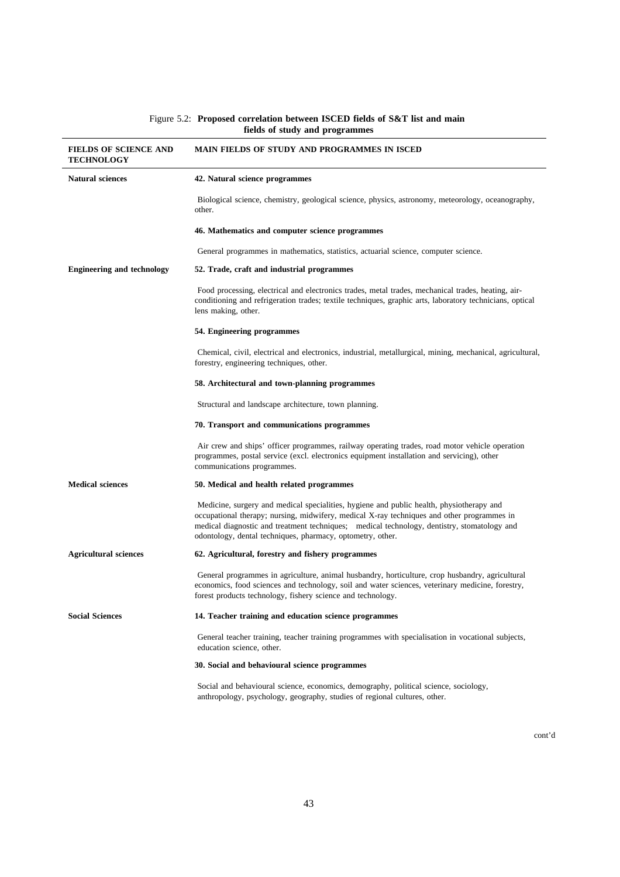Figure 5.2: **Proposed correlation between ISCED fields of S&T list and main fields of study and programmes**

| FIELDS OF SCIENCE AND TECHNOLOGY | MAIN FIELDS OF STUDY AND PROGRAMMES IN ISCED |
|---|---|
| **Natural sciences** | **42. Natural science programmes** |
| | Biological science, chemistry, geological science, physics, astronomy, meteorology, oceanography, other. |
| | **46. Mathematics and computer science programmes** |
| | General programmes in mathematics, statistics, actuarial science, computer science. |
| **Engineering and technology** | **52. Trade, craft and industrial programmes** |
| | Food processing, electrical and electronics trades, metal trades, mechanical trades, heating, air-conditioning and refrigeration trades; textile techniques, graphic arts, laboratory technicians, optical lens making, other. |
| | **54. Engineering programmes** |
| | Chemical, civil, electrical and electronics, industrial, metallurgical, mining, mechanical, agricultural, forestry, engineering techniques, other. |
| | **58. Architectural and town-planning programmes** |
| | Structural and landscape architecture, town planning. |
| | **70. Transport and communications programmes** |
| | Air crew and ships' officer programmes, railway operating trades, road motor vehicle operation programmes, postal service (excl. electronics equipment installation and servicing), other communications programmes. |
| **Medical sciences** | **50. Medical and health related programmes** |
| | Medicine, surgery and medical specialities, hygiene and public health, physiotherapy and occupational therapy; nursing, midwifery, medical X-ray techniques and other programmes in medical diagnostic and treatment techniques; medical technology, dentistry, stomatology and odontology, dental techniques, pharmacy, optometry, other. |
| **Agricultural sciences** | **62. Agricultural, forestry and fishery programmes** |
| | General programmes in agriculture, animal husbandry, horticulture, crop husbandry, agricultural economics, food sciences and technology, soil and water sciences, veterinary medicine, forestry, forest products technology, fishery science and technology. |
| **Social Sciences** | **14. Teacher training and education science programmes** |
| | General teacher training, teacher training programmes with specialisation in vocational subjects, education science, other. |
| | **30. Social and behavioural science programmes** |
| | Social and behavioural science, economics, demography, political science, sociology, anthropology, psychology, geography, studies of regional cultures, other. |

cont'd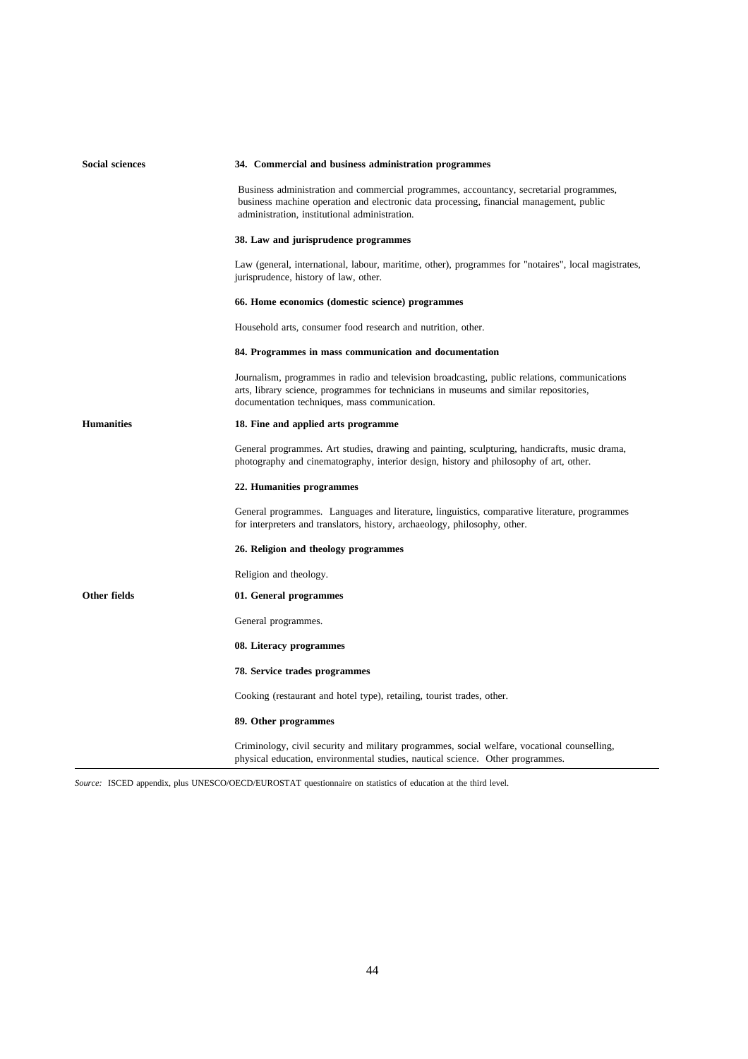| | |
|---|---|
| **Social sciences** | **34. Commercial and business administration programmes** |
| | Business administration and commercial programmes, accountancy, secretarial programmes, business machine operation and electronic data processing, financial management, public administration, institutional administration. |
| | **38. Law and jurisprudence programmes** |
| | Law (general, international, labour, maritime, other), programmes for "notaires", local magistrates, jurisprudence, history of law, other. |
| | **66. Home economics (domestic science) programmes** |
| | Household arts, consumer food research and nutrition, other. |
| | **84. Programmes in mass communication and documentation** |
| | Journalism, programmes in radio and television broadcasting, public relations, communications arts, library science, programmes for technicians in museums and similar repositories, documentation techniques, mass communication. |
| **Humanities** | **18. Fine and applied arts programme** |
| | General programmes. Art studies, drawing and painting, sculpturing, handicrafts, music drama, photography and cinematography, interior design, history and philosophy of art, other. |
| | **22. Humanities programmes** |
| | General programmes. Languages and literature, linguistics, comparative literature, programmes for interpreters and translators, history, archaeology, philosophy, other. |
| | **26. Religion and theology programmes** |
| | Religion and theology. |
| **Other fields** | **01. General programmes** |
| | General programmes. |
| | **08. Literacy programmes** |
| | **78. Service trades programmes** |
| | Cooking (restaurant and hotel type), retailing, tourist trades, other. |
| | **89. Other programmes** |
| | Criminology, civil security and military programmes, social welfare, vocational counselling, physical education, environmental studies, nautical science. Other programmes. |

*Source:* ISCED appendix, plus UNESCO/OECD/EUROSTAT questionnaire on statistics of education at the third level.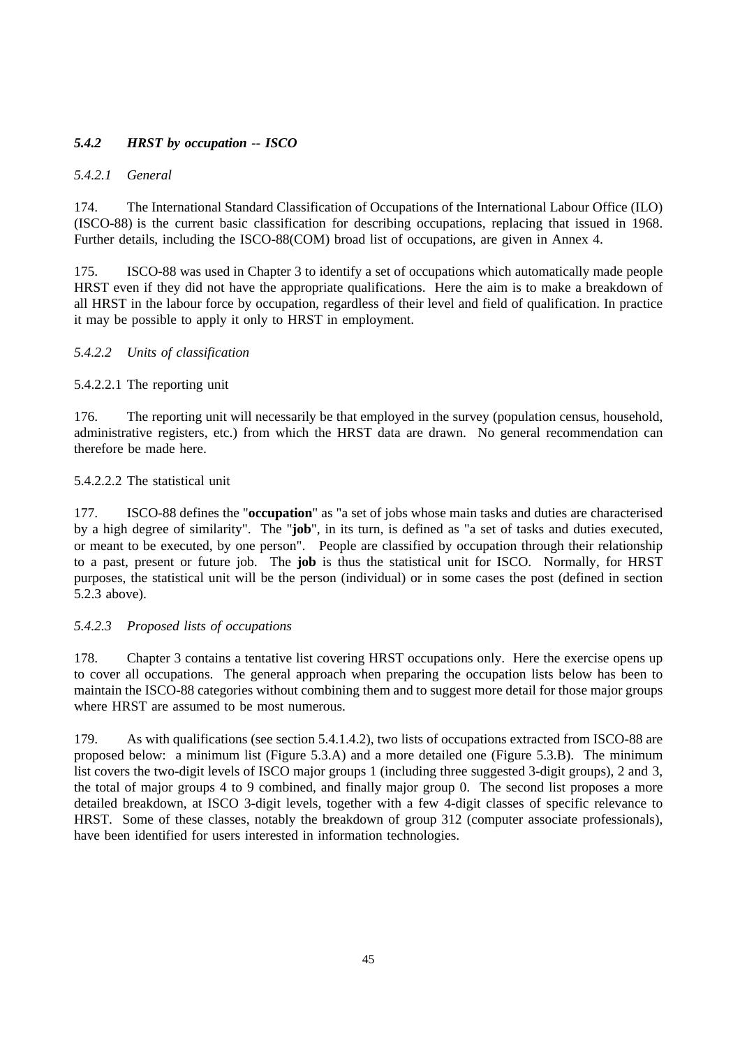### *5.4.2 HRST by occupation -- ISCO*

#### *5.4.2.1 General*

174. The International Standard Classification of Occupations of the International Labour Office (ILO) (ISCO-88) is the current basic classification for describing occupations, replacing that issued in 1968. Further details, including the ISCO-88(COM) broad list of occupations, are given in Annex 4.

175. ISCO-88 was used in Chapter 3 to identify a set of occupations which automatically made people HRST even if they did not have the appropriate qualifications. Here the aim is to make a breakdown of all HRST in the labour force by occupation, regardless of their level and field of qualification. In practice it may be possible to apply it only to HRST in employment.

#### *5.4.2.2 Units of classification*

5.4.2.2.1 The reporting unit

176. The reporting unit will necessarily be that employed in the survey (population census, household, administrative registers, etc.) from which the HRST data are drawn. No general recommendation can therefore be made here.

5.4.2.2.2 The statistical unit

177. ISCO-88 defines the "**occupation**" as "a set of jobs whose main tasks and duties are characterised by a high degree of similarity". The "**job**", in its turn, is defined as "a set of tasks and duties executed, or meant to be executed, by one person". People are classified by occupation through their relationship to a past, present or future job. The **job** is thus the statistical unit for ISCO. Normally, for HRST purposes, the statistical unit will be the person (individual) or in some cases the post (defined in section 5.2.3 above).

#### *5.4.2.3 Proposed lists of occupations*

178. Chapter 3 contains a tentative list covering HRST occupations only. Here the exercise opens up to cover all occupations. The general approach when preparing the occupation lists below has been to maintain the ISCO-88 categories without combining them and to suggest more detail for those major groups where HRST are assumed to be most numerous.

179. As with qualifications (see section 5.4.1.4.2), two lists of occupations extracted from ISCO-88 are proposed below: a minimum list (Figure 5.3.A) and a more detailed one (Figure 5.3.B). The minimum list covers the two-digit levels of ISCO major groups 1 (including three suggested 3-digit groups), 2 and 3, the total of major groups 4 to 9 combined, and finally major group 0. The second list proposes a more detailed breakdown, at ISCO 3-digit levels, together with a few 4-digit classes of specific relevance to HRST. Some of these classes, notably the breakdown of group 312 (computer associate professionals), have been identified for users interested in information technologies.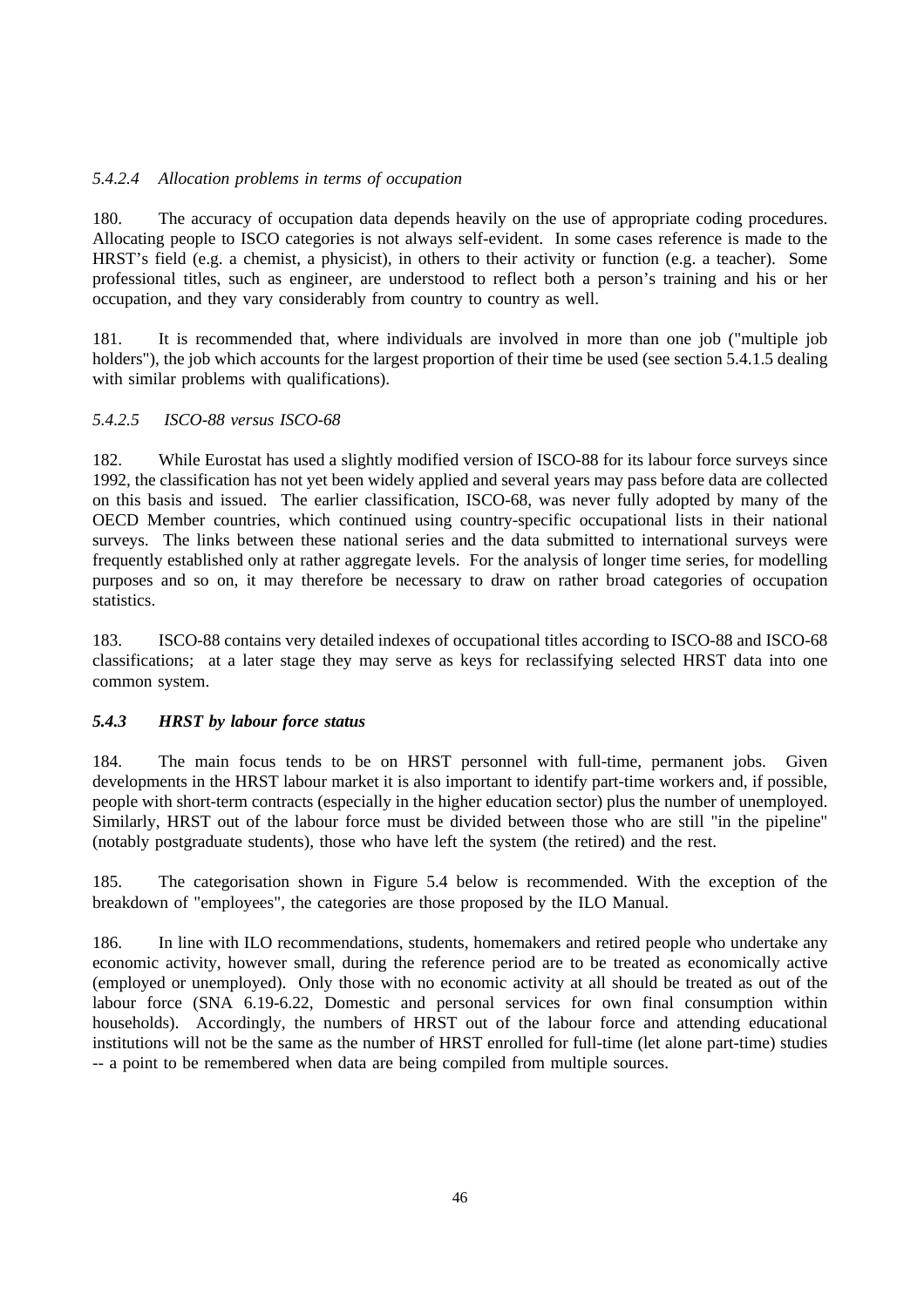#### *5.4.2.4 Allocation problems in terms of occupation*

180. The accuracy of occupation data depends heavily on the use of appropriate coding procedures. Allocating people to ISCO categories is not always self-evident. In some cases reference is made to the HRST's field (e.g. a chemist, a physicist), in others to their activity or function (e.g. a teacher). Some professional titles, such as engineer, are understood to reflect both a person's training and his or her occupation, and they vary considerably from country to country as well.

181. It is recommended that, where individuals are involved in more than one job ("multiple job holders"), the job which accounts for the largest proportion of their time be used (see section 5.4.1.5 dealing with similar problems with qualifications).

#### *5.4.2.5 ISCO-88 versus ISCO-68*

182. While Eurostat has used a slightly modified version of ISCO-88 for its labour force surveys since 1992, the classification has not yet been widely applied and several years may pass before data are collected on this basis and issued. The earlier classification, ISCO-68, was never fully adopted by many of the OECD Member countries, which continued using country-specific occupational lists in their national surveys. The links between these national series and the data submitted to international surveys were frequently established only at rather aggregate levels. For the analysis of longer time series, for modelling purposes and so on, it may therefore be necessary to draw on rather broad categories of occupation statistics.

183. ISCO-88 contains very detailed indexes of occupational titles according to ISCO-88 and ISCO-68 classifications; at a later stage they may serve as keys for reclassifying selected HRST data into one common system.

### *5.4.3 HRST by labour force status*

184. The main focus tends to be on HRST personnel with full-time, permanent jobs. Given developments in the HRST labour market it is also important to identify part-time workers and, if possible, people with short-term contracts (especially in the higher education sector) plus the number of unemployed. Similarly, HRST out of the labour force must be divided between those who are still "in the pipeline" (notably postgraduate students), those who have left the system (the retired) and the rest.

185. The categorisation shown in Figure 5.4 below is recommended. With the exception of the breakdown of "employees", the categories are those proposed by the ILO Manual.

186. In line with ILO recommendations, students, homemakers and retired people who undertake any economic activity, however small, during the reference period are to be treated as economically active (employed or unemployed). Only those with no economic activity at all should be treated as out of the labour force (SNA 6.19-6.22, Domestic and personal services for own final consumption within households). Accordingly, the numbers of HRST out of the labour force and attending educational institutions will not be the same as the number of HRST enrolled for full-time (let alone part-time) studies -- a point to be remembered when data are being compiled from multiple sources.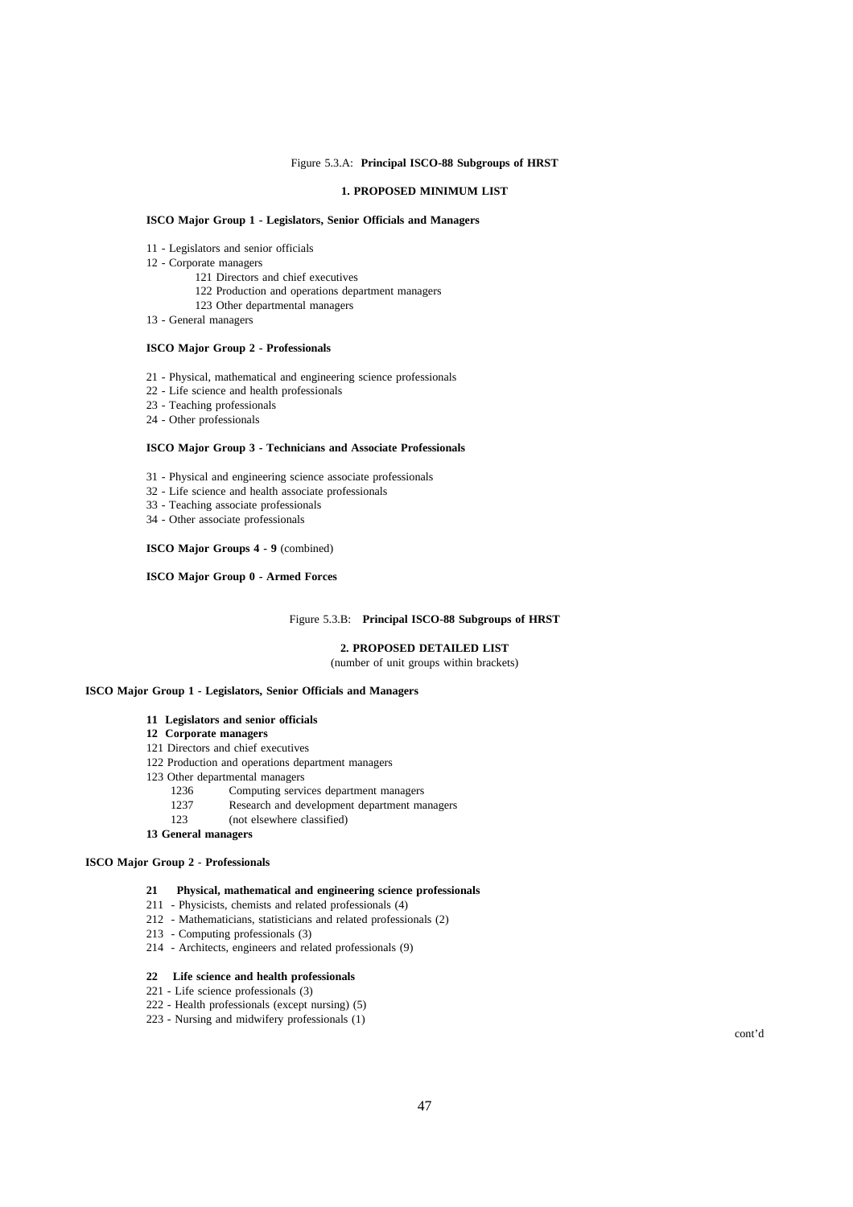Figure 5.3.A: **Principal ISCO-88 Subgroups of HRST**

**1. PROPOSED MINIMUM LIST**

**ISCO Major Group 1 - Legislators, Senior Officials and Managers**

- 11 - Legislators and senior officials
- 12 - Corporate managers
  - 121 Directors and chief executives
  - 122 Production and operations department managers
  - 123 Other departmental managers
- 13 - General managers

**ISCO Major Group 2 - Professionals**

- 21 - Physical, mathematical and engineering science professionals
- 22 - Life science and health professionals
- 23 - Teaching professionals
- 24 - Other professionals

**ISCO Major Group 3 - Technicians and Associate Professionals**

- 31 - Physical and engineering science associate professionals
- 32 - Life science and health associate professionals
- 33 - Teaching associate professionals
- 34 - Other associate professionals

**ISCO Major Groups 4 - 9** (combined)

**ISCO Major Group 0 - Armed Forces**

Figure 5.3.B: **Principal ISCO-88 Subgroups of HRST**

**2. PROPOSED DETAILED LIST**

(number of unit groups within brackets)

**ISCO Major Group 1 - Legislators, Senior Officials and Managers**

**11 Legislators and senior officials**

**12 Corporate managers**

121 Directors and chief executives

122 Production and operations department managers

123 Other departmental managers

- 1236 Computing services department managers
- 1237 Research and development department managers
- 123 (not elsewhere classified)

**13 General managers**

**ISCO Major Group 2 - Professionals**

**21 Physical, mathematical and engineering science professionals**

- 211 - Physicists, chemists and related professionals (4)
- 212 - Mathematicians, statisticians and related professionals (2)
- 213 - Computing professionals (3)
- 214 - Architects, engineers and related professionals (9)

**22 Life science and health professionals**

- 221 - Life science professionals (3)
- 222 - Health professionals (except nursing) (5)
- 223 - Nursing and midwifery professionals (1)

cont'd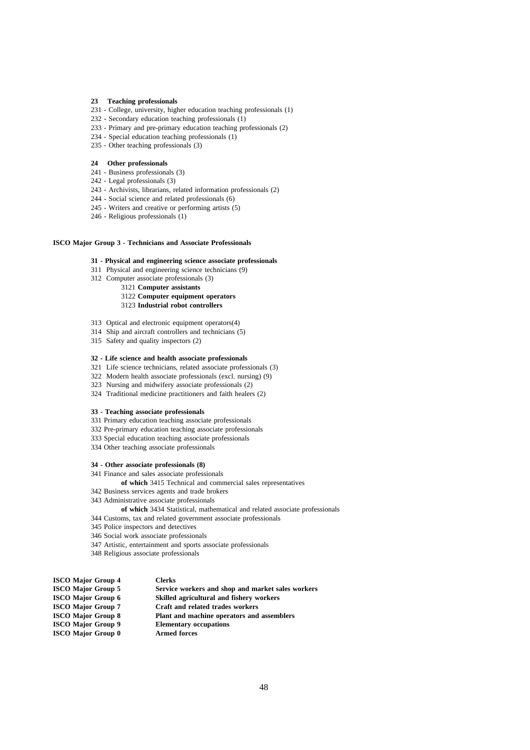**23 Teaching professionals**

231 - College, university, higher education teaching professionals (1)
232 - Secondary education teaching professionals (1)
233 - Primary and pre-primary education teaching professionals (2)
234 - Special education teaching professionals (1)
235 - Other teaching professionals (3)

**24 Other professionals**

241 - Business professionals (3)
242 - Legal professionals (3)
243 - Archivists, librarians, related information professionals (2)
244 - Social science and related professionals (6)
245 - Writers and creative or performing artists (5)
246 - Religious professionals (1)

**ISCO Major Group 3 - Technicians and Associate Professionals**

**31 - Physical and engineering science associate professionals**

311 Physical and engineering science technicians (9)
312 Computer associate professionals (3)

  3121 **Computer assistants**
  3122 **Computer equipment operators**
  3123 **Industrial robot controllers**

313 Optical and electronic equipment operators(4)
314 Ship and aircraft controllers and technicians (5)
315 Safety and quality inspectors (2)

**32 - Life science and health associate professionals**

321 Life science technicians, related associate professionals (3)
322 Modern health associate professionals (excl. nursing) (9)
323 Nursing and midwifery associate professionals (2)
324 Traditional medicine practitioners and faith healers (2)

**33 - Teaching associate professionals**

331 Primary education teaching associate professionals
332 Pre-primary education teaching associate professionals
333 Special education teaching associate professionals
334 Other teaching associate professionals

**34 - Other associate professionals (8)**

341 Finance and sales associate professionals

  **of which** 3415 Technical and commercial sales representatives

342 Business services agents and trade brokers
343 Administrative associate professionals

  **of which** 3434 Statistical, mathematical and related associate professionals

344 Customs, tax and related government associate professionals
345 Police inspectors and detectives
346 Social work associate professionals
347 Artistic, entertainment and sports associate professionals
348 Religious associate professionals

**ISCO Major Group 4** **Clerks**
**ISCO Major Group 5** **Service workers and shop and market sales workers**
**ISCO Major Group 6** **Skilled agricultural and fishery workers**
**ISCO Major Group 7** **Craft and related trades workers**
**ISCO Major Group 8** **Plant and machine operators and assemblers**
**ISCO Major Group 9** **Elementary occupations**
**ISCO Major Group 0** **Armed forces**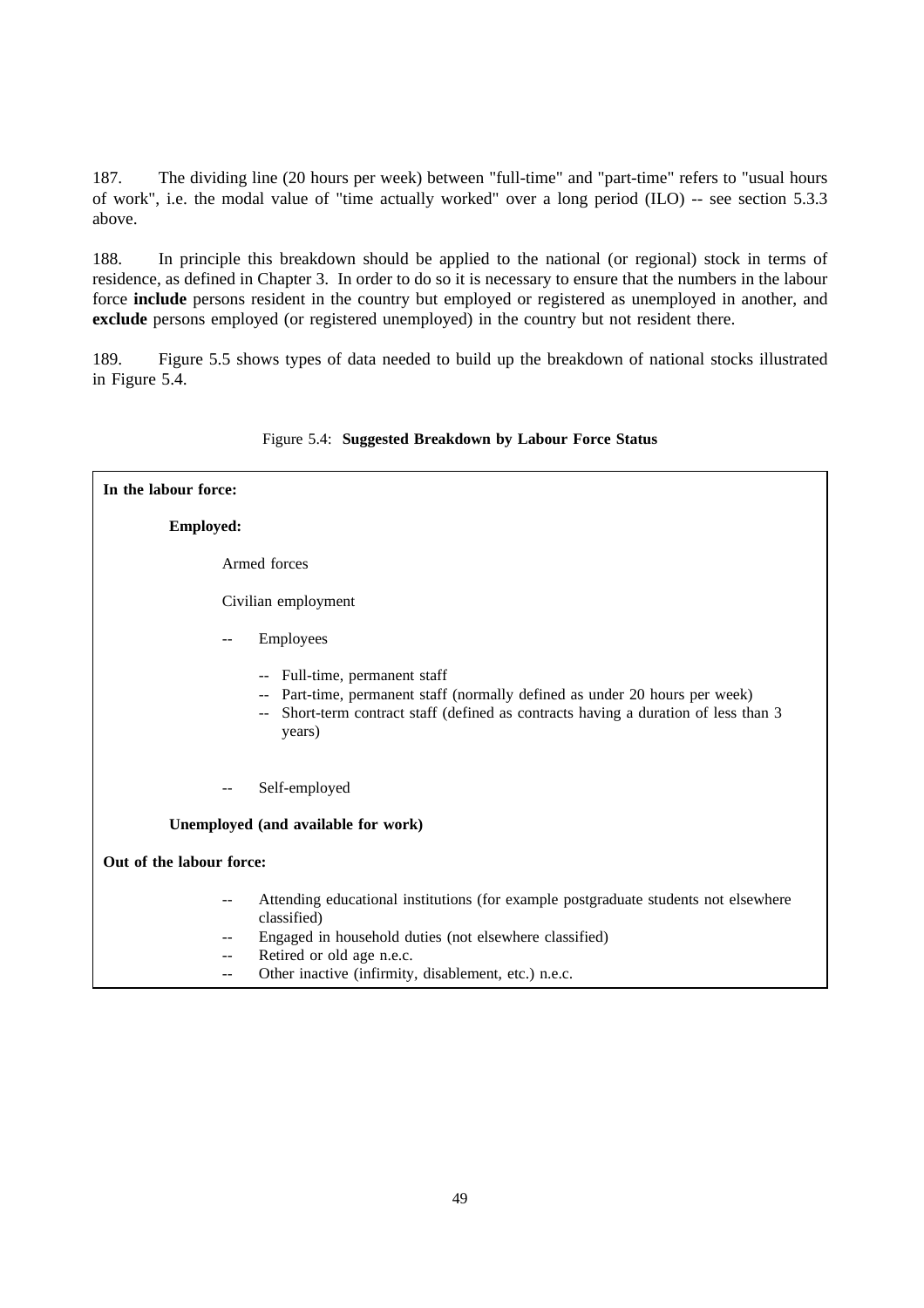187. The dividing line (20 hours per week) between "full-time" and "part-time" refers to "usual hours of work", i.e. the modal value of "time actually worked" over a long period (ILO) -- see section 5.3.3 above.

188. In principle this breakdown should be applied to the national (or regional) stock in terms of residence, as defined in Chapter 3. In order to do so it is necessary to ensure that the numbers in the labour force **include** persons resident in the country but employed or registered as unemployed in another, and **exclude** persons employed (or registered unemployed) in the country but not resident there.

189. Figure 5.5 shows types of data needed to build up the breakdown of national stocks illustrated in Figure 5.4.

Figure 5.4: **Suggested Breakdown by Labour Force Status**

**In the labour force:**

- **Employed:**
  - Armed forces
  - Civilian employment
    - -- Employees
      - -- Full-time, permanent staff
      - -- Part-time, permanent staff (normally defined as under 20 hours per week)
      - -- Short-term contract staff (defined as contracts having a duration of less than 3 years)
    - -- Self-employed
- **Unemployed (and available for work)**

**Out of the labour force:**

- -- Attending educational institutions (for example postgraduate students not elsewhere classified)
- -- Engaged in household duties (not elsewhere classified)
- -- Retired or old age n.e.c.
- -- Other inactive (infirmity, disablement, etc.) n.e.c.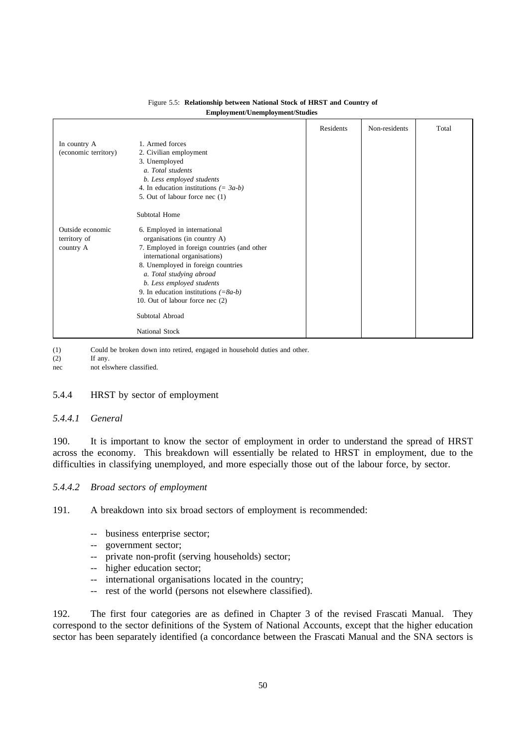Figure 5.5: **Relationship between National Stock of HRST and Country of Employment/Unemployment/Studies**

| | | Residents | Non-residents | Total |
|---|---|---|---|---|
| In country A (economic territory) | 1. Armed forces | | | |
| | 2. Civilian employment | | | |
| | 3. Unemployed | | | |
| | *a. Total students* | | | |
| | *b. Less employed students* | | | |
| | 4. In education institutions *(= 3a-b)* | | | |
| | 5. Out of labour force nec (1) | | | |
| | Subtotal Home | | | |
| Outside economic territory of country A | 6. Employed in international organisations (in country A) | | | |
| | 7. Employed in foreign countries (and other international organisations) | | | |
| | 8. Unemployed in foreign countries | | | |
| | *a. Total studying abroad* | | | |
| | *b. Less employed students* | | | |
| | 9. In education institutions *(=8a-b)* | | | |
| | 10. Out of labour force nec (2) | | | |
| | Subtotal Abroad | | | |
| | National Stock | | | |

(1) Could be broken down into retired, engaged in household duties and other.
(2) If any.
nec not elswhere classified.

### 5.4.4 HRST by sector of employment

#### *5.4.4.1 General*

190. It is important to know the sector of employment in order to understand the spread of HRST across the economy. This breakdown will essentially be related to HRST in employment, due to the difficulties in classifying unemployed, and more especially those out of the labour force, by sector.

#### *5.4.4.2 Broad sectors of employment*

191. A breakdown into six broad sectors of employment is recommended:

-- business enterprise sector;
-- government sector;
-- private non-profit (serving households) sector;
-- higher education sector;
-- international organisations located in the country;
-- rest of the world (persons not elsewhere classified).

192. The first four categories are as defined in Chapter 3 of the revised Frascati Manual. They correspond to the sector definitions of the System of National Accounts, except that the higher education sector has been separately identified (a concordance between the Frascati Manual and the SNA sectors is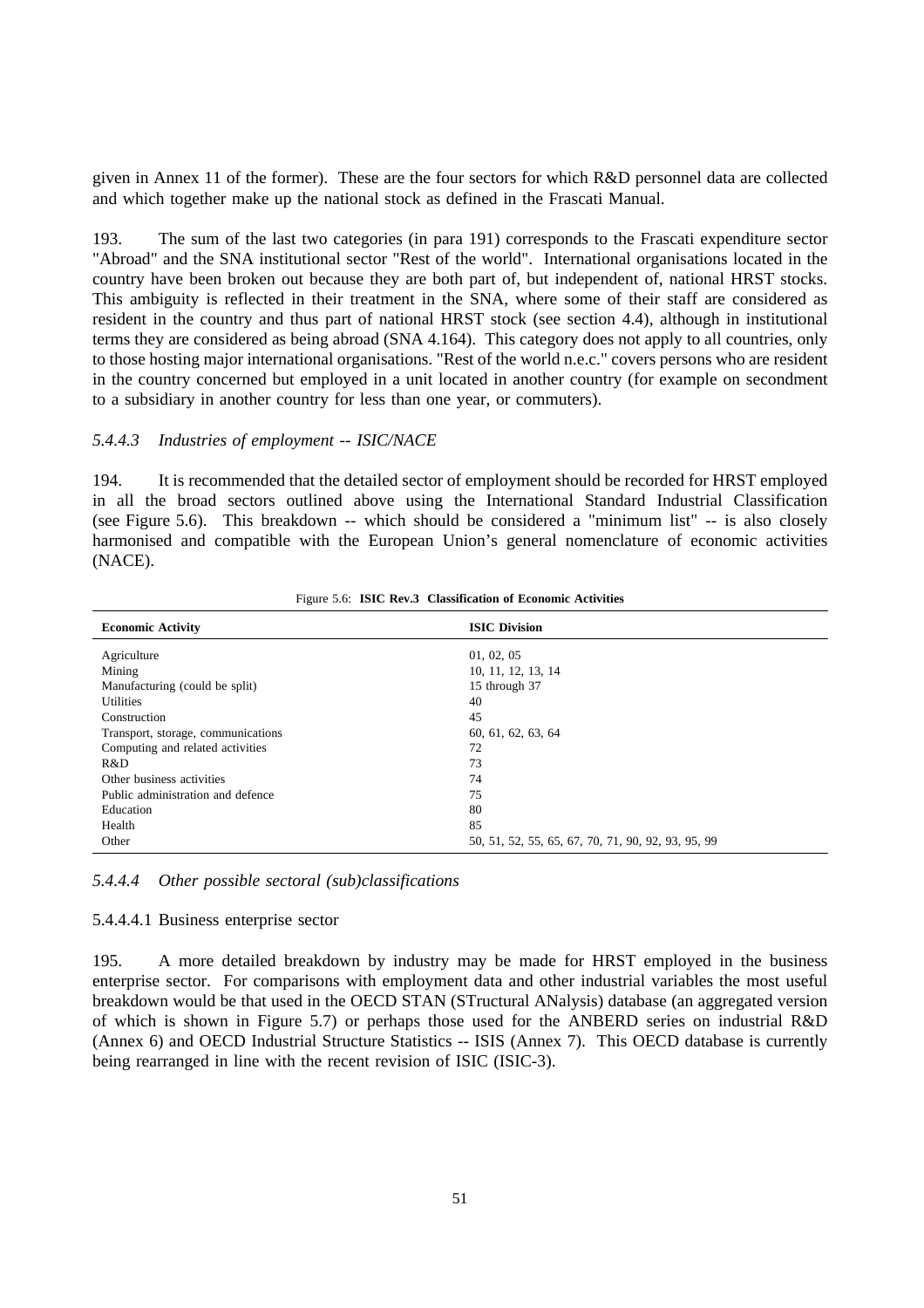given in Annex 11 of the former). These are the four sectors for which R&D personnel data are collected and which together make up the national stock as defined in the Frascati Manual.

193. The sum of the last two categories (in para 191) corresponds to the Frascati expenditure sector "Abroad" and the SNA institutional sector "Rest of the world". International organisations located in the country have been broken out because they are both part of, but independent of, national HRST stocks. This ambiguity is reflected in their treatment in the SNA, where some of their staff are considered as resident in the country and thus part of national HRST stock (see section 4.4), although in institutional terms they are considered as being abroad (SNA 4.164). This category does not apply to all countries, only to those hosting major international organisations. "Rest of the world n.e.c." covers persons who are resident in the country concerned but employed in a unit located in another country (for example on secondment to a subsidiary in another country for less than one year, or commuters).

#### *5.4.4.3 Industries of employment -- ISIC/NACE*

194. It is recommended that the detailed sector of employment should be recorded for HRST employed in all the broad sectors outlined above using the International Standard Industrial Classification (see Figure 5.6). This breakdown -- which should be considered a "minimum list" -- is also closely harmonised and compatible with the European Union’s general nomenclature of economic activities (NACE).

Figure 5.6: **ISIC Rev.3 Classification of Economic Activities**

| Economic Activity | ISIC Division |
|---|---|
| Agriculture | 01, 02, 05 |
| Mining | 10, 11, 12, 13, 14 |
| Manufacturing (could be split) | 15 through 37 |
| Utilities | 40 |
| Construction | 45 |
| Transport, storage, communications | 60, 61, 62, 63, 64 |
| Computing and related activities | 72 |
| R&D | 73 |
| Other business activities | 74 |
| Public administration and defence | 75 |
| Education | 80 |
| Health | 85 |
| Other | 50, 51, 52, 55, 65, 67, 70, 71, 90, 92, 93, 95, 99 |

#### *5.4.4.4 Other possible sectoral (sub)classifications*

##### 5.4.4.4.1 Business enterprise sector

195. A more detailed breakdown by industry may be made for HRST employed in the business enterprise sector. For comparisons with employment data and other industrial variables the most useful breakdown would be that used in the OECD STAN (STructural ANalysis) database (an aggregated version of which is shown in Figure 5.7) or perhaps those used for the ANBERD series on industrial R&D (Annex 6) and OECD Industrial Structure Statistics -- ISIS (Annex 7). This OECD database is currently being rearranged in line with the recent revision of ISIC (ISIC-3).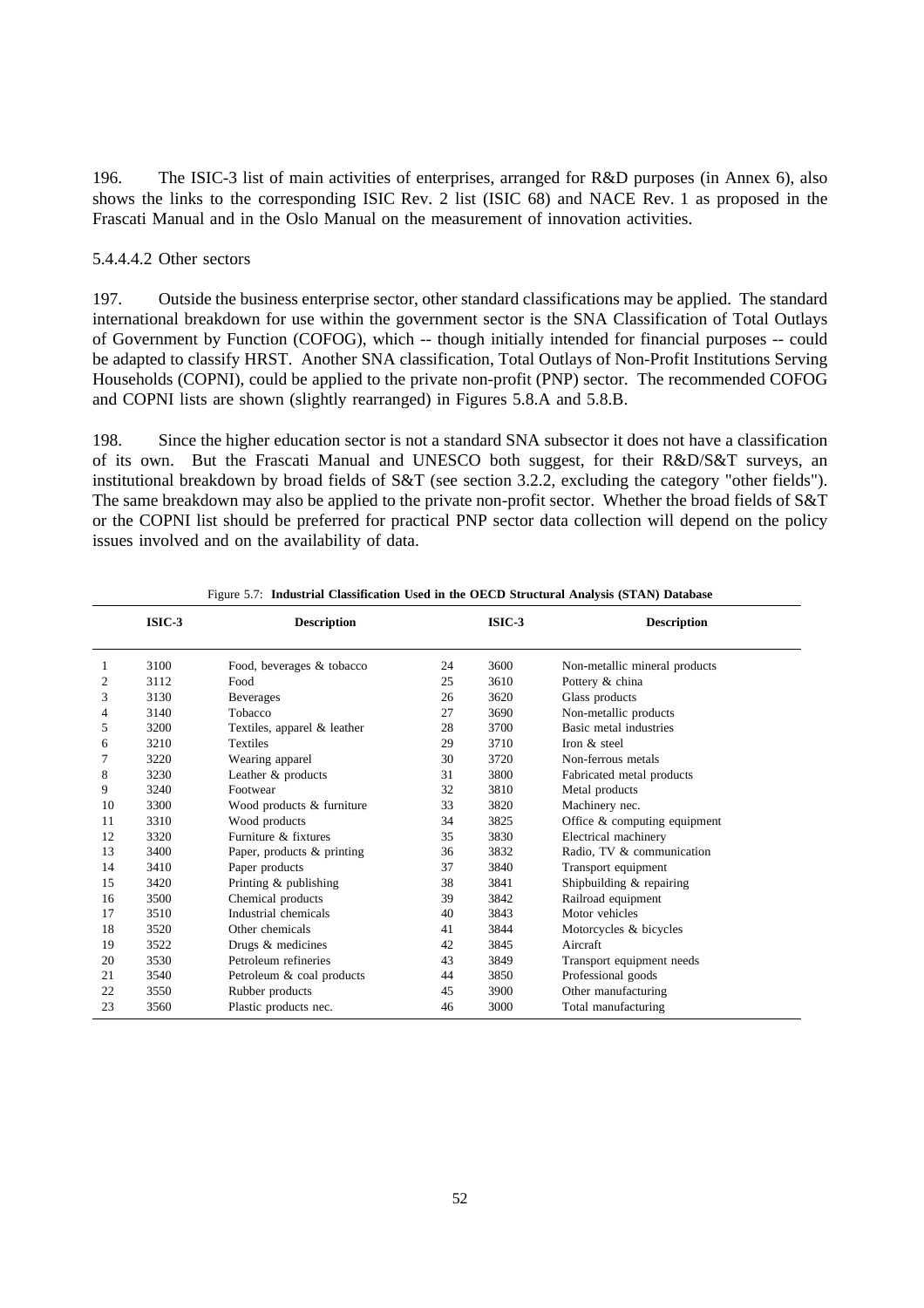196. The ISIC-3 list of main activities of enterprises, arranged for R&D purposes (in Annex 6), also shows the links to the corresponding ISIC Rev. 2 list (ISIC 68) and NACE Rev. 1 as proposed in the Frascati Manual and in the Oslo Manual on the measurement of innovation activities.

5.4.4.4.2 Other sectors

197. Outside the business enterprise sector, other standard classifications may be applied. The standard international breakdown for use within the government sector is the SNA Classification of Total Outlays of Government by Function (COFOG), which -- though initially intended for financial purposes -- could be adapted to classify HRST. Another SNA classification, Total Outlays of Non-Profit Institutions Serving Households (COPNI), could be applied to the private non-profit (PNP) sector. The recommended COFOG and COPNI lists are shown (slightly rearranged) in Figures 5.8.A and 5.8.B.

198. Since the higher education sector is not a standard SNA subsector it does not have a classification of its own. But the Frascati Manual and UNESCO both suggest, for their R&D/S&T surveys, an institutional breakdown by broad fields of S&T (see section 3.2.2, excluding the category "other fields"). The same breakdown may also be applied to the private non-profit sector. Whether the broad fields of S&T or the COPNI list should be preferred for practical PNP sector data collection will depend on the policy issues involved and on the availability of data.

Figure 5.7: **Industrial Classification Used in the OECD Structural Analysis (STAN) Database**

| | ISIC-3 | Description | | ISIC-3 | Description |
|---|---|---|---|---|---|
| 1 | 3100 | Food, beverages & tobacco | 24 | 3600 | Non-metallic mineral products |
| 2 | 3112 | Food | 25 | 3610 | Pottery & china |
| 3 | 3130 | Beverages | 26 | 3620 | Glass products |
| 4 | 3140 | Tobacco | 27 | 3690 | Non-metallic products |
| 5 | 3200 | Textiles, apparel & leather | 28 | 3700 | Basic metal industries |
| 6 | 3210 | Textiles | 29 | 3710 | Iron & steel |
| 7 | 3220 | Wearing apparel | 30 | 3720 | Non-ferrous metals |
| 8 | 3230 | Leather & products | 31 | 3800 | Fabricated metal products |
| 9 | 3240 | Footwear | 32 | 3810 | Metal products |
| 10 | 3300 | Wood products & furniture | 33 | 3820 | Machinery nec. |
| 11 | 3310 | Wood products | 34 | 3825 | Office & computing equipment |
| 12 | 3320 | Furniture & fixtures | 35 | 3830 | Electrical machinery |
| 13 | 3400 | Paper, products & printing | 36 | 3832 | Radio, TV & communication |
| 14 | 3410 | Paper products | 37 | 3840 | Transport equipment |
| 15 | 3420 | Printing & publishing | 38 | 3841 | Shipbuilding & repairing |
| 16 | 3500 | Chemical products | 39 | 3842 | Railroad equipment |
| 17 | 3510 | Industrial chemicals | 40 | 3843 | Motor vehicles |
| 18 | 3520 | Other chemicals | 41 | 3844 | Motorcycles & bicycles |
| 19 | 3522 | Drugs & medicines | 42 | 3845 | Aircraft |
| 20 | 3530 | Petroleum refineries | 43 | 3849 | Transport equipment needs |
| 21 | 3540 | Petroleum & coal products | 44 | 3850 | Professional goods |
| 22 | 3550 | Rubber products | 45 | 3900 | Other manufacturing |
| 23 | 3560 | Plastic products nec. | 46 | 3000 | Total manufacturing |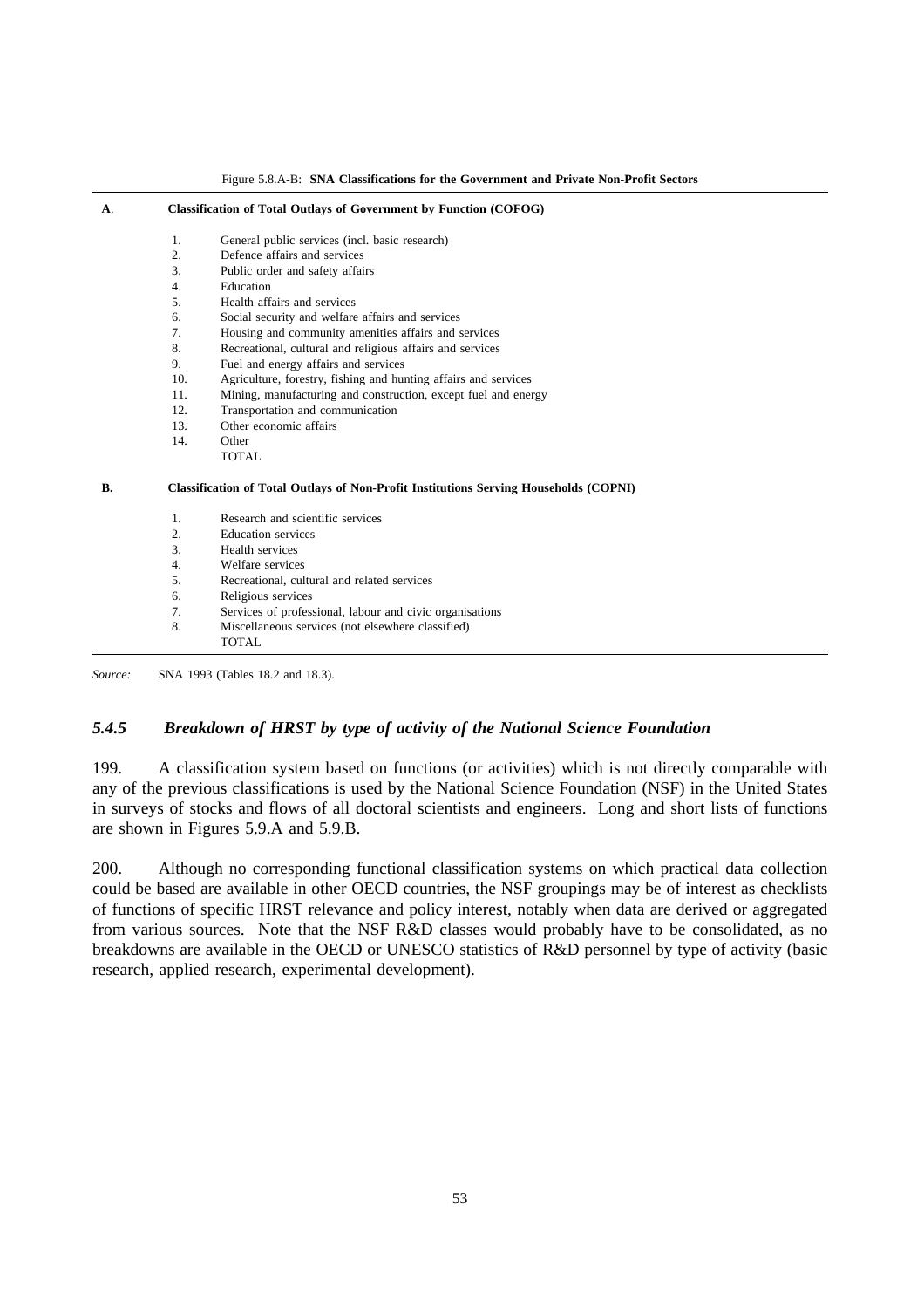Figure 5.8.A-B: **SNA Classifications for the Government and Private Non-Profit Sectors**

**A. Classification of Total Outlays of Government by Function (COFOG)**

1. General public services (incl. basic research)
2. Defence affairs and services
3. Public order and safety affairs
4. Education
5. Health affairs and services
6. Social security and welfare affairs and services
7. Housing and community amenities affairs and services
8. Recreational, cultural and religious affairs and services
9. Fuel and energy affairs and services
10. Agriculture, forestry, fishing and hunting affairs and services
11. Mining, manufacturing and construction, except fuel and energy
12. Transportation and communication
13. Other economic affairs
14. Other

TOTAL

**B. Classification of Total Outlays of Non-Profit Institutions Serving Households (COPNI)**

1. Research and scientific services
2. Education services
3. Health services
4. Welfare services
5. Recreational, cultural and related services
6. Religious services
7. Services of professional, labour and civic organisations
8. Miscellaneous services (not elsewhere classified)

TOTAL

*Source:* SNA 1993 (Tables 18.2 and 18.3).

### *5.4.5 Breakdown of HRST by type of activity of the National Science Foundation*

199. A classification system based on functions (or activities) which is not directly comparable with any of the previous classifications is used by the National Science Foundation (NSF) in the United States in surveys of stocks and flows of all doctoral scientists and engineers. Long and short lists of functions are shown in Figures 5.9.A and 5.9.B.

200. Although no corresponding functional classification systems on which practical data collection could be based are available in other OECD countries, the NSF groupings may be of interest as checklists of functions of specific HRST relevance and policy interest, notably when data are derived or aggregated from various sources. Note that the NSF R&D classes would probably have to be consolidated, as no breakdowns are available in the OECD or UNESCO statistics of R&D personnel by type of activity (basic research, applied research, experimental development).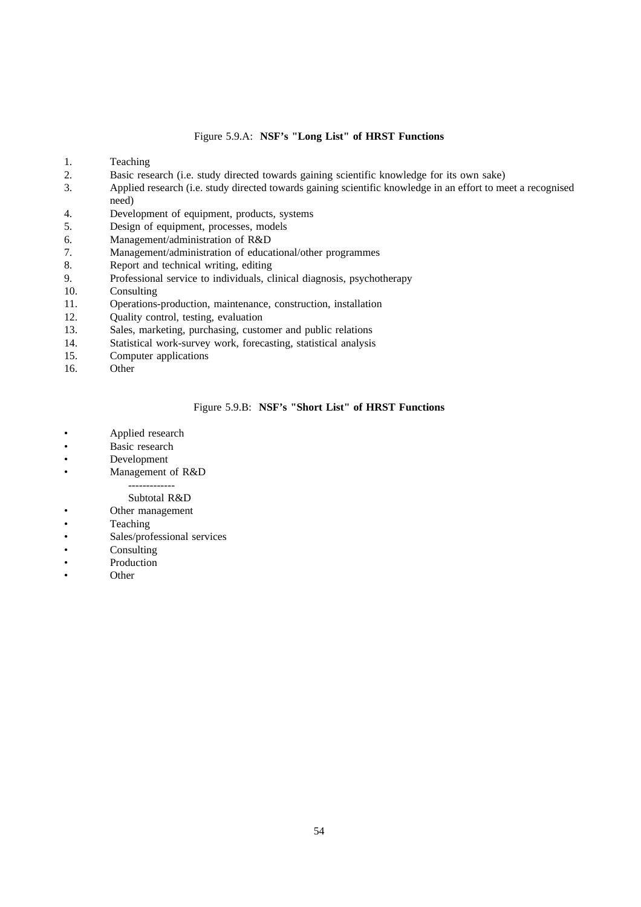Figure 5.9.A: **NSF's "Long List" of HRST Functions**

1. Teaching
2. Basic research (i.e. study directed towards gaining scientific knowledge for its own sake)
3. Applied research (i.e. study directed towards gaining scientific knowledge in an effort to meet a recognised need)
4. Development of equipment, products, systems
5. Design of equipment, processes, models
6. Management/administration of R&D
7. Management/administration of educational/other programmes
8. Report and technical writing, editing
9. Professional service to individuals, clinical diagnosis, psychotherapy
10. Consulting
11. Operations-production, maintenance, construction, installation
12. Quality control, testing, evaluation
13. Sales, marketing, purchasing, customer and public relations
14. Statistical work-survey work, forecasting, statistical analysis
15. Computer applications
16. Other

Figure 5.9.B: **NSF's "Short List" of HRST Functions**

- Applied research
- Basic research
- Development
- Management of R&D

  -------------

  Subtotal R&D
- Other management
- Teaching
- Sales/professional services
- Consulting
- Production
- Other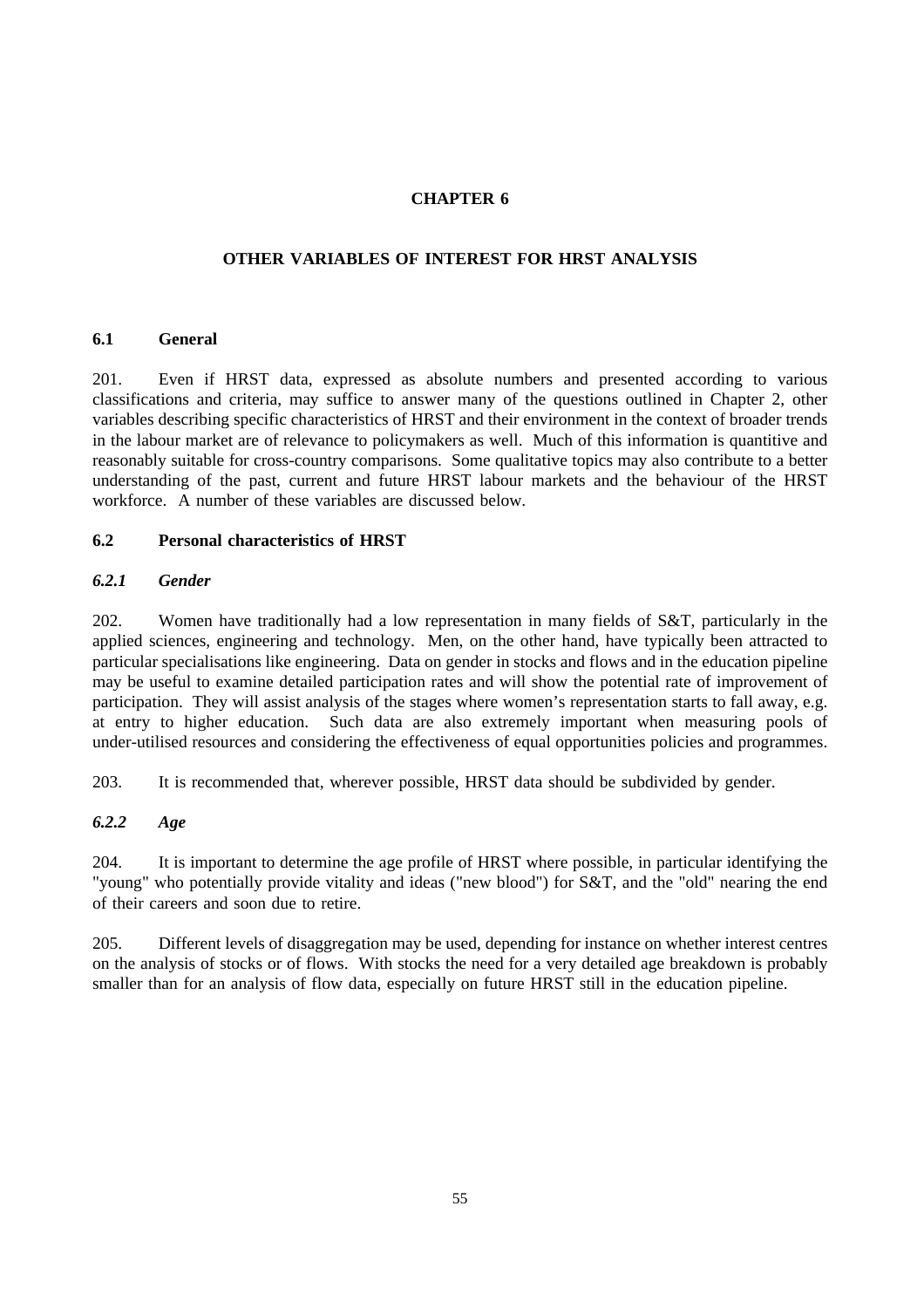# CHAPTER 6

## OTHER VARIABLES OF INTEREST FOR HRST ANALYSIS

### 6.1 General

201. Even if HRST data, expressed as absolute numbers and presented according to various classifications and criteria, may suffice to answer many of the questions outlined in Chapter 2, other variables describing specific characteristics of HRST and their environment in the context of broader trends in the labour market are of relevance to policymakers as well. Much of this information is quantitive and reasonably suitable for cross-country comparisons. Some qualitative topics may also contribute to a better understanding of the past, current and future HRST labour markets and the behaviour of the HRST workforce. A number of these variables are discussed below.

### 6.2 Personal characteristics of HRST

#### *6.2.1 Gender*

202. Women have traditionally had a low representation in many fields of S&T, particularly in the applied sciences, engineering and technology. Men, on the other hand, have typically been attracted to particular specialisations like engineering. Data on gender in stocks and flows and in the education pipeline may be useful to examine detailed participation rates and will show the potential rate of improvement of participation. They will assist analysis of the stages where women's representation starts to fall away, e.g. at entry to higher education. Such data are also extremely important when measuring pools of under-utilised resources and considering the effectiveness of equal opportunities policies and programmes.

203. It is recommended that, wherever possible, HRST data should be subdivided by gender.

#### *6.2.2 Age*

204. It is important to determine the age profile of HRST where possible, in particular identifying the "young" who potentially provide vitality and ideas ("new blood") for S&T, and the "old" nearing the end of their careers and soon due to retire.

205. Different levels of disaggregation may be used, depending for instance on whether interest centres on the analysis of stocks or of flows. With stocks the need for a very detailed age breakdown is probably smaller than for an analysis of flow data, especially on future HRST still in the education pipeline.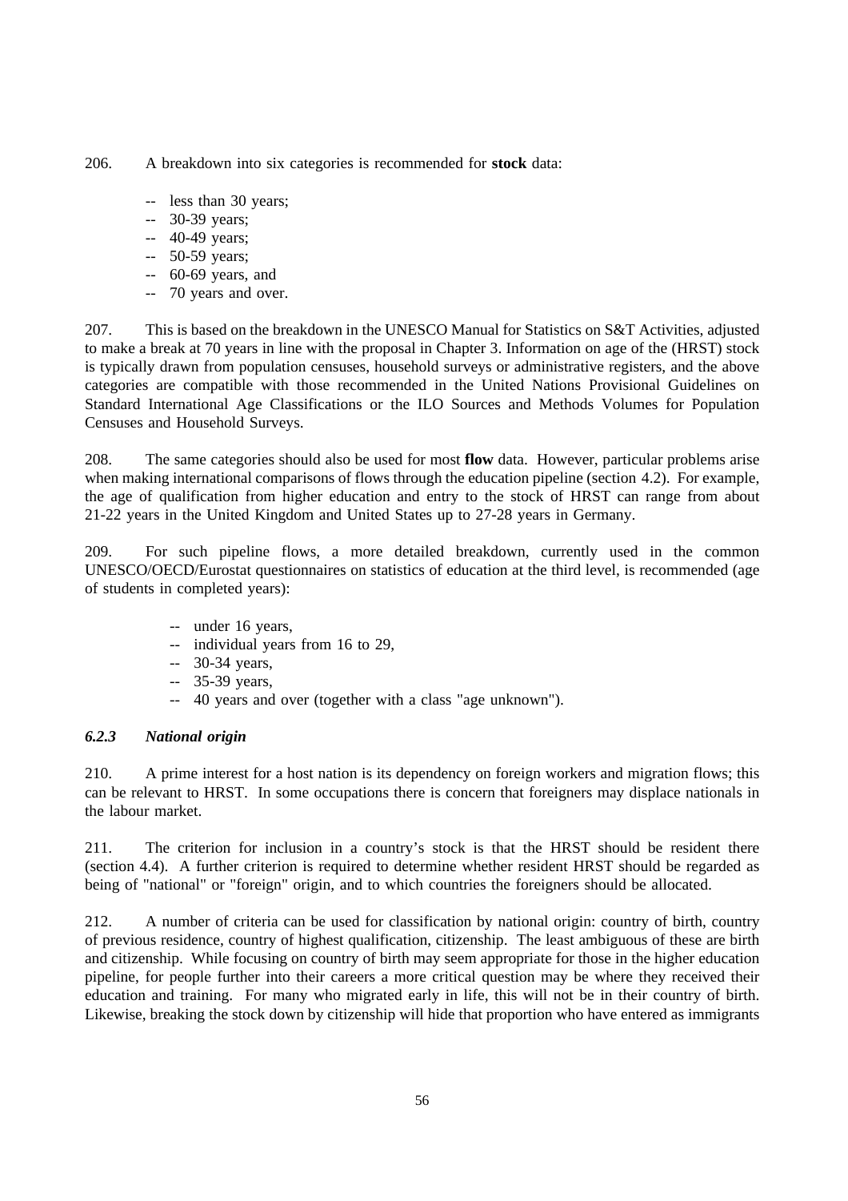206. A breakdown into six categories is recommended for **stock** data:

- -- less than 30 years;
- -- 30-39 years;
- -- 40-49 years;
- -- 50-59 years;
- -- 60-69 years, and
- -- 70 years and over.

207. This is based on the breakdown in the UNESCO Manual for Statistics on S&T Activities, adjusted to make a break at 70 years in line with the proposal in Chapter 3. Information on age of the (HRST) stock is typically drawn from population censuses, household surveys or administrative registers, and the above categories are compatible with those recommended in the United Nations Provisional Guidelines on Standard International Age Classifications or the ILO Sources and Methods Volumes for Population Censuses and Household Surveys.

208. The same categories should also be used for most **flow** data. However, particular problems arise when making international comparisons of flows through the education pipeline (section 4.2). For example, the age of qualification from higher education and entry to the stock of HRST can range from about 21-22 years in the United Kingdom and United States up to 27-28 years in Germany.

209. For such pipeline flows, a more detailed breakdown, currently used in the common UNESCO/OECD/Eurostat questionnaires on statistics of education at the third level, is recommended (age of students in completed years):

- -- under 16 years,
- -- individual years from 16 to 29,
- -- 30-34 years,
- -- 35-39 years,
- -- 40 years and over (together with a class "age unknown").

### *6.2.3 National origin*

210. A prime interest for a host nation is its dependency on foreign workers and migration flows; this can be relevant to HRST. In some occupations there is concern that foreigners may displace nationals in the labour market.

211. The criterion for inclusion in a country's stock is that the HRST should be resident there (section 4.4). A further criterion is required to determine whether resident HRST should be regarded as being of "national" or "foreign" origin, and to which countries the foreigners should be allocated.

212. A number of criteria can be used for classification by national origin: country of birth, country of previous residence, country of highest qualification, citizenship. The least ambiguous of these are birth and citizenship. While focusing on country of birth may seem appropriate for those in the higher education pipeline, for people further into their careers a more critical question may be where they received their education and training. For many who migrated early in life, this will not be in their country of birth. Likewise, breaking the stock down by citizenship will hide that proportion who have entered as immigrants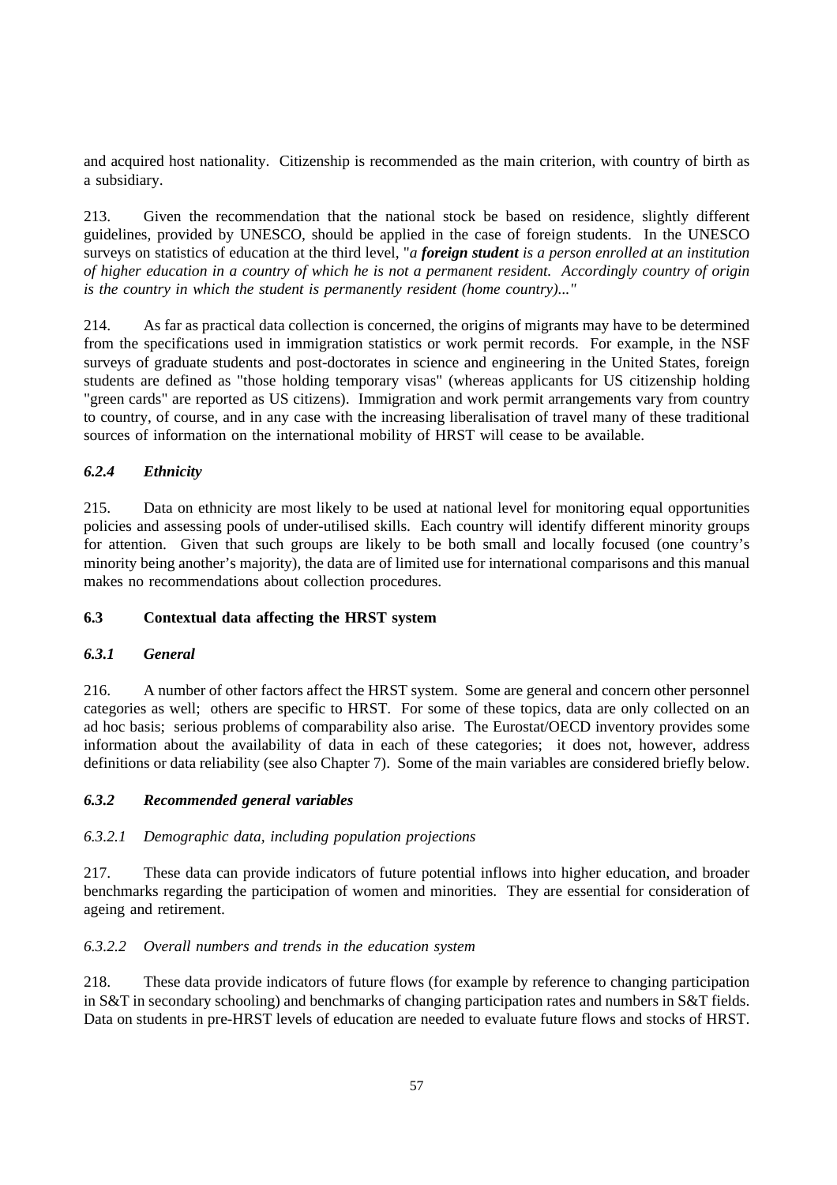and acquired host nationality. Citizenship is recommended as the main criterion, with country of birth as a subsidiary.

213. Given the recommendation that the national stock be based on residence, slightly different guidelines, provided by UNESCO, should be applied in the case of foreign students. In the UNESCO surveys on statistics of education at the third level, "*a **foreign student** is a person enrolled at an institution of higher education in a country of which he is not a permanent resident. Accordingly country of origin is the country in which the student is permanently resident (home country)...*"

214. As far as practical data collection is concerned, the origins of migrants may have to be determined from the specifications used in immigration statistics or work permit records. For example, in the NSF surveys of graduate students and post-doctorates in science and engineering in the United States, foreign students are defined as "those holding temporary visas" (whereas applicants for US citizenship holding "green cards" are reported as US citizens). Immigration and work permit arrangements vary from country to country, of course, and in any case with the increasing liberalisation of travel many of these traditional sources of information on the international mobility of HRST will cease to be available.

### *6.2.4 Ethnicity*

215. Data on ethnicity are most likely to be used at national level for monitoring equal opportunities policies and assessing pools of under-utilised skills. Each country will identify different minority groups for attention. Given that such groups are likely to be both small and locally focused (one country's minority being another's majority), the data are of limited use for international comparisons and this manual makes no recommendations about collection procedures.

## 6.3 Contextual data affecting the HRST system

### *6.3.1 General*

216. A number of other factors affect the HRST system. Some are general and concern other personnel categories as well; others are specific to HRST. For some of these topics, data are only collected on an ad hoc basis; serious problems of comparability also arise. The Eurostat/OECD inventory provides some information about the availability of data in each of these categories; it does not, however, address definitions or data reliability (see also Chapter 7). Some of the main variables are considered briefly below.

### *6.3.2 Recommended general variables*

#### *6.3.2.1 Demographic data, including population projections*

217. These data can provide indicators of future potential inflows into higher education, and broader benchmarks regarding the participation of women and minorities. They are essential for consideration of ageing and retirement.

#### *6.3.2.2 Overall numbers and trends in the education system*

218. These data provide indicators of future flows (for example by reference to changing participation in S&T in secondary schooling) and benchmarks of changing participation rates and numbers in S&T fields. Data on students in pre-HRST levels of education are needed to evaluate future flows and stocks of HRST.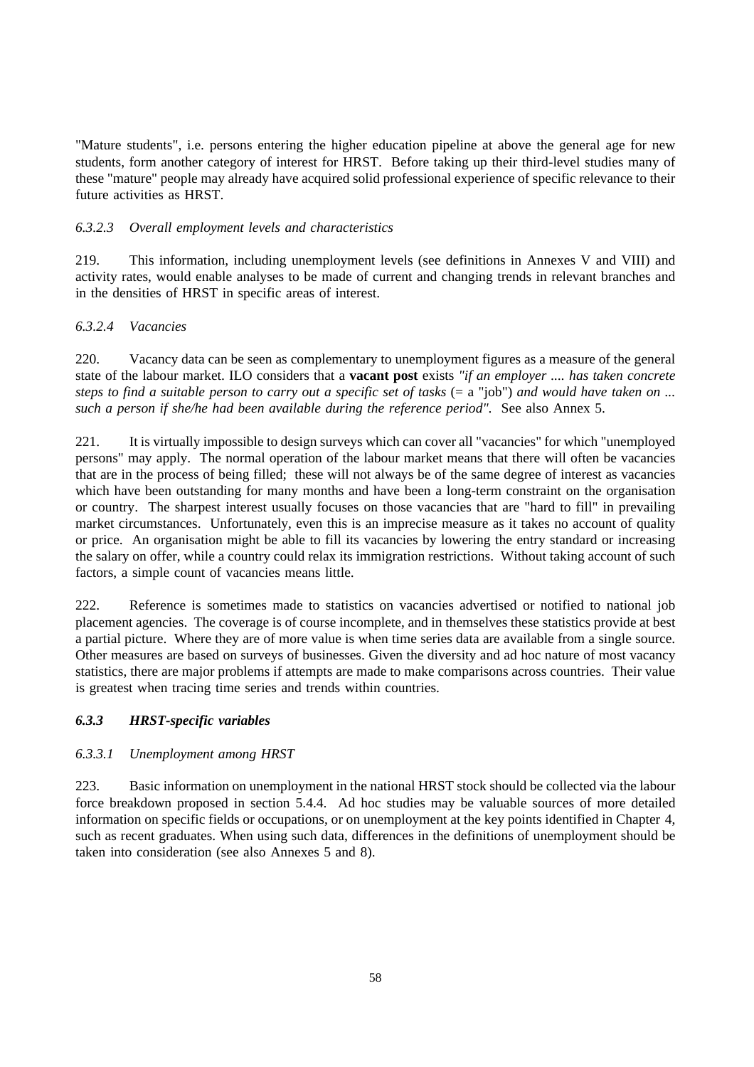"Mature students", i.e. persons entering the higher education pipeline at above the general age for new students, form another category of interest for HRST. Before taking up their third-level studies many of these "mature" people may already have acquired solid professional experience of specific relevance to their future activities as HRST.

#### *6.3.2.3 Overall employment levels and characteristics*

219. This information, including unemployment levels (see definitions in Annexes V and VIII) and activity rates, would enable analyses to be made of current and changing trends in relevant branches and in the densities of HRST in specific areas of interest.

#### *6.3.2.4 Vacancies*

220. Vacancy data can be seen as complementary to unemployment figures as a measure of the general state of the labour market. ILO considers that a **vacant post** exists *"if an employer .... has taken concrete steps to find a suitable person to carry out a specific set of tasks* (= a "job") *and would have taken on ... such a person if she/he had been available during the reference period".* See also Annex 5.

221. It is virtually impossible to design surveys which can cover all "vacancies" for which "unemployed persons" may apply. The normal operation of the labour market means that there will often be vacancies that are in the process of being filled; these will not always be of the same degree of interest as vacancies which have been outstanding for many months and have been a long-term constraint on the organisation or country. The sharpest interest usually focuses on those vacancies that are "hard to fill" in prevailing market circumstances. Unfortunately, even this is an imprecise measure as it takes no account of quality or price. An organisation might be able to fill its vacancies by lowering the entry standard or increasing the salary on offer, while a country could relax its immigration restrictions. Without taking account of such factors, a simple count of vacancies means little.

222. Reference is sometimes made to statistics on vacancies advertised or notified to national job placement agencies. The coverage is of course incomplete, and in themselves these statistics provide at best a partial picture. Where they are of more value is when time series data are available from a single source. Other measures are based on surveys of businesses. Given the diversity and ad hoc nature of most vacancy statistics, there are major problems if attempts are made to make comparisons across countries. Their value is greatest when tracing time series and trends within countries.

### *6.3.3 HRST-specific variables*

#### *6.3.3.1 Unemployment among HRST*

223. Basic information on unemployment in the national HRST stock should be collected via the labour force breakdown proposed in section 5.4.4. Ad hoc studies may be valuable sources of more detailed information on specific fields or occupations, or on unemployment at the key points identified in Chapter 4, such as recent graduates. When using such data, differences in the definitions of unemployment should be taken into consideration (see also Annexes 5 and 8).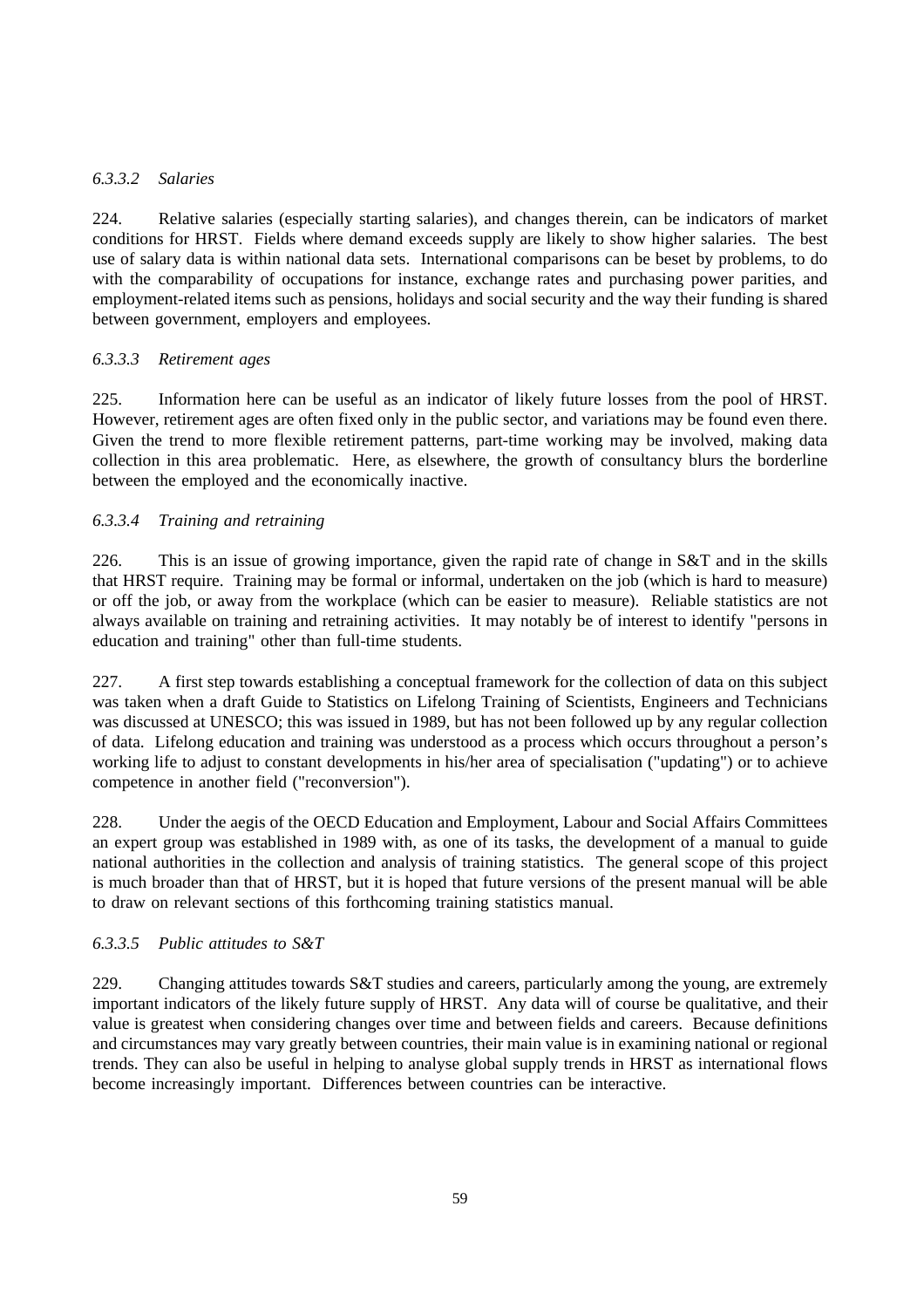*6.3.3.2 Salaries*

224. Relative salaries (especially starting salaries), and changes therein, can be indicators of market conditions for HRST. Fields where demand exceeds supply are likely to show higher salaries. The best use of salary data is within national data sets. International comparisons can be beset by problems, to do with the comparability of occupations for instance, exchange rates and purchasing power parities, and employment-related items such as pensions, holidays and social security and the way their funding is shared between government, employers and employees.

*6.3.3.3 Retirement ages*

225. Information here can be useful as an indicator of likely future losses from the pool of HRST. However, retirement ages are often fixed only in the public sector, and variations may be found even there. Given the trend to more flexible retirement patterns, part-time working may be involved, making data collection in this area problematic. Here, as elsewhere, the growth of consultancy blurs the borderline between the employed and the economically inactive.

*6.3.3.4 Training and retraining*

226. This is an issue of growing importance, given the rapid rate of change in S&T and in the skills that HRST require. Training may be formal or informal, undertaken on the job (which is hard to measure) or off the job, or away from the workplace (which can be easier to measure). Reliable statistics are not always available on training and retraining activities. It may notably be of interest to identify "persons in education and training" other than full-time students.

227. A first step towards establishing a conceptual framework for the collection of data on this subject was taken when a draft Guide to Statistics on Lifelong Training of Scientists, Engineers and Technicians was discussed at UNESCO; this was issued in 1989, but has not been followed up by any regular collection of data. Lifelong education and training was understood as a process which occurs throughout a person's working life to adjust to constant developments in his/her area of specialisation ("updating") or to achieve competence in another field ("reconversion").

228. Under the aegis of the OECD Education and Employment, Labour and Social Affairs Committees an expert group was established in 1989 with, as one of its tasks, the development of a manual to guide national authorities in the collection and analysis of training statistics. The general scope of this project is much broader than that of HRST, but it is hoped that future versions of the present manual will be able to draw on relevant sections of this forthcoming training statistics manual.

*6.3.3.5 Public attitudes to S&T*

229. Changing attitudes towards S&T studies and careers, particularly among the young, are extremely important indicators of the likely future supply of HRST. Any data will of course be qualitative, and their value is greatest when considering changes over time and between fields and careers. Because definitions and circumstances may vary greatly between countries, their main value is in examining national or regional trends. They can also be useful in helping to analyse global supply trends in HRST as international flows become increasingly important. Differences between countries can be interactive.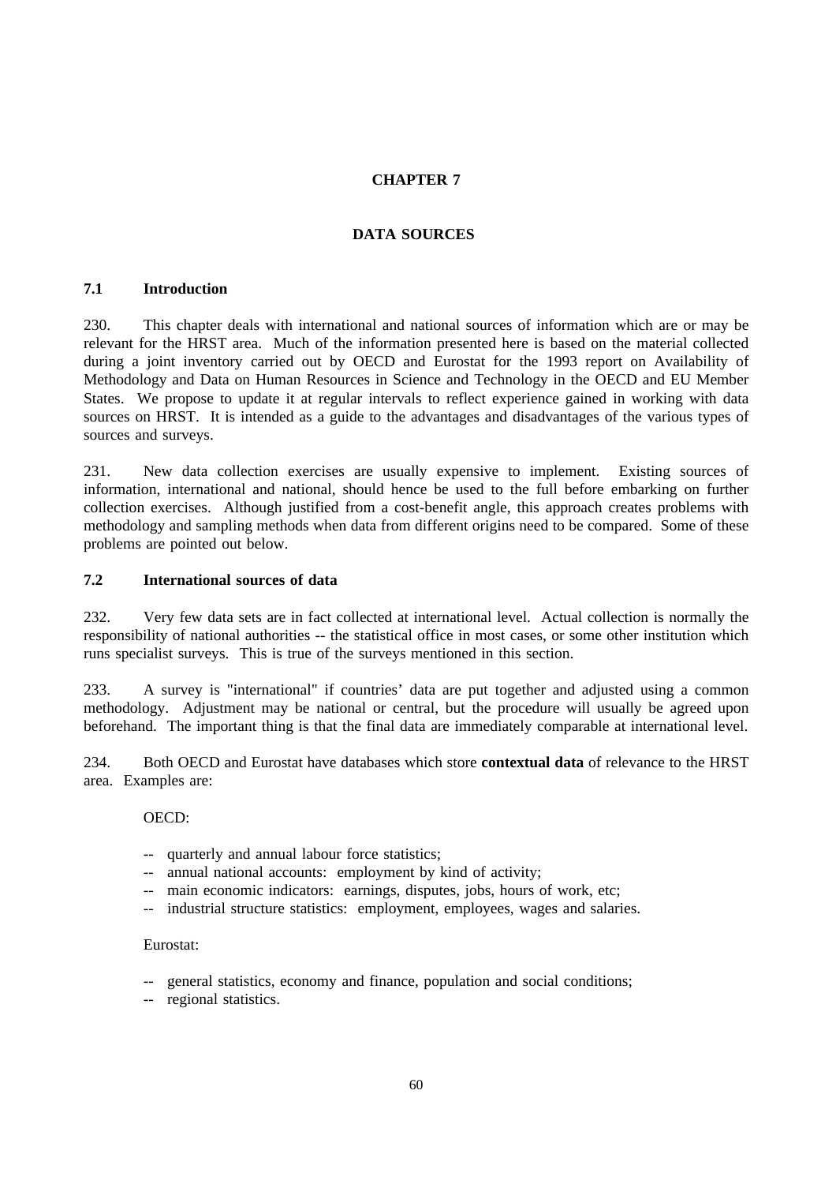# CHAPTER 7

# DATA SOURCES

## 7.1 Introduction

230. This chapter deals with international and national sources of information which are or may be relevant for the HRST area. Much of the information presented here is based on the material collected during a joint inventory carried out by OECD and Eurostat for the 1993 report on Availability of Methodology and Data on Human Resources in Science and Technology in the OECD and EU Member States. We propose to update it at regular intervals to reflect experience gained in working with data sources on HRST. It is intended as a guide to the advantages and disadvantages of the various types of sources and surveys.

231. New data collection exercises are usually expensive to implement. Existing sources of information, international and national, should hence be used to the full before embarking on further collection exercises. Although justified from a cost-benefit angle, this approach creates problems with methodology and sampling methods when data from different origins need to be compared. Some of these problems are pointed out below.

## 7.2 International sources of data

232. Very few data sets are in fact collected at international level. Actual collection is normally the responsibility of national authorities -- the statistical office in most cases, or some other institution which runs specialist surveys. This is true of the surveys mentioned in this section.

233. A survey is "international" if countries' data are put together and adjusted using a common methodology. Adjustment may be national or central, but the procedure will usually be agreed upon beforehand. The important thing is that the final data are immediately comparable at international level.

234. Both OECD and Eurostat have databases which store **contextual data** of relevance to the HRST area. Examples are:

OECD:

- -- quarterly and annual labour force statistics;
- -- annual national accounts: employment by kind of activity;
- -- main economic indicators: earnings, disputes, jobs, hours of work, etc;
- -- industrial structure statistics: employment, employees, wages and salaries.

Eurostat:

- -- general statistics, economy and finance, population and social conditions;
- -- regional statistics.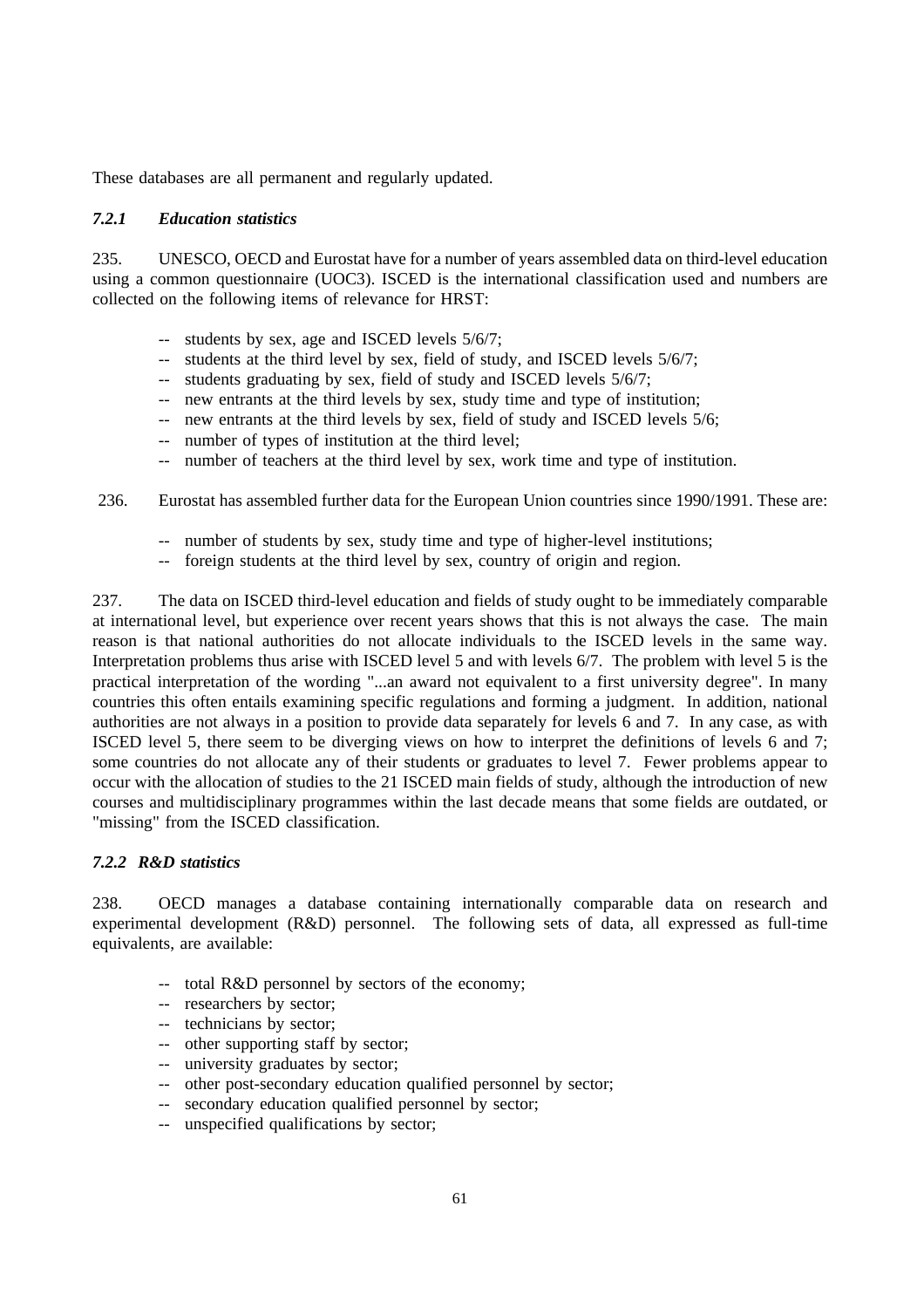These databases are all permanent and regularly updated.

### *7.2.1 Education statistics*

235. UNESCO, OECD and Eurostat have for a number of years assembled data on third-level education using a common questionnaire (UOC3). ISCED is the international classification used and numbers are collected on the following items of relevance for HRST:

- -- students by sex, age and ISCED levels 5/6/7;
- -- students at the third level by sex, field of study, and ISCED levels 5/6/7;
- -- students graduating by sex, field of study and ISCED levels 5/6/7;
- -- new entrants at the third levels by sex, study time and type of institution;
- -- new entrants at the third levels by sex, field of study and ISCED levels 5/6;
- -- number of types of institution at the third level;
- -- number of teachers at the third level by sex, work time and type of institution.

236. Eurostat has assembled further data for the European Union countries since 1990/1991. These are:

- -- number of students by sex, study time and type of higher-level institutions;
- -- foreign students at the third level by sex, country of origin and region.

237. The data on ISCED third-level education and fields of study ought to be immediately comparable at international level, but experience over recent years shows that this is not always the case. The main reason is that national authorities do not allocate individuals to the ISCED levels in the same way. Interpretation problems thus arise with ISCED level 5 and with levels 6/7. The problem with level 5 is the practical interpretation of the wording "...an award not equivalent to a first university degree". In many countries this often entails examining specific regulations and forming a judgment. In addition, national authorities are not always in a position to provide data separately for levels 6 and 7. In any case, as with ISCED level 5, there seem to be diverging views on how to interpret the definitions of levels 6 and 7; some countries do not allocate any of their students or graduates to level 7. Fewer problems appear to occur with the allocation of studies to the 21 ISCED main fields of study, although the introduction of new courses and multidisciplinary programmes within the last decade means that some fields are outdated, or "missing" from the ISCED classification.

### *7.2.2 R&D statistics*

238. OECD manages a database containing internationally comparable data on research and experimental development (R&D) personnel. The following sets of data, all expressed as full-time equivalents, are available:

- -- total R&D personnel by sectors of the economy;
- -- researchers by sector;
- -- technicians by sector;
- -- other supporting staff by sector;
- -- university graduates by sector;
- -- other post-secondary education qualified personnel by sector;
- -- secondary education qualified personnel by sector;
- -- unspecified qualifications by sector;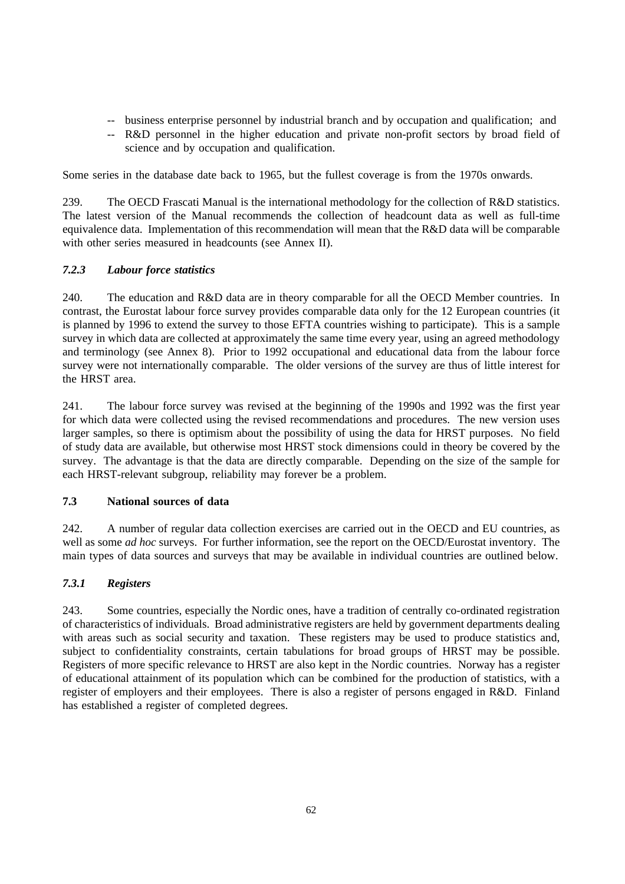-- business enterprise personnel by industrial branch and by occupation and qualification; and
-- R&D personnel in the higher education and private non-profit sectors by broad field of science and by occupation and qualification.

Some series in the database date back to 1965, but the fullest coverage is from the 1970s onwards.

239. The OECD Frascati Manual is the international methodology for the collection of R&D statistics. The latest version of the Manual recommends the collection of headcount data as well as full-time equivalence data. Implementation of this recommendation will mean that the R&D data will be comparable with other series measured in headcounts (see Annex II).

### *7.2.3 Labour force statistics*

240. The education and R&D data are in theory comparable for all the OECD Member countries. In contrast, the Eurostat labour force survey provides comparable data only for the 12 European countries (it is planned by 1996 to extend the survey to those EFTA countries wishing to participate). This is a sample survey in which data are collected at approximately the same time every year, using an agreed methodology and terminology (see Annex 8). Prior to 1992 occupational and educational data from the labour force survey were not internationally comparable. The older versions of the survey are thus of little interest for the HRST area.

241. The labour force survey was revised at the beginning of the 1990s and 1992 was the first year for which data were collected using the revised recommendations and procedures. The new version uses larger samples, so there is optimism about the possibility of using the data for HRST purposes. No field of study data are available, but otherwise most HRST stock dimensions could in theory be covered by the survey. The advantage is that the data are directly comparable. Depending on the size of the sample for each HRST-relevant subgroup, reliability may forever be a problem.

## 7.3 National sources of data

242. A number of regular data collection exercises are carried out in the OECD and EU countries, as well as some *ad hoc* surveys. For further information, see the report on the OECD/Eurostat inventory. The main types of data sources and surveys that may be available in individual countries are outlined below.

### *7.3.1 Registers*

243. Some countries, especially the Nordic ones, have a tradition of centrally co-ordinated registration of characteristics of individuals. Broad administrative registers are held by government departments dealing with areas such as social security and taxation. These registers may be used to produce statistics and, subject to confidentiality constraints, certain tabulations for broad groups of HRST may be possible. Registers of more specific relevance to HRST are also kept in the Nordic countries. Norway has a register of educational attainment of its population which can be combined for the production of statistics, with a register of employers and their employees. There is also a register of persons engaged in R&D. Finland has established a register of completed degrees.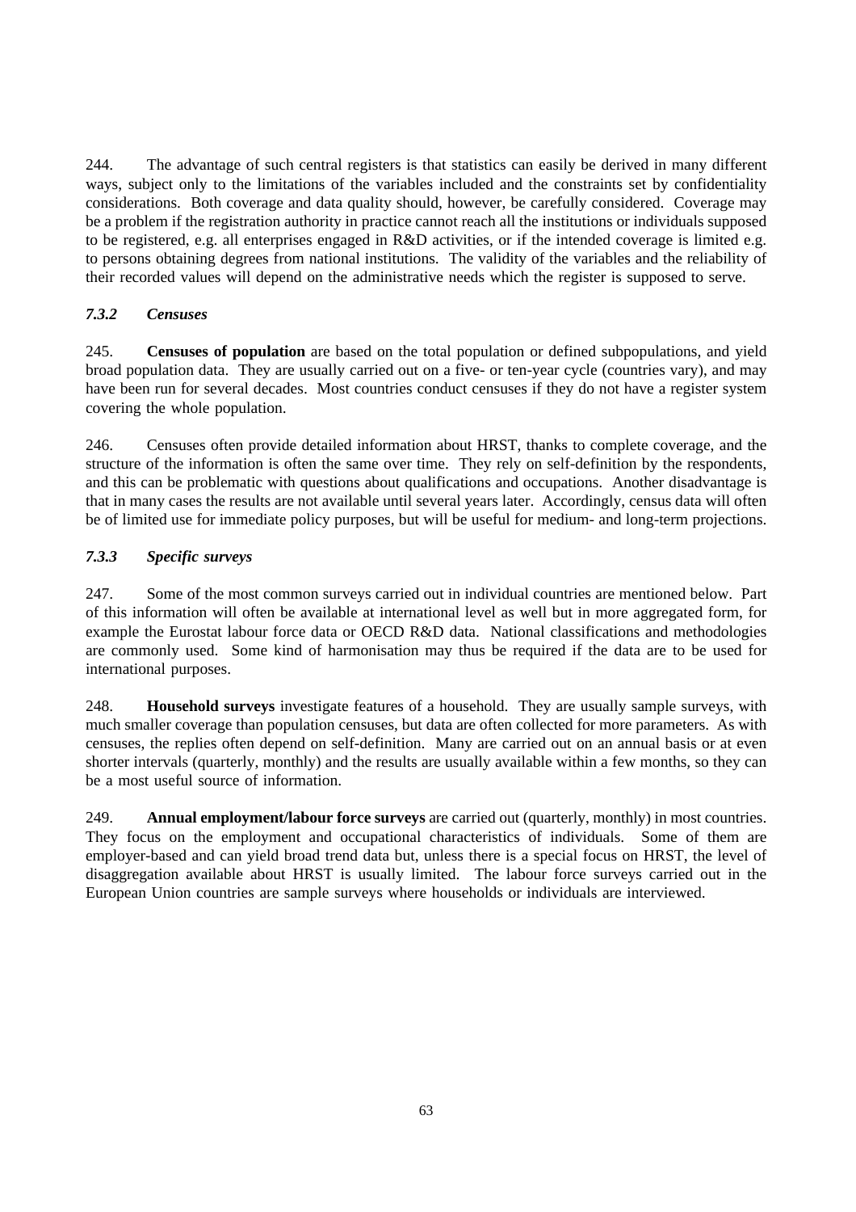244. The advantage of such central registers is that statistics can easily be derived in many different ways, subject only to the limitations of the variables included and the constraints set by confidentiality considerations. Both coverage and data quality should, however, be carefully considered. Coverage may be a problem if the registration authority in practice cannot reach all the institutions or individuals supposed to be registered, e.g. all enterprises engaged in R&D activities, or if the intended coverage is limited e.g. to persons obtaining degrees from national institutions. The validity of the variables and the reliability of their recorded values will depend on the administrative needs which the register is supposed to serve.

### *7.3.2 Censuses*

245. **Censuses of population** are based on the total population or defined subpopulations, and yield broad population data. They are usually carried out on a five- or ten-year cycle (countries vary), and may have been run for several decades. Most countries conduct censuses if they do not have a register system covering the whole population.

246. Censuses often provide detailed information about HRST, thanks to complete coverage, and the structure of the information is often the same over time. They rely on self-definition by the respondents, and this can be problematic with questions about qualifications and occupations. Another disadvantage is that in many cases the results are not available until several years later. Accordingly, census data will often be of limited use for immediate policy purposes, but will be useful for medium- and long-term projections.

### *7.3.3 Specific surveys*

247. Some of the most common surveys carried out in individual countries are mentioned below. Part of this information will often be available at international level as well but in more aggregated form, for example the Eurostat labour force data or OECD R&D data. National classifications and methodologies are commonly used. Some kind of harmonisation may thus be required if the data are to be used for international purposes.

248. **Household surveys** investigate features of a household. They are usually sample surveys, with much smaller coverage than population censuses, but data are often collected for more parameters. As with censuses, the replies often depend on self-definition. Many are carried out on an annual basis or at even shorter intervals (quarterly, monthly) and the results are usually available within a few months, so they can be a most useful source of information.

249. **Annual employment/labour force surveys** are carried out (quarterly, monthly) in most countries. They focus on the employment and occupational characteristics of individuals. Some of them are employer-based and can yield broad trend data but, unless there is a special focus on HRST, the level of disaggregation available about HRST is usually limited. The labour force surveys carried out in the European Union countries are sample surveys where households or individuals are interviewed.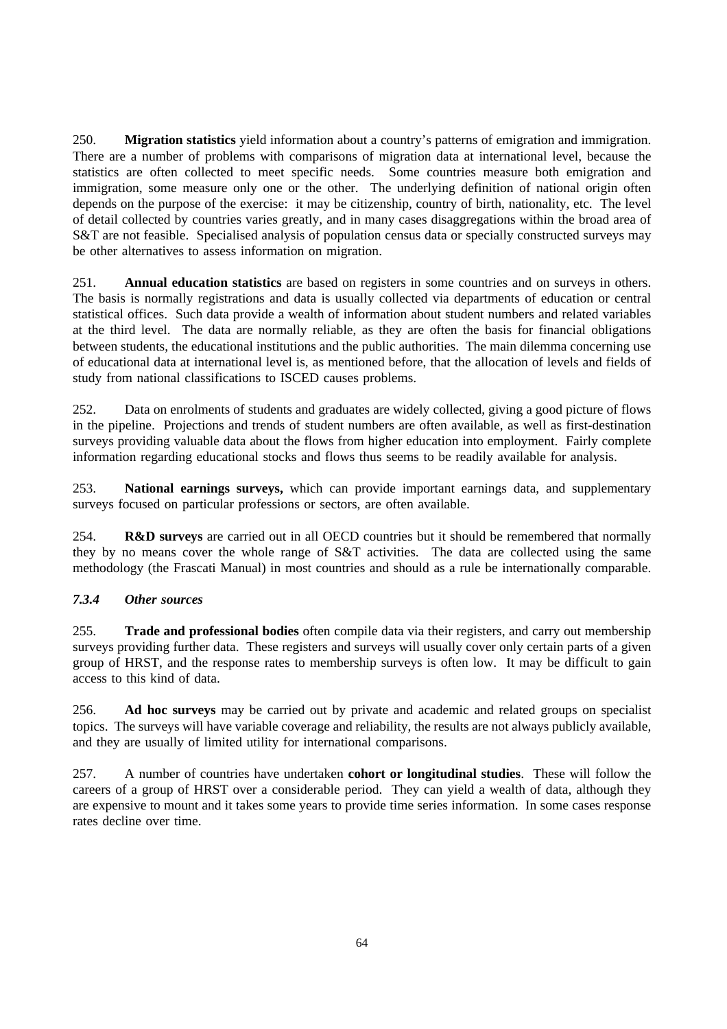250. **Migration statistics** yield information about a country's patterns of emigration and immigration. There are a number of problems with comparisons of migration data at international level, because the statistics are often collected to meet specific needs. Some countries measure both emigration and immigration, some measure only one or the other. The underlying definition of national origin often depends on the purpose of the exercise: it may be citizenship, country of birth, nationality, etc. The level of detail collected by countries varies greatly, and in many cases disaggregations within the broad area of S&T are not feasible. Specialised analysis of population census data or specially constructed surveys may be other alternatives to assess information on migration.

251. **Annual education statistics** are based on registers in some countries and on surveys in others. The basis is normally registrations and data is usually collected via departments of education or central statistical offices. Such data provide a wealth of information about student numbers and related variables at the third level. The data are normally reliable, as they are often the basis for financial obligations between students, the educational institutions and the public authorities. The main dilemma concerning use of educational data at international level is, as mentioned before, that the allocation of levels and fields of study from national classifications to ISCED causes problems.

252. Data on enrolments of students and graduates are widely collected, giving a good picture of flows in the pipeline. Projections and trends of student numbers are often available, as well as first-destination surveys providing valuable data about the flows from higher education into employment. Fairly complete information regarding educational stocks and flows thus seems to be readily available for analysis.

253. **National earnings surveys,** which can provide important earnings data, and supplementary surveys focused on particular professions or sectors, are often available.

254. **R&D surveys** are carried out in all OECD countries but it should be remembered that normally they by no means cover the whole range of S&T activities. The data are collected using the same methodology (the Frascati Manual) in most countries and should as a rule be internationally comparable.

### *7.3.4 Other sources*

255. **Trade and professional bodies** often compile data via their registers, and carry out membership surveys providing further data. These registers and surveys will usually cover only certain parts of a given group of HRST, and the response rates to membership surveys is often low. It may be difficult to gain access to this kind of data.

256. **Ad hoc surveys** may be carried out by private and academic and related groups on specialist topics. The surveys will have variable coverage and reliability, the results are not always publicly available, and they are usually of limited utility for international comparisons.

257. A number of countries have undertaken **cohort or longitudinal studies**. These will follow the careers of a group of HRST over a considerable period. They can yield a wealth of data, although they are expensive to mount and it takes some years to provide time series information. In some cases response rates decline over time.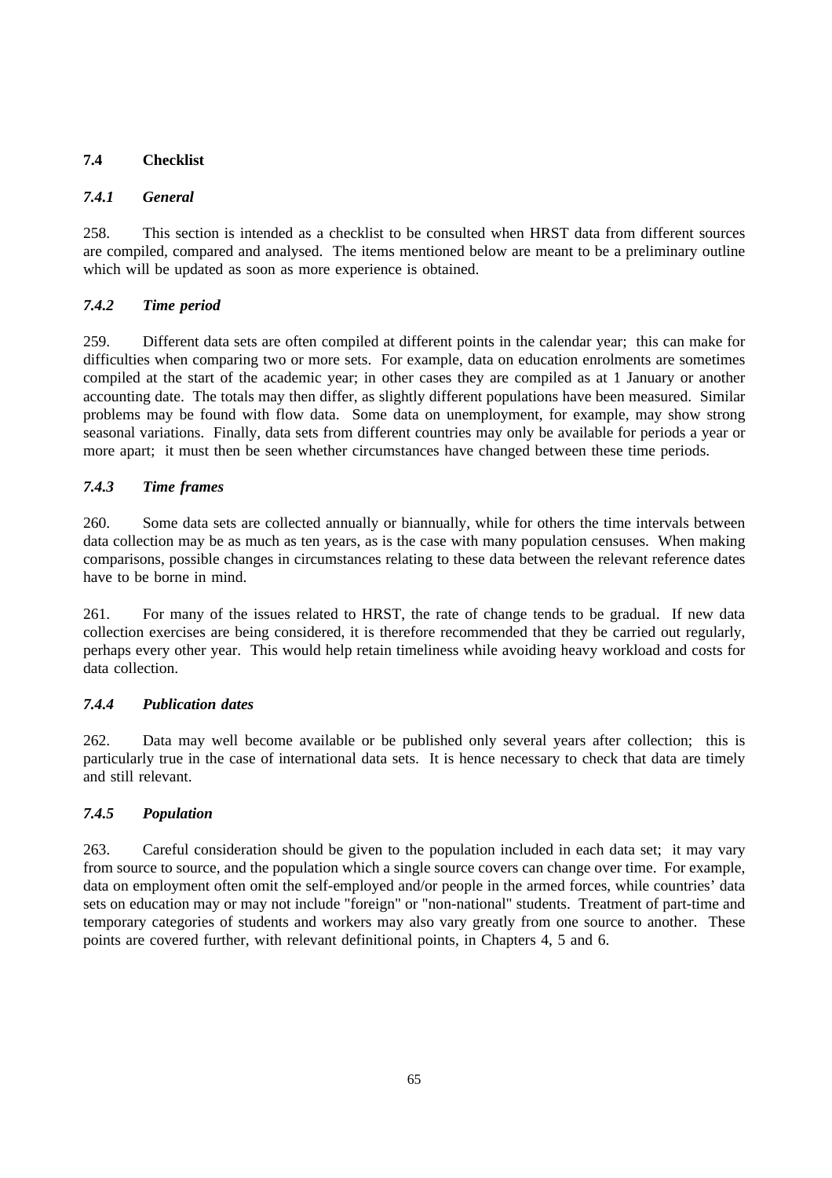## 7.4 Checklist

### *7.4.1 General*

258. This section is intended as a checklist to be consulted when HRST data from different sources are compiled, compared and analysed. The items mentioned below are meant to be a preliminary outline which will be updated as soon as more experience is obtained.

### *7.4.2 Time period*

259. Different data sets are often compiled at different points in the calendar year; this can make for difficulties when comparing two or more sets. For example, data on education enrolments are sometimes compiled at the start of the academic year; in other cases they are compiled as at 1 January or another accounting date. The totals may then differ, as slightly different populations have been measured. Similar problems may be found with flow data. Some data on unemployment, for example, may show strong seasonal variations. Finally, data sets from different countries may only be available for periods a year or more apart; it must then be seen whether circumstances have changed between these time periods.

### *7.4.3 Time frames*

260. Some data sets are collected annually or biannually, while for others the time intervals between data collection may be as much as ten years, as is the case with many population censuses. When making comparisons, possible changes in circumstances relating to these data between the relevant reference dates have to be borne in mind.

261. For many of the issues related to HRST, the rate of change tends to be gradual. If new data collection exercises are being considered, it is therefore recommended that they be carried out regularly, perhaps every other year. This would help retain timeliness while avoiding heavy workload and costs for data collection.

### *7.4.4 Publication dates*

262. Data may well become available or be published only several years after collection; this is particularly true in the case of international data sets. It is hence necessary to check that data are timely and still relevant.

### *7.4.5 Population*

263. Careful consideration should be given to the population included in each data set; it may vary from source to source, and the population which a single source covers can change over time. For example, data on employment often omit the self-employed and/or people in the armed forces, while countries' data sets on education may or may not include "foreign" or "non-national" students. Treatment of part-time and temporary categories of students and workers may also vary greatly from one source to another. These points are covered further, with relevant definitional points, in Chapters 4, 5 and 6.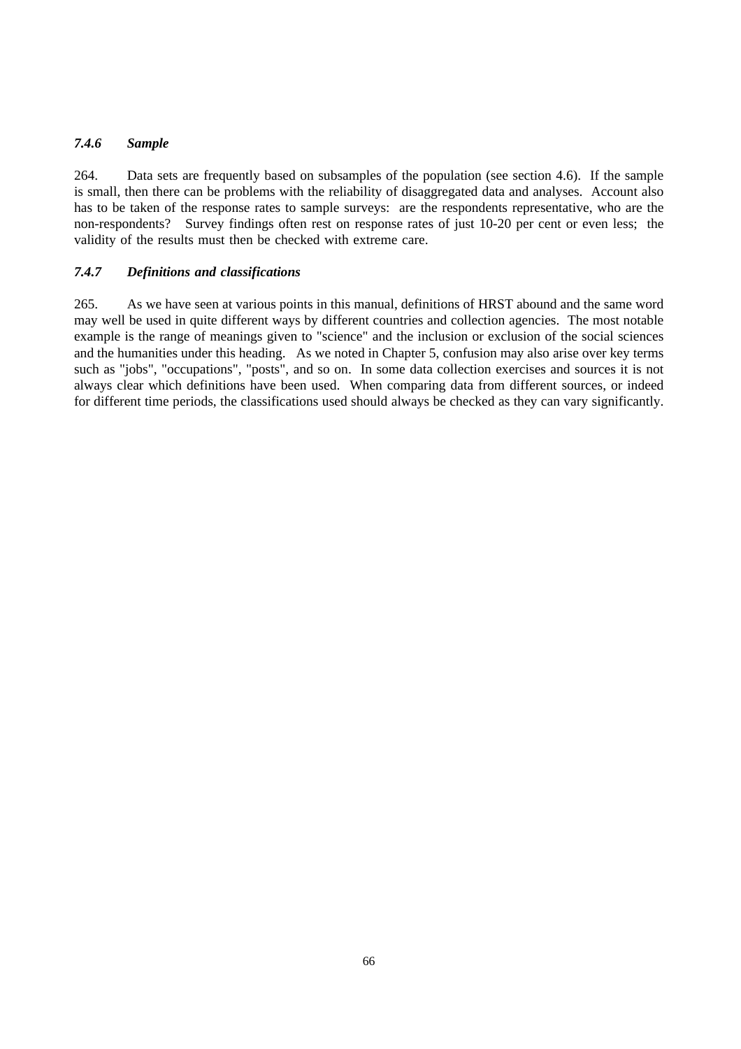### *7.4.6 Sample*

264. Data sets are frequently based on subsamples of the population (see section 4.6). If the sample is small, then there can be problems with the reliability of disaggregated data and analyses. Account also has to be taken of the response rates to sample surveys: are the respondents representative, who are the non-respondents? Survey findings often rest on response rates of just 10-20 per cent or even less; the validity of the results must then be checked with extreme care.

### *7.4.7 Definitions and classifications*

265. As we have seen at various points in this manual, definitions of HRST abound and the same word may well be used in quite different ways by different countries and collection agencies. The most notable example is the range of meanings given to "science" and the inclusion or exclusion of the social sciences and the humanities under this heading. As we noted in Chapter 5, confusion may also arise over key terms such as "jobs", "occupations", "posts", and so on. In some data collection exercises and sources it is not always clear which definitions have been used. When comparing data from different sources, or indeed for different time periods, the classifications used should always be checked as they can vary significantly.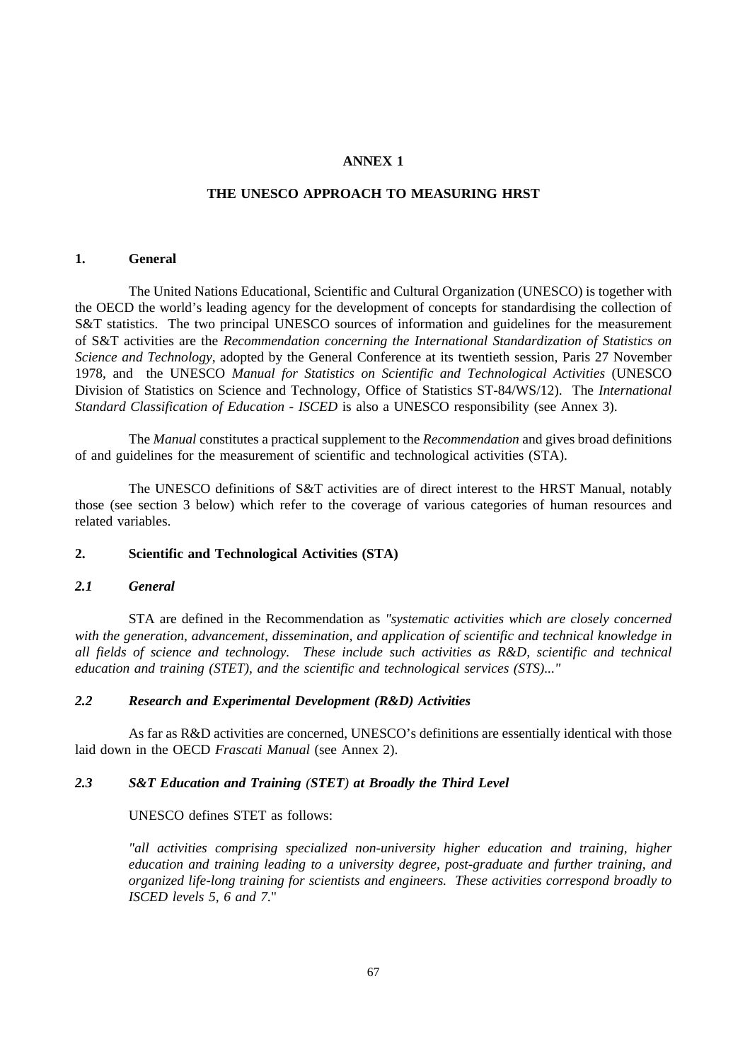# ANNEX 1

## THE UNESCO APPROACH TO MEASURING HRST

### 1. General

The United Nations Educational, Scientific and Cultural Organization (UNESCO) is together with the OECD the world's leading agency for the development of concepts for standardising the collection of S&T statistics. The two principal UNESCO sources of information and guidelines for the measurement of S&T activities are the *Recommendation concerning the International Standardization of Statistics on Science and Technology*, adopted by the General Conference at its twentieth session, Paris 27 November 1978, and the UNESCO *Manual for Statistics on Scientific and Technological Activities* (UNESCO Division of Statistics on Science and Technology, Office of Statistics ST-84/WS/12). The *International Standard Classification of Education - ISCED* is also a UNESCO responsibility (see Annex 3).

The *Manual* constitutes a practical supplement to the *Recommendation* and gives broad definitions of and guidelines for the measurement of scientific and technological activities (STA).

The UNESCO definitions of S&T activities are of direct interest to the HRST Manual, notably those (see section 3 below) which refer to the coverage of various categories of human resources and related variables.

### 2. Scientific and Technological Activities (STA)

#### *2.1 General*

STA are defined in the Recommendation as *"systematic activities which are closely concerned with the generation, advancement, dissemination, and application of scientific and technical knowledge in all fields of science and technology. These include such activities as R&D, scientific and technical education and training (STET), and the scientific and technological services (STS)..."*

#### *2.2 Research and Experimental Development (R&D) Activities*

As far as R&D activities are concerned, UNESCO's definitions are essentially identical with those laid down in the OECD *Frascati Manual* (see Annex 2).

#### *2.3 S&T Education and Training (STET) at Broadly the Third Level*

UNESCO defines STET as follows:

> *"all activities comprising specialized non-university higher education and training, higher education and training leading to a university degree, post-graduate and further training, and organized life-long training for scientists and engineers. These activities correspond broadly to ISCED levels 5, 6 and 7."*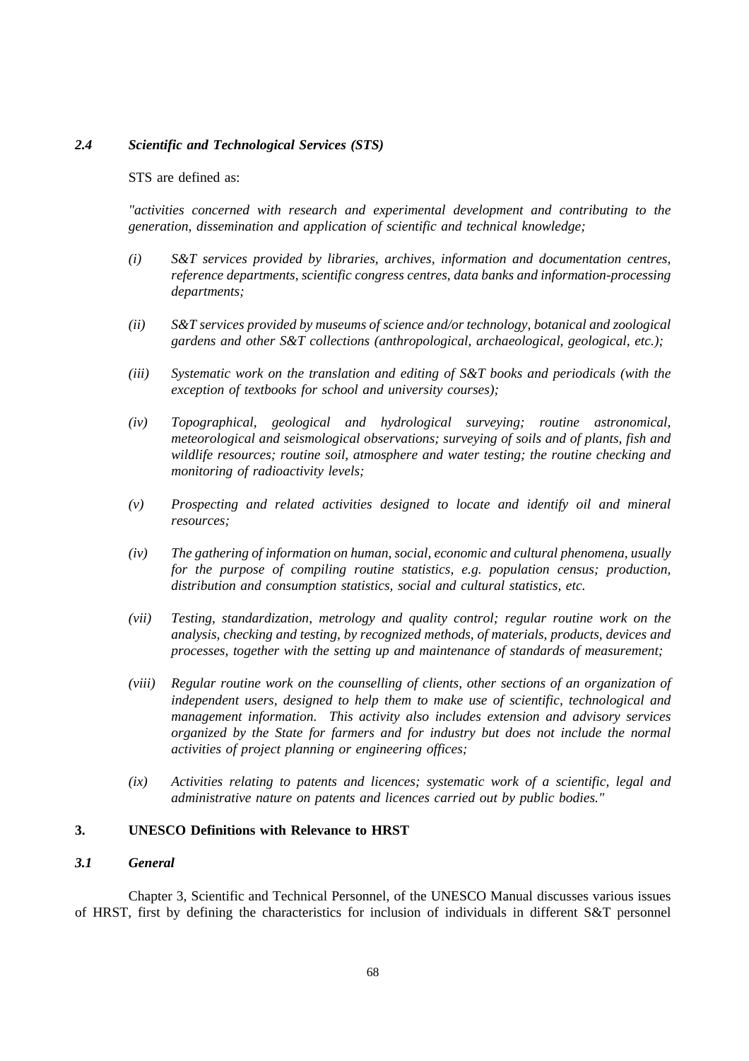### *2.4 Scientific and Technological Services (STS)*

STS are defined as:

*"activities concerned with research and experimental development and contributing to the generation, dissemination and application of scientific and technical knowledge;*

*(i) S&T services provided by libraries, archives, information and documentation centres, reference departments, scientific congress centres, data banks and information-processing departments;*

*(ii) S&T services provided by museums of science and/or technology, botanical and zoological gardens and other S&T collections (anthropological, archaeological, geological, etc.);*

*(iii) Systematic work on the translation and editing of S&T books and periodicals (with the exception of textbooks for school and university courses);*

*(iv) Topographical, geological and hydrological surveying; routine astronomical, meteorological and seismological observations; surveying of soils and of plants, fish and wildlife resources; routine soil, atmosphere and water testing; the routine checking and monitoring of radioactivity levels;*

*(v) Prospecting and related activities designed to locate and identify oil and mineral resources;*

*(iv) The gathering of information on human, social, economic and cultural phenomena, usually for the purpose of compiling routine statistics, e.g. population census; production, distribution and consumption statistics, social and cultural statistics, etc.*

*(vii) Testing, standardization, metrology and quality control; regular routine work on the analysis, checking and testing, by recognized methods, of materials, products, devices and processes, together with the setting up and maintenance of standards of measurement;*

*(viii) Regular routine work on the counselling of clients, other sections of an organization of independent users, designed to help them to make use of scientific, technological and management information. This activity also includes extension and advisory services organized by the State for farmers and for industry but does not include the normal activities of project planning or engineering offices;*

*(ix) Activities relating to patents and licences; systematic work of a scientific, legal and administrative nature on patents and licences carried out by public bodies."*

## 3. UNESCO Definitions with Relevance to HRST

### *3.1 General*

Chapter 3, Scientific and Technical Personnel, of the UNESCO Manual discusses various issues of HRST, first by defining the characteristics for inclusion of individuals in different S&T personnel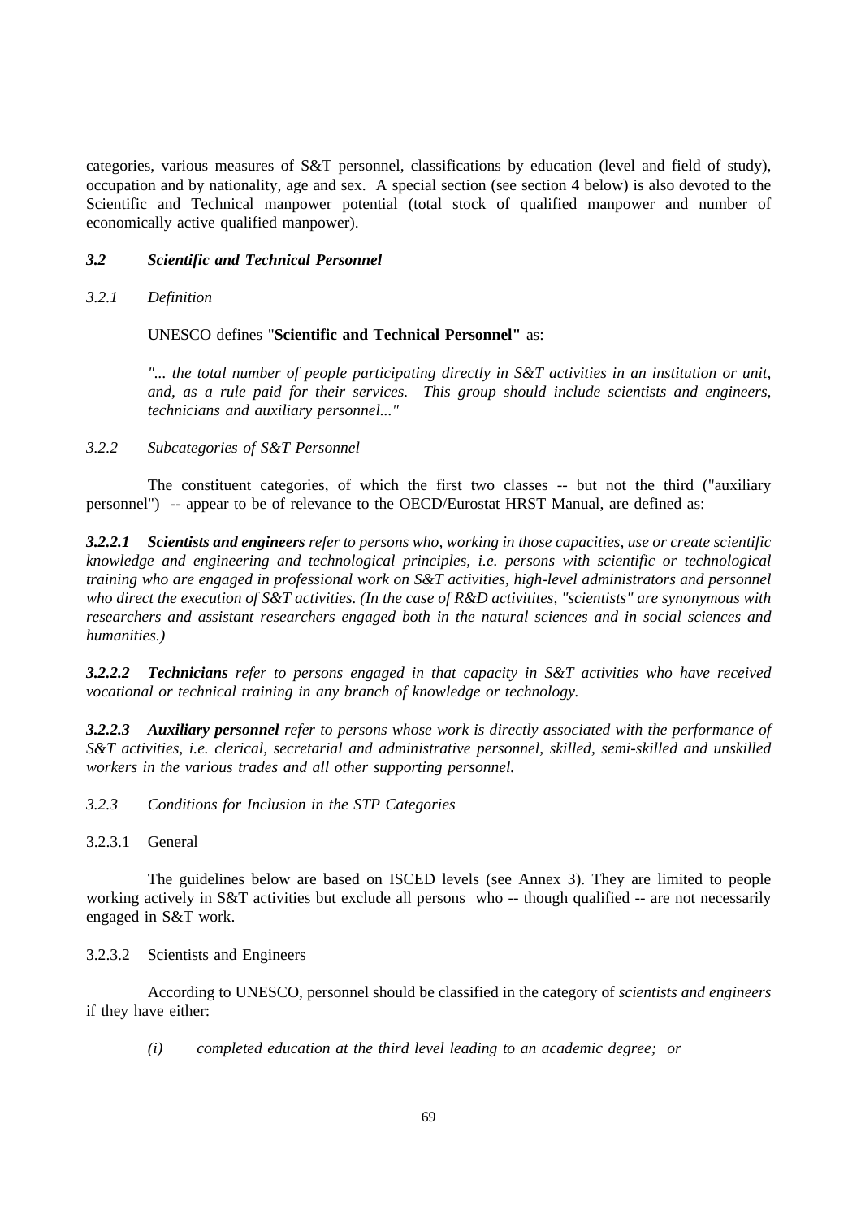categories, various measures of S&T personnel, classifications by education (level and field of study), occupation and by nationality, age and sex. A special section (see section 4 below) is also devoted to the Scientific and Technical manpower potential (total stock of qualified manpower and number of economically active qualified manpower).

### *3.2 Scientific and Technical Personnel*

#### *3.2.1 Definition*

UNESCO defines "**Scientific and Technical Personnel"** as:

> *"... the total number of people participating directly in S&T activities in an institution or unit, and, as a rule paid for their services. This group should include scientists and engineers, technicians and auxiliary personnel..."*

#### *3.2.2 Subcategories of S&T Personnel*

The constituent categories, of which the first two classes -- but not the third ("auxiliary personnel") -- appear to be of relevance to the OECD/Eurostat HRST Manual, are defined as:

***3.2.2.1 Scientists and engineers*** *refer to persons who, working in those capacities, use or create scientific knowledge and engineering and technological principles, i.e. persons with scientific or technological training who are engaged in professional work on S&T activities, high-level administrators and personnel who direct the execution of S&T activities. (In the case of R&D activitites, "scientists" are synonymous with researchers and assistant researchers engaged both in the natural sciences and in social sciences and humanities.)*

***3.2.2.2 Technicians*** *refer to persons engaged in that capacity in S&T activities who have received vocational or technical training in any branch of knowledge or technology.*

***3.2.2.3 Auxiliary personnel*** *refer to persons whose work is directly associated with the performance of S&T activities, i.e. clerical, secretarial and administrative personnel, skilled, semi-skilled and unskilled workers in the various trades and all other supporting personnel.*

#### *3.2.3 Conditions for Inclusion in the STP Categories*

3.2.3.1 General

The guidelines below are based on ISCED levels (see Annex 3). They are limited to people working actively in S&T activities but exclude all persons who -- though qualified -- are not necessarily engaged in S&T work.

3.2.3.2 Scientists and Engineers

According to UNESCO, personnel should be classified in the category of *scientists and engineers* if they have either:

*(i) completed education at the third level leading to an academic degree; or*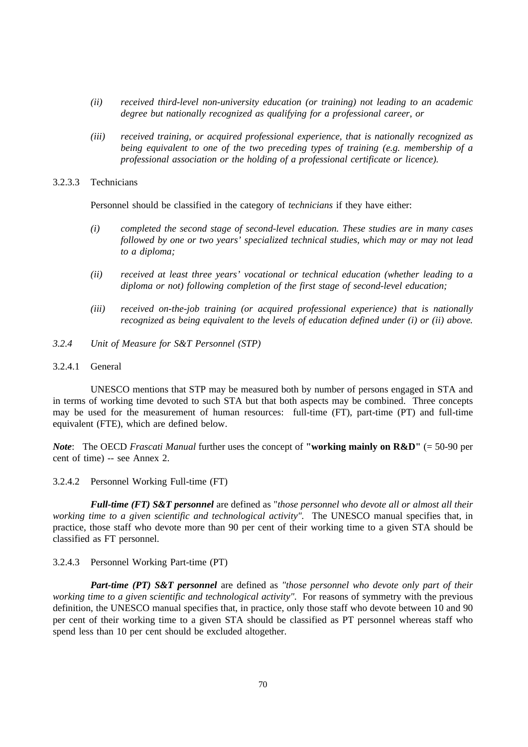*(ii) received third-level non-university education (or training) not leading to an academic degree but nationally recognized as qualifying for a professional career, or*

*(iii) received training, or acquired professional experience, that is nationally recognized as being equivalent to one of the two preceding types of training (e.g. membership of a professional association or the holding of a professional certificate or licence).*

#### 3.2.3.3 Technicians

Personnel should be classified in the category of *technicians* if they have either:

*(i) completed the second stage of second-level education. These studies are in many cases followed by one or two years' specialized technical studies, which may or may not lead to a diploma;*

*(ii) received at least three years' vocational or technical education (whether leading to a diploma or not) following completion of the first stage of second-level education;*

*(iii) received on-the-job training (or acquired professional experience) that is nationally recognized as being equivalent to the levels of education defined under (i) or (ii) above.*

### *3.2.4 Unit of Measure for S&T Personnel (STP)*

#### 3.2.4.1 General

UNESCO mentions that STP may be measured both by number of persons engaged in STA and in terms of working time devoted to such STA but that both aspects may be combined. Three concepts may be used for the measurement of human resources: full-time (FT), part-time (PT) and full-time equivalent (FTE), which are defined below.

***Note***: The OECD *Frascati Manual* further uses the concept of **"working mainly on R&D"** (= 50-90 per cent of time) -- see Annex 2.

#### 3.2.4.2 Personnel Working Full-time (FT)

***Full-time (FT) S&T personnel*** are defined as "*those personnel who devote all or almost all their working time to a given scientific and technological activity"*. The UNESCO manual specifies that, in practice, those staff who devote more than 90 per cent of their working time to a given STA should be classified as FT personnel.

#### 3.2.4.3 Personnel Working Part-time (PT)

***Part-time (PT) S&T personnel*** are defined as *"those personnel who devote only part of their working time to a given scientific and technological activity"*. For reasons of symmetry with the previous definition, the UNESCO manual specifies that, in practice, only those staff who devote between 10 and 90 per cent of their working time to a given STA should be classified as PT personnel whereas staff who spend less than 10 per cent should be excluded altogether.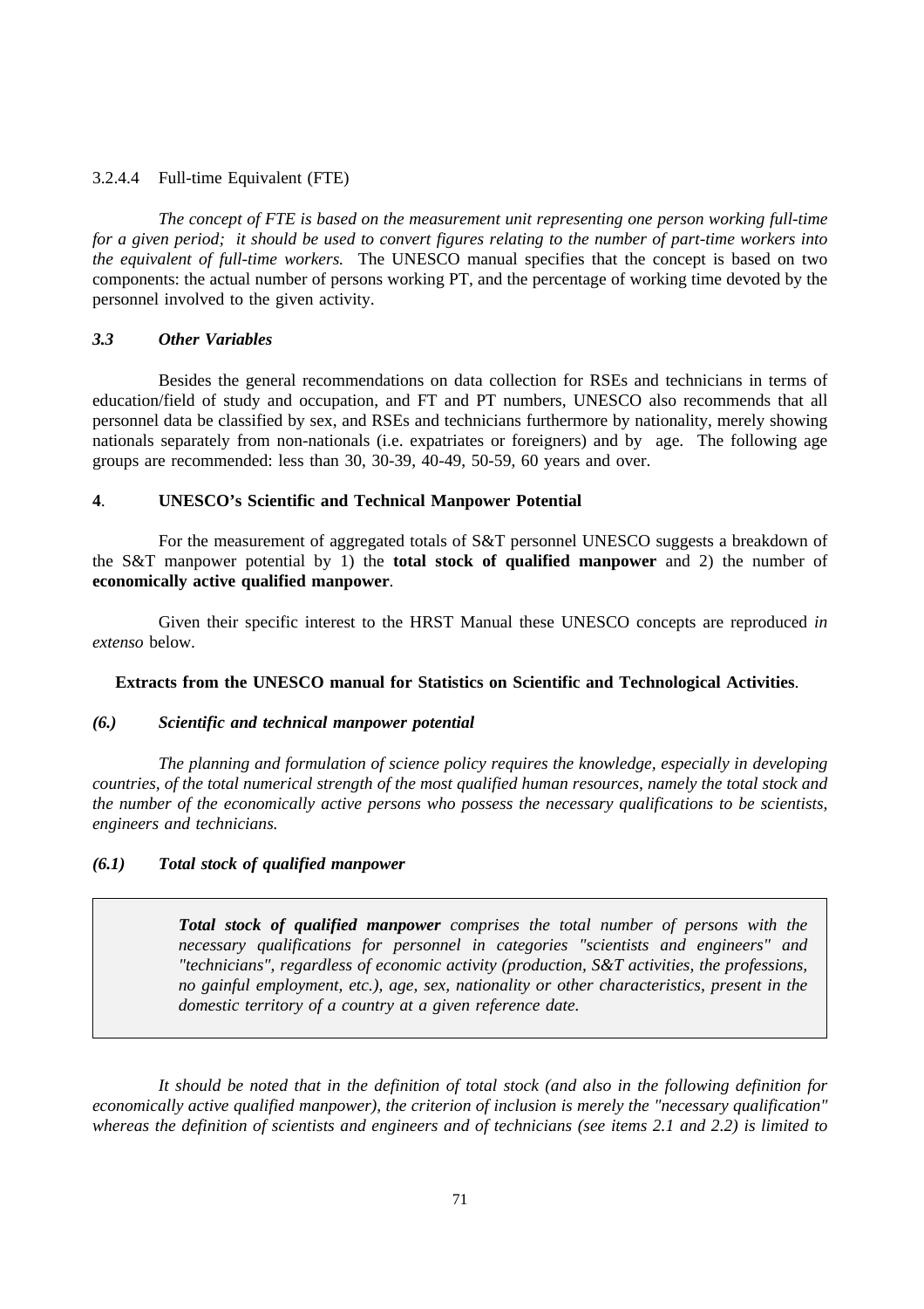3.2.4.4 Full-time Equivalent (FTE)

*The concept of FTE is based on the measurement unit representing one person working full-time for a given period; it should be used to convert figures relating to the number of part-time workers into the equivalent of full-time workers.* The UNESCO manual specifies that the concept is based on two components: the actual number of persons working PT, and the percentage of working time devoted by the personnel involved to the given activity.

### *3.3 Other Variables*

Besides the general recommendations on data collection for RSEs and technicians in terms of education/field of study and occupation, and FT and PT numbers, UNESCO also recommends that all personnel data be classified by sex, and RSEs and technicians furthermore by nationality, merely showing nationals separately from non-nationals (i.e. expatriates or foreigners) and by age. The following age groups are recommended: less than 30, 30-39, 40-49, 50-59, 60 years and over.

## **4. UNESCO's Scientific and Technical Manpower Potential**

For the measurement of aggregated totals of S&T personnel UNESCO suggests a breakdown of the S&T manpower potential by 1) the **total stock of qualified manpower** and 2) the number of **economically active qualified manpower**.

Given their specific interest to the HRST Manual these UNESCO concepts are reproduced *in extenso* below.

**Extracts from the UNESCO manual for Statistics on Scientific and Technological Activities**.

### *(6.) Scientific and technical manpower potential*

*The planning and formulation of science policy requires the knowledge, especially in developing countries, of the total numerical strength of the most qualified human resources, namely the total stock and the number of the economically active persons who possess the necessary qualifications to be scientists, engineers and technicians.*

### *(6.1) Total stock of qualified manpower*

> ***Total stock of qualified manpower** comprises the total number of persons with the necessary qualifications for personnel in categories "scientists and engineers" and "technicians", regardless of economic activity (production, S&T activities, the professions, no gainful employment, etc.), age, sex, nationality or other characteristics, present in the domestic territory of a country at a given reference date.*

*It should be noted that in the definition of total stock (and also in the following definition for economically active qualified manpower), the criterion of inclusion is merely the "necessary qualification" whereas the definition of scientists and engineers and of technicians (see items 2.1 and 2.2) is limited to*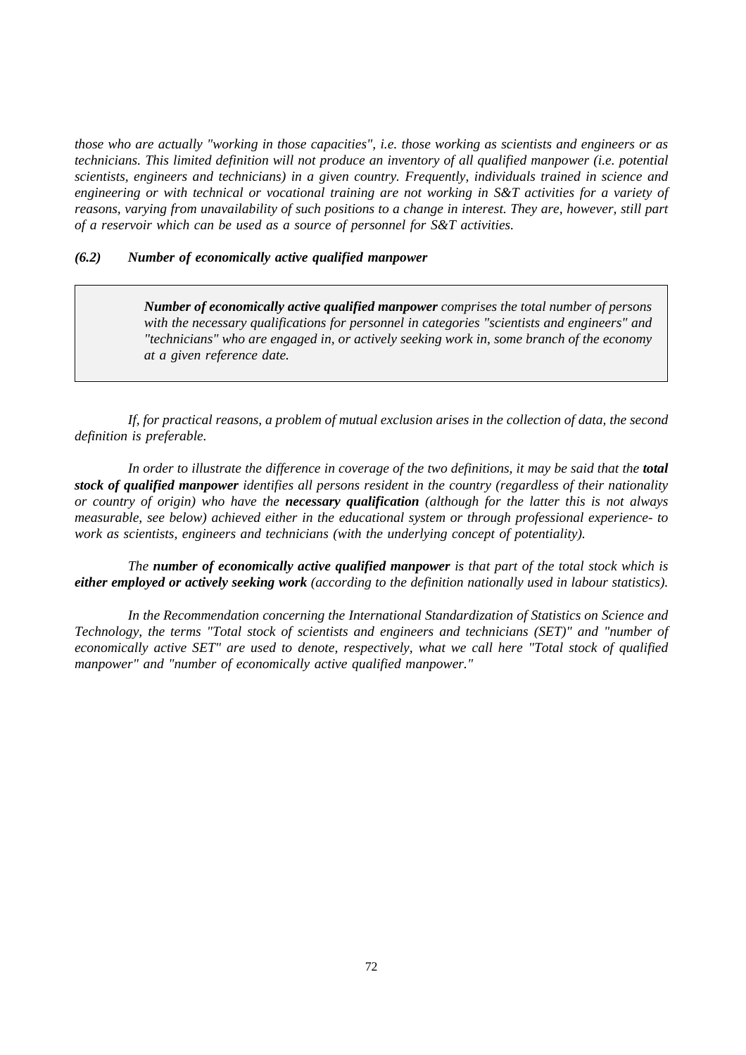*those who are actually "working in those capacities", i.e. those working as scientists and engineers or as technicians. This limited definition will not produce an inventory of all qualified manpower (i.e. potential scientists, engineers and technicians) in a given country. Frequently, individuals trained in science and engineering or with technical or vocational training are not working in S&T activities for a variety of reasons, varying from unavailability of such positions to a change in interest. They are, however, still part of a reservoir which can be used as a source of personnel for S&T activities.*

### *(6.2) Number of economically active qualified manpower*

> ***Number of economically active qualified manpower*** *comprises the total number of persons with the necessary qualifications for personnel in categories "scientists and engineers" and "technicians" who are engaged in, or actively seeking work in, some branch of the economy at a given reference date.*

*If, for practical reasons, a problem of mutual exclusion arises in the collection of data, the second definition is preferable.*

*In order to illustrate the difference in coverage of the two definitions, it may be said that the* ***total stock of qualified manpower*** *identifies all persons resident in the country (regardless of their nationality or country of origin) who have the* ***necessary qualification*** *(although for the latter this is not always measurable, see below) achieved either in the educational system or through professional experience- to work as scientists, engineers and technicians (with the underlying concept of potentiality).*

*The* ***number of economically active qualified manpower*** *is that part of the total stock which is* ***either employed or actively seeking work*** *(according to the definition nationally used in labour statistics).*

*In the Recommendation concerning the International Standardization of Statistics on Science and Technology, the terms "Total stock of scientists and engineers and technicians (SET)" and "number of economically active SET" are used to denote, respectively, what we call here "Total stock of qualified manpower" and "number of economically active qualified manpower."*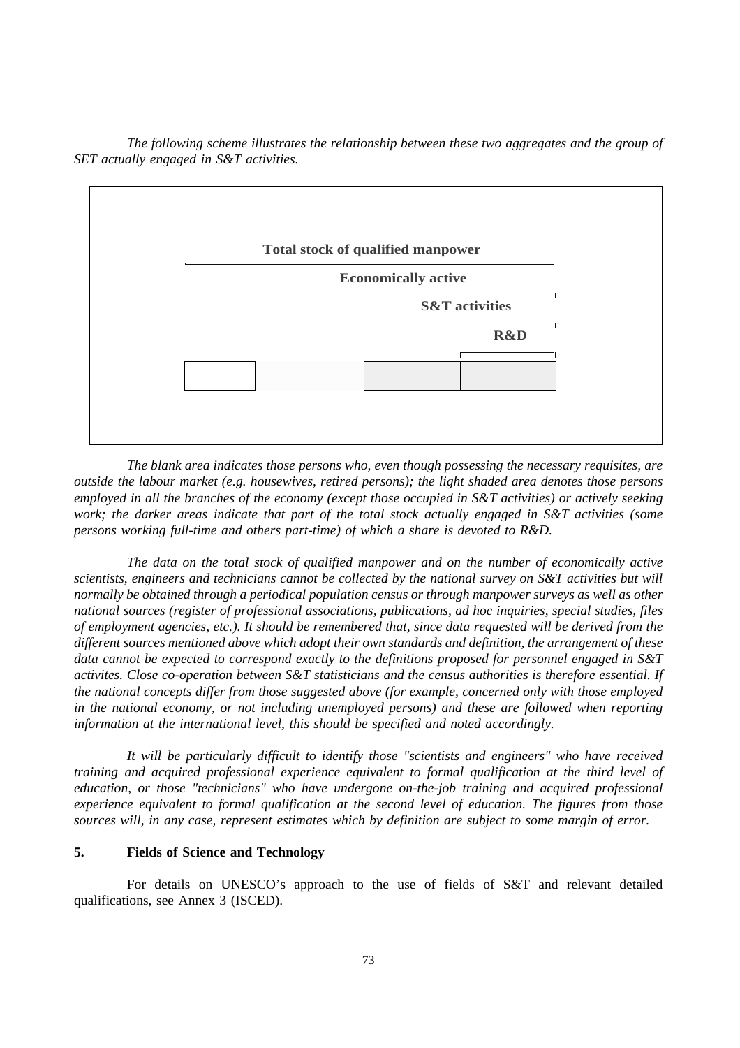*The following scheme illustrates the relationship between these two aggregates and the group of SET actually engaged in S&T activities.*

**Total stock of qualified manpower**

**Economically active**

**S&T activities**

**R&D**

*The blank area indicates those persons who, even though possessing the necessary requisites, are outside the labour market (e.g. housewives, retired persons); the light shaded area denotes those persons employed in all the branches of the economy (except those occupied in S&T activities) or actively seeking work; the darker areas indicate that part of the total stock actually engaged in S&T activities (some persons working full-time and others part-time) of which a share is devoted to R&D.*

*The data on the total stock of qualified manpower and on the number of economically active scientists, engineers and technicians cannot be collected by the national survey on S&T activities but will normally be obtained through a periodical population census or through manpower surveys as well as other national sources (register of professional associations, publications, ad hoc inquiries, special studies, files of employment agencies, etc.). It should be remembered that, since data requested will be derived from the different sources mentioned above which adopt their own standards and definition, the arrangement of these data cannot be expected to correspond exactly to the definitions proposed for personnel engaged in S&T activites. Close co-operation between S&T statisticians and the census authorities is therefore essential. If the national concepts differ from those suggested above (for example, concerned only with those employed in the national economy, or not including unemployed persons) and these are followed when reporting information at the international level, this should be specified and noted accordingly.*

*It will be particularly difficult to identify those "scientists and engineers" who have received training and acquired professional experience equivalent to formal qualification at the third level of education, or those "technicians" who have undergone on-the-job training and acquired professional experience equivalent to formal qualification at the second level of education. The figures from those sources will, in any case, represent estimates which by definition are subject to some margin of error.*

## 5. Fields of Science and Technology

For details on UNESCO's approach to the use of fields of S&T and relevant detailed qualifications, see Annex 3 (ISCED).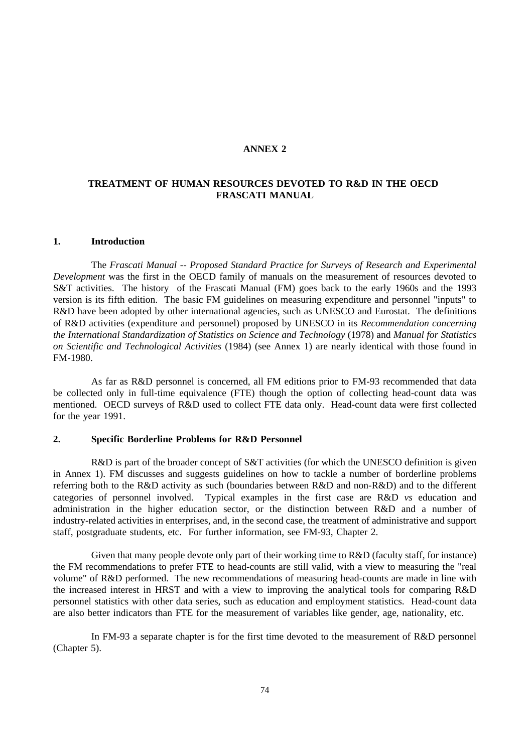# ANNEX 2

## TREATMENT OF HUMAN RESOURCES DEVOTED TO R&D IN THE OECD FRASCATI MANUAL

### 1. Introduction

The *Frascati Manual -- Proposed Standard Practice for Surveys of Research and Experimental Development* was the first in the OECD family of manuals on the measurement of resources devoted to S&T activities. The history of the Frascati Manual (FM) goes back to the early 1960s and the 1993 version is its fifth edition. The basic FM guidelines on measuring expenditure and personnel "inputs" to R&D have been adopted by other international agencies, such as UNESCO and Eurostat. The definitions of R&D activities (expenditure and personnel) proposed by UNESCO in its *Recommendation concerning the International Standardization of Statistics on Science and Technology* (1978) and *Manual for Statistics on Scientific and Technological Activities* (1984) (see Annex 1) are nearly identical with those found in FM-1980.

As far as R&D personnel is concerned, all FM editions prior to FM-93 recommended that data be collected only in full-time equivalence (FTE) though the option of collecting head-count data was mentioned. OECD surveys of R&D used to collect FTE data only. Head-count data were first collected for the year 1991.

### 2. Specific Borderline Problems for R&D Personnel

R&D is part of the broader concept of S&T activities (for which the UNESCO definition is given in Annex 1). FM discusses and suggests guidelines on how to tackle a number of borderline problems referring both to the R&D activity as such (boundaries between R&D and non-R&D) and to the different categories of personnel involved. Typical examples in the first case are R&D *vs* education and administration in the higher education sector, or the distinction between R&D and a number of industry-related activities in enterprises, and, in the second case, the treatment of administrative and support staff, postgraduate students, etc. For further information, see FM-93, Chapter 2.

Given that many people devote only part of their working time to R&D (faculty staff, for instance) the FM recommendations to prefer FTE to head-counts are still valid, with a view to measuring the "real volume" of R&D performed. The new recommendations of measuring head-counts are made in line with the increased interest in HRST and with a view to improving the analytical tools for comparing R&D personnel statistics with other data series, such as education and employment statistics. Head-count data are also better indicators than FTE for the measurement of variables like gender, age, nationality, etc.

In FM-93 a separate chapter is for the first time devoted to the measurement of R&D personnel (Chapter 5).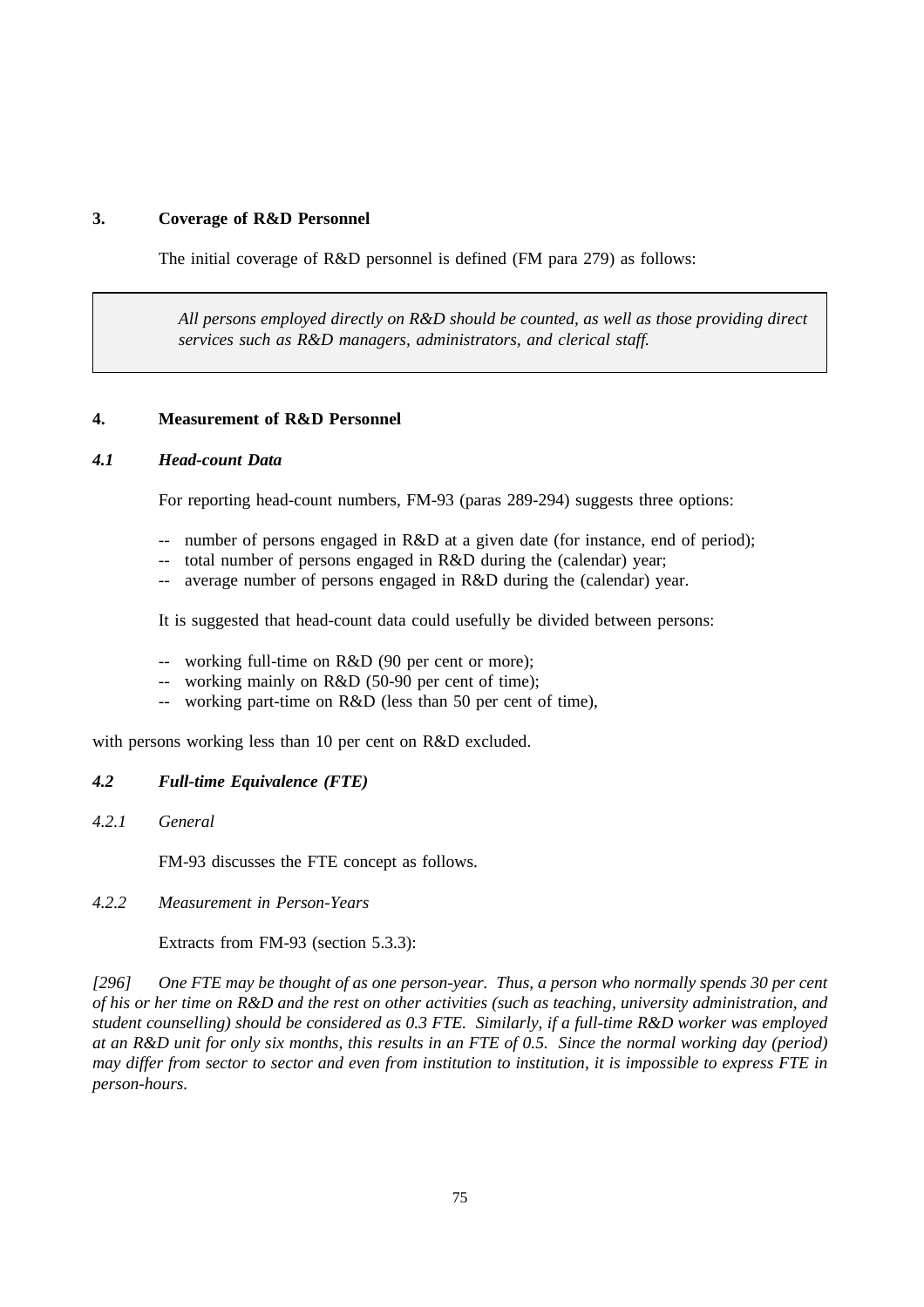## 3. Coverage of R&D Personnel

The initial coverage of R&D personnel is defined (FM para 279) as follows:

> *All persons employed directly on R&D should be counted, as well as those providing direct services such as R&D managers, administrators, and clerical staff.*

## 4. Measurement of R&D Personnel

### *4.1 Head-count Data*

For reporting head-count numbers, FM-93 (paras 289-294) suggests three options:

- -- number of persons engaged in R&D at a given date (for instance, end of period);
- -- total number of persons engaged in R&D during the (calendar) year;
- -- average number of persons engaged in R&D during the (calendar) year.

It is suggested that head-count data could usefully be divided between persons:

- -- working full-time on R&D (90 per cent or more);
- -- working mainly on R&D (50-90 per cent of time);
- -- working part-time on R&D (less than 50 per cent of time),

with persons working less than 10 per cent on R&D excluded.

### *4.2 Full-time Equivalence (FTE)*

#### *4.2.1 General*

FM-93 discusses the FTE concept as follows.

#### *4.2.2 Measurement in Person-Years*

Extracts from FM-93 (section 5.3.3):

*[296] One FTE may be thought of as one person-year. Thus, a person who normally spends 30 per cent of his or her time on R&D and the rest on other activities (such as teaching, university administration, and student counselling) should be considered as 0.3 FTE. Similarly, if a full-time R&D worker was employed at an R&D unit for only six months, this results in an FTE of 0.5. Since the normal working day (period) may differ from sector to sector and even from institution to institution, it is impossible to express FTE in person-hours.*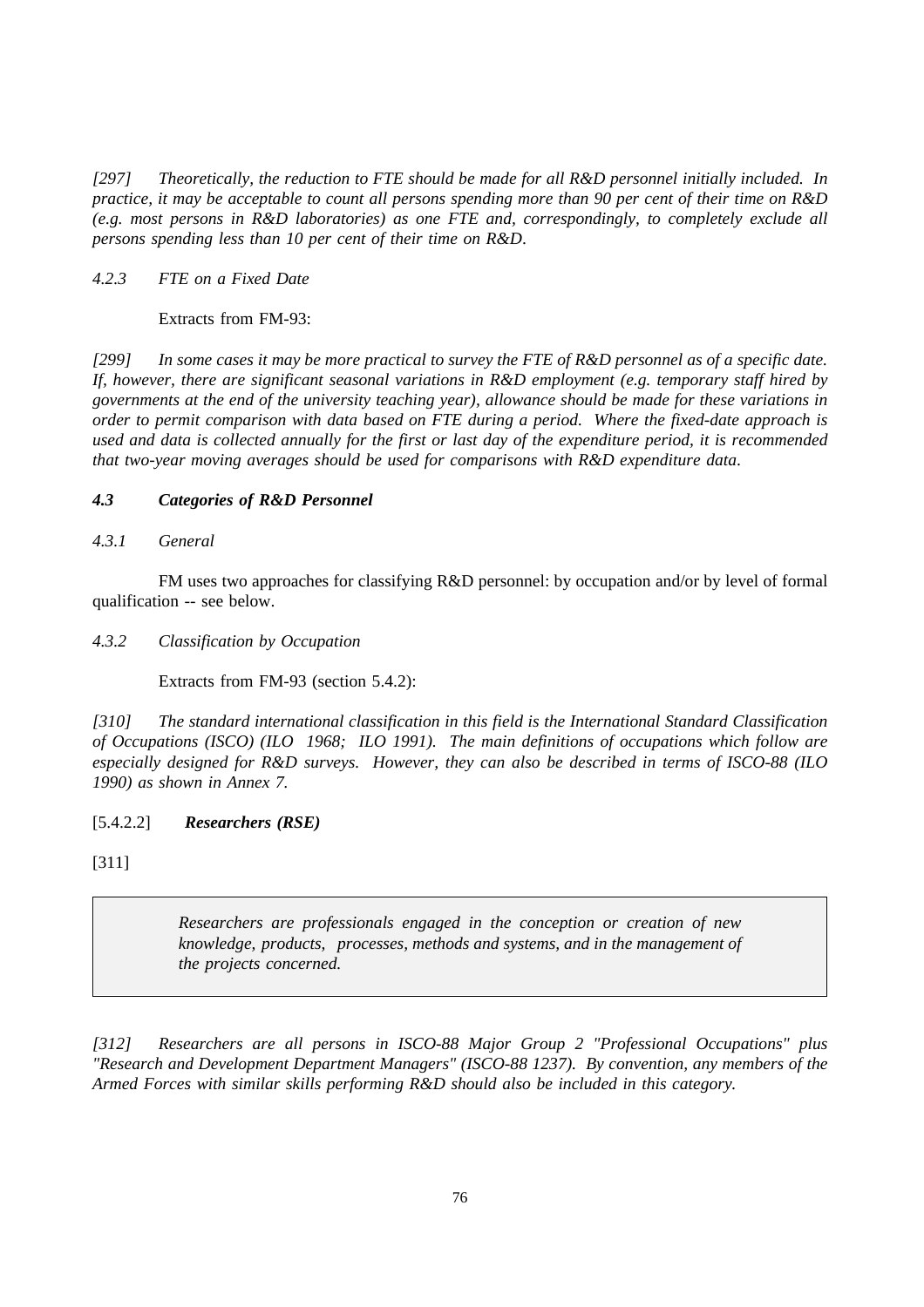*[297] Theoretically, the reduction to FTE should be made for all R&D personnel initially included. In practice, it may be acceptable to count all persons spending more than 90 per cent of their time on R&D (e.g. most persons in R&D laboratories) as one FTE and, correspondingly, to completely exclude all persons spending less than 10 per cent of their time on R&D.*

### *4.2.3 FTE on a Fixed Date*

Extracts from FM-93:

*[299] In some cases it may be more practical to survey the FTE of R&D personnel as of a specific date. If, however, there are significant seasonal variations in R&D employment (e.g. temporary staff hired by governments at the end of the university teaching year), allowance should be made for these variations in order to permit comparison with data based on FTE during a period. Where the fixed-date approach is used and data is collected annually for the first or last day of the expenditure period, it is recommended that two-year moving averages should be used for comparisons with R&D expenditure data.*

## ***4.3 Categories of R&D Personnel***

### *4.3.1 General*

FM uses two approaches for classifying R&D personnel: by occupation and/or by level of formal qualification -- see below.

### *4.3.2 Classification by Occupation*

Extracts from FM-93 (section 5.4.2):

*[310] The standard international classification in this field is the International Standard Classification of Occupations (ISCO) (ILO 1968; ILO 1991). The main definitions of occupations which follow are especially designed for R&D surveys. However, they can also be described in terms of ISCO-88 (ILO 1990) as shown in Annex 7.*

[5.4.2.2] ***Researchers (RSE)***

[311]

> *Researchers are professionals engaged in the conception or creation of new knowledge, products, processes, methods and systems, and in the management of the projects concerned.*

*[312] Researchers are all persons in ISCO-88 Major Group 2 "Professional Occupations" plus "Research and Development Department Managers" (ISCO-88 1237). By convention, any members of the Armed Forces with similar skills performing R&D should also be included in this category.*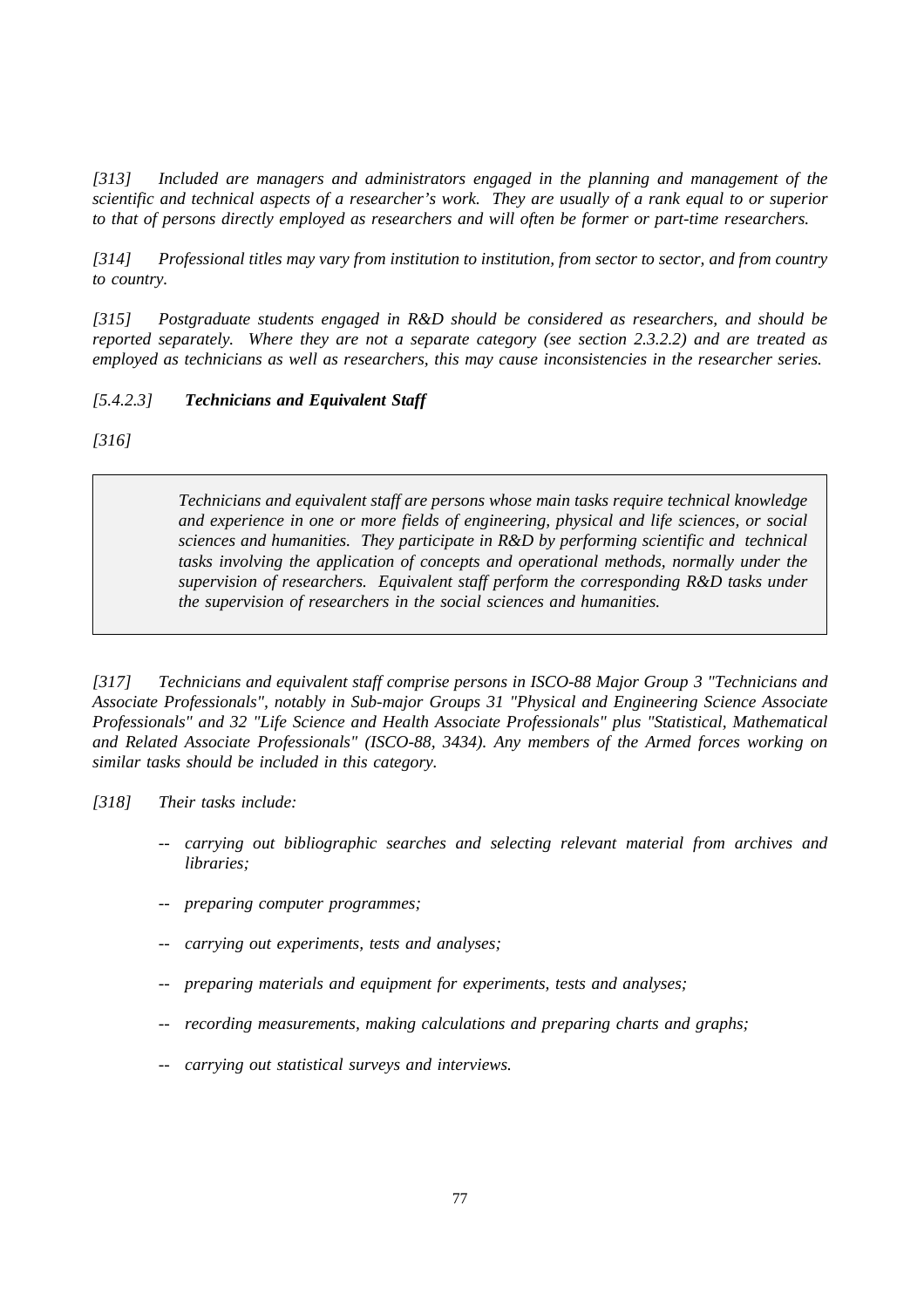*[313] Included are managers and administrators engaged in the planning and management of the scientific and technical aspects of a researcher's work. They are usually of a rank equal to or superior to that of persons directly employed as researchers and will often be former or part-time researchers.*

*[314] Professional titles may vary from institution to institution, from sector to sector, and from country to country.*

*[315] Postgraduate students engaged in R&D should be considered as researchers, and should be reported separately. Where they are not a separate category (see section 2.3.2.2) and are treated as employed as technicians as well as researchers, this may cause inconsistencies in the researcher series.*

### *[5.4.2.3]* ***Technicians and Equivalent Staff***

*[316]*

> *Technicians and equivalent staff are persons whose main tasks require technical knowledge and experience in one or more fields of engineering, physical and life sciences, or social sciences and humanities. They participate in R&D by performing scientific and technical tasks involving the application of concepts and operational methods, normally under the supervision of researchers. Equivalent staff perform the corresponding R&D tasks under the supervision of researchers in the social sciences and humanities.*

*[317] Technicians and equivalent staff comprise persons in ISCO-88 Major Group 3 "Technicians and Associate Professionals", notably in Sub-major Groups 31 "Physical and Engineering Science Associate Professionals" and 32 "Life Science and Health Associate Professionals" plus "Statistical, Mathematical and Related Associate Professionals" (ISCO-88, 3434). Any members of the Armed forces working on similar tasks should be included in this category.*

*[318] Their tasks include:*

- *carrying out bibliographic searches and selecting relevant material from archives and libraries;*
- *preparing computer programmes;*
- *carrying out experiments, tests and analyses;*
- *preparing materials and equipment for experiments, tests and analyses;*
- *recording measurements, making calculations and preparing charts and graphs;*
- *carrying out statistical surveys and interviews.*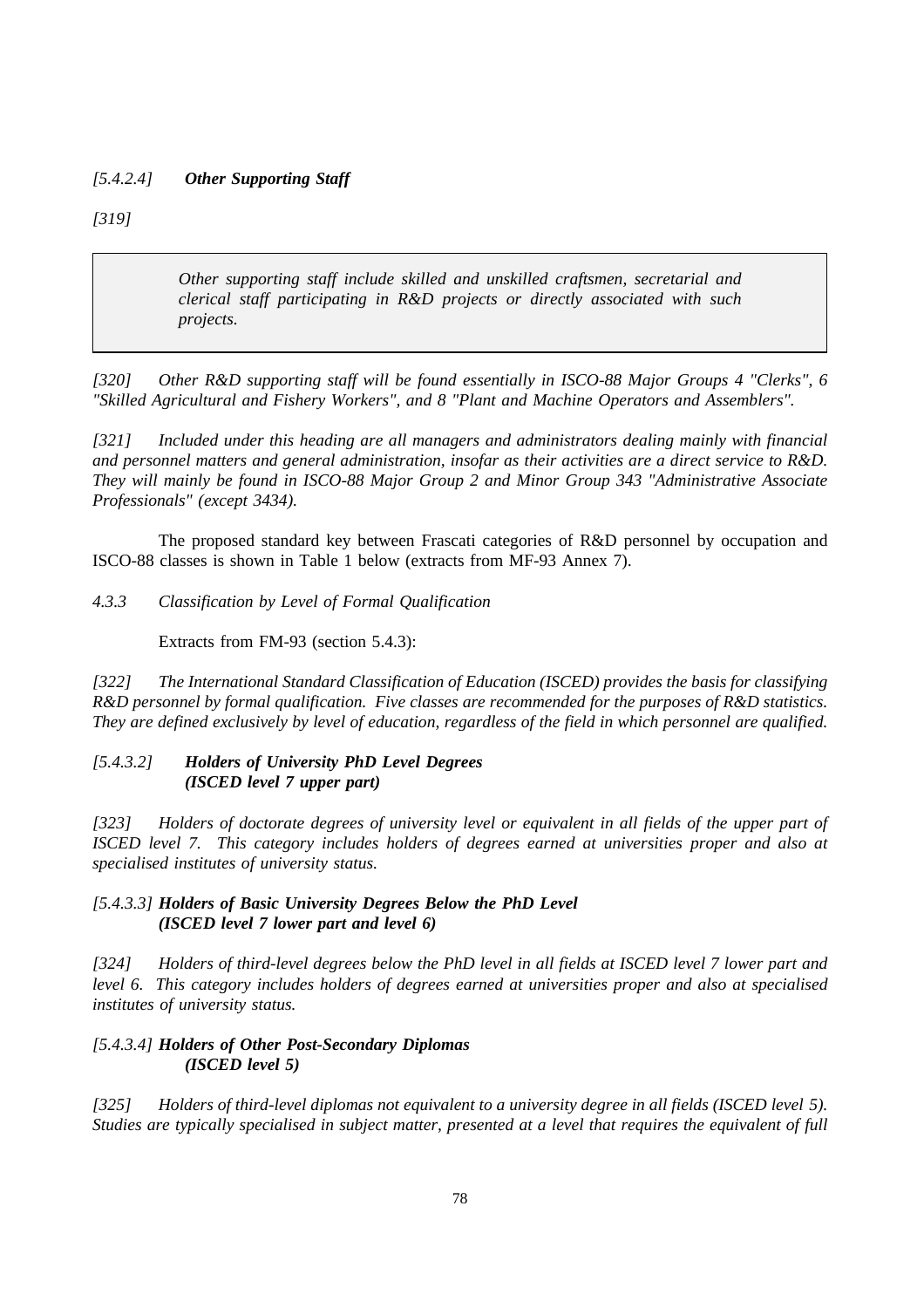*[5.4.2.4]* ***Other Supporting Staff***

*[319]*

> *Other supporting staff include skilled and unskilled craftsmen, secretarial and clerical staff participating in R&D projects or directly associated with such projects.*

*[320] Other R&D supporting staff will be found essentially in ISCO-88 Major Groups 4 "Clerks", 6 "Skilled Agricultural and Fishery Workers", and 8 "Plant and Machine Operators and Assemblers".*

*[321] Included under this heading are all managers and administrators dealing mainly with financial and personnel matters and general administration, insofar as their activities are a direct service to R&D. They will mainly be found in ISCO-88 Major Group 2 and Minor Group 343 "Administrative Associate Professionals" (except 3434).*

The proposed standard key between Frascati categories of R&D personnel by occupation and ISCO-88 classes is shown in Table 1 below (extracts from MF-93 Annex 7).

*4.3.3 Classification by Level of Formal Qualification*

Extracts from FM-93 (section 5.4.3):

*[322] The International Standard Classification of Education (ISCED) provides the basis for classifying R&D personnel by formal qualification. Five classes are recommended for the purposes of R&D statistics. They are defined exclusively by level of education, regardless of the field in which personnel are qualified.*

*[5.4.3.2]* ***Holders of University PhD Level Degrees (ISCED level 7 upper part)***

*[323] Holders of doctorate degrees of university level or equivalent in all fields of the upper part of ISCED level 7. This category includes holders of degrees earned at universities proper and also at specialised institutes of university status.*

*[5.4.3.3]* ***Holders of Basic University Degrees Below the PhD Level (ISCED level 7 lower part and level 6)***

*[324] Holders of third-level degrees below the PhD level in all fields at ISCED level 7 lower part and level 6. This category includes holders of degrees earned at universities proper and also at specialised institutes of university status.*

*[5.4.3.4]* ***Holders of Other Post-Secondary Diplomas (ISCED level 5)***

*[325] Holders of third-level diplomas not equivalent to a university degree in all fields (ISCED level 5). Studies are typically specialised in subject matter, presented at a level that requires the equivalent of full*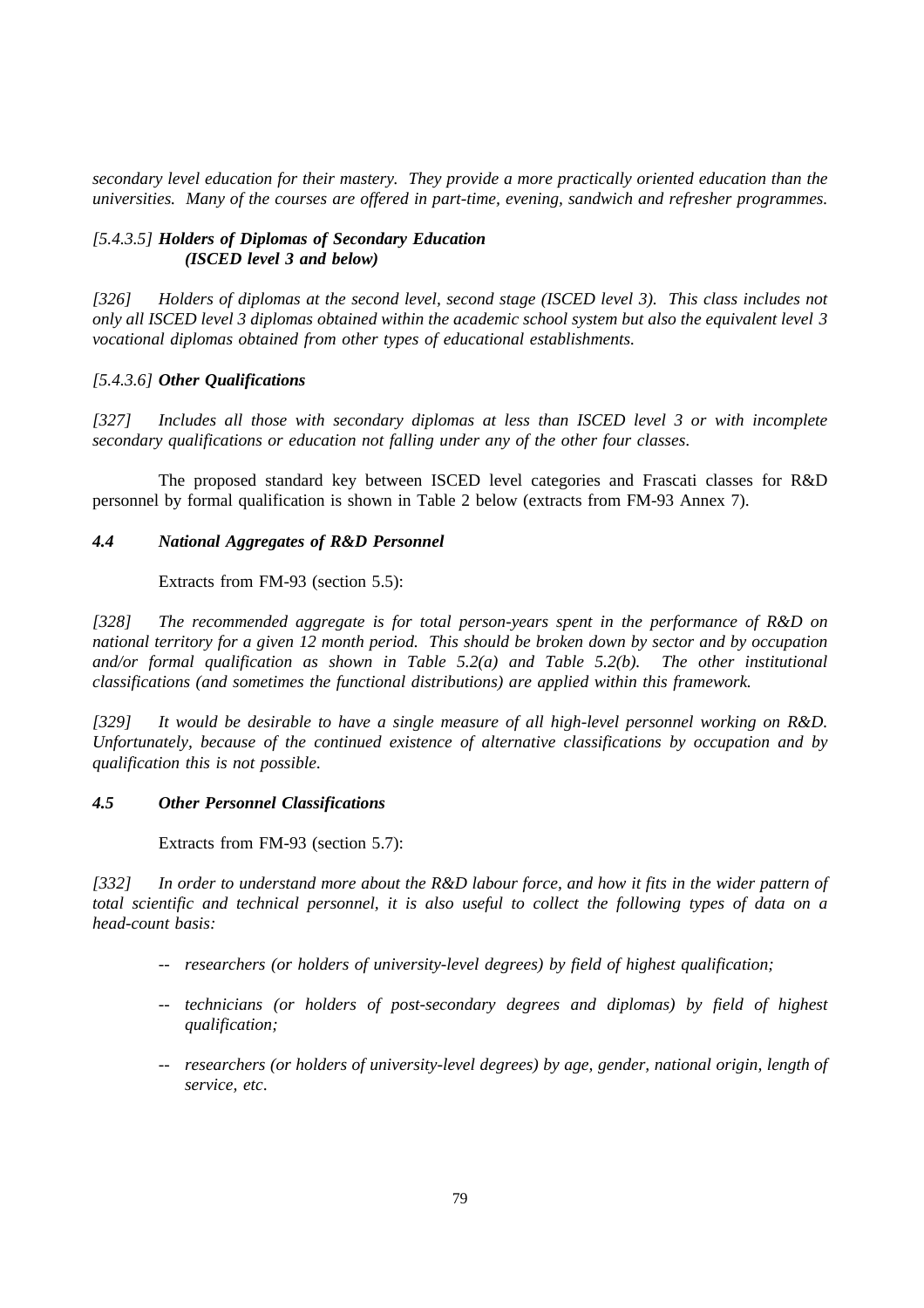*secondary level education for their mastery. They provide a more practically oriented education than the universities. Many of the courses are offered in part-time, evening, sandwich and refresher programmes.*

#### *[5.4.3.5]* ***Holders of Diplomas of Secondary Education (ISCED level 3 and below)***

*[326] Holders of diplomas at the second level, second stage (ISCED level 3). This class includes not only all ISCED level 3 diplomas obtained within the academic school system but also the equivalent level 3 vocational diplomas obtained from other types of educational establishments.*

#### *[5.4.3.6]* ***Other Qualifications***

*[327] Includes all those with secondary diplomas at less than ISCED level 3 or with incomplete secondary qualifications or education not falling under any of the other four classes.*

The proposed standard key between ISCED level categories and Frascati classes for R&D personnel by formal qualification is shown in Table 2 below (extracts from FM-93 Annex 7).

### *4.4 National Aggregates of R&D Personnel*

Extracts from FM-93 (section 5.5):

*[328] The recommended aggregate is for total person-years spent in the performance of R&D on national territory for a given 12 month period. This should be broken down by sector and by occupation and/or formal qualification as shown in Table 5.2(a) and Table 5.2(b). The other institutional classifications (and sometimes the functional distributions) are applied within this framework.*

*[329] It would be desirable to have a single measure of all high-level personnel working on R&D. Unfortunately, because of the continued existence of alternative classifications by occupation and by qualification this is not possible.*

### *4.5 Other Personnel Classifications*

Extracts from FM-93 (section 5.7):

*[332] In order to understand more about the R&D labour force, and how it fits in the wider pattern of total scientific and technical personnel, it is also useful to collect the following types of data on a head-count basis:*

- *researchers (or holders of university-level degrees) by field of highest qualification;*
- *technicians (or holders of post-secondary degrees and diplomas) by field of highest qualification;*
- *researchers (or holders of university-level degrees) by age, gender, national origin, length of service, etc.*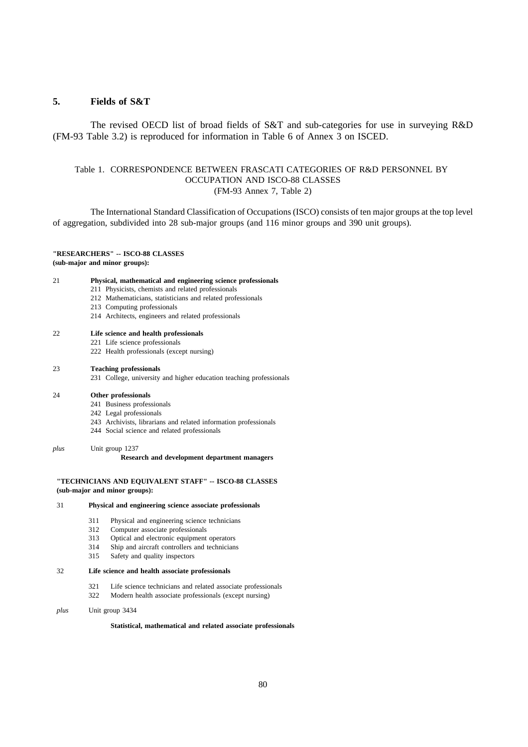## 5. Fields of S&T

The revised OECD list of broad fields of S&T and sub-categories for use in surveying R&D (FM-93 Table 3.2) is reproduced for information in Table 6 of Annex 3 on ISCED.

### Table 1. CORRESPONDENCE BETWEEN FRASCATI CATEGORIES OF R&D PERSONNEL BY OCCUPATION AND ISCO-88 CLASSES (FM-93 Annex 7, Table 2)

The International Standard Classification of Occupations (ISCO) consists of ten major groups at the top level of aggregation, subdivided into 28 sub-major groups (and 116 minor groups and 390 unit groups).

**"RESEARCHERS" -- ISCO-88 CLASSES (sub-major and minor groups):**

21 **Physical, mathematical and engineering science professionals**
- 211 Physicists, chemists and related professionals
- 212 Mathematicians, statisticians and related professionals
- 213 Computing professionals
- 214 Architects, engineers and related professionals

22 **Life science and health professionals**
- 221 Life science professionals
- 222 Health professionals (except nursing)

23 **Teaching professionals**
- 231 College, university and higher education teaching professionals

24 **Other professionals**
- 241 Business professionals
- 242 Legal professionals
- 243 Archivists, librarians and related information professionals
- 244 Social science and related professionals

*plus* Unit group 1237
**Research and development department managers**

**"TECHNICIANS AND EQUIVALENT STAFF" -- ISCO-88 CLASSES (sub-major and minor groups):**

31 **Physical and engineering science associate professionals**
- 311 Physical and engineering science technicians
- 312 Computer associate professionals
- 313 Optical and electronic equipment operators
- 314 Ship and aircraft controllers and technicians
- 315 Safety and quality inspectors

32 **Life science and health associate professionals**
- 321 Life science technicians and related associate professionals
- 322 Modern health associate professionals (except nursing)

*plus* Unit group 3434
**Statistical, mathematical and related associate professionals**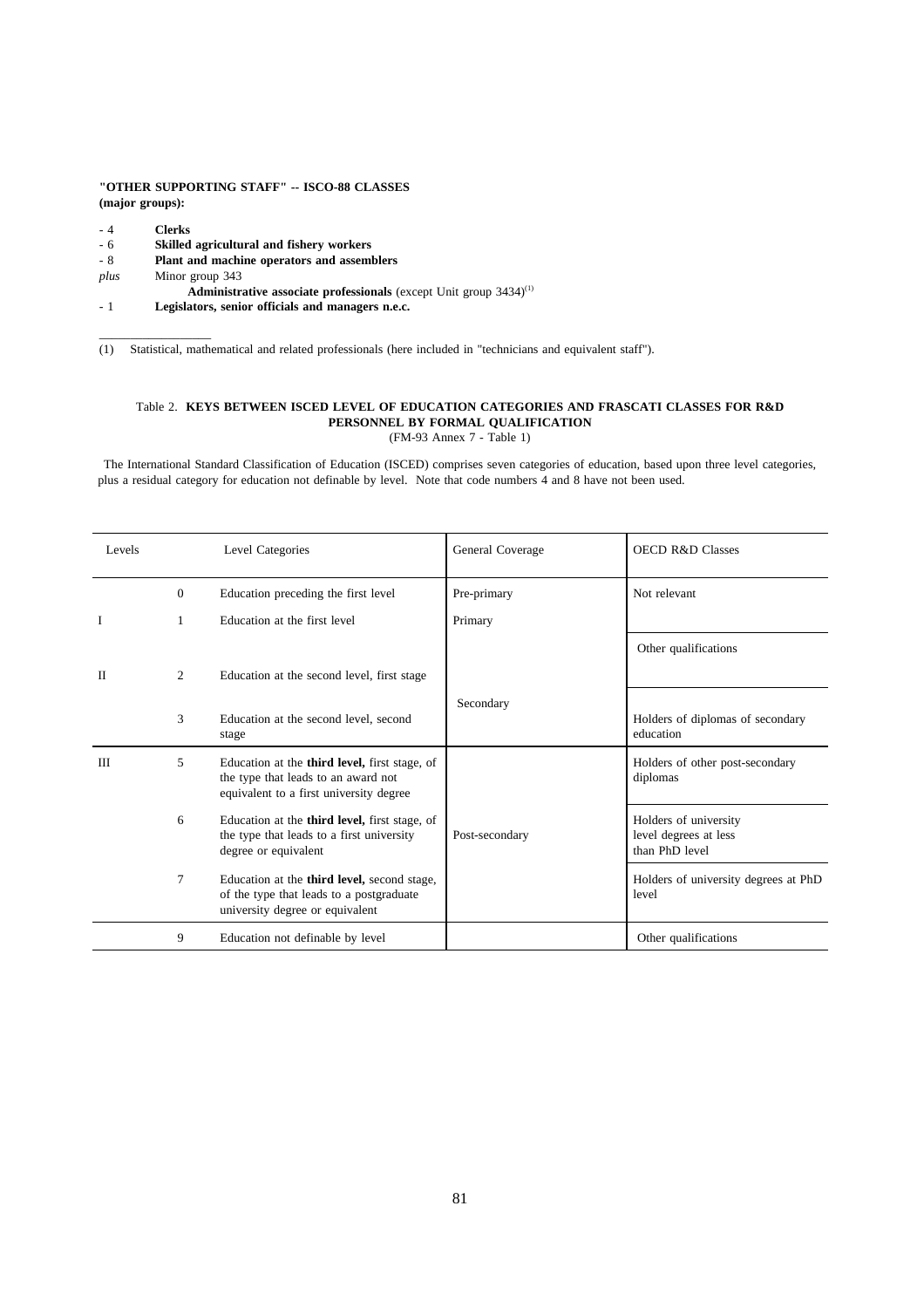**"OTHER SUPPORTING STAFF" -- ISCO-88 CLASSES (major groups):**

- 4 **Clerks**
- 6 **Skilled agricultural and fishery workers**
- 8 **Plant and machine operators and assemblers**

*plus* Minor group 343
**Administrative associate professionals** (except Unit group 3434)[1]

- 1 **Legislators, senior officials and managers n.e.c.**

---

(1) Statistical, mathematical and related professionals (here included in "technicians and equivalent staff").

Table 2. **KEYS BETWEEN ISCED LEVEL OF EDUCATION CATEGORIES AND FRASCATI CLASSES FOR R&D PERSONNEL BY FORMAL QUALIFICATION**
(FM-93 Annex 7 - Table 1)

The International Standard Classification of Education (ISCED) comprises seven categories of education, based upon three level categories, plus a residual category for education not definable by level. Note that code numbers 4 and 8 have not been used.

| Levels | | Level Categories | General Coverage | OECD R&D Classes |
|---|---|---|---|---|
| | 0 | Education preceding the first level | Pre-primary | Not relevant |
| I | 1 | Education at the first level | Primary | |
| | | | | Other qualifications |
| II | 2 | Education at the second level, first stage | Secondary | |
| | 3 | Education at the second level, second stage | | Holders of diplomas of secondary education |
| III | 5 | Education at the **third level,** first stage, of the type that leads to an award not equivalent to a first university degree | | Holders of other post-secondary diplomas |
| | 6 | Education at the **third level,** first stage, of the type that leads to a first university degree or equivalent | Post-secondary | Holders of university level degrees at less than PhD level |
| | 7 | Education at the **third level,** second stage, of the type that leads to a postgraduate university degree or equivalent | | Holders of university degrees at PhD level |
| | 9 | Education not definable by level | | Other qualifications |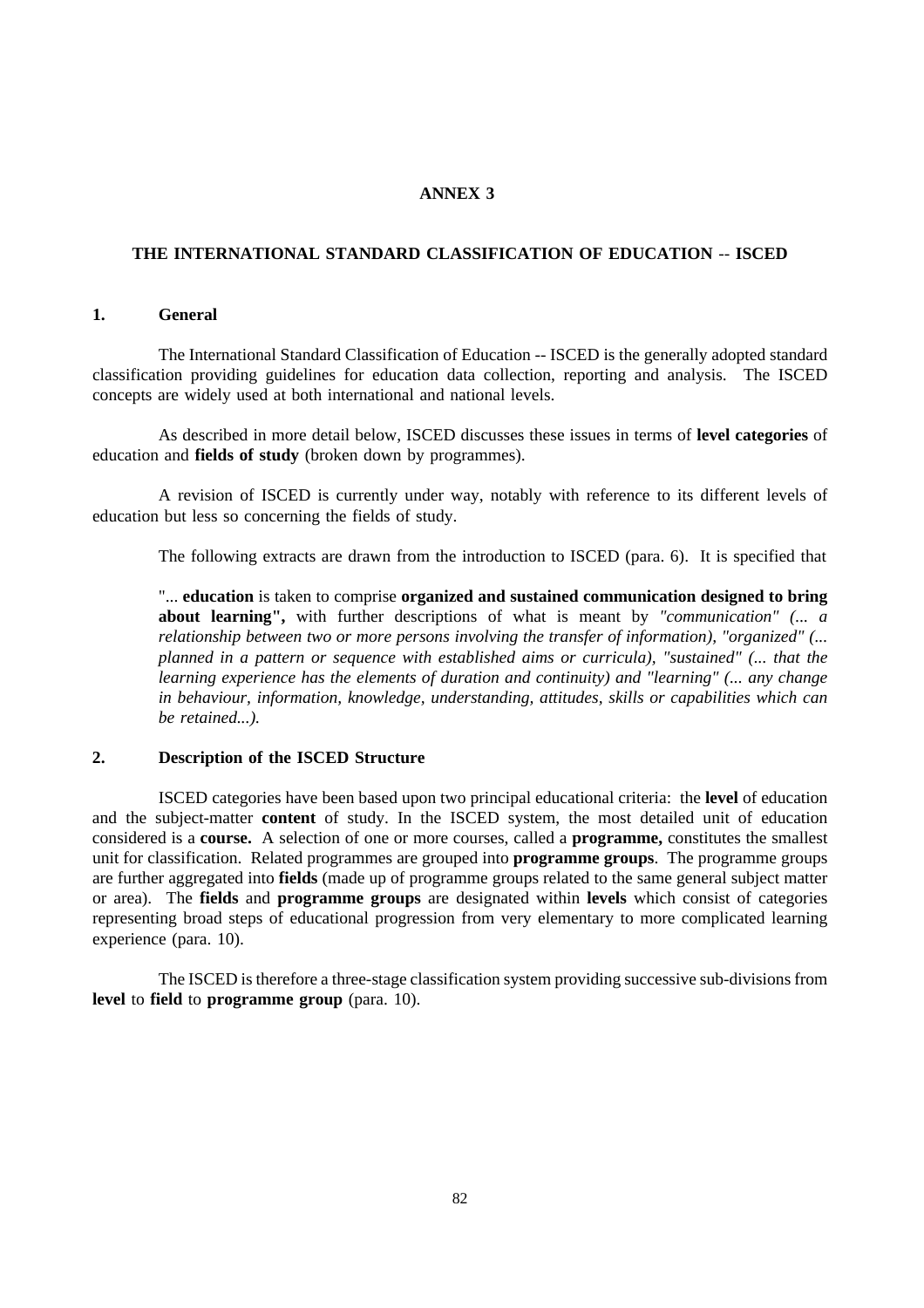# ANNEX 3

## THE INTERNATIONAL STANDARD CLASSIFICATION OF EDUCATION -- ISCED

### 1. General

The International Standard Classification of Education -- ISCED is the generally adopted standard classification providing guidelines for education data collection, reporting and analysis. The ISCED concepts are widely used at both international and national levels.

As described in more detail below, ISCED discusses these issues in terms of **level categories** of education and **fields of study** (broken down by programmes).

A revision of ISCED is currently under way, notably with reference to its different levels of education but less so concerning the fields of study.

The following extracts are drawn from the introduction to ISCED (para. 6). It is specified that

"... **education** is taken to comprise **organized and sustained communication designed to bring about learning",** with further descriptions of what is meant by *"communication" (... a relationship between two or more persons involving the transfer of information), "organized" (... planned in a pattern or sequence with established aims or curricula), "sustained" (... that the learning experience has the elements of duration and continuity) and "learning" (... any change in behaviour, information, knowledge, understanding, attitudes, skills or capabilities which can be retained...).*

### 2. Description of the ISCED Structure

ISCED categories have been based upon two principal educational criteria: the **level** of education and the subject-matter **content** of study. In the ISCED system, the most detailed unit of education considered is a **course.** A selection of one or more courses, called a **programme,** constitutes the smallest unit for classification. Related programmes are grouped into **programme groups**. The programme groups are further aggregated into **fields** (made up of programme groups related to the same general subject matter or area). The **fields** and **programme groups** are designated within **levels** which consist of categories representing broad steps of educational progression from very elementary to more complicated learning experience (para. 10).

The ISCED is therefore a three-stage classification system providing successive sub-divisions from **level** to **field** to **programme group** (para. 10).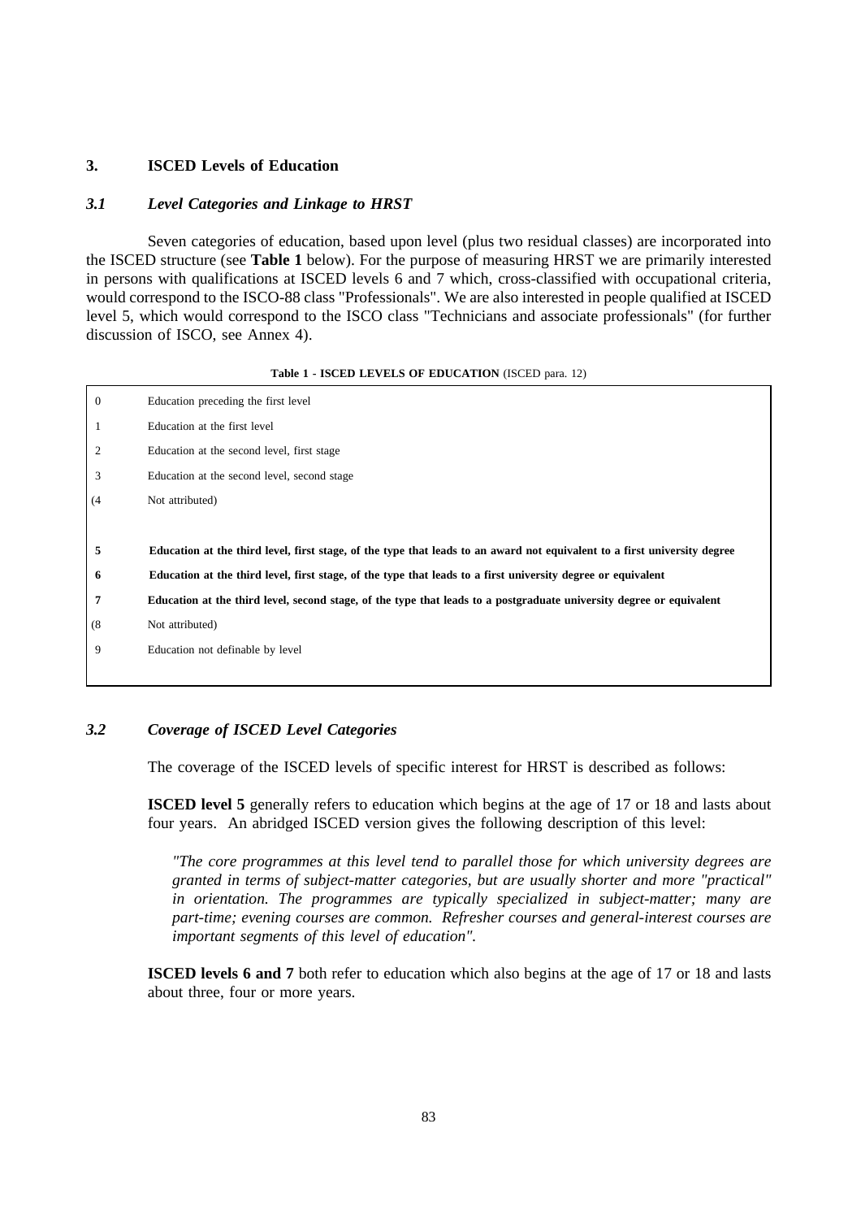## 3. ISCED Levels of Education

### *3.1 Level Categories and Linkage to HRST*

Seven categories of education, based upon level (plus two residual classes) are incorporated into the ISCED structure (see **Table 1** below). For the purpose of measuring HRST we are primarily interested in persons with qualifications at ISCED levels 6 and 7 which, cross-classified with occupational criteria, would correspond to the ISCO-88 class "Professionals". We are also interested in people qualified at ISCED level 5, which would correspond to the ISCO class "Technicians and associate professionals" (for further discussion of ISCO, see Annex 4).

**Table 1 - ISCED LEVELS OF EDUCATION** (ISCED para. 12)

| | |
|---|---|
| 0 | Education preceding the first level |
| 1 | Education at the first level |
| 2 | Education at the second level, first stage |
| 3 | Education at the second level, second stage |
| (4 | Not attributed) |
| **5** | **Education at the third level, first stage, of the type that leads to an award not equivalent to a first university degree** |
| **6** | **Education at the third level, first stage, of the type that leads to a first university degree or equivalent** |
| **7** | **Education at the third level, second stage, of the type that leads to a postgraduate university degree or equivalent** |
| (8 | Not attributed) |
| 9 | Education not definable by level |

### *3.2 Coverage of ISCED Level Categories*

The coverage of the ISCED levels of specific interest for HRST is described as follows:

**ISCED level 5** generally refers to education which begins at the age of 17 or 18 and lasts about four years. An abridged ISCED version gives the following description of this level:

*"The core programmes at this level tend to parallel those for which university degrees are granted in terms of subject-matter categories, but are usually shorter and more "practical" in orientation. The programmes are typically specialized in subject-matter; many are part-time; evening courses are common. Refresher courses and general-interest courses are important segments of this level of education".*

**ISCED levels 6 and 7** both refer to education which also begins at the age of 17 or 18 and lasts about three, four or more years.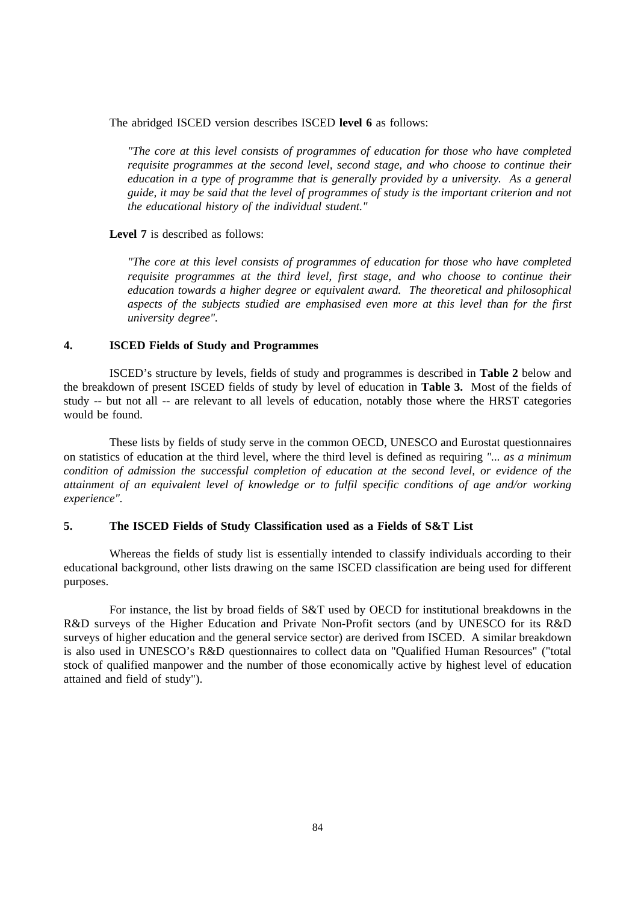The abridged ISCED version describes ISCED **level 6** as follows:

> *"The core at this level consists of programmes of education for those who have completed requisite programmes at the second level, second stage, and who choose to continue their education in a type of programme that is generally provided by a university. As a general guide, it may be said that the level of programmes of study is the important criterion and not the educational history of the individual student."*

**Level 7** is described as follows:

> *"The core at this level consists of programmes of education for those who have completed requisite programmes at the third level, first stage, and who choose to continue their education towards a higher degree or equivalent award. The theoretical and philosophical aspects of the subjects studied are emphasised even more at this level than for the first university degree".*

## 4. ISCED Fields of Study and Programmes

ISCED's structure by levels, fields of study and programmes is described in **Table 2** below and the breakdown of present ISCED fields of study by level of education in **Table 3.** Most of the fields of study -- but not all -- are relevant to all levels of education, notably those where the HRST categories would be found.

These lists by fields of study serve in the common OECD, UNESCO and Eurostat questionnaires on statistics of education at the third level, where the third level is defined as requiring *"... as a minimum condition of admission the successful completion of education at the second level, or evidence of the attainment of an equivalent level of knowledge or to fulfil specific conditions of age and/or working experience".*

## 5. The ISCED Fields of Study Classification used as a Fields of S&T List

Whereas the fields of study list is essentially intended to classify individuals according to their educational background, other lists drawing on the same ISCED classification are being used for different purposes.

For instance, the list by broad fields of S&T used by OECD for institutional breakdowns in the R&D surveys of the Higher Education and Private Non-Profit sectors (and by UNESCO for its R&D surveys of higher education and the general service sector) are derived from ISCED. A similar breakdown is also used in UNESCO's R&D questionnaires to collect data on "Qualified Human Resources" ("total stock of qualified manpower and the number of those economically active by highest level of education attained and field of study").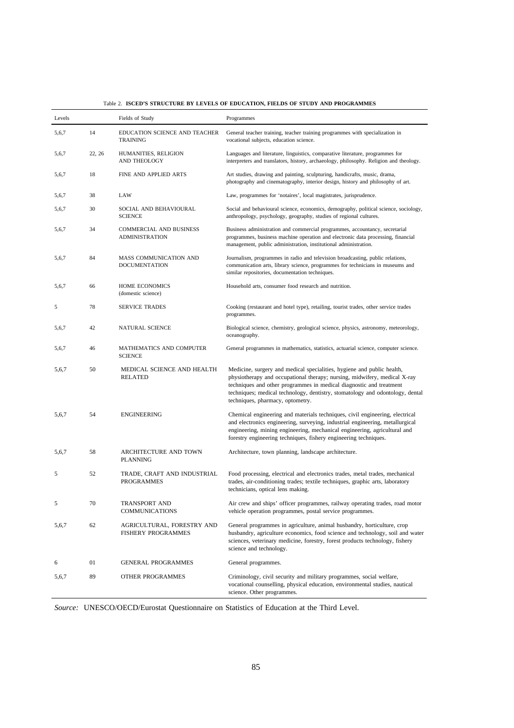Table 2. **ISCED'S STRUCTURE BY LEVELS OF EDUCATION, FIELDS OF STUDY AND PROGRAMMES**

| Levels | | Fields of Study | Programmes |
|---|---|---|---|
| 5,6,7 | 14 | EDUCATION SCIENCE AND TEACHER TRAINING | General teacher training, teacher training programmes with specialization in vocational subjects, education science. |
| 5,6,7 | 22, 26 | HUMANITIES, RELIGION AND THEOLOGY | Languages and literature, linguistics, comparative literature, programmes for interpreters and translators, history, archaeology, philosophy. Religion and theology. |
| 5,6,7 | 18 | FINE AND APPLIED ARTS | Art studies, drawing and painting, sculpturing, handicrafts, music, drama, photography and cinematography, interior design, history and philosophy of art. |
| 5,6,7 | 38 | LAW | Law, programmes for 'notaires', local magistrates, jurisprudence. |
| 5,6,7 | 30 | SOCIAL AND BEHAVIOURAL SCIENCE | Social and behavioural science, economics, demography, political science, sociology, anthropology, psychology, geography, studies of regional cultures. |
| 5,6,7 | 34 | COMMERCIAL AND BUSINESS ADMINISTRATION | Business administration and commercial programmes, accountancy, secretarial programmes, business machine operation and electronic data processing, financial management, public administration, institutional administration. |
| 5,6,7 | 84 | MASS COMMUNICATION AND DOCUMENTATION | Journalism, programmes in radio and television broadcasting, public relations, communication arts, library science, programmes for technicians in museums and similar repositories, documentation techniques. |
| 5,6,7 | 66 | HOME ECONOMICS (domestic science) | Household arts, consumer food research and nutrition. |
| 5 | 78 | SERVICE TRADES | Cooking (restaurant and hotel type), retailing, tourist trades, other service trades programmes. |
| 5,6,7 | 42 | NATURAL SCIENCE | Biological science, chemistry, geological science, physics, astronomy, meteorology, oceanography. |
| 5,6,7 | 46 | MATHEMATICS AND COMPUTER SCIENCE | General programmes in mathematics, statistics, actuarial science, computer science. |
| 5,6,7 | 50 | MEDICAL SCIENCE AND HEALTH RELATED | Medicine, surgery and medical specialities, hygiene and public health, physiotherapy and occupational therapy; nursing, midwifery, medical X-ray techniques and other programmes in medical diagnostic and treatment techniques; medical technology, dentistry, stomatology and odontology, dental techniques, pharmacy, optometry. |
| 5,6,7 | 54 | ENGINEERING | Chemical engineering and materials techniques, civil engineering, electrical and electronics engineering, surveying, industrial engineering, metallurgical engineering, mining engineering, mechanical engineering, agricultural and forestry engineering techniques, fishery engineering techniques. |
| 5,6,7 | 58 | ARCHITECTURE AND TOWN PLANNING | Architecture, town planning, landscape architecture. |
| 5 | 52 | TRADE, CRAFT AND INDUSTRIAL PROGRAMMES | Food processing, electrical and electronics trades, metal trades, mechanical trades, air-conditioning trades; textile techniques, graphic arts, laboratory technicians, optical lens making. |
| 5 | 70 | TRANSPORT AND COMMUNICATIONS | Air crew and ships' officer programmes, railway operating trades, road motor vehicle operation programmes, postal service programmes. |
| 5,6,7 | 62 | AGRICULTURAL, FORESTRY AND FISHERY PROGRAMMES | General programmes in agriculture, animal husbandry, horticulture, crop husbandry, agriculture economics, food science and technology, soil and water sciences, veterinary medicine, forestry, forest products technology, fishery science and technology. |
| 6 | 01 | GENERAL PROGRAMMES | General programmes. |
| 5,6,7 | 89 | OTHER PROGRAMMES | Criminology, civil security and military programmes, social welfare, vocational counselling, physical education, environmental studies, nautical science. Other programmes. |

*Source:* UNESCO/OECD/Eurostat Questionnaire on Statistics of Education at the Third Level.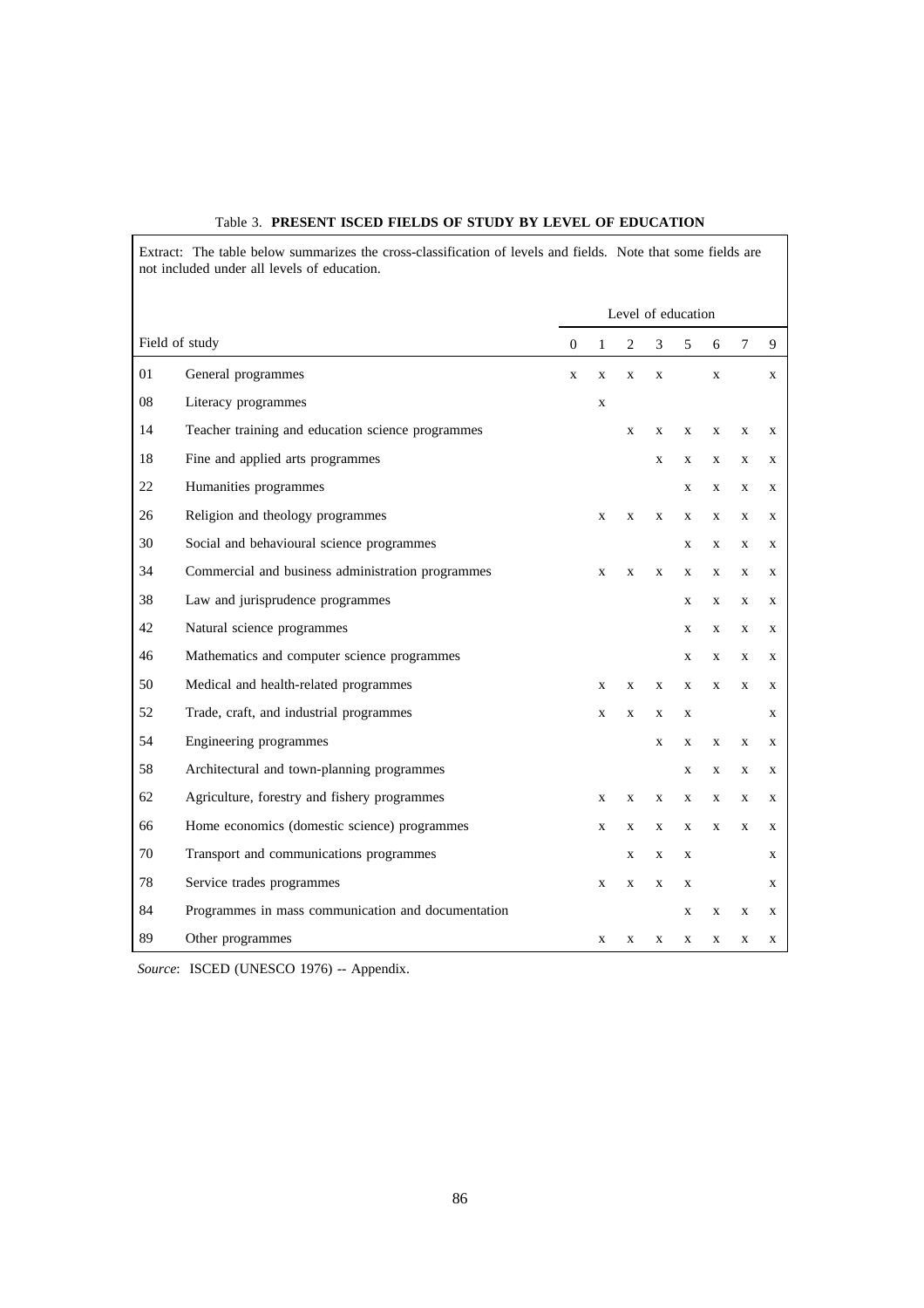Table 3. **PRESENT ISCED FIELDS OF STUDY BY LEVEL OF EDUCATION**

Extract: The table below summarizes the cross-classification of levels and fields. Note that some fields are not included under all levels of education.

| | | Level of education | | | | | | | |
|---|---|---|---|---|---|---|---|---|---|
| Field of study | | 0 | 1 | 2 | 3 | 5 | 6 | 7 | 9 |
| 01 | General programmes | x | x | x | x | | x | | x |
| 08 | Literacy programmes | | x | | | | | | |
| 14 | Teacher training and education science programmes | | | x | x | x | x | x | x |
| 18 | Fine and applied arts programmes | | | | x | x | x | x | x |
| 22 | Humanities programmes | | | | | x | x | x | x |
| 26 | Religion and theology programmes | | x | x | x | x | x | x | x |
| 30 | Social and behavioural science programmes | | | | | x | x | x | x |
| 34 | Commercial and business administration programmes | | x | x | x | x | x | x | x |
| 38 | Law and jurisprudence programmes | | | | | x | x | x | x |
| 42 | Natural science programmes | | | | | x | x | x | x |
| 46 | Mathematics and computer science programmes | | | | | x | x | x | x |
| 50 | Medical and health-related programmes | | x | x | x | x | x | x | x |
| 52 | Trade, craft, and industrial programmes | | x | x | x | x | | | x |
| 54 | Engineering programmes | | | | x | x | x | x | x |
| 58 | Architectural and town-planning programmes | | | | | x | x | x | x |
| 62 | Agriculture, forestry and fishery programmes | | x | x | x | x | x | x | x |
| 66 | Home economics (domestic science) programmes | | x | x | x | x | x | x | x |
| 70 | Transport and communications programmes | | | x | x | x | | | x |
| 78 | Service trades programmes | | x | x | x | x | | | x |
| 84 | Programmes in mass communication and documentation | | | | | x | x | x | x |
| 89 | Other programmes | | x | x | x | x | x | x | x |

*Source*: ISCED (UNESCO 1976) -- Appendix.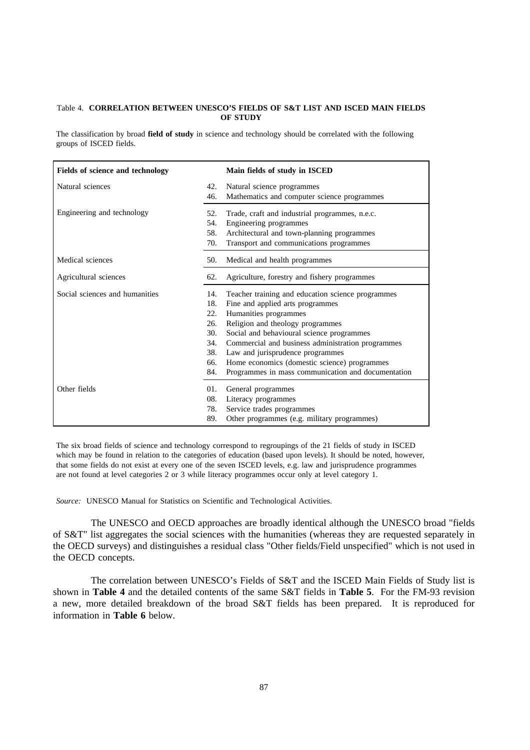Table 4. **CORRELATION BETWEEN UNESCO'S FIELDS OF S&T LIST AND ISCED MAIN FIELDS OF STUDY**

The classification by broad **field of study** in science and technology should be correlated with the following groups of ISCED fields.

| Fields of science and technology | Main fields of study in ISCED | |
|---|---|---|
| Natural sciences | 42. | Natural science programmes |
| | 46. | Mathematics and computer science programmes |
| Engineering and technology | 52. | Trade, craft and industrial programmes, n.e.c. |
| | 54. | Engineering programmes |
| | 58. | Architectural and town-planning programmes |
| | 70. | Transport and communications programmes |
| Medical sciences | 50. | Medical and health programmes |
| Agricultural sciences | 62. | Agriculture, forestry and fishery programmes |
| Social sciences and humanities | 14. | Teacher training and education science programmes |
| | 18. | Fine and applied arts programmes |
| | 22. | Humanities programmes |
| | 26. | Religion and theology programmes |
| | 30. | Social and behavioural science programmes |
| | 34. | Commercial and business administration programmes |
| | 38. | Law and jurisprudence programmes |
| | 66. | Home economics (domestic science) programmes |
| | 84. | Programmes in mass communication and documentation |
| Other fields | 01. | General programmes |
| | 08. | Literacy programmes |
| | 78. | Service trades programmes |
| | 89. | Other programmes (e.g. military programmes) |

The six broad fields of science and technology correspond to regroupings of the 21 fields of study in ISCED which may be found in relation to the categories of education (based upon levels). It should be noted, however, that some fields do not exist at every one of the seven ISCED levels, e.g. law and jurisprudence programmes are not found at level categories 2 or 3 while literacy programmes occur only at level category 1.

*Source:* UNESCO Manual for Statistics on Scientific and Technological Activities.

The UNESCO and OECD approaches are broadly identical although the UNESCO broad "fields of S&T" list aggregates the social sciences with the humanities (whereas they are requested separately in the OECD surveys) and distinguishes a residual class "Other fields/Field unspecified" which is not used in the OECD concepts.

The correlation between UNESCO's Fields of S&T and the ISCED Main Fields of Study list is shown in **Table 4** and the detailed contents of the same S&T fields in **Table 5**. For the FM-93 revision a new, more detailed breakdown of the broad S&T fields has been prepared. It is reproduced for information in **Table 6** below.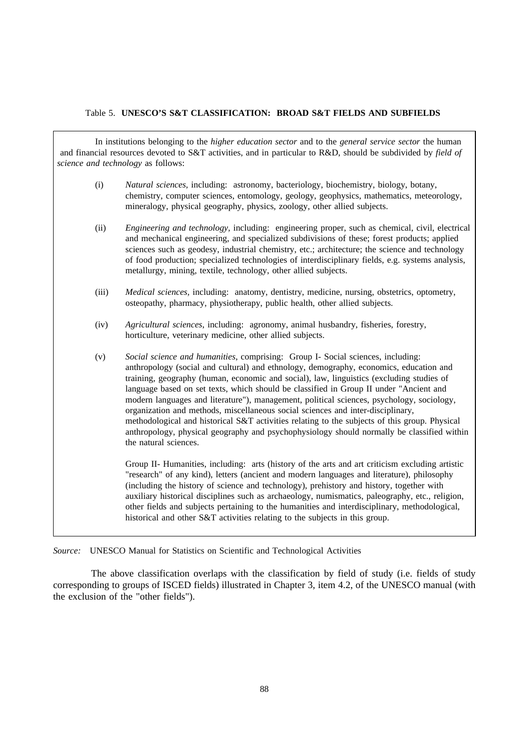Table 5. **UNESCO'S S&T CLASSIFICATION: BROAD S&T FIELDS AND SUBFIELDS**

In institutions belonging to the *higher education sector* and to the *general service sector* the human and financial resources devoted to S&T activities, and in particular to R&D, should be subdivided by *field of science and technology* as follows:

(i) *Natural sciences*, including: astronomy, bacteriology, biochemistry, biology, botany, chemistry, computer sciences, entomology, geology, geophysics, mathematics, meteorology, mineralogy, physical geography, physics, zoology, other allied subjects.

(ii) *Engineering and technology*, including: engineering proper, such as chemical, civil, electrical and mechanical engineering, and specialized subdivisions of these; forest products; applied sciences such as geodesy, industrial chemistry, etc.; architecture; the science and technology of food production; specialized technologies of interdisciplinary fields, e.g. systems analysis, metallurgy, mining, textile, technology, other allied subjects.

(iii) *Medical sciences*, including: anatomy, dentistry, medicine, nursing, obstetrics, optometry, osteopathy, pharmacy, physiotherapy, public health, other allied subjects.

(iv) *Agricultural sciences*, including: agronomy, animal husbandry, fisheries, forestry, horticulture, veterinary medicine, other allied subjects.

(v) *Social science and humanities*, comprising: Group I- Social sciences, including: anthropology (social and cultural) and ethnology, demography, economics, education and training, geography (human, economic and social), law, linguistics (excluding studies of language based on set texts, which should be classified in Group II under "Ancient and modern languages and literature"), management, political sciences, psychology, sociology, organization and methods, miscellaneous social sciences and inter-disciplinary, methodological and historical S&T activities relating to the subjects of this group. Physical anthropology, physical geography and psychophysiology should normally be classified within the natural sciences.

Group II- Humanities, including: arts (history of the arts and art criticism excluding artistic "research" of any kind), letters (ancient and modern languages and literature), philosophy (including the history of science and technology), prehistory and history, together with auxiliary historical disciplines such as archaeology, numismatics, paleography, etc., religion, other fields and subjects pertaining to the humanities and interdisciplinary, methodological, historical and other S&T activities relating to the subjects in this group.

*Source:* UNESCO Manual for Statistics on Scientific and Technological Activities

The above classification overlaps with the classification by field of study (i.e. fields of study corresponding to groups of ISCED fields) illustrated in Chapter 3, item 4.2, of the UNESCO manual (with the exclusion of the "other fields").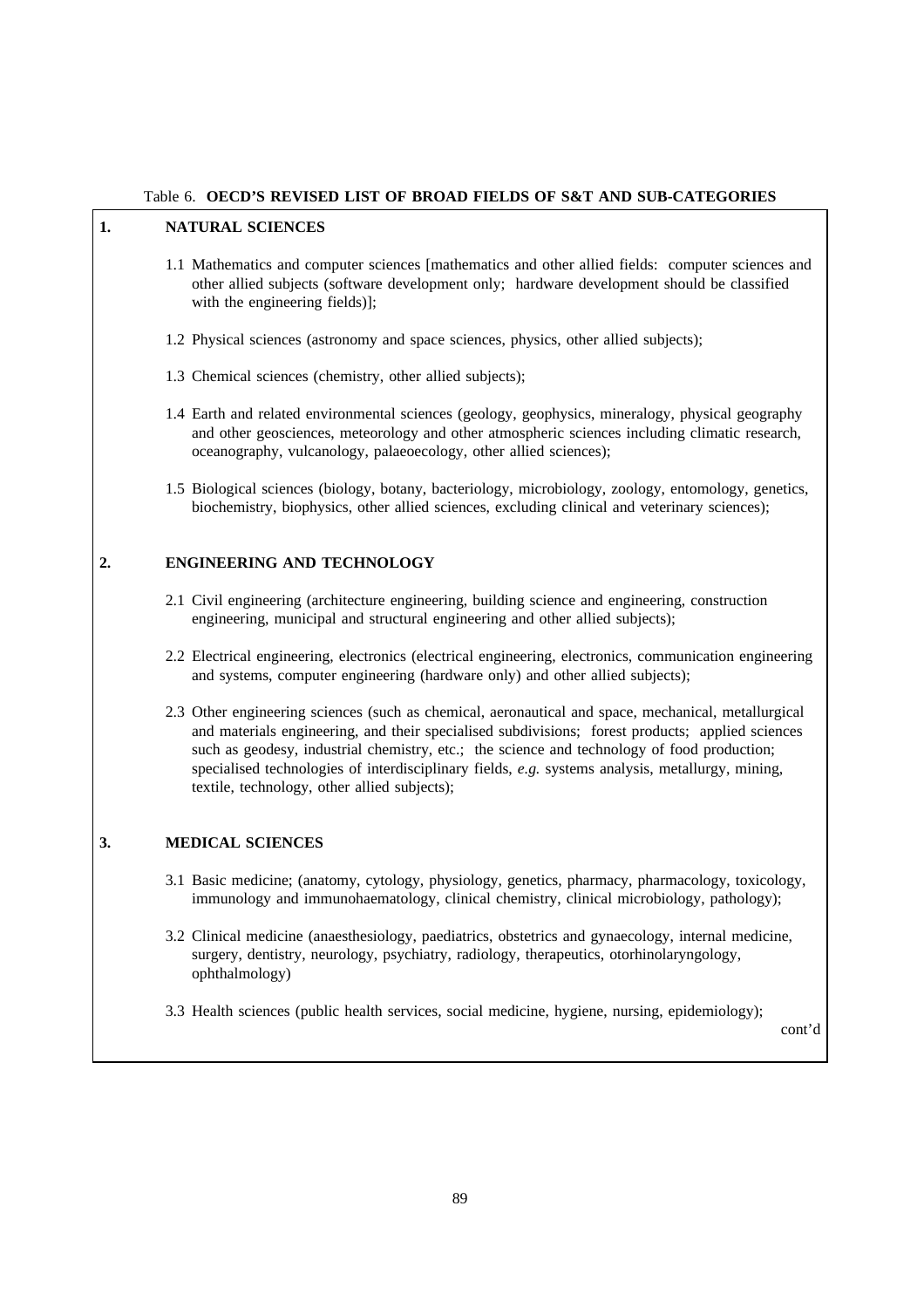Table 6. **OECD'S REVISED LIST OF BROAD FIELDS OF S&T AND SUB-CATEGORIES**

## 1. NATURAL SCIENCES

1.1 Mathematics and computer sciences [mathematics and other allied fields: computer sciences and other allied subjects (software development only; hardware development should be classified with the engineering fields)];

1.2 Physical sciences (astronomy and space sciences, physics, other allied subjects);

1.3 Chemical sciences (chemistry, other allied subjects);

1.4 Earth and related environmental sciences (geology, geophysics, mineralogy, physical geography and other geosciences, meteorology and other atmospheric sciences including climatic research, oceanography, vulcanology, palaeoecology, other allied sciences);

1.5 Biological sciences (biology, botany, bacteriology, microbiology, zoology, entomology, genetics, biochemistry, biophysics, other allied sciences, excluding clinical and veterinary sciences);

## 2. ENGINEERING AND TECHNOLOGY

2.1 Civil engineering (architecture engineering, building science and engineering, construction engineering, municipal and structural engineering and other allied subjects);

2.2 Electrical engineering, electronics (electrical engineering, electronics, communication engineering and systems, computer engineering (hardware only) and other allied subjects);

2.3 Other engineering sciences (such as chemical, aeronautical and space, mechanical, metallurgical and materials engineering, and their specialised subdivisions; forest products; applied sciences such as geodesy, industrial chemistry, etc.; the science and technology of food production; specialised technologies of interdisciplinary fields, *e.g.* systems analysis, metallurgy, mining, textile, technology, other allied subjects);

## 3. MEDICAL SCIENCES

3.1 Basic medicine; (anatomy, cytology, physiology, genetics, pharmacy, pharmacology, toxicology, immunology and immunohaematology, clinical chemistry, clinical microbiology, pathology);

3.2 Clinical medicine (anaesthesiology, paediatrics, obstetrics and gynaecology, internal medicine, surgery, dentistry, neurology, psychiatry, radiology, therapeutics, otorhinolaryngology, ophthalmology)

3.3 Health sciences (public health services, social medicine, hygiene, nursing, epidemiology);

cont'd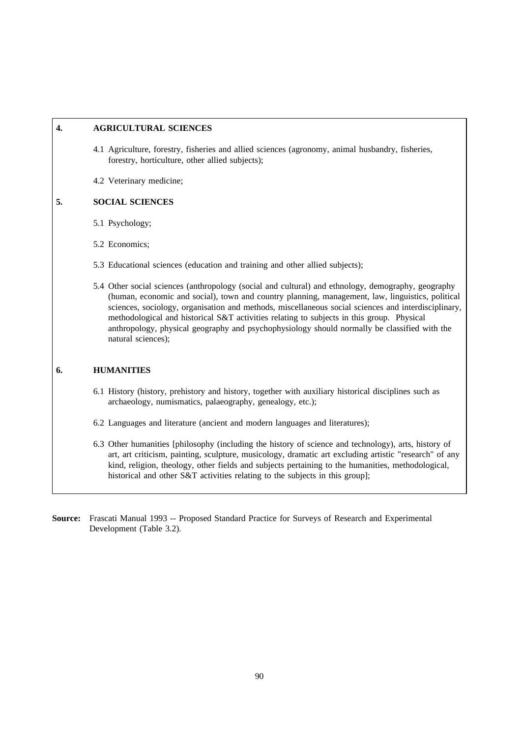**4. AGRICULTURAL SCIENCES**

4.1 Agriculture, forestry, fisheries and allied sciences (agronomy, animal husbandry, fisheries, forestry, horticulture, other allied subjects);

4.2 Veterinary medicine;

**5. SOCIAL SCIENCES**

5.1 Psychology;

5.2 Economics;

5.3 Educational sciences (education and training and other allied subjects);

5.4 Other social sciences (anthropology (social and cultural) and ethnology, demography, geography (human, economic and social), town and country planning, management, law, linguistics, political sciences, sociology, organisation and methods, miscellaneous social sciences and interdisciplinary, methodological and historical S&T activities relating to subjects in this group. Physical anthropology, physical geography and psychophysiology should normally be classified with the natural sciences);

**6. HUMANITIES**

6.1 History (history, prehistory and history, together with auxiliary historical disciplines such as archaeology, numismatics, palaeography, genealogy, etc.);

6.2 Languages and literature (ancient and modern languages and literatures);

6.3 Other humanities [philosophy (including the history of science and technology), arts, history of art, art criticism, painting, sculpture, musicology, dramatic art excluding artistic "research" of any kind, religion, theology, other fields and subjects pertaining to the humanities, methodological, historical and other S&T activities relating to the subjects in this group];

**Source:** Frascati Manual 1993 -- Proposed Standard Practice for Surveys of Research and Experimental Development (Table 3.2).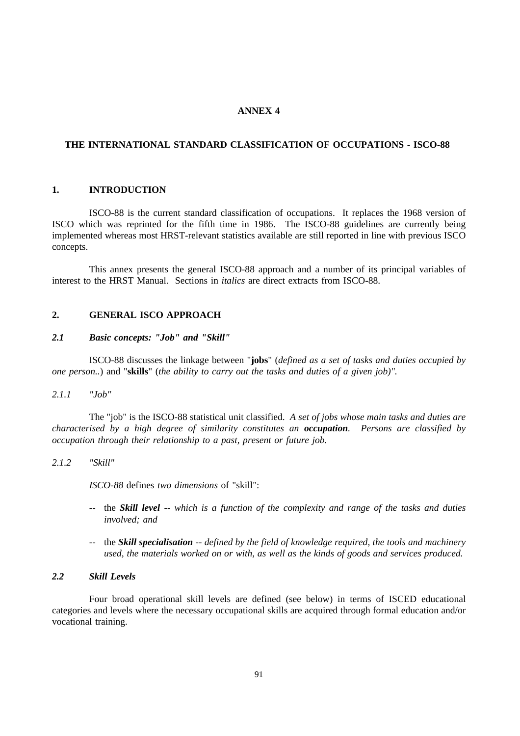# ANNEX 4

## THE INTERNATIONAL STANDARD CLASSIFICATION OF OCCUPATIONS - ISCO-88

## 1. INTRODUCTION

ISCO-88 is the current standard classification of occupations. It replaces the 1968 version of ISCO which was reprinted for the fifth time in 1986. The ISCO-88 guidelines are currently being implemented whereas most HRST-relevant statistics available are still reported in line with previous ISCO concepts.

This annex presents the general ISCO-88 approach and a number of its principal variables of interest to the HRST Manual. Sections in *italics* are direct extracts from ISCO-88.

## 2. GENERAL ISCO APPROACH

### *2.1 Basic concepts: "Job" and "Skill"*

ISCO-88 discusses the linkage between "**jobs**" (*defined as a set of tasks and duties occupied by one person..*) and "**skills**" (*the ability to carry out the tasks and duties of a given job)".*

#### *2.1.1 "Job"*

The "job" is the ISCO-88 statistical unit classified. *A set of jobs whose main tasks and duties are characterised by a high degree of similarity constitutes an **occupation**. Persons are classified by occupation through their relationship to a past, present or future job.*

#### *2.1.2 "Skill"*

*ISCO-88* defines *two dimensions* of "skill":

-- the ***Skill level*** *-- which is a function of the complexity and range of the tasks and duties involved; and*

-- the ***Skill specialisation*** *-- defined by the field of knowledge required, the tools and machinery used, the materials worked on or with, as well as the kinds of goods and services produced.*

### *2.2 Skill Levels*

Four broad operational skill levels are defined (see below) in terms of ISCED educational categories and levels where the necessary occupational skills are acquired through formal education and/or vocational training.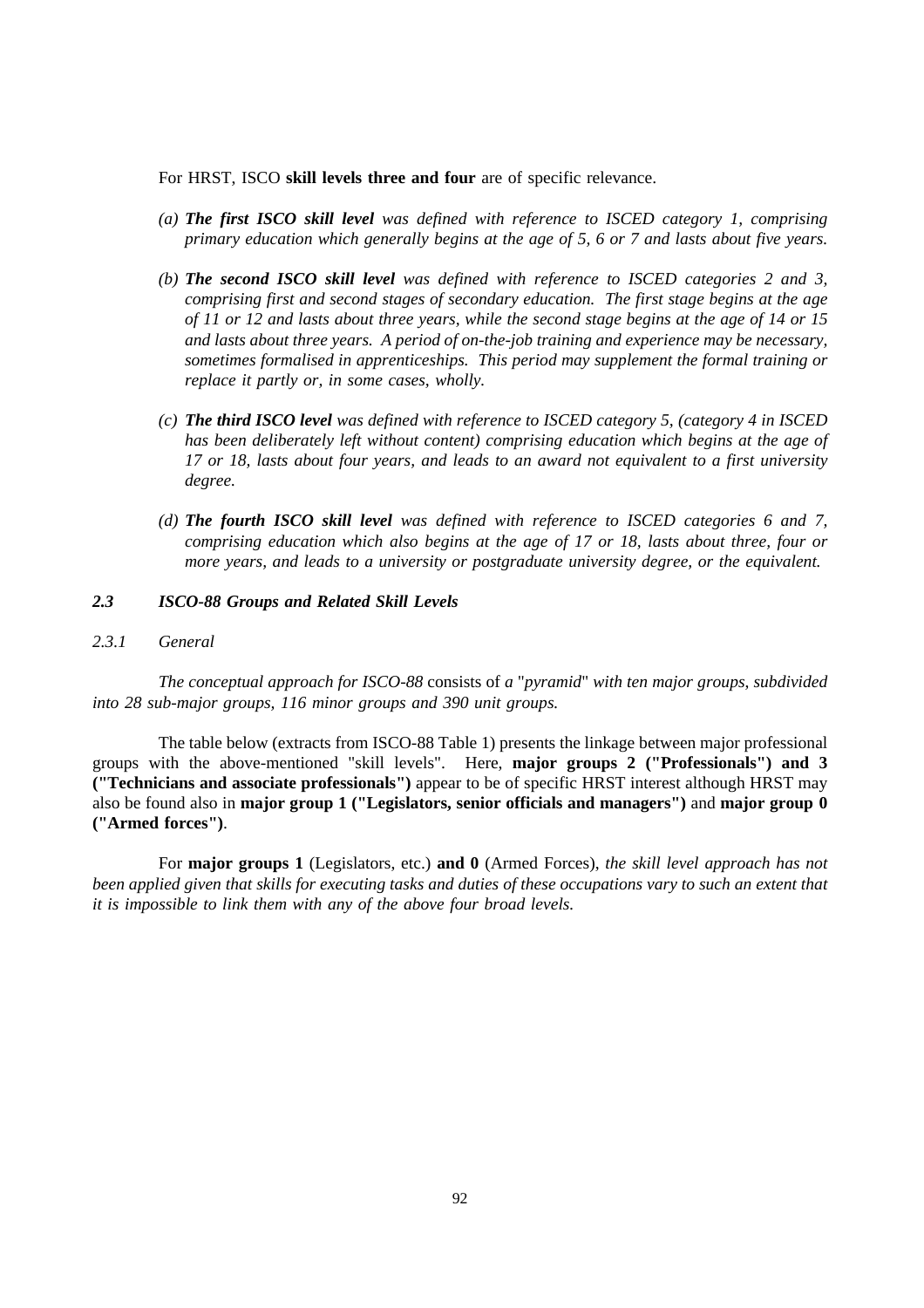For HRST, ISCO **skill levels three and four** are of specific relevance.

*(a)* ***The first ISCO skill level*** *was defined with reference to ISCED category 1, comprising primary education which generally begins at the age of 5, 6 or 7 and lasts about five years.*

*(b)* ***The second ISCO skill level*** *was defined with reference to ISCED categories 2 and 3, comprising first and second stages of secondary education. The first stage begins at the age of 11 or 12 and lasts about three years, while the second stage begins at the age of 14 or 15 and lasts about three years. A period of on-the-job training and experience may be necessary, sometimes formalised in apprenticeships. This period may supplement the formal training or replace it partly or, in some cases, wholly.*

*(c)* ***The third ISCO level*** *was defined with reference to ISCED category 5, (category 4 in ISCED has been deliberately left without content) comprising education which begins at the age of 17 or 18, lasts about four years, and leads to an award not equivalent to a first university degree.*

*(d)* ***The fourth ISCO skill level*** *was defined with reference to ISCED categories 6 and 7, comprising education which also begins at the age of 17 or 18, lasts about three, four or more years, and leads to a university or postgraduate university degree, or the equivalent.*

## *2.3 ISCO-88 Groups and Related Skill Levels*

### *2.3.1 General*

*The conceptual approach for ISCO-88* consists of *a* "*pyramid*" *with ten major groups, subdivided into 28 sub-major groups, 116 minor groups and 390 unit groups.*

The table below (extracts from ISCO-88 Table 1) presents the linkage between major professional groups with the above-mentioned "skill levels". Here, **major groups 2 ("Professionals") and 3 ("Technicians and associate professionals")** appear to be of specific HRST interest although HRST may also be found also in **major group 1 ("Legislators, senior officials and managers")** and **major group 0 ("Armed forces")**.

For **major groups 1** (Legislators, etc.) **and 0** (Armed Forces), *the skill level approach has not been applied given that skills for executing tasks and duties of these occupations vary to such an extent that it is impossible to link them with any of the above four broad levels.*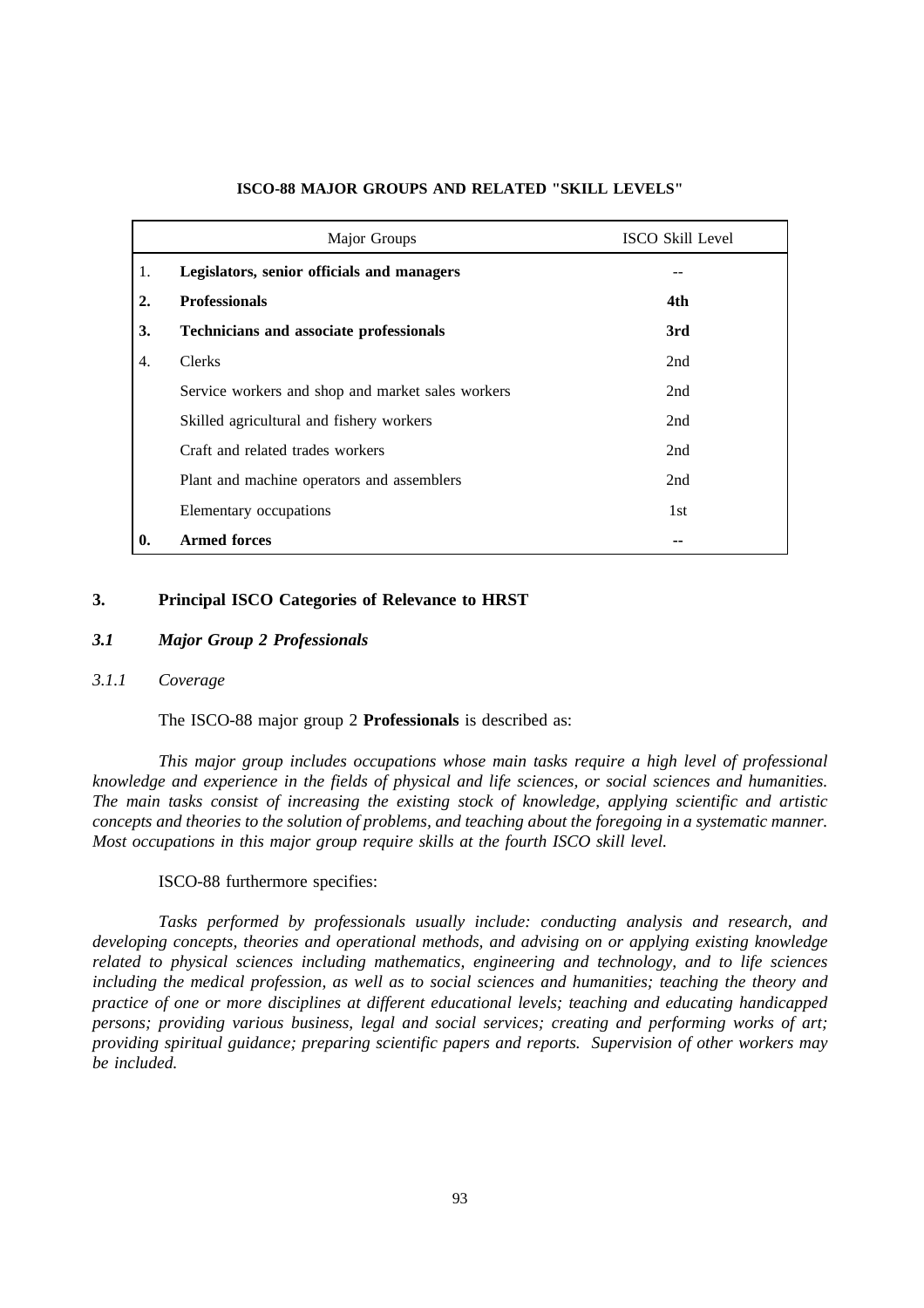**ISCO-88 MAJOR GROUPS AND RELATED "SKILL LEVELS"**

| | Major Groups | ISCO Skill Level |
|---|---|---|
| 1. | **Legislators, senior officials and managers** | -- |
| **2.** | **Professionals** | **4th** |
| **3.** | **Technicians and associate professionals** | **3rd** |
| 4. | Clerks | 2nd |
| | Service workers and shop and market sales workers | 2nd |
| | Skilled agricultural and fishery workers | 2nd |
| | Craft and related trades workers | 2nd |
| | Plant and machine operators and assemblers | 2nd |
| | Elementary occupations | 1st |
| **0.** | **Armed forces** | **--** |

## 3. Principal ISCO Categories of Relevance to HRST

### *3.1 Major Group 2 Professionals*

#### *3.1.1 Coverage*

The ISCO-88 major group 2 **Professionals** is described as:

*This major group includes occupations whose main tasks require a high level of professional knowledge and experience in the fields of physical and life sciences, or social sciences and humanities. The main tasks consist of increasing the existing stock of knowledge, applying scientific and artistic concepts and theories to the solution of problems, and teaching about the foregoing in a systematic manner. Most occupations in this major group require skills at the fourth ISCO skill level.*

ISCO-88 furthermore specifies:

*Tasks performed by professionals usually include: conducting analysis and research, and developing concepts, theories and operational methods, and advising on or applying existing knowledge related to physical sciences including mathematics, engineering and technology, and to life sciences including the medical profession, as well as to social sciences and humanities; teaching the theory and practice of one or more disciplines at different educational levels; teaching and educating handicapped persons; providing various business, legal and social services; creating and performing works of art; providing spiritual guidance; preparing scientific papers and reports. Supervision of other workers may be included.*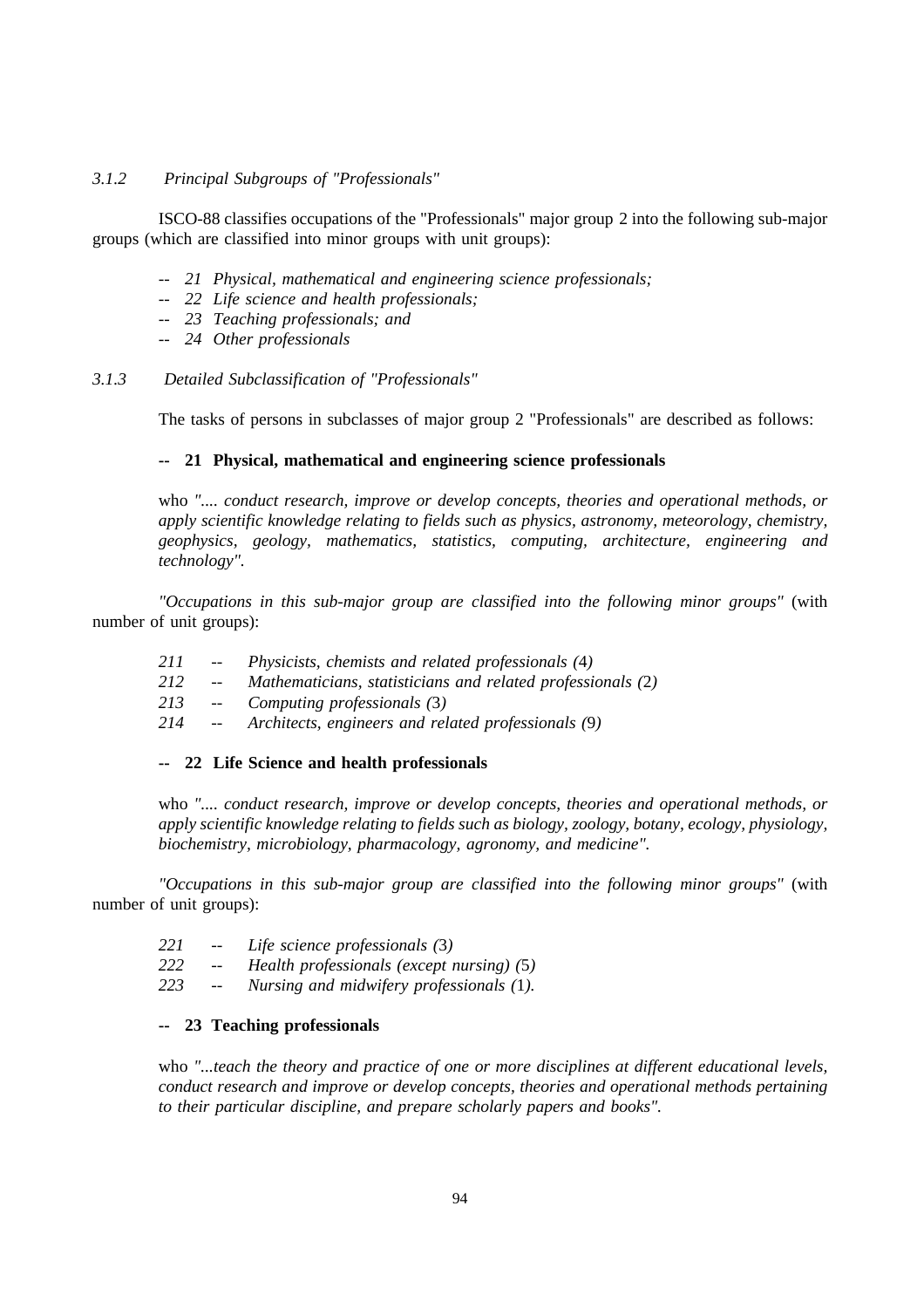### *3.1.2 Principal Subgroups of "Professionals"*

ISCO-88 classifies occupations of the "Professionals" major group 2 into the following sub-major groups (which are classified into minor groups with unit groups):

- -- *21 Physical, mathematical and engineering science professionals;*
- -- *22 Life science and health professionals;*
- -- *23 Teaching professionals; and*
- -- *24 Other professionals*

### *3.1.3 Detailed Subclassification of "Professionals"*

The tasks of persons in subclasses of major group 2 "Professionals" are described as follows:

**-- 21 Physical, mathematical and engineering science professionals**

who *".... conduct research, improve or develop concepts, theories and operational methods, or apply scientific knowledge relating to fields such as physics, astronomy, meteorology, chemistry, geophysics, geology, mathematics, statistics, computing, architecture, engineering and technology".*

*"Occupations in this sub-major group are classified into the following minor groups"* (with number of unit groups):

- *211 -- Physicists, chemists and related professionals (*4*)*
- *212 -- Mathematicians, statisticians and related professionals (*2*)*
- *213 -- Computing professionals (*3*)*
- *214 -- Architects, engineers and related professionals (*9*)*

**-- 22 Life Science and health professionals**

who *".... conduct research, improve or develop concepts, theories and operational methods, or apply scientific knowledge relating to fields such as biology, zoology, botany, ecology, physiology, biochemistry, microbiology, pharmacology, agronomy, and medicine".*

*"Occupations in this sub-major group are classified into the following minor groups"* (with number of unit groups):

- *221 -- Life science professionals (*3*)*
- *222 -- Health professionals (except nursing) (*5*)*
- *223 -- Nursing and midwifery professionals (*1*).*

**-- 23 Teaching professionals**

who *"...teach the theory and practice of one or more disciplines at different educational levels, conduct research and improve or develop concepts, theories and operational methods pertaining to their particular discipline, and prepare scholarly papers and books".*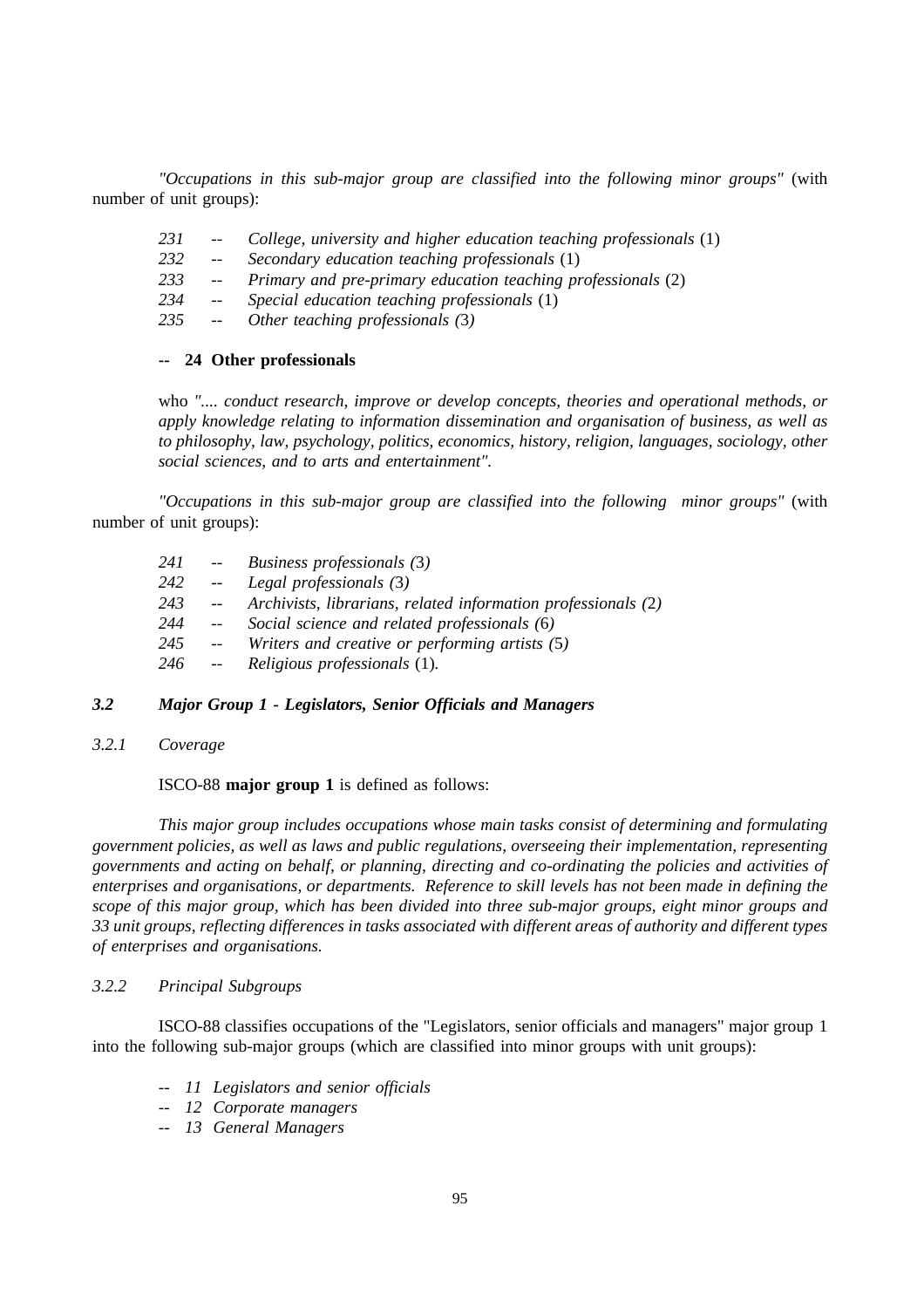*"Occupations in this sub-major group are classified into the following minor groups"* (with number of unit groups):

- *231 -- College, university and higher education teaching professionals* (1)
- *232 -- Secondary education teaching professionals* (1)
- *233 -- Primary and pre-primary education teaching professionals* (2)
- *234 -- Special education teaching professionals* (1)
- *235 -- Other teaching professionals (*3*)*

**-- 24 Other professionals**

who *".... conduct research, improve or develop concepts, theories and operational methods, or apply knowledge relating to information dissemination and organisation of business, as well as to philosophy, law, psychology, politics, economics, history, religion, languages, sociology, other social sciences, and to arts and entertainment".*

*"Occupations in this sub-major group are classified into the following minor groups"* (with number of unit groups):

- *241 -- Business professionals (*3*)*
- *242 -- Legal professionals (*3*)*
- *243 -- Archivists, librarians, related information professionals (*2*)*
- *244 -- Social science and related professionals (*6*)*
- *245 -- Writers and creative or performing artists (*5*)*
- *246 -- Religious professionals* (1).

### *3.2 Major Group 1 - Legislators, Senior Officials and Managers*

#### *3.2.1 Coverage*

ISCO-88 **major group 1** is defined as follows:

*This major group includes occupations whose main tasks consist of determining and formulating government policies, as well as laws and public regulations, overseeing their implementation, representing governments and acting on behalf, or planning, directing and co-ordinating the policies and activities of enterprises and organisations, or departments. Reference to skill levels has not been made in defining the scope of this major group, which has been divided into three sub-major groups, eight minor groups and 33 unit groups, reflecting differences in tasks associated with different areas of authority and different types of enterprises and organisations.*

#### *3.2.2 Principal Subgroups*

ISCO-88 classifies occupations of the "Legislators, senior officials and managers" major group 1 into the following sub-major groups (which are classified into minor groups with unit groups):

- *11 Legislators and senior officials*
- *12 Corporate managers*
- *13 General Managers*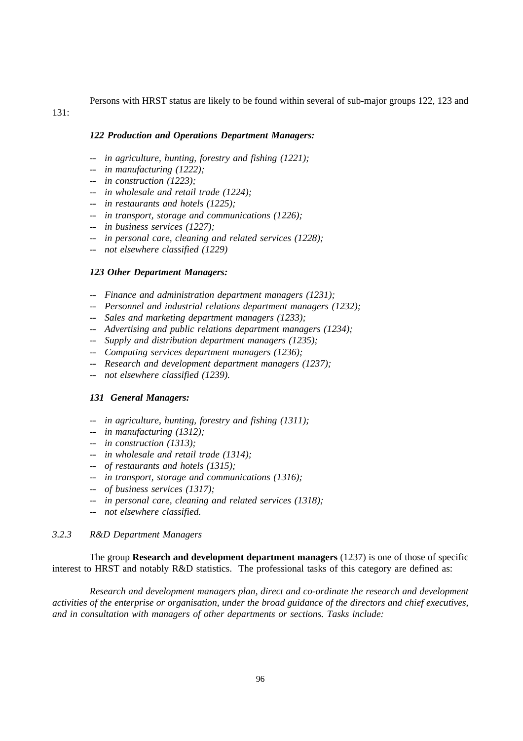Persons with HRST status are likely to be found within several of sub-major groups 122, 123 and 131:

***122 Production and Operations Department Managers:***

-- *in agriculture, hunting, forestry and fishing (1221);*
-- *in manufacturing (1222);*
-- *in construction (1223);*
-- *in wholesale and retail trade (1224);*
-- *in restaurants and hotels (1225);*
-- *in transport, storage and communications (1226);*
-- *in business services (1227);*
-- *in personal care, cleaning and related services (1228);*
-- *not elsewhere classified (1229)*

***123 Other Department Managers:***

-- *Finance and administration department managers (1231);*
-- *Personnel and industrial relations department managers (1232);*
-- *Sales and marketing department managers (1233);*
-- *Advertising and public relations department managers (1234);*
-- *Supply and distribution department managers (1235);*
-- *Computing services department managers (1236);*
-- *Research and development department managers (1237);*
-- *not elsewhere classified (1239).*

***131 General Managers:***

-- *in agriculture, hunting, forestry and fishing (1311);*
-- *in manufacturing (1312);*
-- *in construction (1313);*
-- *in wholesale and retail trade (1314);*
-- *of restaurants and hotels (1315);*
-- *in transport, storage and communications (1316);*
-- *of business services (1317);*
-- *in personal care, cleaning and related services (1318);*
-- *not elsewhere classified.*

### *3.2.3 R&D Department Managers*

The group **Research and development department managers** (1237) is one of those of specific interest to HRST and notably R&D statistics. The professional tasks of this category are defined as:

*Research and development managers plan, direct and co-ordinate the research and development activities of the enterprise or organisation, under the broad guidance of the directors and chief executives, and in consultation with managers of other departments or sections. Tasks include:*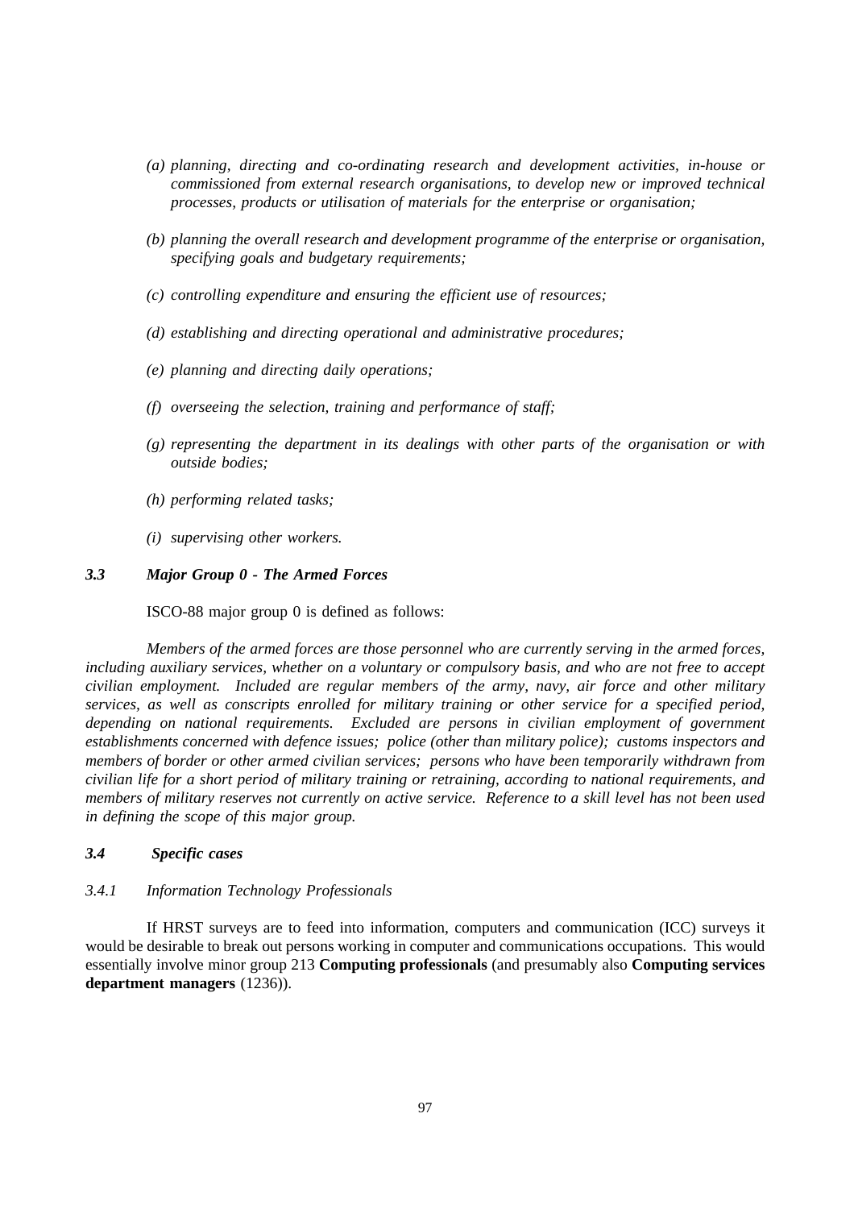- *(a) planning, directing and co-ordinating research and development activities, in-house or commissioned from external research organisations, to develop new or improved technical processes, products or utilisation of materials for the enterprise or organisation;*

- *(b) planning the overall research and development programme of the enterprise or organisation, specifying goals and budgetary requirements;*

- *(c) controlling expenditure and ensuring the efficient use of resources;*

- *(d) establishing and directing operational and administrative procedures;*

- *(e) planning and directing daily operations;*

- *(f) overseeing the selection, training and performance of staff;*

- *(g) representing the department in its dealings with other parts of the organisation or with outside bodies;*

- *(h) performing related tasks;*

- *(i) supervising other workers.*

### *3.3 Major Group 0 - The Armed Forces*

ISCO-88 major group 0 is defined as follows:

*Members of the armed forces are those personnel who are currently serving in the armed forces, including auxiliary services, whether on a voluntary or compulsory basis, and who are not free to accept civilian employment. Included are regular members of the army, navy, air force and other military services, as well as conscripts enrolled for military training or other service for a specified period, depending on national requirements. Excluded are persons in civilian employment of government establishments concerned with defence issues; police (other than military police); customs inspectors and members of border or other armed civilian services; persons who have been temporarily withdrawn from civilian life for a short period of military training or retraining, according to national requirements, and members of military reserves not currently on active service. Reference to a skill level has not been used in defining the scope of this major group.*

### *3.4 Specific cases*

#### *3.4.1 Information Technology Professionals*

If HRST surveys are to feed into information, computers and communication (ICC) surveys it would be desirable to break out persons working in computer and communications occupations. This would essentially involve minor group 213 **Computing professionals** (and presumably also **Computing services department managers** (1236)).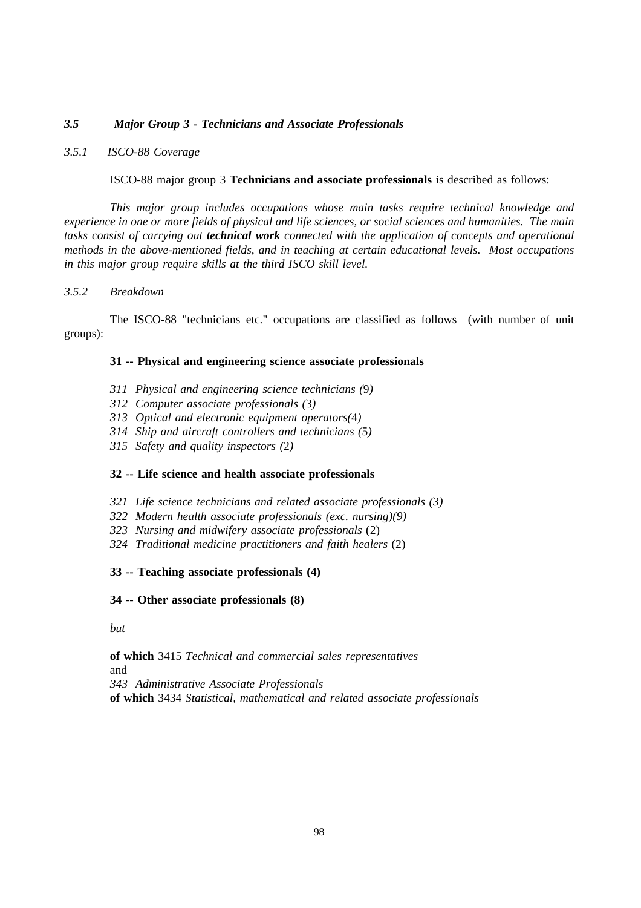### *3.5 Major Group 3 - Technicians and Associate Professionals*

#### *3.5.1 ISCO-88 Coverage*

ISCO-88 major group 3 **Technicians and associate professionals** is described as follows:

*This major group includes occupations whose main tasks require technical knowledge and experience in one or more fields of physical and life sciences, or social sciences and humanities. The main tasks consist of carrying out* ***technical work*** *connected with the application of concepts and operational methods in the above-mentioned fields, and in teaching at certain educational levels. Most occupations in this major group require skills at the third ISCO skill level.*

#### *3.5.2 Breakdown*

The ISCO-88 "technicians etc." occupations are classified as follows (with number of unit groups):

**31 -- Physical and engineering science associate professionals**

*311 Physical and engineering science technicians (*9*)*
*312 Computer associate professionals (*3*)*
*313 Optical and electronic equipment operators(*4*)*
*314 Ship and aircraft controllers and technicians (*5*)*
*315 Safety and quality inspectors (*2*)*

**32 -- Life science and health associate professionals**

*321 Life science technicians and related associate professionals (3)*
*322 Modern health associate professionals (exc. nursing)(9)*
*323 Nursing and midwifery associate professionals* (2)
*324 Traditional medicine practitioners and faith healers* (2)

**33 -- Teaching associate professionals (4)**

**34 -- Other associate professionals (8)**

*but*

**of which** 3415 *Technical and commercial sales representatives*
and
*343 Administrative Associate Professionals*
**of which** 3434 *Statistical, mathematical and related associate professionals*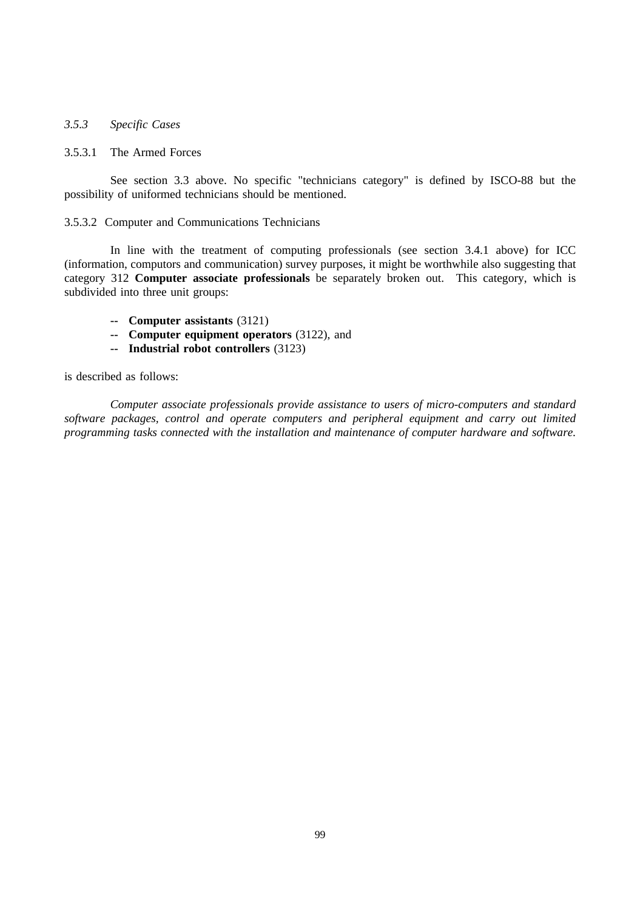### *3.5.3 Specific Cases*

#### 3.5.3.1 The Armed Forces

See section 3.3 above. No specific "technicians category" is defined by ISCO-88 but the possibility of uniformed technicians should be mentioned.

#### 3.5.3.2 Computer and Communications Technicians

In line with the treatment of computing professionals (see section 3.4.1 above) for ICC (information, computors and communication) survey purposes, it might be worthwhile also suggesting that category 312 **Computer associate professionals** be separately broken out. This category, which is subdivided into three unit groups:

- **Computer assistants** (3121)
- **Computer equipment operators** (3122), and
- **Industrial robot controllers** (3123)

is described as follows:

*Computer associate professionals provide assistance to users of micro-computers and standard software packages, control and operate computers and peripheral equipment and carry out limited programming tasks connected with the installation and maintenance of computer hardware and software.*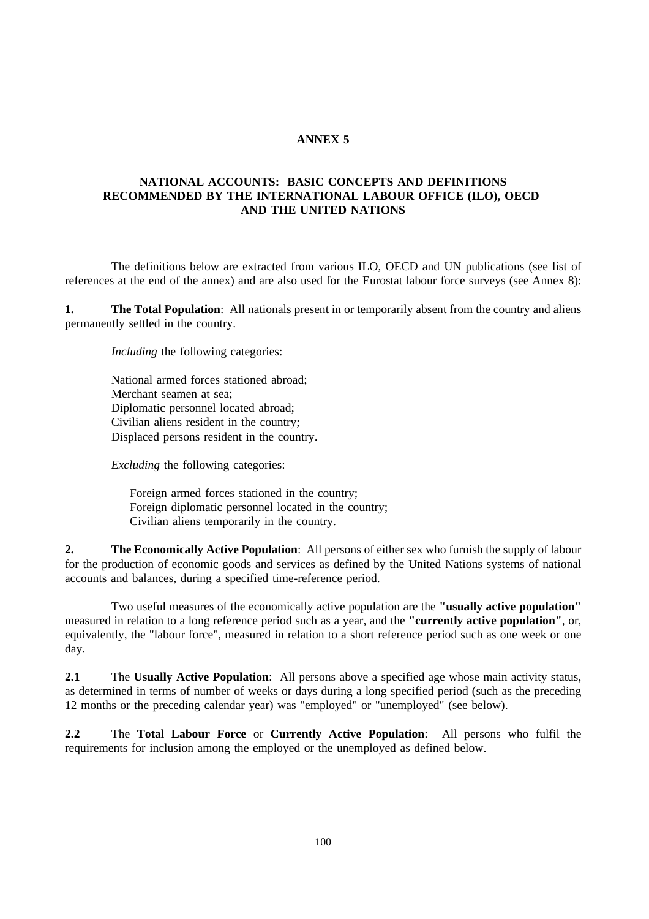# ANNEX 5

## NATIONAL ACCOUNTS: BASIC CONCEPTS AND DEFINITIONS RECOMMENDED BY THE INTERNATIONAL LABOUR OFFICE (ILO), OECD AND THE UNITED NATIONS

The definitions below are extracted from various ILO, OECD and UN publications (see list of references at the end of the annex) and are also used for the Eurostat labour force surveys (see Annex 8):

**1. The Total Population**: All nationals present in or temporarily absent from the country and aliens permanently settled in the country.

*Including* the following categories:

National armed forces stationed abroad;
Merchant seamen at sea;
Diplomatic personnel located abroad;
Civilian aliens resident in the country;
Displaced persons resident in the country.

*Excluding* the following categories:

Foreign armed forces stationed in the country;
Foreign diplomatic personnel located in the country;
Civilian aliens temporarily in the country.

**2. The Economically Active Population**: All persons of either sex who furnish the supply of labour for the production of economic goods and services as defined by the United Nations systems of national accounts and balances, during a specified time-reference period.

Two useful measures of the economically active population are the **"usually active population"** measured in relation to a long reference period such as a year, and the **"currently active population"**, or, equivalently, the "labour force", measured in relation to a short reference period such as one week or one day.

**2.1** The **Usually Active Population**: All persons above a specified age whose main activity status, as determined in terms of number of weeks or days during a long specified period (such as the preceding 12 months or the preceding calendar year) was "employed" or "unemployed" (see below).

**2.2** The **Total Labour Force** or **Currently Active Population**: All persons who fulfil the requirements for inclusion among the employed or the unemployed as defined below.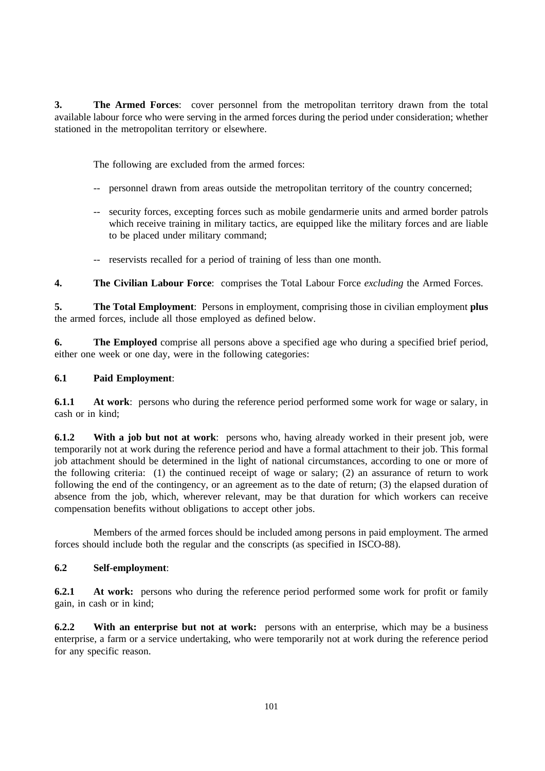**3. The Armed Forces**: cover personnel from the metropolitan territory drawn from the total available labour force who were serving in the armed forces during the period under consideration; whether stationed in the metropolitan territory or elsewhere.

The following are excluded from the armed forces:

- -- personnel drawn from areas outside the metropolitan territory of the country concerned;
- -- security forces, excepting forces such as mobile gendarmerie units and armed border patrols which receive training in military tactics, are equipped like the military forces and are liable to be placed under military command;
- -- reservists recalled for a period of training of less than one month.

**4. The Civilian Labour Force**: comprises the Total Labour Force *excluding* the Armed Forces.

**5. The Total Employment**: Persons in employment, comprising those in civilian employment **plus** the armed forces, include all those employed as defined below.

**6. The Employed** comprise all persons above a specified age who during a specified brief period, either one week or one day, were in the following categories:

**6.1 Paid Employment**:

**6.1.1 At work**: persons who during the reference period performed some work for wage or salary, in cash or in kind;

**6.1.2 With a job but not at work**: persons who, having already worked in their present job, were temporarily not at work during the reference period and have a formal attachment to their job. This formal job attachment should be determined in the light of national circumstances, according to one or more of the following criteria: (1) the continued receipt of wage or salary; (2) an assurance of return to work following the end of the contingency, or an agreement as to the date of return; (3) the elapsed duration of absence from the job, which, wherever relevant, may be that duration for which workers can receive compensation benefits without obligations to accept other jobs.

Members of the armed forces should be included among persons in paid employment. The armed forces should include both the regular and the conscripts (as specified in ISCO-88).

**6.2 Self-employment**:

**6.2.1 At work:** persons who during the reference period performed some work for profit or family gain, in cash or in kind;

**6.2.2 With an enterprise but not at work:** persons with an enterprise, which may be a business enterprise, a farm or a service undertaking, who were temporarily not at work during the reference period for any specific reason.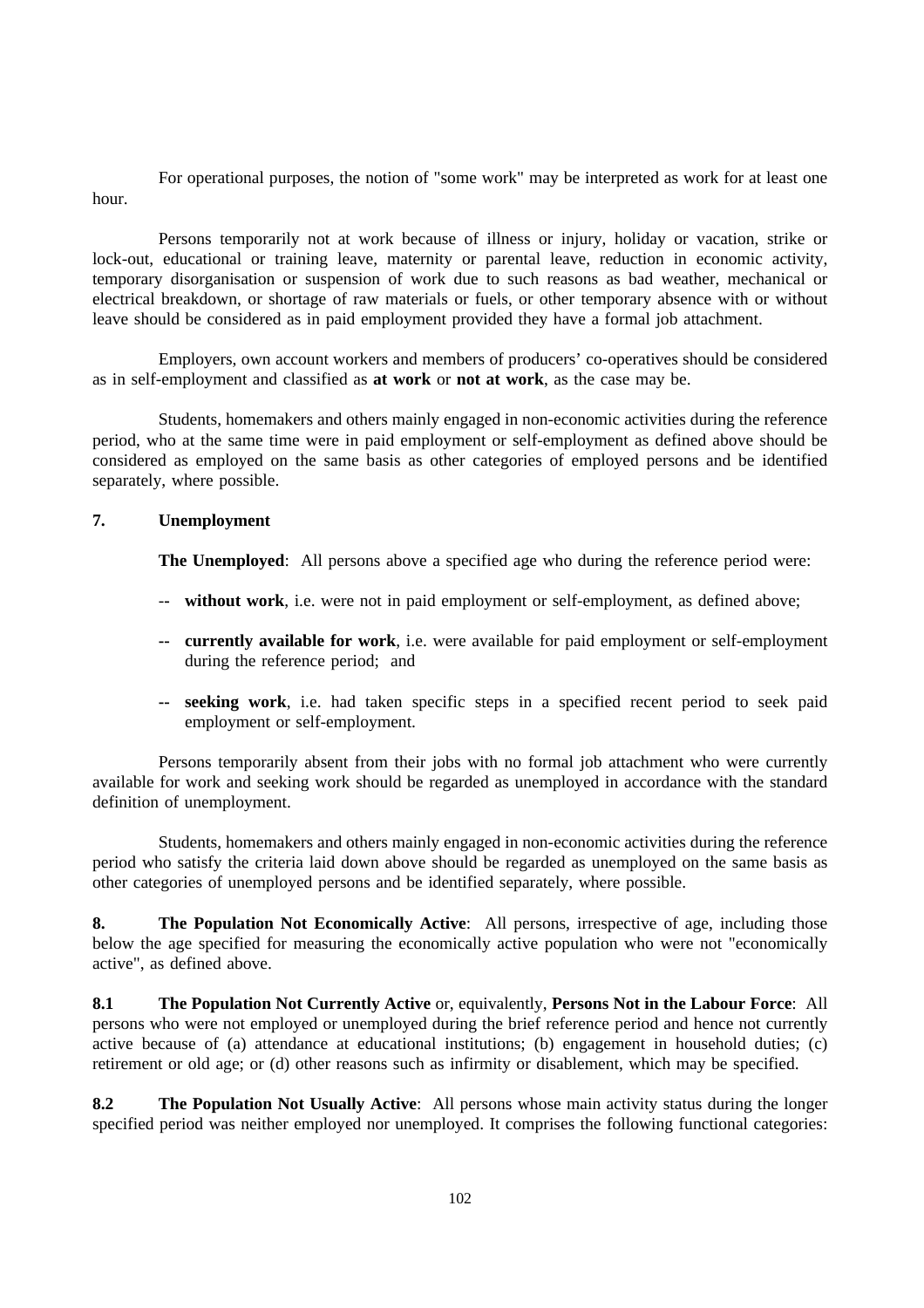For operational purposes, the notion of "some work" may be interpreted as work for at least one hour.

Persons temporarily not at work because of illness or injury, holiday or vacation, strike or lock-out, educational or training leave, maternity or parental leave, reduction in economic activity, temporary disorganisation or suspension of work due to such reasons as bad weather, mechanical or electrical breakdown, or shortage of raw materials or fuels, or other temporary absence with or without leave should be considered as in paid employment provided they have a formal job attachment.

Employers, own account workers and members of producers' co-operatives should be considered as in self-employment and classified as **at work** or **not at work**, as the case may be.

Students, homemakers and others mainly engaged in non-economic activities during the reference period, who at the same time were in paid employment or self-employment as defined above should be considered as employed on the same basis as other categories of employed persons and be identified separately, where possible.

**7. Unemployment**

**The Unemployed**: All persons above a specified age who during the reference period were:

-- **without work**, i.e. were not in paid employment or self-employment, as defined above;

-- **currently available for work**, i.e. were available for paid employment or self-employment during the reference period; and

-- **seeking work**, i.e. had taken specific steps in a specified recent period to seek paid employment or self-employment.

Persons temporarily absent from their jobs with no formal job attachment who were currently available for work and seeking work should be regarded as unemployed in accordance with the standard definition of unemployment.

Students, homemakers and others mainly engaged in non-economic activities during the reference period who satisfy the criteria laid down above should be regarded as unemployed on the same basis as other categories of unemployed persons and be identified separately, where possible.

**8. The Population Not Economically Active**: All persons, irrespective of age, including those below the age specified for measuring the economically active population who were not "economically active", as defined above.

**8.1 The Population Not Currently Active** or, equivalently, **Persons Not in the Labour Force**: All persons who were not employed or unemployed during the brief reference period and hence not currently active because of (a) attendance at educational institutions; (b) engagement in household duties; (c) retirement or old age; or (d) other reasons such as infirmity or disablement, which may be specified.

**8.2 The Population Not Usually Active**: All persons whose main activity status during the longer specified period was neither employed nor unemployed. It comprises the following functional categories: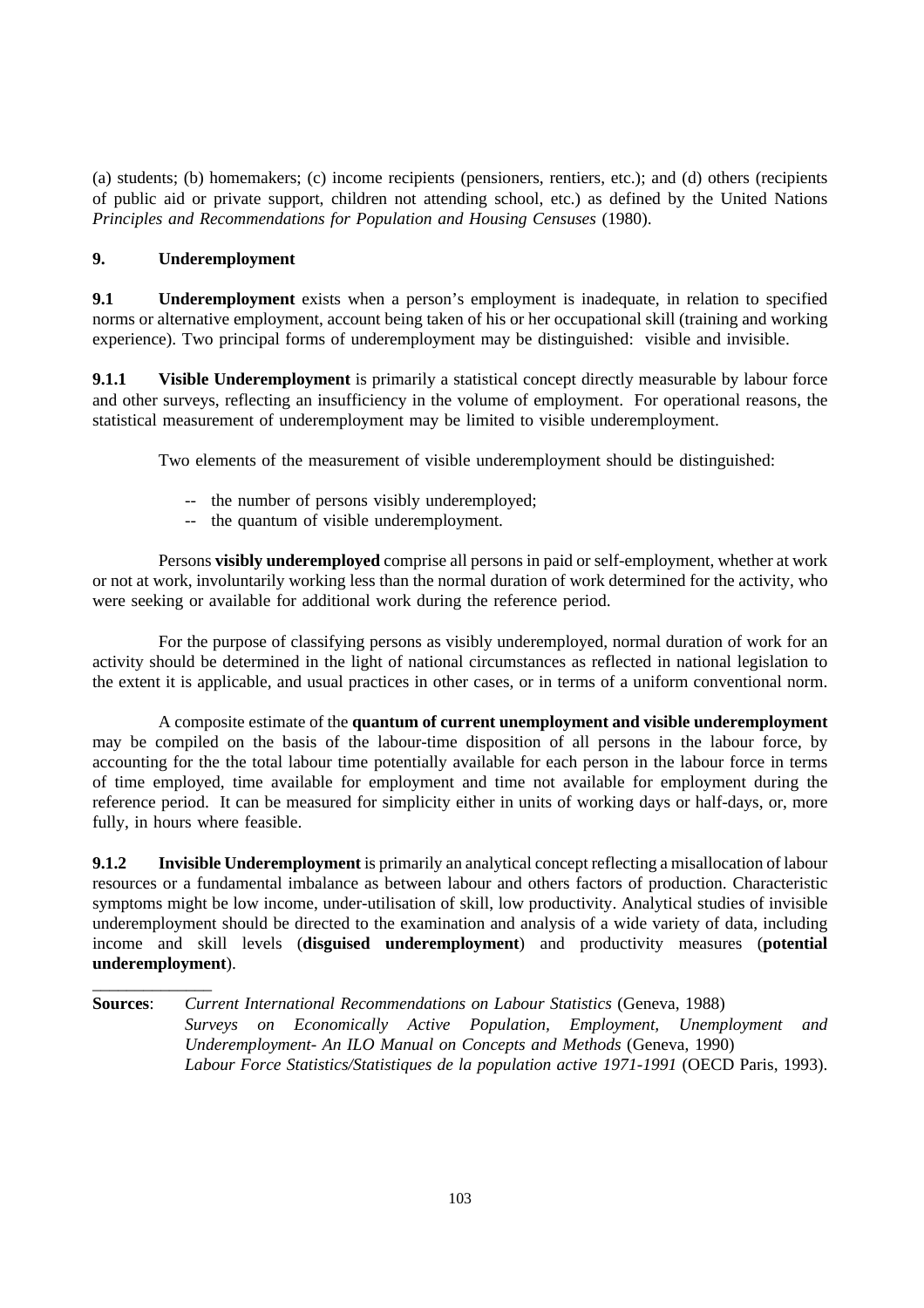(a) students; (b) homemakers; (c) income recipients (pensioners, rentiers, etc.); and (d) others (recipients of public aid or private support, children not attending school, etc.) as defined by the United Nations *Principles and Recommendations for Population and Housing Censuses* (1980).

## 9. Underemployment

**9.1** **Underemployment** exists when a person's employment is inadequate, in relation to specified norms or alternative employment, account being taken of his or her occupational skill (training and working experience). Two principal forms of underemployment may be distinguished: visible and invisible.

**9.1.1** **Visible Underemployment** is primarily a statistical concept directly measurable by labour force and other surveys, reflecting an insufficiency in the volume of employment. For operational reasons, the statistical measurement of underemployment may be limited to visible underemployment.

Two elements of the measurement of visible underemployment should be distinguished:

- the number of persons visibly underemployed;
- the quantum of visible underemployment.

Persons **visibly underemployed** comprise all persons in paid or self-employment, whether at work or not at work, involuntarily working less than the normal duration of work determined for the activity, who were seeking or available for additional work during the reference period.

For the purpose of classifying persons as visibly underemployed, normal duration of work for an activity should be determined in the light of national circumstances as reflected in national legislation to the extent it is applicable, and usual practices in other cases, or in terms of a uniform conventional norm.

A composite estimate of the **quantum of current unemployment and visible underemployment** may be compiled on the basis of the labour-time disposition of all persons in the labour force, by accounting for the the total labour time potentially available for each person in the labour force in terms of time employed, time available for employment and time not available for employment during the reference period. It can be measured for simplicity either in units of working days or half-days, or, more fully, in hours where feasible.

**9.1.2** **Invisible Underemployment** is primarily an analytical concept reflecting a misallocation of labour resources or a fundamental imbalance as between labour and others factors of production. Characteristic symptoms might be low income, under-utilisation of skill, low productivity. Analytical studies of invisible underemployment should be directed to the examination and analysis of a wide variety of data, including income and skill levels (**disguised underemployment**) and productivity measures (**potential underemployment**).

______________

**Sources**: *Current International Recommendations on Labour Statistics* (Geneva, 1988)
*Surveys on Economically Active Population, Employment, Unemployment and Underemployment- An ILO Manual on Concepts and Methods* (Geneva, 1990)
*Labour Force Statistics/Statistiques de la population active 1971-1991* (OECD Paris, 1993).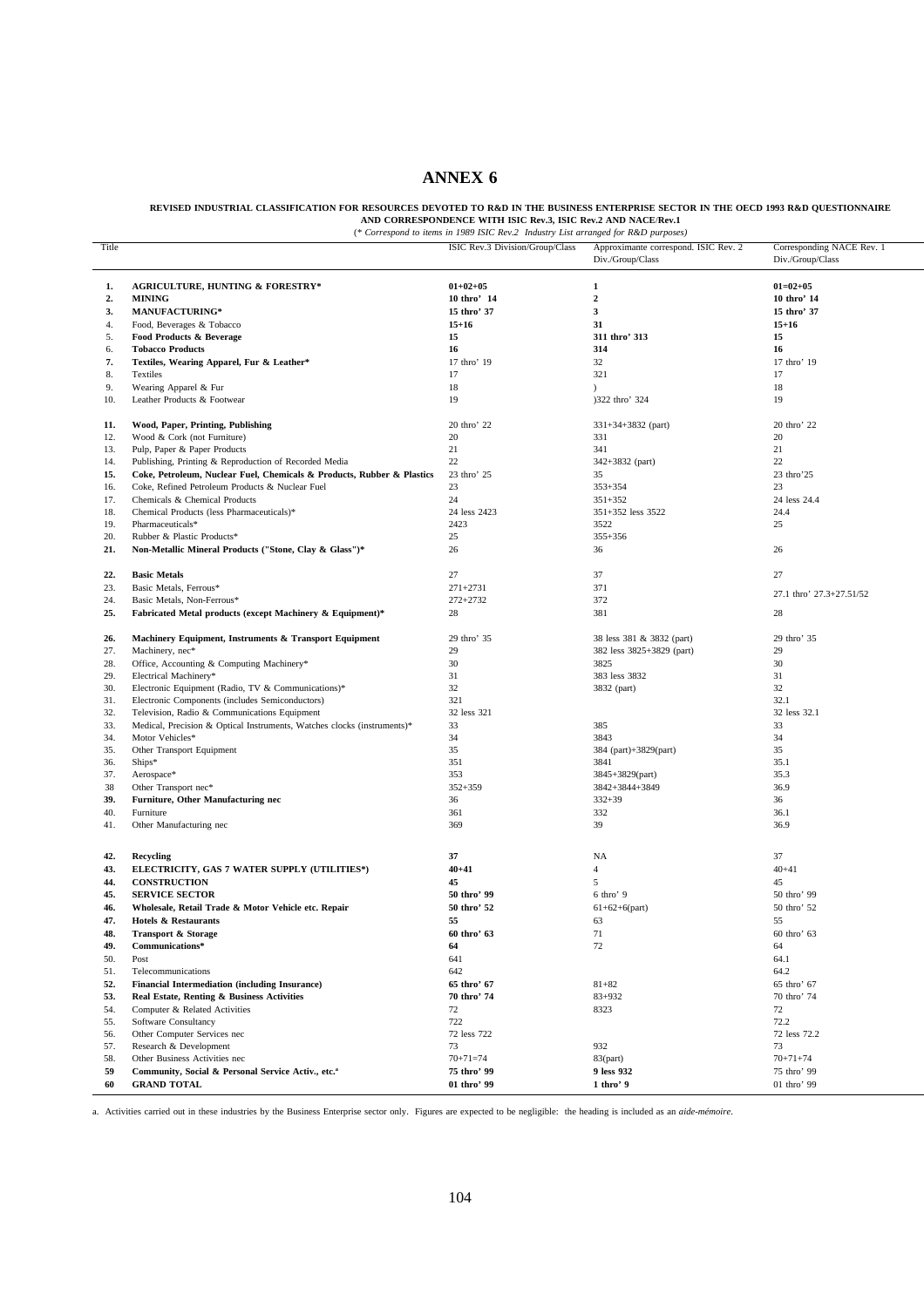# ANNEX 6

**REVISED INDUSTRIAL CLASSIFICATION FOR RESOURCES DEVOTED TO R&D IN THE BUSINESS ENTERPRISE SECTOR IN THE OECD 1993 R&D QUESTIONNAIRE AND CORRESPONDENCE WITH ISIC Rev.3, ISIC Rev.2 AND NACE/Rev.1**

(*\* Correspond to items in 1989 ISIC Rev.2 Industry List arranged for R&D purposes)*

| Title | | ISIC Rev.3 Division/Group/Class | Approximante correspond. ISIC Rev. 2 Div./Group/Class | Corresponding NACE Rev. 1 Div./Group/Class |
|---|---|---|---|---|
| **1.** | **AGRICULTURE, HUNTING & FORESTRY*** | **01+02+05** | **1** | **01=02+05** |
| **2.** | **MINING** | **10 thro' 14** | **2** | **10 thro' 14** |
| **3.** | **MANUFACTURING*** | **15 thro' 37** | **3** | **15 thro' 37** |
| 4. | Food, Beverages & Tobacco | **15+16** | **31** | **15+16** |
| 5. | **Food Products & Beverage** | **15** | **311 thro' 313** | **15** |
| 6. | **Tobacco Products** | **16** | **314** | **16** |
| **7.** | **Textiles, Wearing Apparel, Fur & Leather*** | 17 thro' 19 | 32 | 17 thro' 19 |
| 8. | Textiles | 17 | 321 | 17 |
| 9. | Wearing Apparel & Fur | 18 | ) | 18 |
| 10. | Leather Products & Footwear | 19 | )322 thro' 324 | 19 |
| **11.** | **Wood, Paper, Printing, Publishing** | 20 thro' 22 | 331+34+3832 (part) | 20 thro' 22 |
| 12. | Wood & Cork (not Furniture) | 20 | 331 | 20 |
| 13. | Pulp, Paper & Paper Products | 21 | 341 | 21 |
| 14. | Publishing, Printing & Reproduction of Recorded Media | 22 | 342+3832 (part) | 22 |
| **15.** | **Coke, Petroleum, Nuclear Fuel, Chemicals & Products, Rubber & Plastics** | 23 thro' 25 | 35 | 23 thro'25 |
| 16. | Coke, Refined Petroleum Products & Nuclear Fuel | 23 | 353+354 | 23 |
| 17. | Chemicals & Chemical Products | 24 | 351+352 | 24 less 24.4 |
| 18. | Chemical Products (less Pharmaceuticals)* | 24 less 2423 | 351+352 less 3522 | 24.4 |
| 19. | Pharmaceuticals* | 2423 | 3522 | 25 |
| 20. | Rubber & Plastic Products* | 25 | 355+356 | |
| **21.** | **Non-Metallic Mineral Products ("Stone, Clay & Glass")*** | 26 | 36 | 26 |
| **22.** | **Basic Metals** | 27 | 37 | 27 |
| 23. | Basic Metals, Ferrous* | 271+2731 | 371 | 27.1 thro' 27.3+27.51/52 |
| 24. | Basic Metals, Non-Ferrous* | 272+2732 | 372 | |
| **25.** | **Fabricated Metal products (except Machinery & Equipment)*** | 28 | 381 | 28 |
| **26.** | **Machinery Equipment, Instruments & Transport Equipment** | 29 thro' 35 | 38 less 381 & 3832 (part) | 29 thro' 35 |
| 27. | Machinery, nec* | 29 | 382 less 3825+3829 (part) | 29 |
| 28. | Office, Accounting & Computing Machinery* | 30 | 3825 | 30 |
| 29. | Electrical Machinery* | 31 | 383 less 3832 | 31 |
| 30. | Electronic Equipment (Radio, TV & Communications)* | 32 | 3832 (part) | 32 |
| 31. | Electronic Components (includes Semiconductors) | 321 | | 32.1 |
| 32. | Television, Radio & Communications Equipment | 32 less 321 | | 32 less 32.1 |
| 33. | Medical, Precision & Optical Instruments, Watches clocks (instruments)* | 33 | 385 | 33 |
| 34. | Motor Vehicles* | 34 | 3843 | 34 |
| 35. | Other Transport Equipment | 35 | 384 (part)+3829(part) | 35 |
| 36. | Ships* | 351 | 3841 | 35.1 |
| 37. | Aerospace* | 353 | 3845+3829(part) | 35.3 |
| 38 | Other Transport nec* | 352+359 | 3842+3844+3849 | 36.9 |
| **39.** | **Furniture, Other Manufacturing nec** | 36 | 332+39 | 36 |
| 40. | Furniture | 361 | 332 | 36.1 |
| 41. | Other Manufacturing nec | 369 | 39 | 36.9 |
| **42.** | **Recycling** | **37** | NA | 37 |
| **43.** | **ELECTRICITY, GAS 7 WATER SUPPLY (UTILITIES*)** | **40+41** | 4 | 40+41 |
| **44.** | **CONSTRUCTION** | **45** | 5 | 45 |
| **45.** | **SERVICE SECTOR** | **50 thro' 99** | 6 thro' 9 | 50 thro' 99 |
| **46.** | **Wholesale, Retail Trade & Motor Vehicle etc. Repair** | **50 thro' 52** | 61+62+6(part) | 50 thro' 52 |
| **47.** | **Hotels & Restaurants** | **55** | 63 | 55 |
| **48.** | **Transport & Storage** | **60 thro' 63** | 71 | 60 thro' 63 |
| **49.** | **Communications*** | **64** | 72 | 64 |
| 50. | Post | 641 | | 64.1 |
| 51. | Telecommunications | 642 | | 64.2 |
| **52.** | **Financial Intermediation (including Insurance)** | **65 thro' 67** | 81+82 | 65 thro' 67 |
| **53.** | **Real Estate, Renting & Business Activities** | **70 thro' 74** | 83+932 | 70 thro' 74 |
| 54. | Computer & Related Activities | 72 | 8323 | 72 |
| 55. | Software Consultancy | 722 | | 72.2 |
| 56. | Other Computer Services nec | 72 less 722 | | 72 less 72.2 |
| 57. | Research & Development | 73 | 932 | 73 |
| 58. | Other Business Activities nec | 70+71=74 | 83(part) | 70+71+74 |
| **59** | **Community, Social & Personal Service Activ., etc.**[a] | **75 thro' 99** | **9 less 932** | 75 thro' 99 |
| **60** | **GRAND TOTAL** | **01 thro' 99** | **1 thro' 9** | 01 thro' 99 |

a. Activities carried out in these industries by the Business Enterprise sector only. Figures are expected to be negligible: the heading is included as an *aide-mémoire*.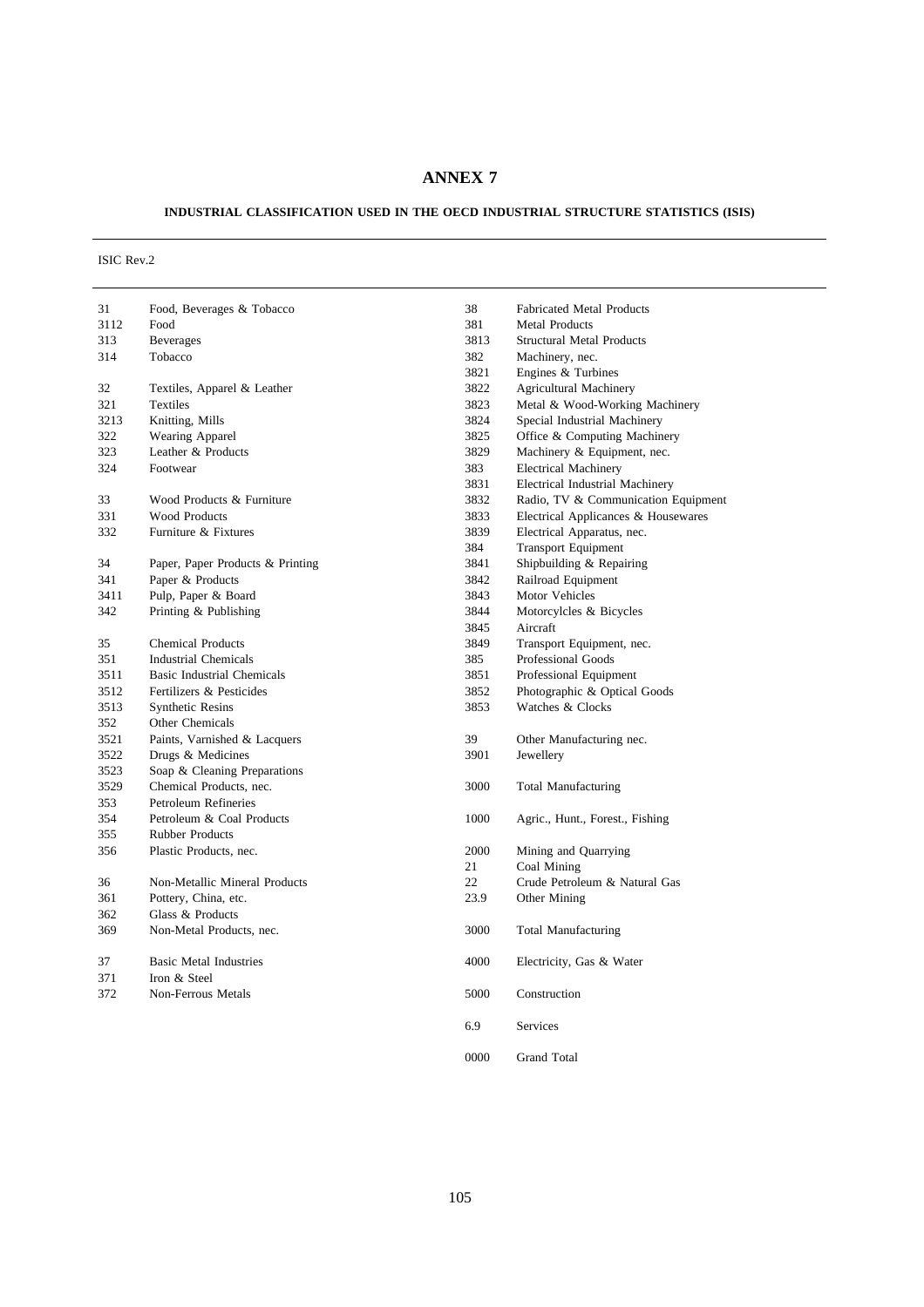# ANNEX 7

### INDUSTRIAL CLASSIFICATION USED IN THE OECD INDUSTRIAL STRUCTURE STATISTICS (ISIS)

ISIC Rev.2

| Code | Description |
|---|---|
| 31 | Food, Beverages & Tobacco |
| 3112 | Food |
| 313 | Beverages |
| 314 | Tobacco |
| | |
| 32 | Textiles, Apparel & Leather |
| 321 | Textiles |
| 3213 | Knitting, Mills |
| 322 | Wearing Apparel |
| 323 | Leather & Products |
| 324 | Footwear |
| | |
| 33 | Wood Products & Furniture |
| 331 | Wood Products |
| 332 | Furniture & Fixtures |
| | |
| 34 | Paper, Paper Products & Printing |
| 341 | Paper & Products |
| 3411 | Pulp, Paper & Board |
| 342 | Printing & Publishing |
| | |
| 35 | Chemical Products |
| 351 | Industrial Chemicals |
| 3511 | Basic Industrial Chemicals |
| 3512 | Fertilizers & Pesticides |
| 3513 | Synthetic Resins |
| 352 | Other Chemicals |
| 3521 | Paints, Varnished & Lacquers |
| 3522 | Drugs & Medicines |
| 3523 | Soap & Cleaning Preparations |
| 3529 | Chemical Products, nec. |
| 353 | Petroleum Refineries |
| 354 | Petroleum & Coal Products |
| 355 | Rubber Products |
| 356 | Plastic Products, nec. |
| | |
| 36 | Non-Metallic Mineral Products |
| 361 | Pottery, China, etc. |
| 362 | Glass & Products |
| 369 | Non-Metal Products, nec. |
| | |
| 37 | Basic Metal Industries |
| 371 | Iron & Steel |
| 372 | Non-Ferrous Metals |
| | |
| 38 | Fabricated Metal Products |
| 381 | Metal Products |
| 3813 | Structural Metal Products |
| 382 | Machinery, nec. |
| 3821 | Engines & Turbines |
| 3822 | Agricultural Machinery |
| 3823 | Metal & Wood-Working Machinery |
| 3824 | Special Industrial Machinery |
| 3825 | Office & Computing Machinery |
| 3829 | Machinery & Equipment, nec. |
| 383 | Electrical Machinery |
| 3831 | Electrical Industrial Machinery |
| 3832 | Radio, TV & Communication Equipment |
| 3833 | Electrical Applicances & Housewares |
| 3839 | Electrical Apparatus, nec. |
| 384 | Transport Equipment |
| 3841 | Shipbuilding & Repairing |
| 3842 | Railroad Equipment |
| 3843 | Motor Vehicles |
| 3844 | Motorcylcles & Bicycles |
| 3845 | Aircraft |
| 3849 | Transport Equipment, nec. |
| 385 | Professional Goods |
| 3851 | Professional Equipment |
| 3852 | Photographic & Optical Goods |
| 3853 | Watches & Clocks |
| | |
| 39 | Other Manufacturing nec. |
| 3901 | Jewellery |
| | |
| 3000 | Total Manufacturing |
| | |
| 1000 | Agric., Hunt., Forest., Fishing |
| | |
| 2000 | Mining and Quarrying |
| 21 | Coal Mining |
| 22 | Crude Petroleum & Natural Gas |
| 23.9 | Other Mining |
| | |
| 3000 | Total Manufacturing |
| | |
| 4000 | Electricity, Gas & Water |
| | |
| 5000 | Construction |
| | |
| 6.9 | Services |
| | |
| 0000 | Grand Total |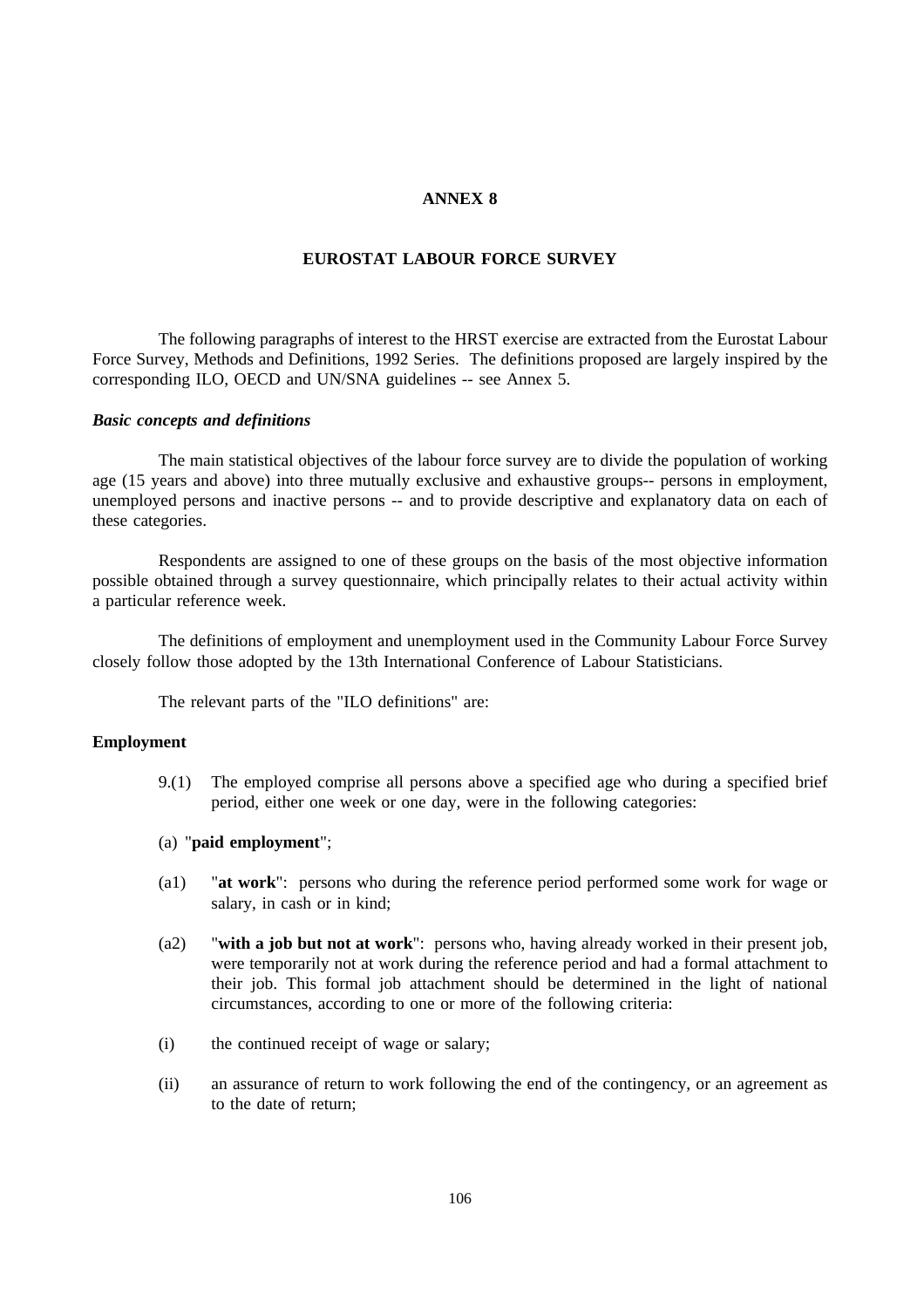# ANNEX 8

## EUROSTAT LABOUR FORCE SURVEY

The following paragraphs of interest to the HRST exercise are extracted from the Eurostat Labour Force Survey, Methods and Definitions, 1992 Series. The definitions proposed are largely inspired by the corresponding ILO, OECD and UN/SNA guidelines -- see Annex 5.

### *Basic concepts and definitions*

The main statistical objectives of the labour force survey are to divide the population of working age (15 years and above) into three mutually exclusive and exhaustive groups-- persons in employment, unemployed persons and inactive persons -- and to provide descriptive and explanatory data on each of these categories.

Respondents are assigned to one of these groups on the basis of the most objective information possible obtained through a survey questionnaire, which principally relates to their actual activity within a particular reference week.

The definitions of employment and unemployment used in the Community Labour Force Survey closely follow those adopted by the 13th International Conference of Labour Statisticians.

The relevant parts of the "ILO definitions" are:

### **Employment**

9.(1) The employed comprise all persons above a specified age who during a specified brief period, either one week or one day, were in the following categories:

(a) "**paid employment**";

(a1) "**at work**": persons who during the reference period performed some work for wage or salary, in cash or in kind;

(a2) "**with a job but not at work**": persons who, having already worked in their present job, were temporarily not at work during the reference period and had a formal attachment to their job. This formal job attachment should be determined in the light of national circumstances, according to one or more of the following criteria:

(i) the continued receipt of wage or salary;

(ii) an assurance of return to work following the end of the contingency, or an agreement as to the date of return;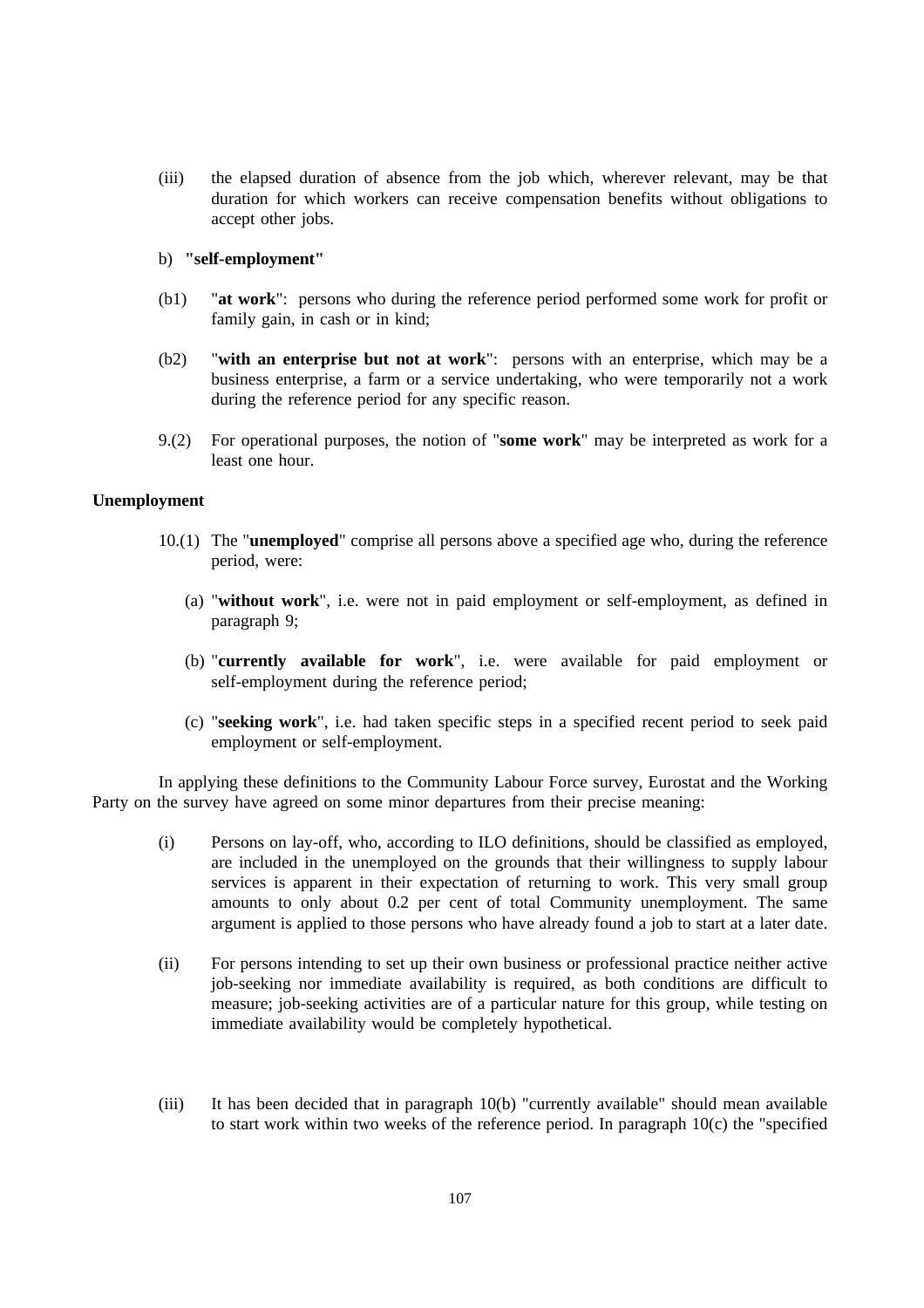(iii) the elapsed duration of absence from the job which, wherever relevant, may be that duration for which workers can receive compensation benefits without obligations to accept other jobs.

b) **"self-employment"**

(b1) "**at work**": persons who during the reference period performed some work for profit or family gain, in cash or in kind;

(b2) "**with an enterprise but not at work**": persons with an enterprise, which may be a business enterprise, a farm or a service undertaking, who were temporarily not a work during the reference period for any specific reason.

9.(2) For operational purposes, the notion of "**some work**" may be interpreted as work for a least one hour.

**Unemployment**

10.(1) The "**unemployed**" comprise all persons above a specified age who, during the reference period, were:

(a) "**without work**", i.e. were not in paid employment or self-employment, as defined in paragraph 9;

(b) "**currently available for work**", i.e. were available for paid employment or self-employment during the reference period;

(c) "**seeking work**", i.e. had taken specific steps in a specified recent period to seek paid employment or self-employment.

In applying these definitions to the Community Labour Force survey, Eurostat and the Working Party on the survey have agreed on some minor departures from their precise meaning:

(i) Persons on lay-off, who, according to ILO definitions, should be classified as employed, are included in the unemployed on the grounds that their willingness to supply labour services is apparent in their expectation of returning to work. This very small group amounts to only about 0.2 per cent of total Community unemployment. The same argument is applied to those persons who have already found a job to start at a later date.

(ii) For persons intending to set up their own business or professional practice neither active job-seeking nor immediate availability is required, as both conditions are difficult to measure; job-seeking activities are of a particular nature for this group, while testing on immediate availability would be completely hypothetical.

(iii) It has been decided that in paragraph 10(b) "currently available" should mean available to start work within two weeks of the reference period. In paragraph 10(c) the "specified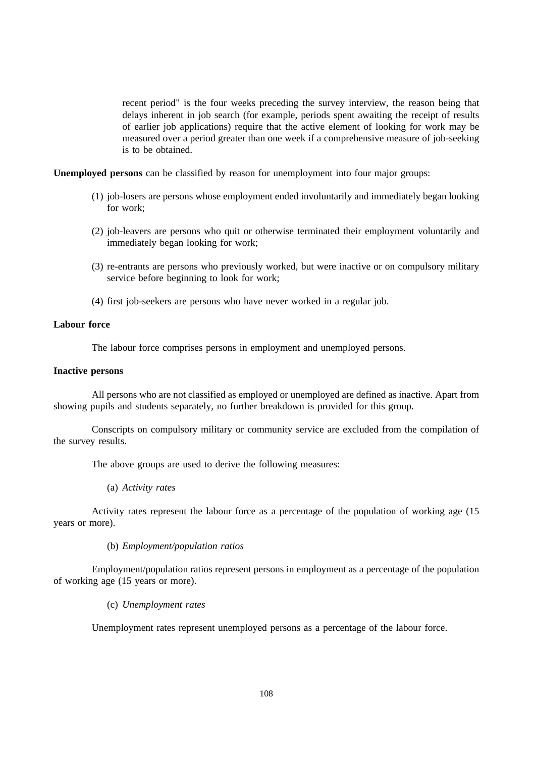recent period" is the four weeks preceding the survey interview, the reason being that delays inherent in job search (for example, periods spent awaiting the receipt of results of earlier job applications) require that the active element of looking for work may be measured over a period greater than one week if a comprehensive measure of job-seeking is to be obtained.

**Unemployed persons** can be classified by reason for unemployment into four major groups:

(1) job-losers are persons whose employment ended involuntarily and immediately began looking for work;

(2) job-leavers are persons who quit or otherwise terminated their employment voluntarily and immediately began looking for work;

(3) re-entrants are persons who previously worked, but were inactive or on compulsory military service before beginning to look for work;

(4) first job-seekers are persons who have never worked in a regular job.

**Labour force**

The labour force comprises persons in employment and unemployed persons.

**Inactive persons**

All persons who are not classified as employed or unemployed are defined as inactive. Apart from showing pupils and students separately, no further breakdown is provided for this group.

Conscripts on compulsory military or community service are excluded from the compilation of the survey results.

The above groups are used to derive the following measures:

(a) *Activity rates*

Activity rates represent the labour force as a percentage of the population of working age (15 years or more).

(b) *Employment/population ratios*

Employment/population ratios represent persons in employment as a percentage of the population of working age (15 years or more).

(c) *Unemployment rates*

Unemployment rates represent unemployed persons as a percentage of the labour force.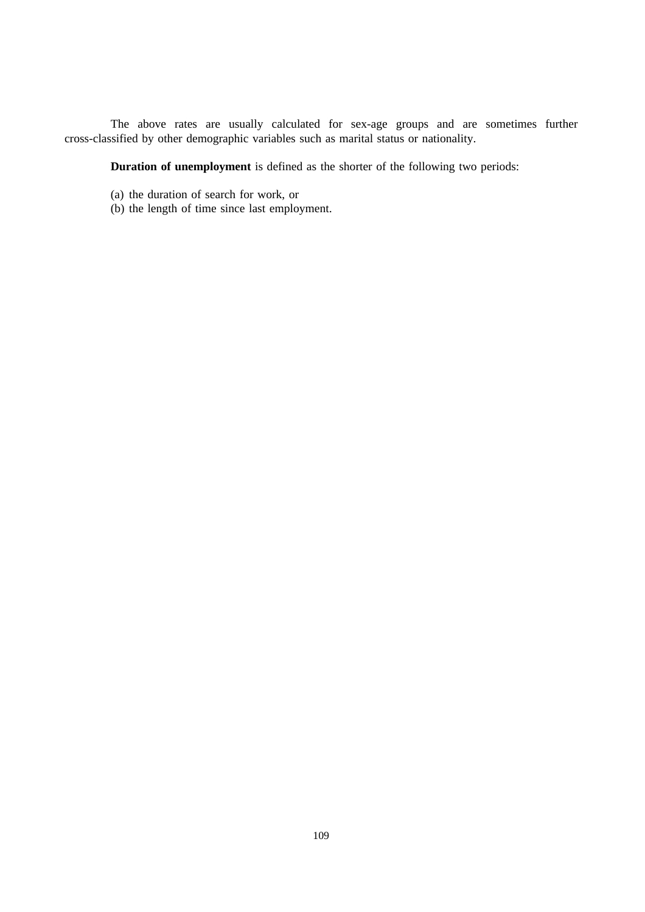The above rates are usually calculated for sex-age groups and are sometimes further cross-classified by other demographic variables such as marital status or nationality.

**Duration of unemployment** is defined as the shorter of the following two periods:

(a) the duration of search for work, or
(b) the length of time since last employment.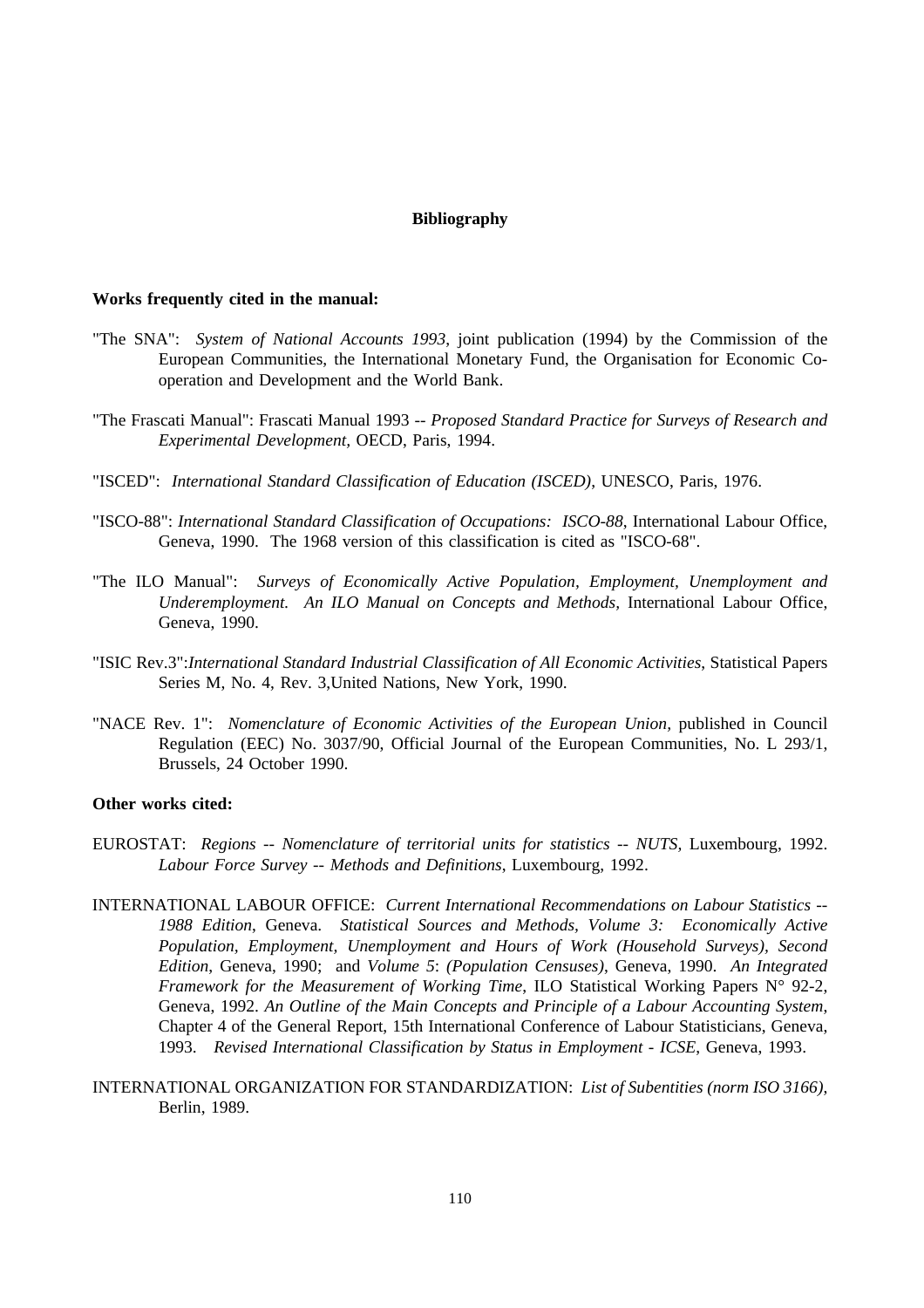## Bibliography

**Works frequently cited in the manual:**

"The SNA": *System of National Accounts 1993*, joint publication (1994) by the Commission of the European Communities, the International Monetary Fund, the Organisation for Economic Co-operation and Development and the World Bank.

"The Frascati Manual": Frascati Manual 1993 -- *Proposed Standard Practice for Surveys of Research and Experimental Development*, OECD, Paris, 1994.

"ISCED": *International Standard Classification of Education (ISCED)*, UNESCO, Paris, 1976.

"ISCO-88": *International Standard Classification of Occupations: ISCO-88*, International Labour Office, Geneva, 1990. The 1968 version of this classification is cited as "ISCO-68".

"The ILO Manual": *Surveys of Economically Active Population, Employment, Unemployment and Underemployment. An ILO Manual on Concepts and Methods*, International Labour Office, Geneva, 1990.

"ISIC Rev.3":*International Standard Industrial Classification of All Economic Activities*, Statistical Papers Series M, No. 4, Rev. 3,United Nations, New York, 1990.

"NACE Rev. 1": *Nomenclature of Economic Activities of the European Union*, published in Council Regulation (EEC) No. 3037/90, Official Journal of the European Communities, No. L 293/1, Brussels, 24 October 1990.

**Other works cited:**

EUROSTAT: *Regions -- Nomenclature of territorial units for statistics -- NUTS*, Luxembourg, 1992. *Labour Force Survey -- Methods and Definitions*, Luxembourg, 1992.

INTERNATIONAL LABOUR OFFICE: *Current International Recommendations on Labour Statistics -- 1988 Edition*, Geneva. *Statistical Sources and Methods, Volume 3: Economically Active Population, Employment, Unemployment and Hours of Work (Household Surveys), Second Edition*, Geneva, 1990; and *Volume 5*: *(Population Censuses)*, Geneva, 1990. *An Integrated Framework for the Measurement of Working Time*, ILO Statistical Working Papers N° 92-2, Geneva, 1992. *An Outline of the Main Concepts and Principle of a Labour Accounting System*, Chapter 4 of the General Report, 15th International Conference of Labour Statisticians, Geneva, 1993. *Revised International Classification by Status in Employment - ICSE*, Geneva, 1993.

INTERNATIONAL ORGANIZATION FOR STANDARDIZATION: *List of Subentities (norm ISO 3166)*, Berlin, 1989.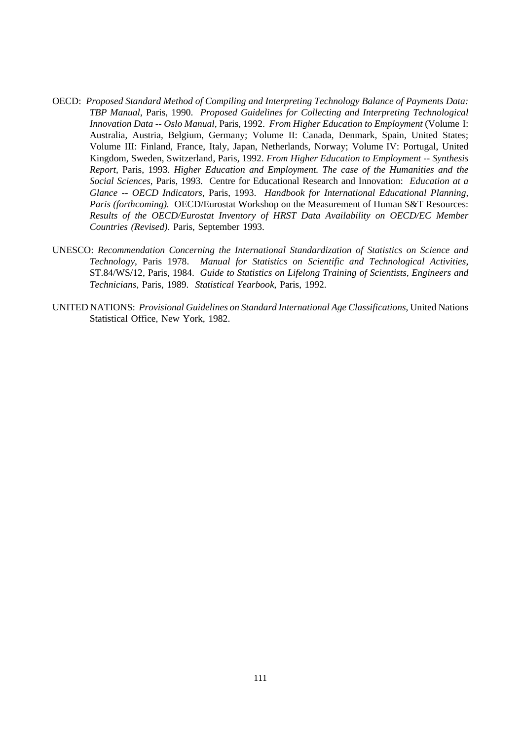OECD: *Proposed Standard Method of Compiling and Interpreting Technology Balance of Payments Data: TBP Manual*, Paris, 1990. *Proposed Guidelines for Collecting and Interpreting Technological Innovation Data -- Oslo Manual*, Paris, 1992. *From Higher Education to Employment* (Volume I: Australia, Austria, Belgium, Germany; Volume II: Canada, Denmark, Spain, United States; Volume III: Finland, France, Italy, Japan, Netherlands, Norway; Volume IV: Portugal, United Kingdom, Sweden, Switzerland, Paris, 1992. *From Higher Education to Employment -- Synthesis Report*, Paris, 1993. *Higher Education and Employment. The case of the Humanities and the Social Sciences*, Paris, 1993. Centre for Educational Research and Innovation: *Education at a Glance -- OECD Indicators*, Paris, 1993. *Handbook for International Educational Planning, Paris (forthcoming).* OECD/Eurostat Workshop on the Measurement of Human S&T Resources: *Results of the OECD/Eurostat Inventory of HRST Data Availability on OECD/EC Member Countries (Revised)*. Paris, September 1993.

UNESCO: *Recommendation Concerning the International Standardization of Statistics on Science and Technology*, Paris 1978. *Manual for Statistics on Scientific and Technological Activities*, ST.84/WS/12, Paris, 1984. *Guide to Statistics on Lifelong Training of Scientists, Engineers and Technicians*, Paris, 1989. *Statistical Yearbook*, Paris, 1992.

UNITED NATIONS: *Provisional Guidelines on Standard International Age Classifications*, United Nations Statistical Office, New York, 1982.